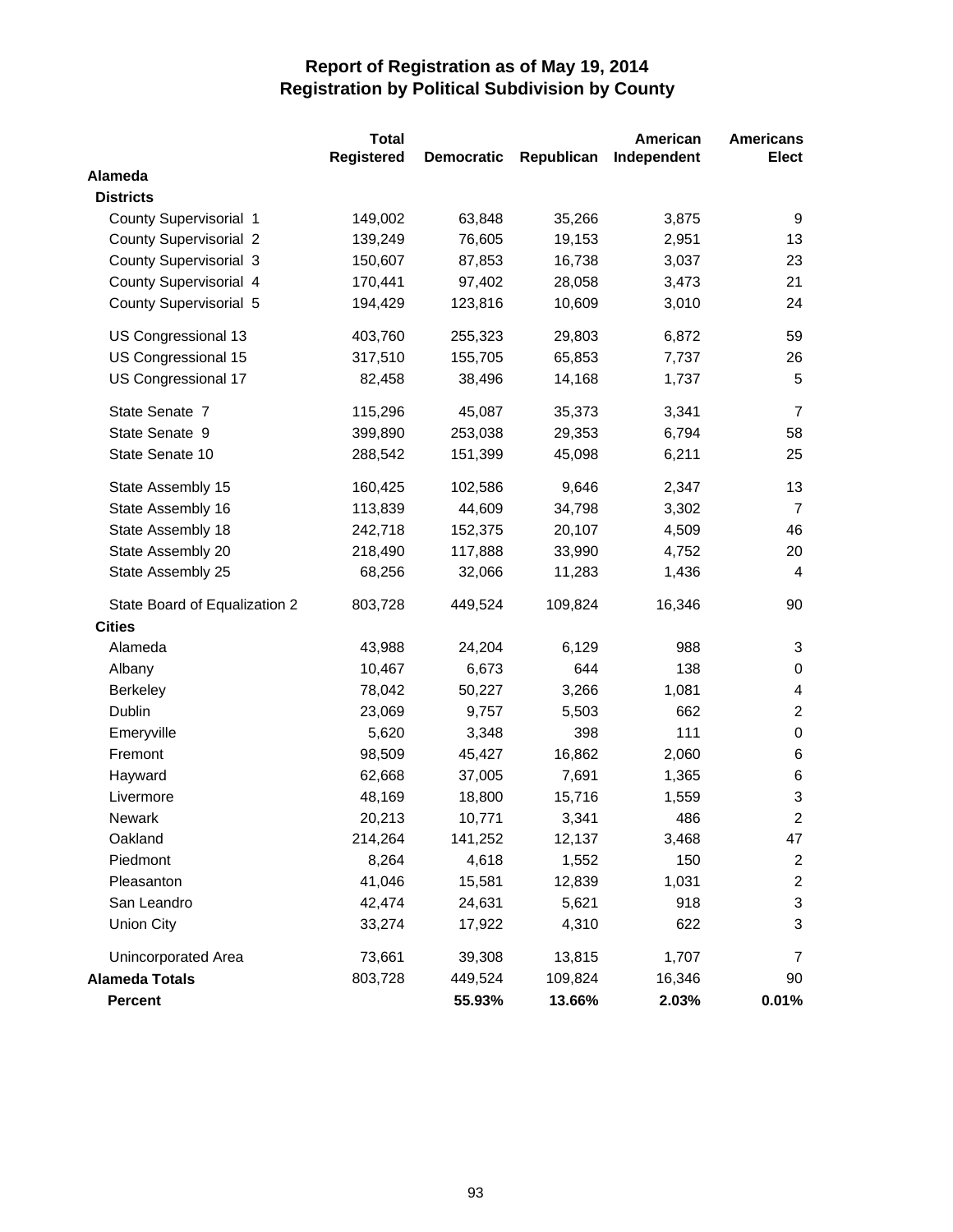# Report of Registration as of May 19, 2014
## Registration by Political Subdivision by County

| | Total Registered | Democratic | Republican | American Independent | Americans Elect |
|---|---|---|---|---|---|
| **Alameda** | | | | | |
| **Districts** | | | | | |
| County Supervisorial 1 | 149,002 | 63,848 | 35,266 | 3,875 | 9 |
| County Supervisorial 2 | 139,249 | 76,605 | 19,153 | 2,951 | 13 |
| County Supervisorial 3 | 150,607 | 87,853 | 16,738 | 3,037 | 23 |
| County Supervisorial 4 | 170,441 | 97,402 | 28,058 | 3,473 | 21 |
| County Supervisorial 5 | 194,429 | 123,816 | 10,609 | 3,010 | 24 |
| US Congressional 13 | 403,760 | 255,323 | 29,803 | 6,872 | 59 |
| US Congressional 15 | 317,510 | 155,705 | 65,853 | 7,737 | 26 |
| US Congressional 17 | 82,458 | 38,496 | 14,168 | 1,737 | 5 |
| State Senate 7 | 115,296 | 45,087 | 35,373 | 3,341 | 7 |
| State Senate 9 | 399,890 | 253,038 | 29,353 | 6,794 | 58 |
| State Senate 10 | 288,542 | 151,399 | 45,098 | 6,211 | 25 |
| State Assembly 15 | 160,425 | 102,586 | 9,646 | 2,347 | 13 |
| State Assembly 16 | 113,839 | 44,609 | 34,798 | 3,302 | 7 |
| State Assembly 18 | 242,718 | 152,375 | 20,107 | 4,509 | 46 |
| State Assembly 20 | 218,490 | 117,888 | 33,990 | 4,752 | 20 |
| State Assembly 25 | 68,256 | 32,066 | 11,283 | 1,436 | 4 |
| State Board of Equalization 2 | 803,728 | 449,524 | 109,824 | 16,346 | 90 |
| **Cities** | | | | | |
| Alameda | 43,988 | 24,204 | 6,129 | 988 | 3 |
| Albany | 10,467 | 6,673 | 644 | 138 | 0 |
| Berkeley | 78,042 | 50,227 | 3,266 | 1,081 | 4 |
| Dublin | 23,069 | 9,757 | 5,503 | 662 | 2 |
| Emeryville | 5,620 | 3,348 | 398 | 111 | 0 |
| Fremont | 98,509 | 45,427 | 16,862 | 2,060 | 6 |
| Hayward | 62,668 | 37,005 | 7,691 | 1,365 | 6 |
| Livermore | 48,169 | 18,800 | 15,716 | 1,559 | 3 |
| Newark | 20,213 | 10,771 | 3,341 | 486 | 2 |
| Oakland | 214,264 | 141,252 | 12,137 | 3,468 | 47 |
| Piedmont | 8,264 | 4,618 | 1,552 | 150 | 2 |
| Pleasanton | 41,046 | 15,581 | 12,839 | 1,031 | 2 |
| San Leandro | 42,474 | 24,631 | 5,621 | 918 | 3 |
| Union City | 33,274 | 17,922 | 4,310 | 622 | 3 |
| Unincorporated Area | 73,661 | 39,308 | 13,815 | 1,707 | 7 |
| **Alameda Totals** | 803,728 | 449,524 | 109,824 | 16,346 | 90 |
| **Percent** | | **55.93%** | **13.66%** | **2.03%** | **0.01%** |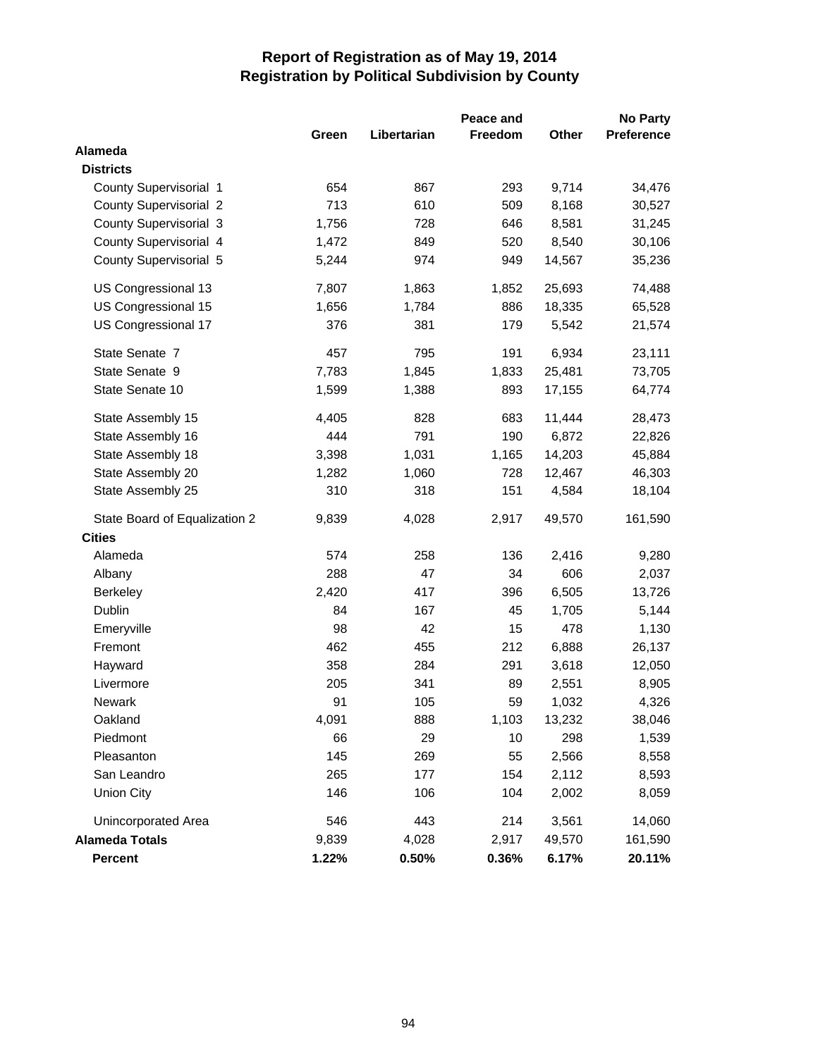# Report of Registration as of May 19, 2014
## Registration by Political Subdivision by County

| | Green | Libertarian | Peace and Freedom | Other | No Party Preference |
|---|---|---|---|---|---|
| **Alameda** | | | | | |
| **Districts** | | | | | |
| County Supervisorial 1 | 654 | 867 | 293 | 9,714 | 34,476 |
| County Supervisorial 2 | 713 | 610 | 509 | 8,168 | 30,527 |
| County Supervisorial 3 | 1,756 | 728 | 646 | 8,581 | 31,245 |
| County Supervisorial 4 | 1,472 | 849 | 520 | 8,540 | 30,106 |
| County Supervisorial 5 | 5,244 | 974 | 949 | 14,567 | 35,236 |
| US Congressional 13 | 7,807 | 1,863 | 1,852 | 25,693 | 74,488 |
| US Congressional 15 | 1,656 | 1,784 | 886 | 18,335 | 65,528 |
| US Congressional 17 | 376 | 381 | 179 | 5,542 | 21,574 |
| State Senate 7 | 457 | 795 | 191 | 6,934 | 23,111 |
| State Senate 9 | 7,783 | 1,845 | 1,833 | 25,481 | 73,705 |
| State Senate 10 | 1,599 | 1,388 | 893 | 17,155 | 64,774 |
| State Assembly 15 | 4,405 | 828 | 683 | 11,444 | 28,473 |
| State Assembly 16 | 444 | 791 | 190 | 6,872 | 22,826 |
| State Assembly 18 | 3,398 | 1,031 | 1,165 | 14,203 | 45,884 |
| State Assembly 20 | 1,282 | 1,060 | 728 | 12,467 | 46,303 |
| State Assembly 25 | 310 | 318 | 151 | 4,584 | 18,104 |
| State Board of Equalization 2 | 9,839 | 4,028 | 2,917 | 49,570 | 161,590 |
| **Cities** | | | | | |
| Alameda | 574 | 258 | 136 | 2,416 | 9,280 |
| Albany | 288 | 47 | 34 | 606 | 2,037 |
| Berkeley | 2,420 | 417 | 396 | 6,505 | 13,726 |
| Dublin | 84 | 167 | 45 | 1,705 | 5,144 |
| Emeryville | 98 | 42 | 15 | 478 | 1,130 |
| Fremont | 462 | 455 | 212 | 6,888 | 26,137 |
| Hayward | 358 | 284 | 291 | 3,618 | 12,050 |
| Livermore | 205 | 341 | 89 | 2,551 | 8,905 |
| Newark | 91 | 105 | 59 | 1,032 | 4,326 |
| Oakland | 4,091 | 888 | 1,103 | 13,232 | 38,046 |
| Piedmont | 66 | 29 | 10 | 298 | 1,539 |
| Pleasanton | 145 | 269 | 55 | 2,566 | 8,558 |
| San Leandro | 265 | 177 | 154 | 2,112 | 8,593 |
| Union City | 146 | 106 | 104 | 2,002 | 8,059 |
| Unincorporated Area | 546 | 443 | 214 | 3,561 | 14,060 |
| **Alameda Totals** | 9,839 | 4,028 | 2,917 | 49,570 | 161,590 |
| **Percent** | **1.22%** | **0.50%** | **0.36%** | **6.17%** | **20.11%** |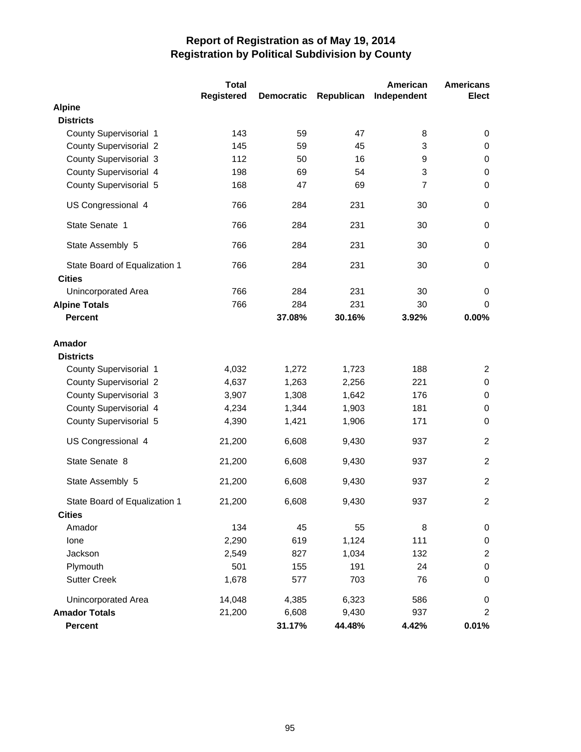# Report of Registration as of May 19, 2014
## Registration by Political Subdivision by County

| | Total Registered | Democratic | Republican | American Independent | Americans Elect |
|---|---|---|---|---|---|
| **Alpine** | | | | | |
| **Districts** | | | | | |
| County Supervisorial 1 | 143 | 59 | 47 | 8 | 0 |
| County Supervisorial 2 | 145 | 59 | 45 | 3 | 0 |
| County Supervisorial 3 | 112 | 50 | 16 | 9 | 0 |
| County Supervisorial 4 | 198 | 69 | 54 | 3 | 0 |
| County Supervisorial 5 | 168 | 47 | 69 | 7 | 0 |
| US Congressional 4 | 766 | 284 | 231 | 30 | 0 |
| State Senate 1 | 766 | 284 | 231 | 30 | 0 |
| State Assembly 5 | 766 | 284 | 231 | 30 | 0 |
| State Board of Equalization 1 | 766 | 284 | 231 | 30 | 0 |
| **Cities** | | | | | |
| Unincorporated Area | 766 | 284 | 231 | 30 | 0 |
| **Alpine Totals** | 766 | 284 | 231 | 30 | 0 |
| **Percent** | | **37.08%** | **30.16%** | **3.92%** | **0.00%** |
| **Amador** | | | | | |
| **Districts** | | | | | |
| County Supervisorial 1 | 4,032 | 1,272 | 1,723 | 188 | 2 |
| County Supervisorial 2 | 4,637 | 1,263 | 2,256 | 221 | 0 |
| County Supervisorial 3 | 3,907 | 1,308 | 1,642 | 176 | 0 |
| County Supervisorial 4 | 4,234 | 1,344 | 1,903 | 181 | 0 |
| County Supervisorial 5 | 4,390 | 1,421 | 1,906 | 171 | 0 |
| US Congressional 4 | 21,200 | 6,608 | 9,430 | 937 | 2 |
| State Senate 8 | 21,200 | 6,608 | 9,430 | 937 | 2 |
| State Assembly 5 | 21,200 | 6,608 | 9,430 | 937 | 2 |
| State Board of Equalization 1 | 21,200 | 6,608 | 9,430 | 937 | 2 |
| **Cities** | | | | | |
| Amador | 134 | 45 | 55 | 8 | 0 |
| Ione | 2,290 | 619 | 1,124 | 111 | 0 |
| Jackson | 2,549 | 827 | 1,034 | 132 | 2 |
| Plymouth | 501 | 155 | 191 | 24 | 0 |
| Sutter Creek | 1,678 | 577 | 703 | 76 | 0 |
| Unincorporated Area | 14,048 | 4,385 | 6,323 | 586 | 0 |
| **Amador Totals** | 21,200 | 6,608 | 9,430 | 937 | 2 |
| **Percent** | | **31.17%** | **44.48%** | **4.42%** | **0.01%** |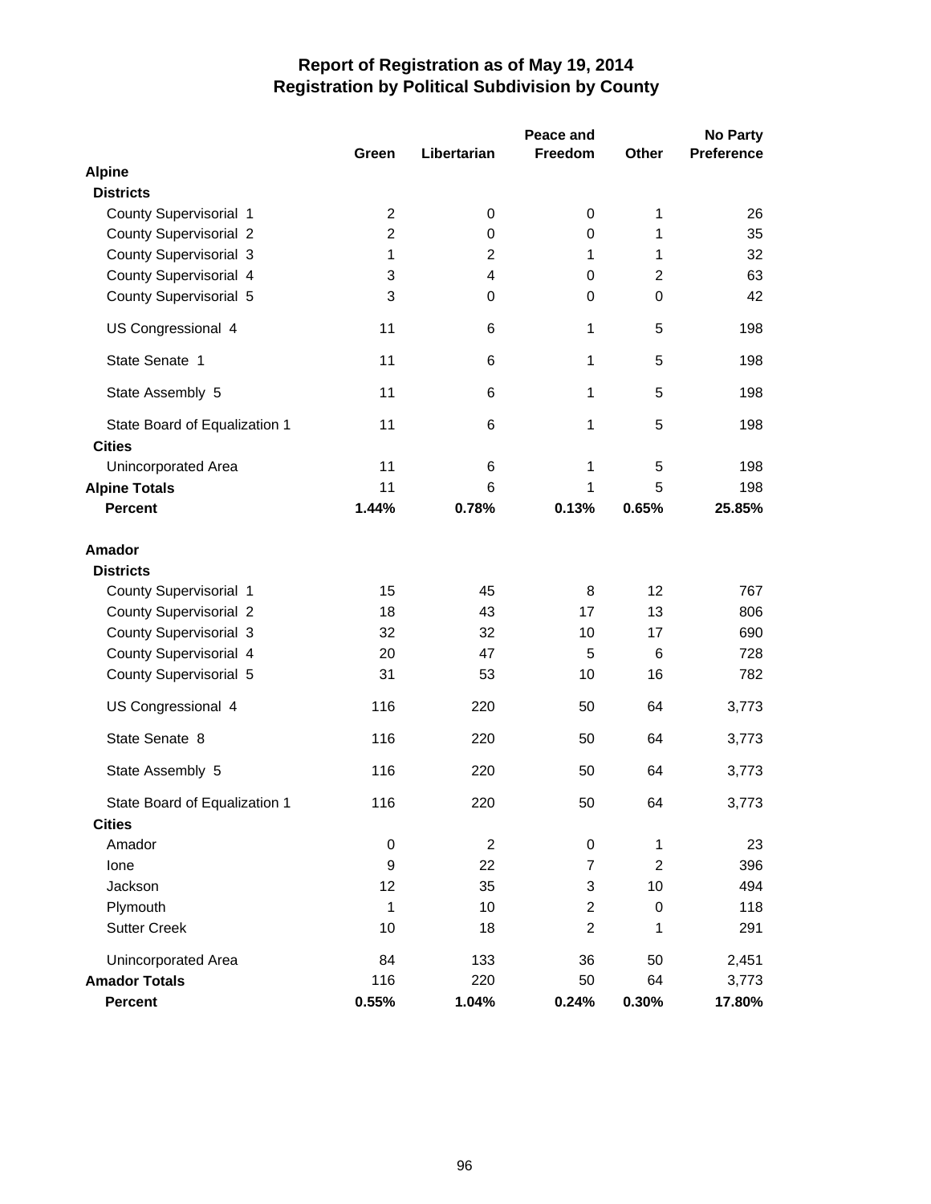# Report of Registration as of May 19, 2014
## Registration by Political Subdivision by County

| | Green | Libertarian | Peace and Freedom | Other | No Party Preference |
|---|---|---|---|---|---|
| **Alpine** | | | | | |
| **Districts** | | | | | |
| County Supervisorial 1 | 2 | 0 | 0 | 1 | 26 |
| County Supervisorial 2 | 2 | 0 | 0 | 1 | 35 |
| County Supervisorial 3 | 1 | 2 | 1 | 1 | 32 |
| County Supervisorial 4 | 3 | 4 | 0 | 2 | 63 |
| County Supervisorial 5 | 3 | 0 | 0 | 0 | 42 |
| US Congressional 4 | 11 | 6 | 1 | 5 | 198 |
| State Senate 1 | 11 | 6 | 1 | 5 | 198 |
| State Assembly 5 | 11 | 6 | 1 | 5 | 198 |
| State Board of Equalization 1 | 11 | 6 | 1 | 5 | 198 |
| **Cities** | | | | | |
| Unincorporated Area | 11 | 6 | 1 | 5 | 198 |
| **Alpine Totals** | 11 | 6 | 1 | 5 | 198 |
| **Percent** | **1.44%** | **0.78%** | **0.13%** | **0.65%** | **25.85%** |
| **Amador** | | | | | |
| **Districts** | | | | | |
| County Supervisorial 1 | 15 | 45 | 8 | 12 | 767 |
| County Supervisorial 2 | 18 | 43 | 17 | 13 | 806 |
| County Supervisorial 3 | 32 | 32 | 10 | 17 | 690 |
| County Supervisorial 4 | 20 | 47 | 5 | 6 | 728 |
| County Supervisorial 5 | 31 | 53 | 10 | 16 | 782 |
| US Congressional 4 | 116 | 220 | 50 | 64 | 3,773 |
| State Senate 8 | 116 | 220 | 50 | 64 | 3,773 |
| State Assembly 5 | 116 | 220 | 50 | 64 | 3,773 |
| State Board of Equalization 1 | 116 | 220 | 50 | 64 | 3,773 |
| **Cities** | | | | | |
| Amador | 0 | 2 | 0 | 1 | 23 |
| Ione | 9 | 22 | 7 | 2 | 396 |
| Jackson | 12 | 35 | 3 | 10 | 494 |
| Plymouth | 1 | 10 | 2 | 0 | 118 |
| Sutter Creek | 10 | 18 | 2 | 1 | 291 |
| Unincorporated Area | 84 | 133 | 36 | 50 | 2,451 |
| **Amador Totals** | 116 | 220 | 50 | 64 | 3,773 |
| **Percent** | **0.55%** | **1.04%** | **0.24%** | **0.30%** | **17.80%** |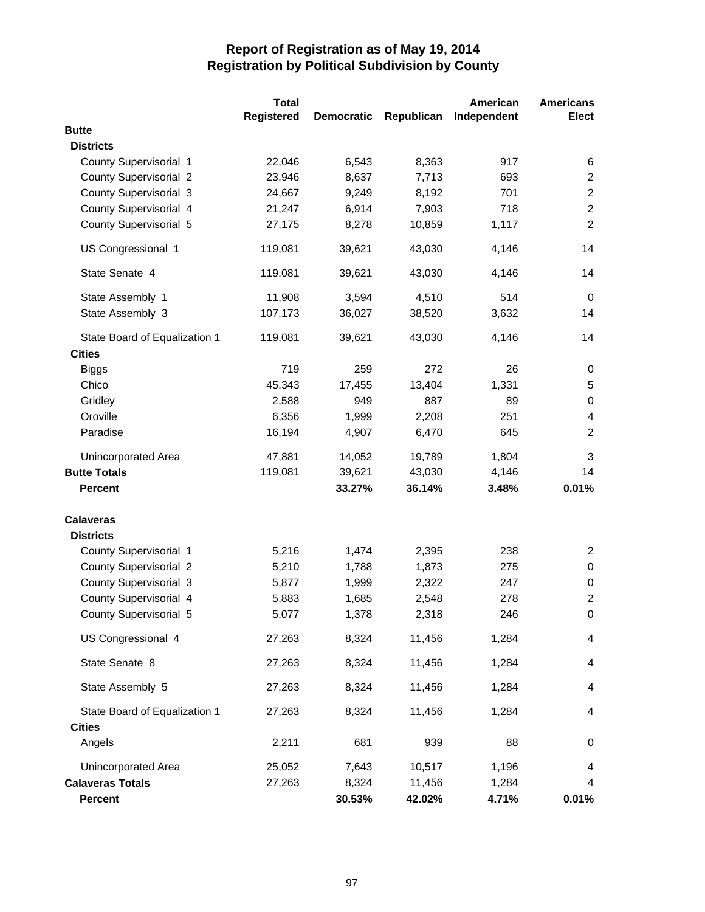# Report of Registration as of May 19, 2014
## Registration by Political Subdivision by County

| | Total Registered | Democratic | Republican | American Independent | Americans Elect |
|---|---|---|---|---|---|
| **Butte** | | | | | |
| **Districts** | | | | | |
| County Supervisorial 1 | 22,046 | 6,543 | 8,363 | 917 | 6 |
| County Supervisorial 2 | 23,946 | 8,637 | 7,713 | 693 | 2 |
| County Supervisorial 3 | 24,667 | 9,249 | 8,192 | 701 | 2 |
| County Supervisorial 4 | 21,247 | 6,914 | 7,903 | 718 | 2 |
| County Supervisorial 5 | 27,175 | 8,278 | 10,859 | 1,117 | 2 |
| US Congressional 1 | 119,081 | 39,621 | 43,030 | 4,146 | 14 |
| State Senate 4 | 119,081 | 39,621 | 43,030 | 4,146 | 14 |
| State Assembly 1 | 11,908 | 3,594 | 4,510 | 514 | 0 |
| State Assembly 3 | 107,173 | 36,027 | 38,520 | 3,632 | 14 |
| State Board of Equalization 1 | 119,081 | 39,621 | 43,030 | 4,146 | 14 |
| **Cities** | | | | | |
| Biggs | 719 | 259 | 272 | 26 | 0 |
| Chico | 45,343 | 17,455 | 13,404 | 1,331 | 5 |
| Gridley | 2,588 | 949 | 887 | 89 | 0 |
| Oroville | 6,356 | 1,999 | 2,208 | 251 | 4 |
| Paradise | 16,194 | 4,907 | 6,470 | 645 | 2 |
| Unincorporated Area | 47,881 | 14,052 | 19,789 | 1,804 | 3 |
| **Butte Totals** | 119,081 | 39,621 | 43,030 | 4,146 | 14 |
| **Percent** | | **33.27%** | **36.14%** | **3.48%** | **0.01%** |
| **Calaveras** | | | | | |
| **Districts** | | | | | |
| County Supervisorial 1 | 5,216 | 1,474 | 2,395 | 238 | 2 |
| County Supervisorial 2 | 5,210 | 1,788 | 1,873 | 275 | 0 |
| County Supervisorial 3 | 5,877 | 1,999 | 2,322 | 247 | 0 |
| County Supervisorial 4 | 5,883 | 1,685 | 2,548 | 278 | 2 |
| County Supervisorial 5 | 5,077 | 1,378 | 2,318 | 246 | 0 |
| US Congressional 4 | 27,263 | 8,324 | 11,456 | 1,284 | 4 |
| State Senate 8 | 27,263 | 8,324 | 11,456 | 1,284 | 4 |
| State Assembly 5 | 27,263 | 8,324 | 11,456 | 1,284 | 4 |
| State Board of Equalization 1 | 27,263 | 8,324 | 11,456 | 1,284 | 4 |
| **Cities** | | | | | |
| Angels | 2,211 | 681 | 939 | 88 | 0 |
| Unincorporated Area | 25,052 | 7,643 | 10,517 | 1,196 | 4 |
| **Calaveras Totals** | 27,263 | 8,324 | 11,456 | 1,284 | 4 |
| **Percent** | | **30.53%** | **42.02%** | **4.71%** | **0.01%** |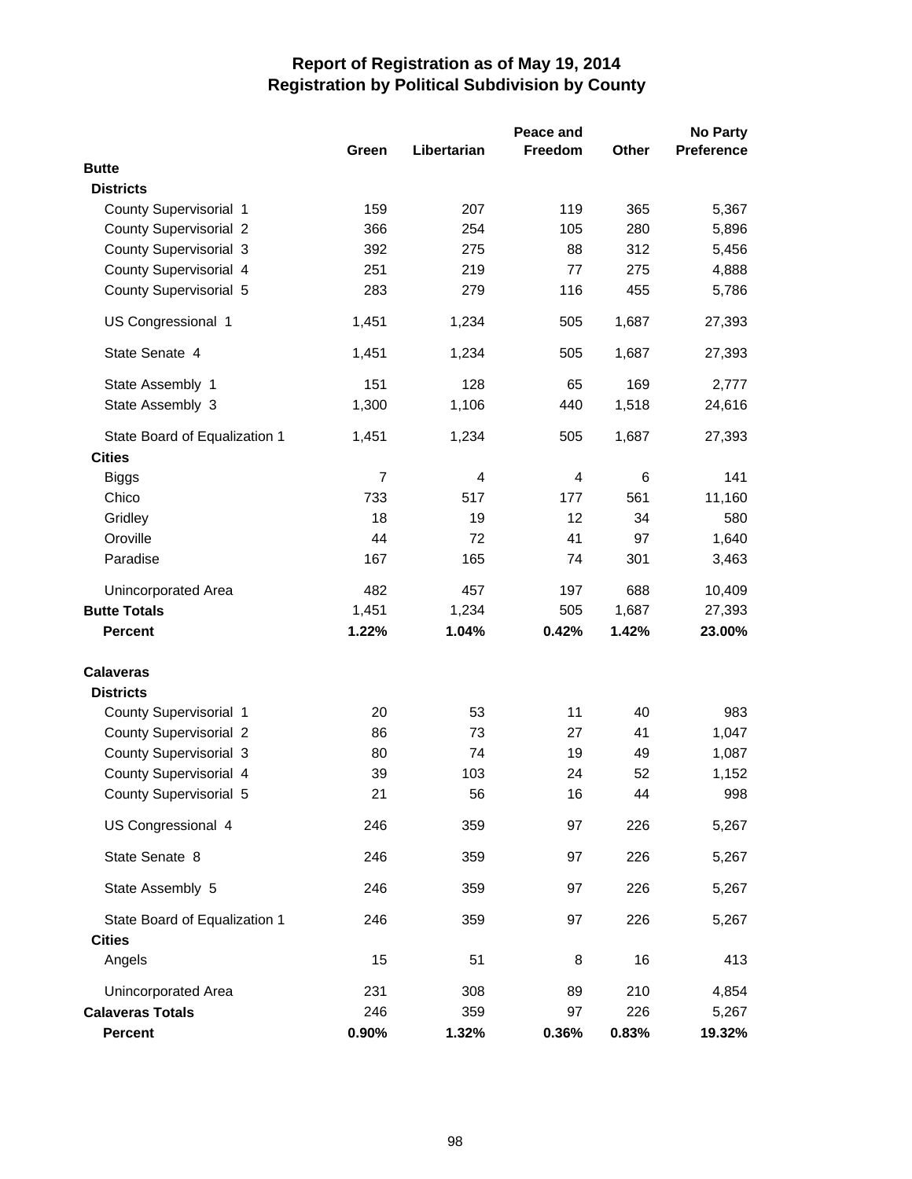# Report of Registration as of May 19, 2014
## Registration by Political Subdivision by County

| | Green | Libertarian | Peace and Freedom | Other | No Party Preference |
|---|---|---|---|---|---|
| **Butte** | | | | | |
| **Districts** | | | | | |
| County Supervisorial 1 | 159 | 207 | 119 | 365 | 5,367 |
| County Supervisorial 2 | 366 | 254 | 105 | 280 | 5,896 |
| County Supervisorial 3 | 392 | 275 | 88 | 312 | 5,456 |
| County Supervisorial 4 | 251 | 219 | 77 | 275 | 4,888 |
| County Supervisorial 5 | 283 | 279 | 116 | 455 | 5,786 |
| US Congressional 1 | 1,451 | 1,234 | 505 | 1,687 | 27,393 |
| State Senate 4 | 1,451 | 1,234 | 505 | 1,687 | 27,393 |
| State Assembly 1 | 151 | 128 | 65 | 169 | 2,777 |
| State Assembly 3 | 1,300 | 1,106 | 440 | 1,518 | 24,616 |
| State Board of Equalization 1 | 1,451 | 1,234 | 505 | 1,687 | 27,393 |
| **Cities** | | | | | |
| Biggs | 7 | 4 | 4 | 6 | 141 |
| Chico | 733 | 517 | 177 | 561 | 11,160 |
| Gridley | 18 | 19 | 12 | 34 | 580 |
| Oroville | 44 | 72 | 41 | 97 | 1,640 |
| Paradise | 167 | 165 | 74 | 301 | 3,463 |
| Unincorporated Area | 482 | 457 | 197 | 688 | 10,409 |
| **Butte Totals** | 1,451 | 1,234 | 505 | 1,687 | 27,393 |
| **Percent** | **1.22%** | **1.04%** | **0.42%** | **1.42%** | **23.00%** |
| **Calaveras** | | | | | |
| **Districts** | | | | | |
| County Supervisorial 1 | 20 | 53 | 11 | 40 | 983 |
| County Supervisorial 2 | 86 | 73 | 27 | 41 | 1,047 |
| County Supervisorial 3 | 80 | 74 | 19 | 49 | 1,087 |
| County Supervisorial 4 | 39 | 103 | 24 | 52 | 1,152 |
| County Supervisorial 5 | 21 | 56 | 16 | 44 | 998 |
| US Congressional 4 | 246 | 359 | 97 | 226 | 5,267 |
| State Senate 8 | 246 | 359 | 97 | 226 | 5,267 |
| State Assembly 5 | 246 | 359 | 97 | 226 | 5,267 |
| State Board of Equalization 1 | 246 | 359 | 97 | 226 | 5,267 |
| **Cities** | | | | | |
| Angels | 15 | 51 | 8 | 16 | 413 |
| Unincorporated Area | 231 | 308 | 89 | 210 | 4,854 |
| **Calaveras Totals** | 246 | 359 | 97 | 226 | 5,267 |
| **Percent** | **0.90%** | **1.32%** | **0.36%** | **0.83%** | **19.32%** |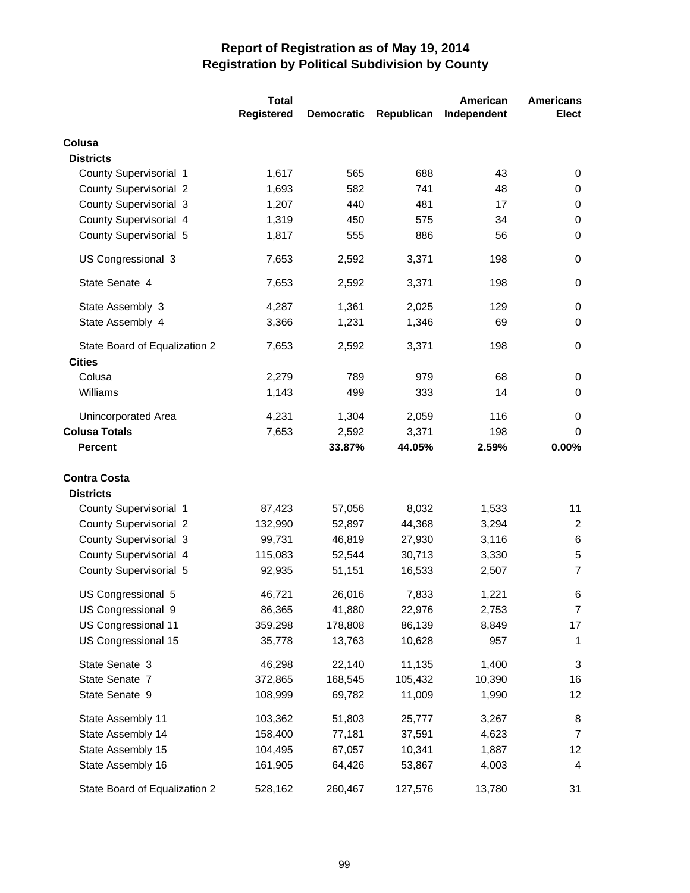# Report of Registration as of May 19, 2014
## Registration by Political Subdivision by County

| | Total Registered | Democratic | Republican | American Independent | Americans Elect |
|---|---|---|---|---|---|
| **Colusa** | | | | | |
| **Districts** | | | | | |
| County Supervisorial 1 | 1,617 | 565 | 688 | 43 | 0 |
| County Supervisorial 2 | 1,693 | 582 | 741 | 48 | 0 |
| County Supervisorial 3 | 1,207 | 440 | 481 | 17 | 0 |
| County Supervisorial 4 | 1,319 | 450 | 575 | 34 | 0 |
| County Supervisorial 5 | 1,817 | 555 | 886 | 56 | 0 |
| US Congressional 3 | 7,653 | 2,592 | 3,371 | 198 | 0 |
| State Senate 4 | 7,653 | 2,592 | 3,371 | 198 | 0 |
| State Assembly 3 | 4,287 | 1,361 | 2,025 | 129 | 0 |
| State Assembly 4 | 3,366 | 1,231 | 1,346 | 69 | 0 |
| State Board of Equalization 2 | 7,653 | 2,592 | 3,371 | 198 | 0 |
| **Cities** | | | | | |
| Colusa | 2,279 | 789 | 979 | 68 | 0 |
| Williams | 1,143 | 499 | 333 | 14 | 0 |
| Unincorporated Area | 4,231 | 1,304 | 2,059 | 116 | 0 |
| **Colusa Totals** | 7,653 | 2,592 | 3,371 | 198 | 0 |
| **Percent** | | **33.87%** | **44.05%** | **2.59%** | **0.00%** |
| **Contra Costa** | | | | | |
| **Districts** | | | | | |
| County Supervisorial 1 | 87,423 | 57,056 | 8,032 | 1,533 | 11 |
| County Supervisorial 2 | 132,990 | 52,897 | 44,368 | 3,294 | 2 |
| County Supervisorial 3 | 99,731 | 46,819 | 27,930 | 3,116 | 6 |
| County Supervisorial 4 | 115,083 | 52,544 | 30,713 | 3,330 | 5 |
| County Supervisorial 5 | 92,935 | 51,151 | 16,533 | 2,507 | 7 |
| US Congressional 5 | 46,721 | 26,016 | 7,833 | 1,221 | 6 |
| US Congressional 9 | 86,365 | 41,880 | 22,976 | 2,753 | 7 |
| US Congressional 11 | 359,298 | 178,808 | 86,139 | 8,849 | 17 |
| US Congressional 15 | 35,778 | 13,763 | 10,628 | 957 | 1 |
| State Senate 3 | 46,298 | 22,140 | 11,135 | 1,400 | 3 |
| State Senate 7 | 372,865 | 168,545 | 105,432 | 10,390 | 16 |
| State Senate 9 | 108,999 | 69,782 | 11,009 | 1,990 | 12 |
| State Assembly 11 | 103,362 | 51,803 | 25,777 | 3,267 | 8 |
| State Assembly 14 | 158,400 | 77,181 | 37,591 | 4,623 | 7 |
| State Assembly 15 | 104,495 | 67,057 | 10,341 | 1,887 | 12 |
| State Assembly 16 | 161,905 | 64,426 | 53,867 | 4,003 | 4 |
| State Board of Equalization 2 | 528,162 | 260,467 | 127,576 | 13,780 | 31 |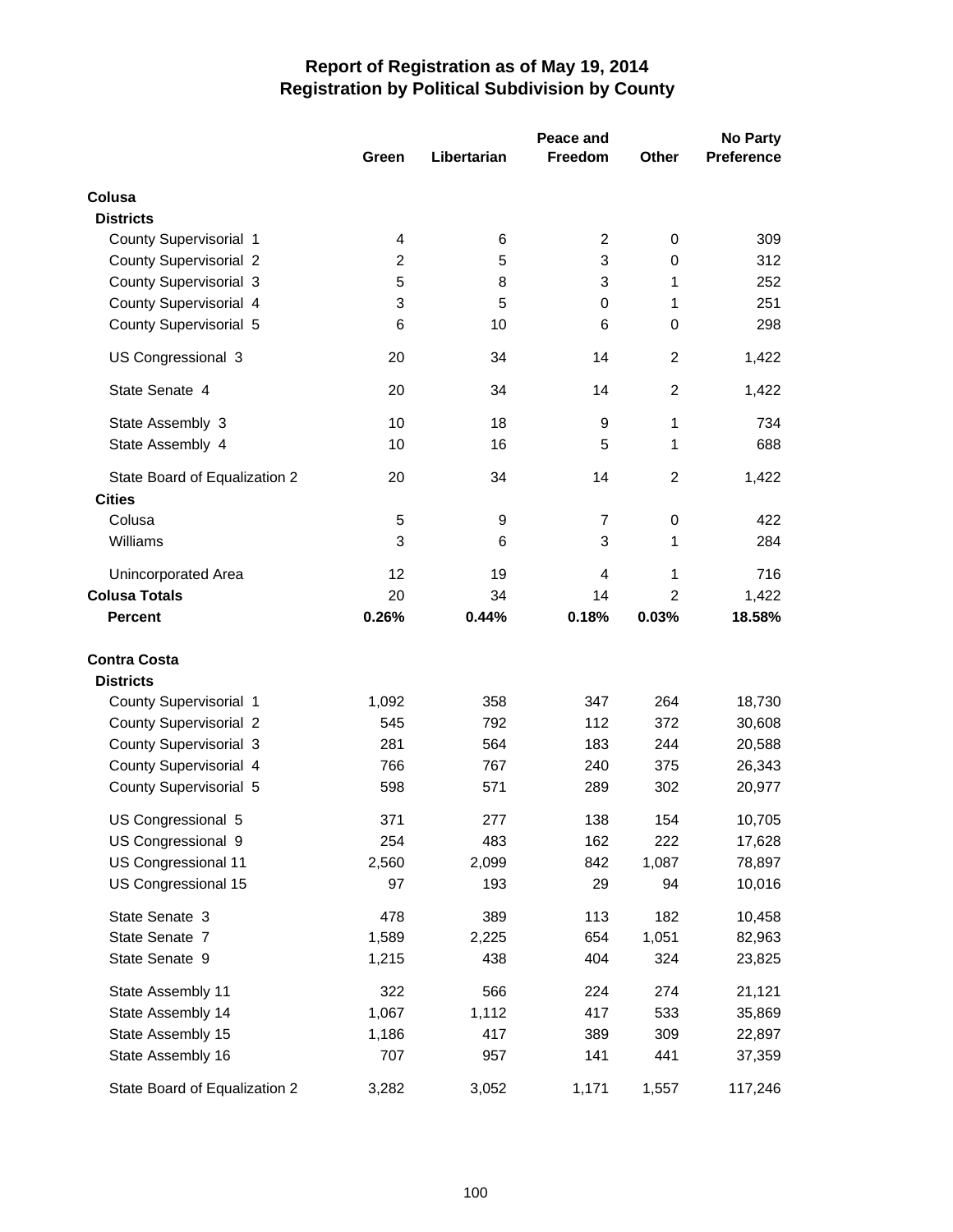# Report of Registration as of May 19, 2014
## Registration by Political Subdivision by County

| | Green | Libertarian | Peace and Freedom | Other | No Party Preference |
|---|---|---|---|---|---|
| **Colusa** | | | | | |
| **Districts** | | | | | |
| County Supervisorial 1 | 4 | 6 | 2 | 0 | 309 |
| County Supervisorial 2 | 2 | 5 | 3 | 0 | 312 |
| County Supervisorial 3 | 5 | 8 | 3 | 1 | 252 |
| County Supervisorial 4 | 3 | 5 | 0 | 1 | 251 |
| County Supervisorial 5 | 6 | 10 | 6 | 0 | 298 |
| US Congressional 3 | 20 | 34 | 14 | 2 | 1,422 |
| State Senate 4 | 20 | 34 | 14 | 2 | 1,422 |
| State Assembly 3 | 10 | 18 | 9 | 1 | 734 |
| State Assembly 4 | 10 | 16 | 5 | 1 | 688 |
| State Board of Equalization 2 | 20 | 34 | 14 | 2 | 1,422 |
| **Cities** | | | | | |
| Colusa | 5 | 9 | 7 | 0 | 422 |
| Williams | 3 | 6 | 3 | 1 | 284 |
| Unincorporated Area | 12 | 19 | 4 | 1 | 716 |
| **Colusa Totals** | 20 | 34 | 14 | 2 | 1,422 |
| **Percent** | **0.26%** | **0.44%** | **0.18%** | **0.03%** | **18.58%** |
| **Contra Costa** | | | | | |
| **Districts** | | | | | |
| County Supervisorial 1 | 1,092 | 358 | 347 | 264 | 18,730 |
| County Supervisorial 2 | 545 | 792 | 112 | 372 | 30,608 |
| County Supervisorial 3 | 281 | 564 | 183 | 244 | 20,588 |
| County Supervisorial 4 | 766 | 767 | 240 | 375 | 26,343 |
| County Supervisorial 5 | 598 | 571 | 289 | 302 | 20,977 |
| US Congressional 5 | 371 | 277 | 138 | 154 | 10,705 |
| US Congressional 9 | 254 | 483 | 162 | 222 | 17,628 |
| US Congressional 11 | 2,560 | 2,099 | 842 | 1,087 | 78,897 |
| US Congressional 15 | 97 | 193 | 29 | 94 | 10,016 |
| State Senate 3 | 478 | 389 | 113 | 182 | 10,458 |
| State Senate 7 | 1,589 | 2,225 | 654 | 1,051 | 82,963 |
| State Senate 9 | 1,215 | 438 | 404 | 324 | 23,825 |
| State Assembly 11 | 322 | 566 | 224 | 274 | 21,121 |
| State Assembly 14 | 1,067 | 1,112 | 417 | 533 | 35,869 |
| State Assembly 15 | 1,186 | 417 | 389 | 309 | 22,897 |
| State Assembly 16 | 707 | 957 | 141 | 441 | 37,359 |
| State Board of Equalization 2 | 3,282 | 3,052 | 1,171 | 1,557 | 117,246 |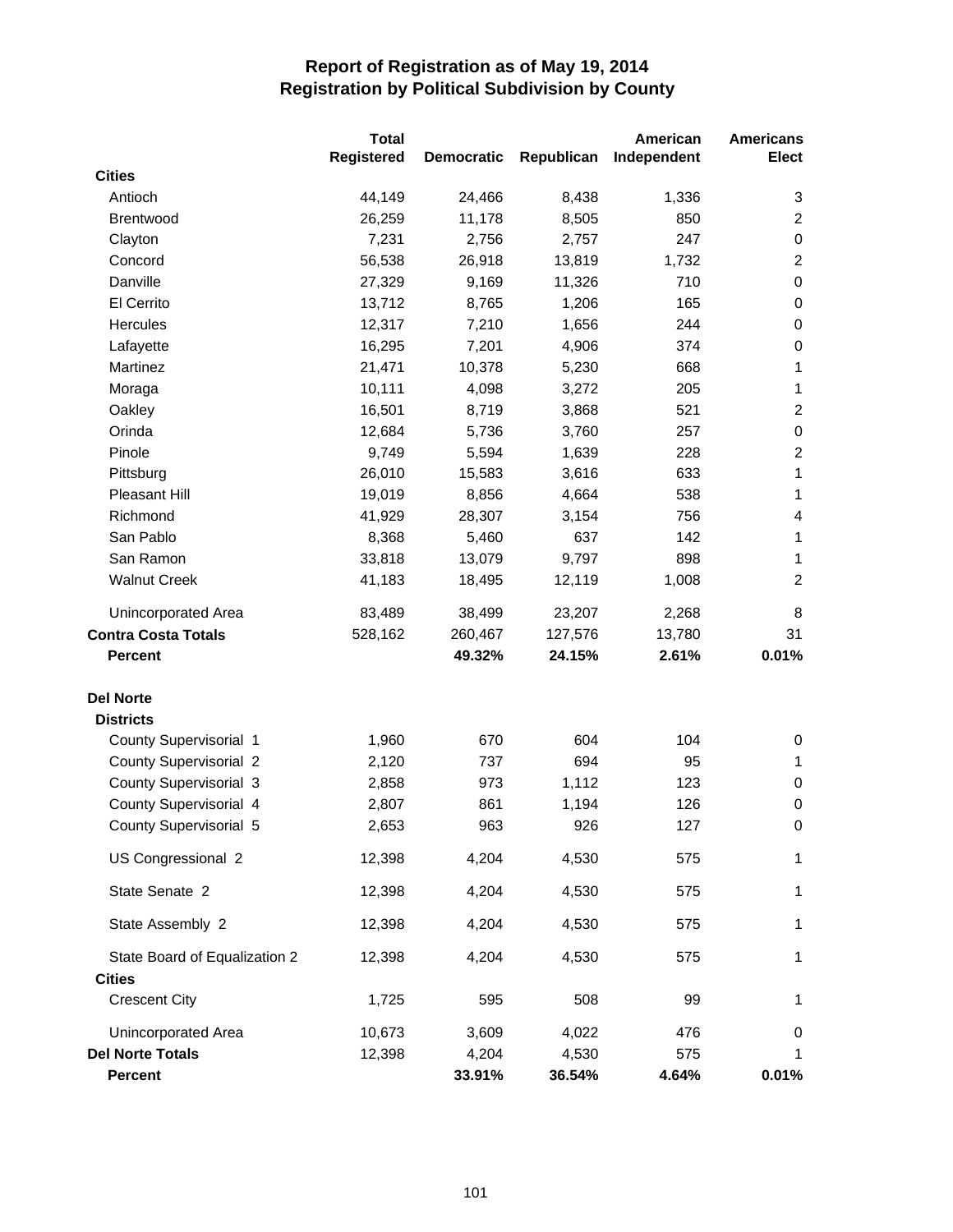# Report of Registration as of May 19, 2014
## Registration by Political Subdivision by County

| | Total Registered | Democratic | Republican | American Independent | Americans Elect |
|---|---|---|---|---|---|
| **Cities** | | | | | |
| Antioch | 44,149 | 24,466 | 8,438 | 1,336 | 3 |
| Brentwood | 26,259 | 11,178 | 8,505 | 850 | 2 |
| Clayton | 7,231 | 2,756 | 2,757 | 247 | 0 |
| Concord | 56,538 | 26,918 | 13,819 | 1,732 | 2 |
| Danville | 27,329 | 9,169 | 11,326 | 710 | 0 |
| El Cerrito | 13,712 | 8,765 | 1,206 | 165 | 0 |
| Hercules | 12,317 | 7,210 | 1,656 | 244 | 0 |
| Lafayette | 16,295 | 7,201 | 4,906 | 374 | 0 |
| Martinez | 21,471 | 10,378 | 5,230 | 668 | 1 |
| Moraga | 10,111 | 4,098 | 3,272 | 205 | 1 |
| Oakley | 16,501 | 8,719 | 3,868 | 521 | 2 |
| Orinda | 12,684 | 5,736 | 3,760 | 257 | 0 |
| Pinole | 9,749 | 5,594 | 1,639 | 228 | 2 |
| Pittsburg | 26,010 | 15,583 | 3,616 | 633 | 1 |
| Pleasant Hill | 19,019 | 8,856 | 4,664 | 538 | 1 |
| Richmond | 41,929 | 28,307 | 3,154 | 756 | 4 |
| San Pablo | 8,368 | 5,460 | 637 | 142 | 1 |
| San Ramon | 33,818 | 13,079 | 9,797 | 898 | 1 |
| Walnut Creek | 41,183 | 18,495 | 12,119 | 1,008 | 2 |
| Unincorporated Area | 83,489 | 38,499 | 23,207 | 2,268 | 8 |
| **Contra Costa Totals** | 528,162 | 260,467 | 127,576 | 13,780 | 31 |
| **Percent** | | **49.32%** | **24.15%** | **2.61%** | **0.01%** |
| **Del Norte** | | | | | |
| **Districts** | | | | | |
| County Supervisorial 1 | 1,960 | 670 | 604 | 104 | 0 |
| County Supervisorial 2 | 2,120 | 737 | 694 | 95 | 1 |
| County Supervisorial 3 | 2,858 | 973 | 1,112 | 123 | 0 |
| County Supervisorial 4 | 2,807 | 861 | 1,194 | 126 | 0 |
| County Supervisorial 5 | 2,653 | 963 | 926 | 127 | 0 |
| US Congressional 2 | 12,398 | 4,204 | 4,530 | 575 | 1 |
| State Senate 2 | 12,398 | 4,204 | 4,530 | 575 | 1 |
| State Assembly 2 | 12,398 | 4,204 | 4,530 | 575 | 1 |
| State Board of Equalization 2 | 12,398 | 4,204 | 4,530 | 575 | 1 |
| **Cities** | | | | | |
| Crescent City | 1,725 | 595 | 508 | 99 | 1 |
| Unincorporated Area | 10,673 | 3,609 | 4,022 | 476 | 0 |
| **Del Norte Totals** | 12,398 | 4,204 | 4,530 | 575 | 1 |
| **Percent** | | **33.91%** | **36.54%** | **4.64%** | **0.01%** |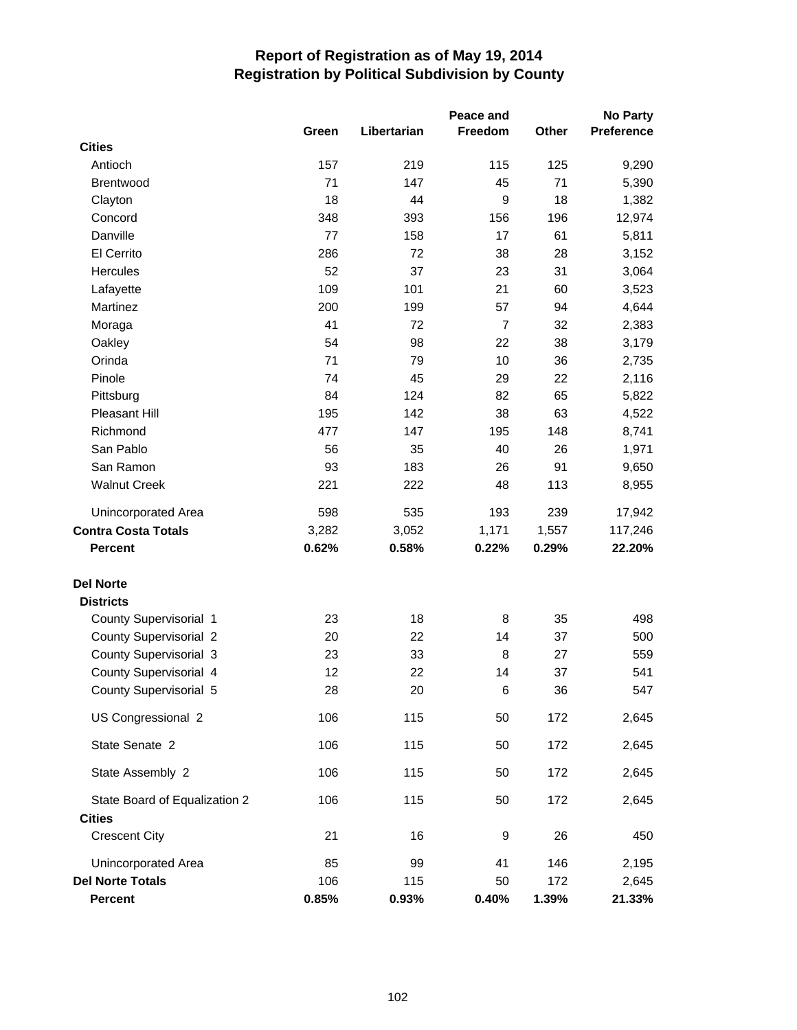# Report of Registration as of May 19, 2014
## Registration by Political Subdivision by County

| | Green | Libertarian | Peace and Freedom | Other | No Party Preference |
|---|---|---|---|---|---|
| **Cities** | | | | | |
| Antioch | 157 | 219 | 115 | 125 | 9,290 |
| Brentwood | 71 | 147 | 45 | 71 | 5,390 |
| Clayton | 18 | 44 | 9 | 18 | 1,382 |
| Concord | 348 | 393 | 156 | 196 | 12,974 |
| Danville | 77 | 158 | 17 | 61 | 5,811 |
| El Cerrito | 286 | 72 | 38 | 28 | 3,152 |
| Hercules | 52 | 37 | 23 | 31 | 3,064 |
| Lafayette | 109 | 101 | 21 | 60 | 3,523 |
| Martinez | 200 | 199 | 57 | 94 | 4,644 |
| Moraga | 41 | 72 | 7 | 32 | 2,383 |
| Oakley | 54 | 98 | 22 | 38 | 3,179 |
| Orinda | 71 | 79 | 10 | 36 | 2,735 |
| Pinole | 74 | 45 | 29 | 22 | 2,116 |
| Pittsburg | 84 | 124 | 82 | 65 | 5,822 |
| Pleasant Hill | 195 | 142 | 38 | 63 | 4,522 |
| Richmond | 477 | 147 | 195 | 148 | 8,741 |
| San Pablo | 56 | 35 | 40 | 26 | 1,971 |
| San Ramon | 93 | 183 | 26 | 91 | 9,650 |
| Walnut Creek | 221 | 222 | 48 | 113 | 8,955 |
| Unincorporated Area | 598 | 535 | 193 | 239 | 17,942 |
| **Contra Costa Totals** | 3,282 | 3,052 | 1,171 | 1,557 | 117,246 |
| **Percent** | **0.62%** | **0.58%** | **0.22%** | **0.29%** | **22.20%** |
| **Del Norte** | | | | | |
| **Districts** | | | | | |
| County Supervisorial 1 | 23 | 18 | 8 | 35 | 498 |
| County Supervisorial 2 | 20 | 22 | 14 | 37 | 500 |
| County Supervisorial 3 | 23 | 33 | 8 | 27 | 559 |
| County Supervisorial 4 | 12 | 22 | 14 | 37 | 541 |
| County Supervisorial 5 | 28 | 20 | 6 | 36 | 547 |
| US Congressional 2 | 106 | 115 | 50 | 172 | 2,645 |
| State Senate 2 | 106 | 115 | 50 | 172 | 2,645 |
| State Assembly 2 | 106 | 115 | 50 | 172 | 2,645 |
| State Board of Equalization 2 | 106 | 115 | 50 | 172 | 2,645 |
| **Cities** | | | | | |
| Crescent City | 21 | 16 | 9 | 26 | 450 |
| Unincorporated Area | 85 | 99 | 41 | 146 | 2,195 |
| **Del Norte Totals** | 106 | 115 | 50 | 172 | 2,645 |
| **Percent** | **0.85%** | **0.93%** | **0.40%** | **1.39%** | **21.33%** |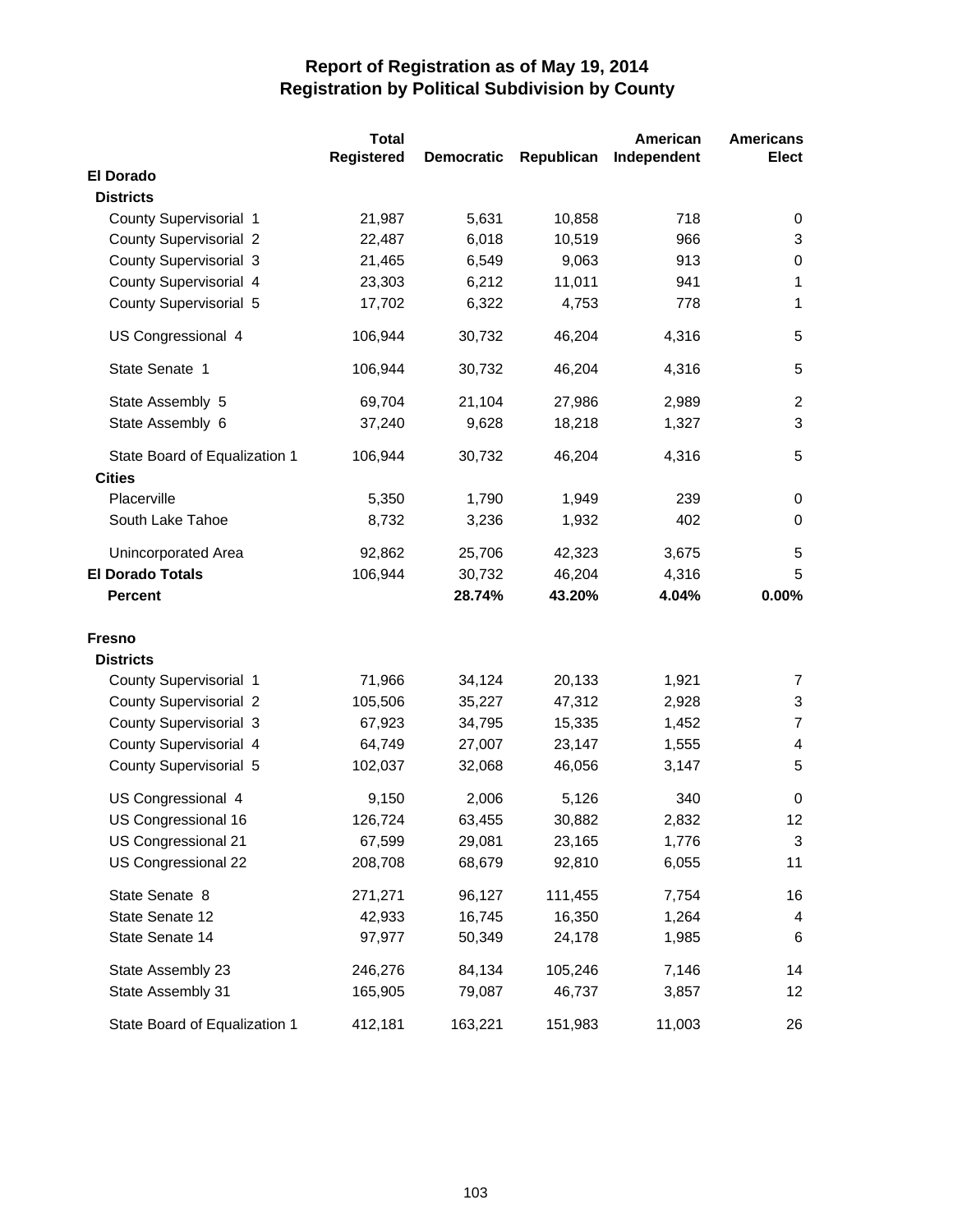# Report of Registration as of May 19, 2014
## Registration by Political Subdivision by County

| | Total Registered | Democratic | Republican | American Independent | Americans Elect |
|---|---|---|---|---|---|
| **El Dorado** | | | | | |
| **Districts** | | | | | |
| County Supervisorial 1 | 21,987 | 5,631 | 10,858 | 718 | 0 |
| County Supervisorial 2 | 22,487 | 6,018 | 10,519 | 966 | 3 |
| County Supervisorial 3 | 21,465 | 6,549 | 9,063 | 913 | 0 |
| County Supervisorial 4 | 23,303 | 6,212 | 11,011 | 941 | 1 |
| County Supervisorial 5 | 17,702 | 6,322 | 4,753 | 778 | 1 |
| US Congressional 4 | 106,944 | 30,732 | 46,204 | 4,316 | 5 |
| State Senate 1 | 106,944 | 30,732 | 46,204 | 4,316 | 5 |
| State Assembly 5 | 69,704 | 21,104 | 27,986 | 2,989 | 2 |
| State Assembly 6 | 37,240 | 9,628 | 18,218 | 1,327 | 3 |
| State Board of Equalization 1 | 106,944 | 30,732 | 46,204 | 4,316 | 5 |
| **Cities** | | | | | |
| Placerville | 5,350 | 1,790 | 1,949 | 239 | 0 |
| South Lake Tahoe | 8,732 | 3,236 | 1,932 | 402 | 0 |
| Unincorporated Area | 92,862 | 25,706 | 42,323 | 3,675 | 5 |
| **El Dorado Totals** | 106,944 | 30,732 | 46,204 | 4,316 | 5 |
| **Percent** | | **28.74%** | **43.20%** | **4.04%** | **0.00%** |
| **Fresno** | | | | | |
| **Districts** | | | | | |
| County Supervisorial 1 | 71,966 | 34,124 | 20,133 | 1,921 | 7 |
| County Supervisorial 2 | 105,506 | 35,227 | 47,312 | 2,928 | 3 |
| County Supervisorial 3 | 67,923 | 34,795 | 15,335 | 1,452 | 7 |
| County Supervisorial 4 | 64,749 | 27,007 | 23,147 | 1,555 | 4 |
| County Supervisorial 5 | 102,037 | 32,068 | 46,056 | 3,147 | 5 |
| US Congressional 4 | 9,150 | 2,006 | 5,126 | 340 | 0 |
| US Congressional 16 | 126,724 | 63,455 | 30,882 | 2,832 | 12 |
| US Congressional 21 | 67,599 | 29,081 | 23,165 | 1,776 | 3 |
| US Congressional 22 | 208,708 | 68,679 | 92,810 | 6,055 | 11 |
| State Senate 8 | 271,271 | 96,127 | 111,455 | 7,754 | 16 |
| State Senate 12 | 42,933 | 16,745 | 16,350 | 1,264 | 4 |
| State Senate 14 | 97,977 | 50,349 | 24,178 | 1,985 | 6 |
| State Assembly 23 | 246,276 | 84,134 | 105,246 | 7,146 | 14 |
| State Assembly 31 | 165,905 | 79,087 | 46,737 | 3,857 | 12 |
| State Board of Equalization 1 | 412,181 | 163,221 | 151,983 | 11,003 | 26 |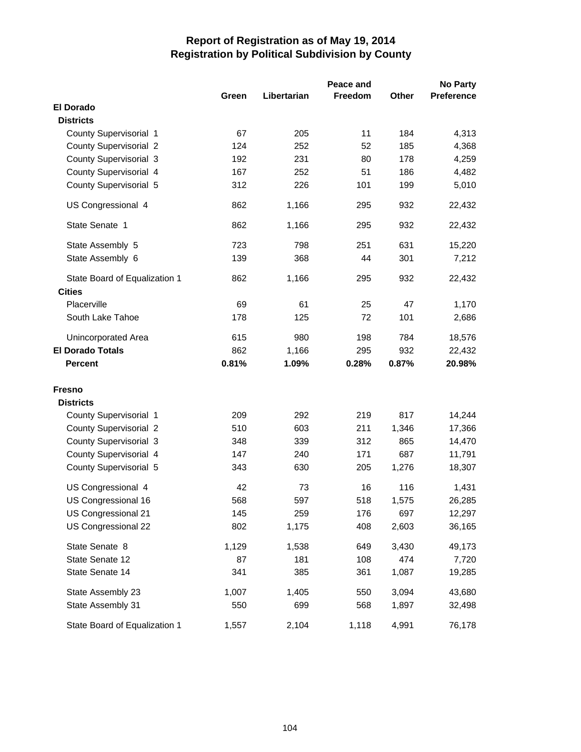# Report of Registration as of May 19, 2014
## Registration by Political Subdivision by County

| | Green | Libertarian | Peace and Freedom | Other | No Party Preference |
|---|---|---|---|---|---|
| **El Dorado** | | | | | |
| **Districts** | | | | | |
| County Supervisorial 1 | 67 | 205 | 11 | 184 | 4,313 |
| County Supervisorial 2 | 124 | 252 | 52 | 185 | 4,368 |
| County Supervisorial 3 | 192 | 231 | 80 | 178 | 4,259 |
| County Supervisorial 4 | 167 | 252 | 51 | 186 | 4,482 |
| County Supervisorial 5 | 312 | 226 | 101 | 199 | 5,010 |
| US Congressional 4 | 862 | 1,166 | 295 | 932 | 22,432 |
| State Senate 1 | 862 | 1,166 | 295 | 932 | 22,432 |
| State Assembly 5 | 723 | 798 | 251 | 631 | 15,220 |
| State Assembly 6 | 139 | 368 | 44 | 301 | 7,212 |
| State Board of Equalization 1 | 862 | 1,166 | 295 | 932 | 22,432 |
| **Cities** | | | | | |
| Placerville | 69 | 61 | 25 | 47 | 1,170 |
| South Lake Tahoe | 178 | 125 | 72 | 101 | 2,686 |
| Unincorporated Area | 615 | 980 | 198 | 784 | 18,576 |
| **El Dorado Totals** | 862 | 1,166 | 295 | 932 | 22,432 |
| **Percent** | **0.81%** | **1.09%** | **0.28%** | **0.87%** | **20.98%** |
| **Fresno** | | | | | |
| **Districts** | | | | | |
| County Supervisorial 1 | 209 | 292 | 219 | 817 | 14,244 |
| County Supervisorial 2 | 510 | 603 | 211 | 1,346 | 17,366 |
| County Supervisorial 3 | 348 | 339 | 312 | 865 | 14,470 |
| County Supervisorial 4 | 147 | 240 | 171 | 687 | 11,791 |
| County Supervisorial 5 | 343 | 630 | 205 | 1,276 | 18,307 |
| US Congressional 4 | 42 | 73 | 16 | 116 | 1,431 |
| US Congressional 16 | 568 | 597 | 518 | 1,575 | 26,285 |
| US Congressional 21 | 145 | 259 | 176 | 697 | 12,297 |
| US Congressional 22 | 802 | 1,175 | 408 | 2,603 | 36,165 |
| State Senate 8 | 1,129 | 1,538 | 649 | 3,430 | 49,173 |
| State Senate 12 | 87 | 181 | 108 | 474 | 7,720 |
| State Senate 14 | 341 | 385 | 361 | 1,087 | 19,285 |
| State Assembly 23 | 1,007 | 1,405 | 550 | 3,094 | 43,680 |
| State Assembly 31 | 550 | 699 | 568 | 1,897 | 32,498 |
| State Board of Equalization 1 | 1,557 | 2,104 | 1,118 | 4,991 | 76,178 |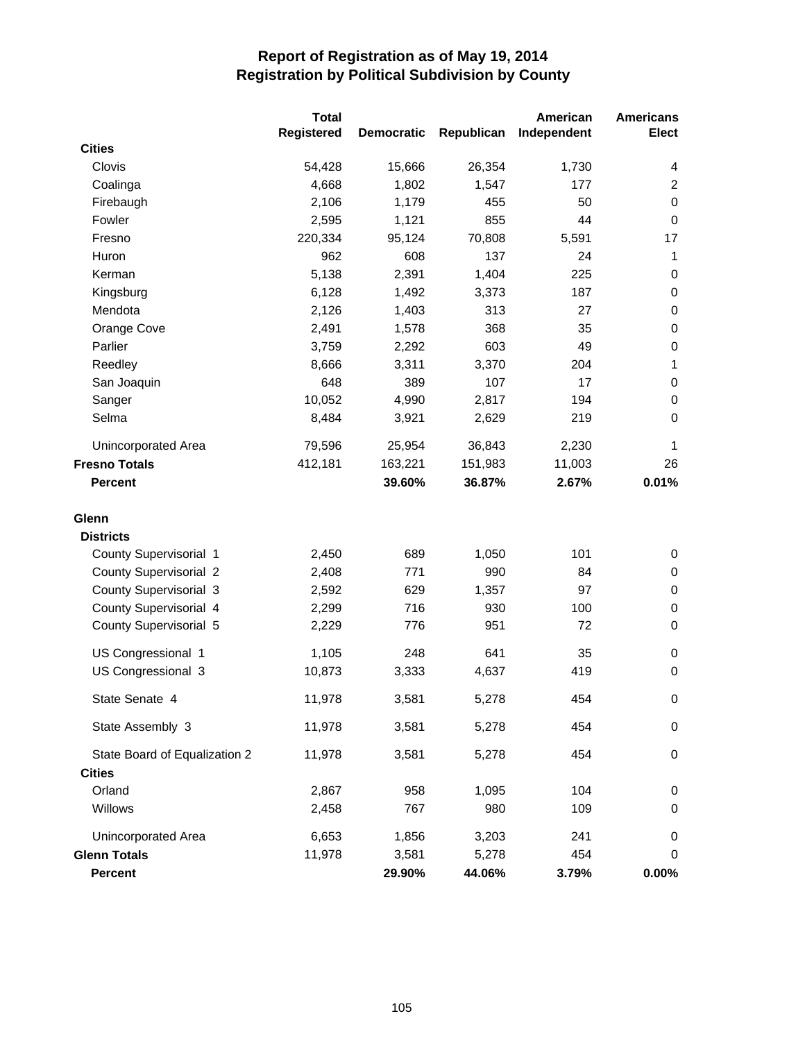# Report of Registration as of May 19, 2014
## Registration by Political Subdivision by County

| | Total Registered | Democratic | Republican | American Independent | Americans Elect |
|---|---|---|---|---|---|
| **Cities** | | | | | |
| Clovis | 54,428 | 15,666 | 26,354 | 1,730 | 4 |
| Coalinga | 4,668 | 1,802 | 1,547 | 177 | 2 |
| Firebaugh | 2,106 | 1,179 | 455 | 50 | 0 |
| Fowler | 2,595 | 1,121 | 855 | 44 | 0 |
| Fresno | 220,334 | 95,124 | 70,808 | 5,591 | 17 |
| Huron | 962 | 608 | 137 | 24 | 1 |
| Kerman | 5,138 | 2,391 | 1,404 | 225 | 0 |
| Kingsburg | 6,128 | 1,492 | 3,373 | 187 | 0 |
| Mendota | 2,126 | 1,403 | 313 | 27 | 0 |
| Orange Cove | 2,491 | 1,578 | 368 | 35 | 0 |
| Parlier | 3,759 | 2,292 | 603 | 49 | 0 |
| Reedley | 8,666 | 3,311 | 3,370 | 204 | 1 |
| San Joaquin | 648 | 389 | 107 | 17 | 0 |
| Sanger | 10,052 | 4,990 | 2,817 | 194 | 0 |
| Selma | 8,484 | 3,921 | 2,629 | 219 | 0 |
| Unincorporated Area | 79,596 | 25,954 | 36,843 | 2,230 | 1 |
| **Fresno Totals** | 412,181 | 163,221 | 151,983 | 11,003 | 26 |
| **Percent** | | **39.60%** | **36.87%** | **2.67%** | **0.01%** |
| **Glenn** | | | | | |
| **Districts** | | | | | |
| County Supervisorial 1 | 2,450 | 689 | 1,050 | 101 | 0 |
| County Supervisorial 2 | 2,408 | 771 | 990 | 84 | 0 |
| County Supervisorial 3 | 2,592 | 629 | 1,357 | 97 | 0 |
| County Supervisorial 4 | 2,299 | 716 | 930 | 100 | 0 |
| County Supervisorial 5 | 2,229 | 776 | 951 | 72 | 0 |
| US Congressional 1 | 1,105 | 248 | 641 | 35 | 0 |
| US Congressional 3 | 10,873 | 3,333 | 4,637 | 419 | 0 |
| State Senate 4 | 11,978 | 3,581 | 5,278 | 454 | 0 |
| State Assembly 3 | 11,978 | 3,581 | 5,278 | 454 | 0 |
| State Board of Equalization 2 | 11,978 | 3,581 | 5,278 | 454 | 0 |
| **Cities** | | | | | |
| Orland | 2,867 | 958 | 1,095 | 104 | 0 |
| Willows | 2,458 | 767 | 980 | 109 | 0 |
| Unincorporated Area | 6,653 | 1,856 | 3,203 | 241 | 0 |
| **Glenn Totals** | 11,978 | 3,581 | 5,278 | 454 | 0 |
| **Percent** | | **29.90%** | **44.06%** | **3.79%** | **0.00%** |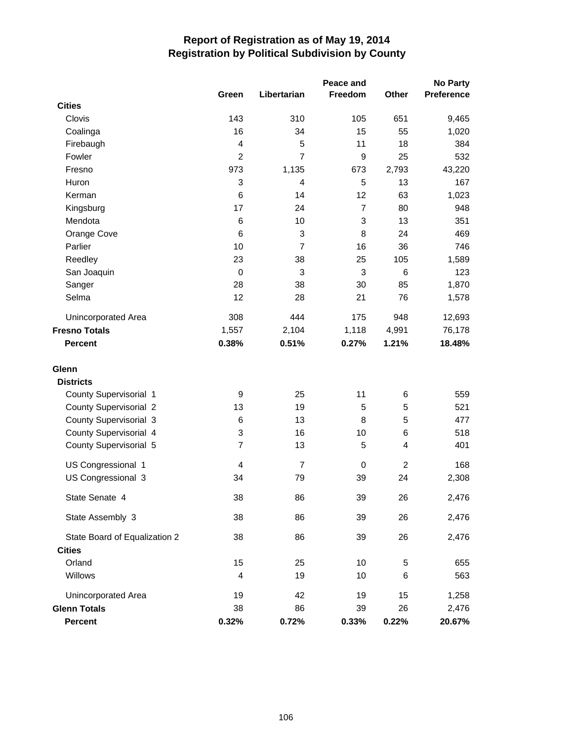# Report of Registration as of May 19, 2014
## Registration by Political Subdivision by County

| | Green | Libertarian | Peace and Freedom | Other | No Party Preference |
|---|---|---|---|---|---|
| **Cities** | | | | | |
| Clovis | 143 | 310 | 105 | 651 | 9,465 |
| Coalinga | 16 | 34 | 15 | 55 | 1,020 |
| Firebaugh | 4 | 5 | 11 | 18 | 384 |
| Fowler | 2 | 7 | 9 | 25 | 532 |
| Fresno | 973 | 1,135 | 673 | 2,793 | 43,220 |
| Huron | 3 | 4 | 5 | 13 | 167 |
| Kerman | 6 | 14 | 12 | 63 | 1,023 |
| Kingsburg | 17 | 24 | 7 | 80 | 948 |
| Mendota | 6 | 10 | 3 | 13 | 351 |
| Orange Cove | 6 | 3 | 8 | 24 | 469 |
| Parlier | 10 | 7 | 16 | 36 | 746 |
| Reedley | 23 | 38 | 25 | 105 | 1,589 |
| San Joaquin | 0 | 3 | 3 | 6 | 123 |
| Sanger | 28 | 38 | 30 | 85 | 1,870 |
| Selma | 12 | 28 | 21 | 76 | 1,578 |
| Unincorporated Area | 308 | 444 | 175 | 948 | 12,693 |
| **Fresno Totals** | 1,557 | 2,104 | 1,118 | 4,991 | 76,178 |
| **Percent** | **0.38%** | **0.51%** | **0.27%** | **1.21%** | **18.48%** |
| **Glenn** | | | | | |
| **Districts** | | | | | |
| County Supervisorial 1 | 9 | 25 | 11 | 6 | 559 |
| County Supervisorial 2 | 13 | 19 | 5 | 5 | 521 |
| County Supervisorial 3 | 6 | 13 | 8 | 5 | 477 |
| County Supervisorial 4 | 3 | 16 | 10 | 6 | 518 |
| County Supervisorial 5 | 7 | 13 | 5 | 4 | 401 |
| US Congressional 1 | 4 | 7 | 0 | 2 | 168 |
| US Congressional 3 | 34 | 79 | 39 | 24 | 2,308 |
| State Senate 4 | 38 | 86 | 39 | 26 | 2,476 |
| State Assembly 3 | 38 | 86 | 39 | 26 | 2,476 |
| State Board of Equalization 2 | 38 | 86 | 39 | 26 | 2,476 |
| **Cities** | | | | | |
| Orland | 15 | 25 | 10 | 5 | 655 |
| Willows | 4 | 19 | 10 | 6 | 563 |
| Unincorporated Area | 19 | 42 | 19 | 15 | 1,258 |
| **Glenn Totals** | 38 | 86 | 39 | 26 | 2,476 |
| **Percent** | **0.32%** | **0.72%** | **0.33%** | **0.22%** | **20.67%** |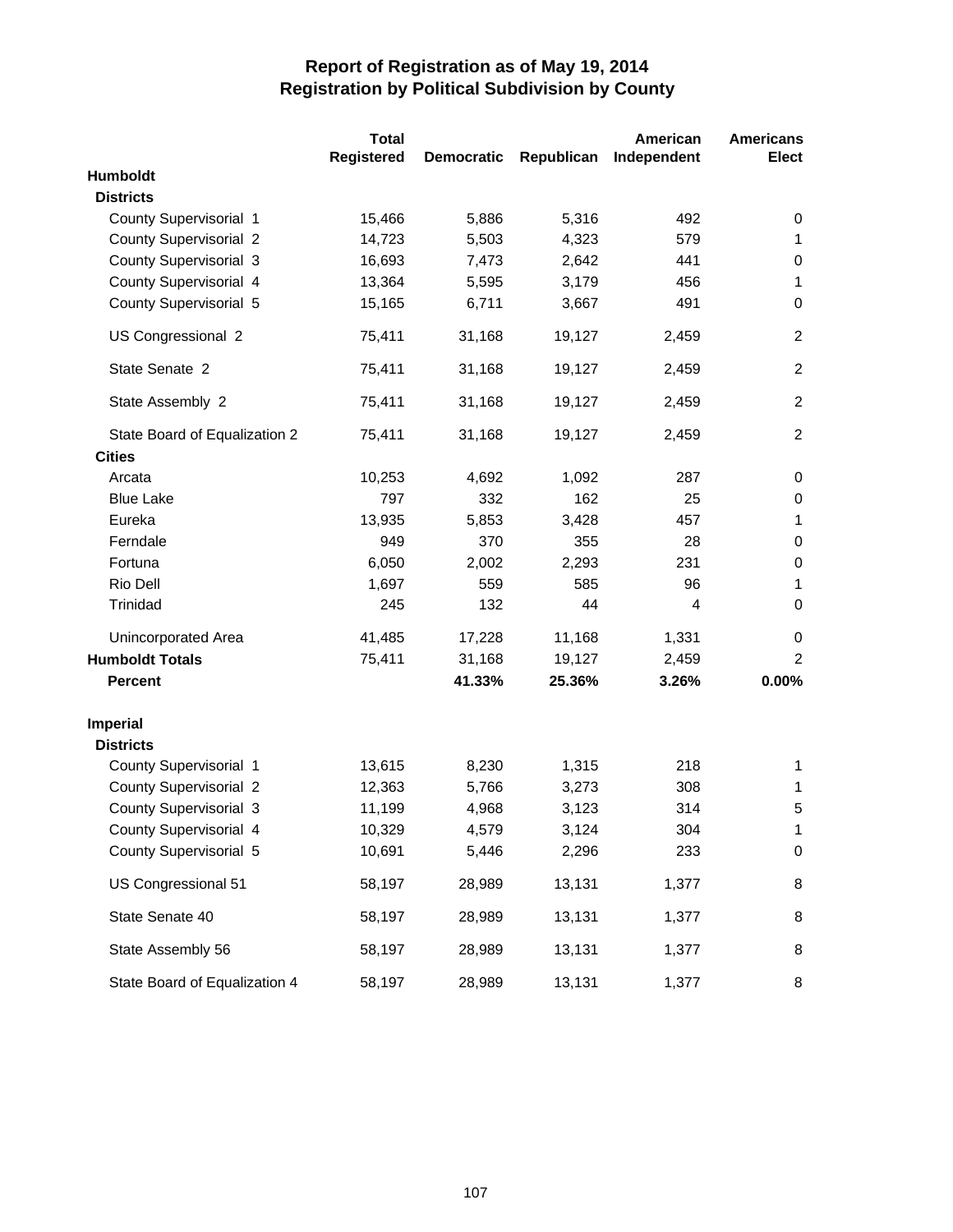# Report of Registration as of May 19, 2014
## Registration by Political Subdivision by County

| | Total Registered | Democratic | Republican | American Independent | Americans Elect |
|---|---|---|---|---|---|
| **Humboldt** | | | | | |
| **Districts** | | | | | |
| County Supervisorial 1 | 15,466 | 5,886 | 5,316 | 492 | 0 |
| County Supervisorial 2 | 14,723 | 5,503 | 4,323 | 579 | 1 |
| County Supervisorial 3 | 16,693 | 7,473 | 2,642 | 441 | 0 |
| County Supervisorial 4 | 13,364 | 5,595 | 3,179 | 456 | 1 |
| County Supervisorial 5 | 15,165 | 6,711 | 3,667 | 491 | 0 |
| US Congressional 2 | 75,411 | 31,168 | 19,127 | 2,459 | 2 |
| State Senate 2 | 75,411 | 31,168 | 19,127 | 2,459 | 2 |
| State Assembly 2 | 75,411 | 31,168 | 19,127 | 2,459 | 2 |
| State Board of Equalization 2 | 75,411 | 31,168 | 19,127 | 2,459 | 2 |
| **Cities** | | | | | |
| Arcata | 10,253 | 4,692 | 1,092 | 287 | 0 |
| Blue Lake | 797 | 332 | 162 | 25 | 0 |
| Eureka | 13,935 | 5,853 | 3,428 | 457 | 1 |
| Ferndale | 949 | 370 | 355 | 28 | 0 |
| Fortuna | 6,050 | 2,002 | 2,293 | 231 | 0 |
| Rio Dell | 1,697 | 559 | 585 | 96 | 1 |
| Trinidad | 245 | 132 | 44 | 4 | 0 |
| Unincorporated Area | 41,485 | 17,228 | 11,168 | 1,331 | 0 |
| **Humboldt Totals** | 75,411 | 31,168 | 19,127 | 2,459 | 2 |
| **Percent** | | **41.33%** | **25.36%** | **3.26%** | **0.00%** |
| **Imperial** | | | | | |
| **Districts** | | | | | |
| County Supervisorial 1 | 13,615 | 8,230 | 1,315 | 218 | 1 |
| County Supervisorial 2 | 12,363 | 5,766 | 3,273 | 308 | 1 |
| County Supervisorial 3 | 11,199 | 4,968 | 3,123 | 314 | 5 |
| County Supervisorial 4 | 10,329 | 4,579 | 3,124 | 304 | 1 |
| County Supervisorial 5 | 10,691 | 5,446 | 2,296 | 233 | 0 |
| US Congressional 51 | 58,197 | 28,989 | 13,131 | 1,377 | 8 |
| State Senate 40 | 58,197 | 28,989 | 13,131 | 1,377 | 8 |
| State Assembly 56 | 58,197 | 28,989 | 13,131 | 1,377 | 8 |
| State Board of Equalization 4 | 58,197 | 28,989 | 13,131 | 1,377 | 8 |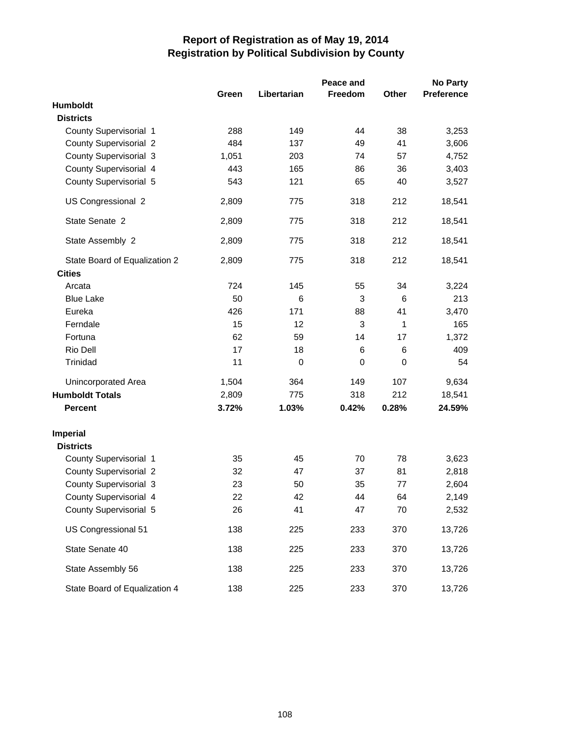# Report of Registration as of May 19, 2014
## Registration by Political Subdivision by County

| | Green | Libertarian | Peace and Freedom | Other | No Party Preference |
|---|---|---|---|---|---|
| **Humboldt** | | | | | |
| **Districts** | | | | | |
| County Supervisorial 1 | 288 | 149 | 44 | 38 | 3,253 |
| County Supervisorial 2 | 484 | 137 | 49 | 41 | 3,606 |
| County Supervisorial 3 | 1,051 | 203 | 74 | 57 | 4,752 |
| County Supervisorial 4 | 443 | 165 | 86 | 36 | 3,403 |
| County Supervisorial 5 | 543 | 121 | 65 | 40 | 3,527 |
| US Congressional 2 | 2,809 | 775 | 318 | 212 | 18,541 |
| State Senate 2 | 2,809 | 775 | 318 | 212 | 18,541 |
| State Assembly 2 | 2,809 | 775 | 318 | 212 | 18,541 |
| State Board of Equalization 2 | 2,809 | 775 | 318 | 212 | 18,541 |
| **Cities** | | | | | |
| Arcata | 724 | 145 | 55 | 34 | 3,224 |
| Blue Lake | 50 | 6 | 3 | 6 | 213 |
| Eureka | 426 | 171 | 88 | 41 | 3,470 |
| Ferndale | 15 | 12 | 3 | 1 | 165 |
| Fortuna | 62 | 59 | 14 | 17 | 1,372 |
| Rio Dell | 17 | 18 | 6 | 6 | 409 |
| Trinidad | 11 | 0 | 0 | 0 | 54 |
| Unincorporated Area | 1,504 | 364 | 149 | 107 | 9,634 |
| **Humboldt Totals** | 2,809 | 775 | 318 | 212 | 18,541 |
| **Percent** | **3.72%** | **1.03%** | **0.42%** | **0.28%** | **24.59%** |
| **Imperial** | | | | | |
| **Districts** | | | | | |
| County Supervisorial 1 | 35 | 45 | 70 | 78 | 3,623 |
| County Supervisorial 2 | 32 | 47 | 37 | 81 | 2,818 |
| County Supervisorial 3 | 23 | 50 | 35 | 77 | 2,604 |
| County Supervisorial 4 | 22 | 42 | 44 | 64 | 2,149 |
| County Supervisorial 5 | 26 | 41 | 47 | 70 | 2,532 |
| US Congressional 51 | 138 | 225 | 233 | 370 | 13,726 |
| State Senate 40 | 138 | 225 | 233 | 370 | 13,726 |
| State Assembly 56 | 138 | 225 | 233 | 370 | 13,726 |
| State Board of Equalization 4 | 138 | 225 | 233 | 370 | 13,726 |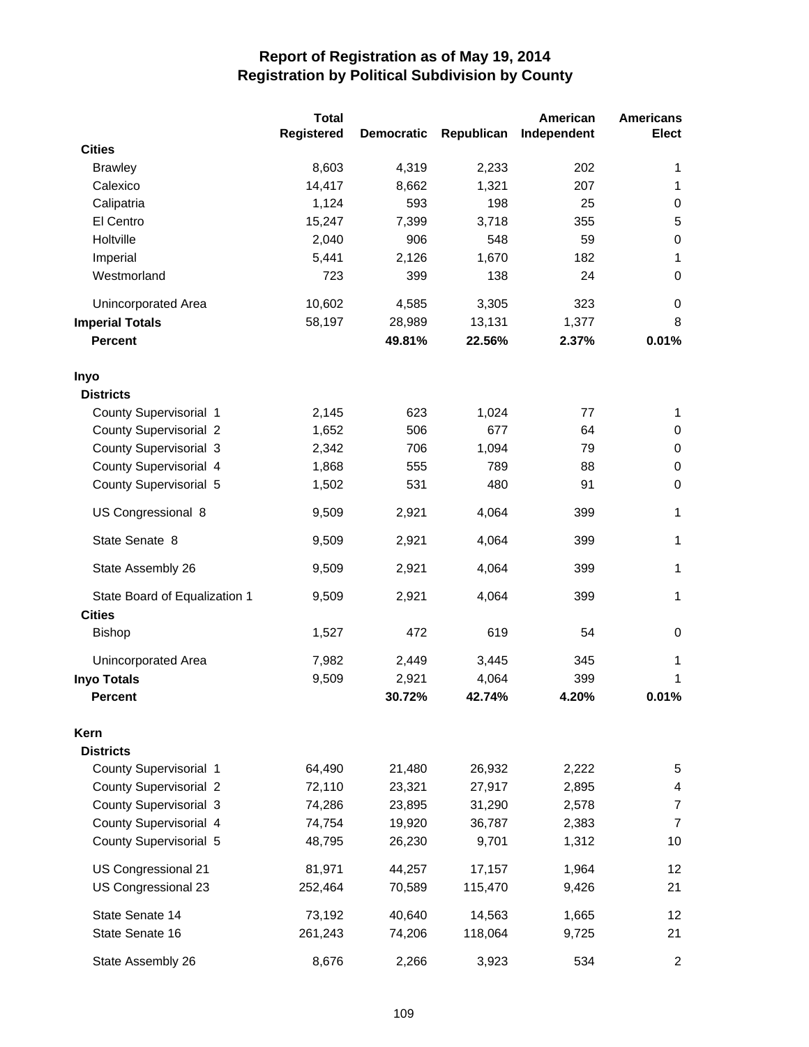# Report of Registration as of May 19, 2014
## Registration by Political Subdivision by County

| | Total Registered | Democratic | Republican | American Independent | Americans Elect |
|---|---|---|---|---|---|
| **Cities** | | | | | |
| Brawley | 8,603 | 4,319 | 2,233 | 202 | 1 |
| Calexico | 14,417 | 8,662 | 1,321 | 207 | 1 |
| Calipatria | 1,124 | 593 | 198 | 25 | 0 |
| El Centro | 15,247 | 7,399 | 3,718 | 355 | 5 |
| Holtville | 2,040 | 906 | 548 | 59 | 0 |
| Imperial | 5,441 | 2,126 | 1,670 | 182 | 1 |
| Westmorland | 723 | 399 | 138 | 24 | 0 |
| Unincorporated Area | 10,602 | 4,585 | 3,305 | 323 | 0 |
| **Imperial Totals** | 58,197 | 28,989 | 13,131 | 1,377 | 8 |
| **Percent** | | **49.81%** | **22.56%** | **2.37%** | **0.01%** |
| **Inyo** | | | | | |
| **Districts** | | | | | |
| County Supervisorial 1 | 2,145 | 623 | 1,024 | 77 | 1 |
| County Supervisorial 2 | 1,652 | 506 | 677 | 64 | 0 |
| County Supervisorial 3 | 2,342 | 706 | 1,094 | 79 | 0 |
| County Supervisorial 4 | 1,868 | 555 | 789 | 88 | 0 |
| County Supervisorial 5 | 1,502 | 531 | 480 | 91 | 0 |
| US Congressional 8 | 9,509 | 2,921 | 4,064 | 399 | 1 |
| State Senate 8 | 9,509 | 2,921 | 4,064 | 399 | 1 |
| State Assembly 26 | 9,509 | 2,921 | 4,064 | 399 | 1 |
| State Board of Equalization 1 | 9,509 | 2,921 | 4,064 | 399 | 1 |
| **Cities** | | | | | |
| Bishop | 1,527 | 472 | 619 | 54 | 0 |
| Unincorporated Area | 7,982 | 2,449 | 3,445 | 345 | 1 |
| **Inyo Totals** | 9,509 | 2,921 | 4,064 | 399 | 1 |
| **Percent** | | **30.72%** | **42.74%** | **4.20%** | **0.01%** |
| **Kern** | | | | | |
| **Districts** | | | | | |
| County Supervisorial 1 | 64,490 | 21,480 | 26,932 | 2,222 | 5 |
| County Supervisorial 2 | 72,110 | 23,321 | 27,917 | 2,895 | 4 |
| County Supervisorial 3 | 74,286 | 23,895 | 31,290 | 2,578 | 7 |
| County Supervisorial 4 | 74,754 | 19,920 | 36,787 | 2,383 | 7 |
| County Supervisorial 5 | 48,795 | 26,230 | 9,701 | 1,312 | 10 |
| US Congressional 21 | 81,971 | 44,257 | 17,157 | 1,964 | 12 |
| US Congressional 23 | 252,464 | 70,589 | 115,470 | 9,426 | 21 |
| State Senate 14 | 73,192 | 40,640 | 14,563 | 1,665 | 12 |
| State Senate 16 | 261,243 | 74,206 | 118,064 | 9,725 | 21 |
| State Assembly 26 | 8,676 | 2,266 | 3,923 | 534 | 2 |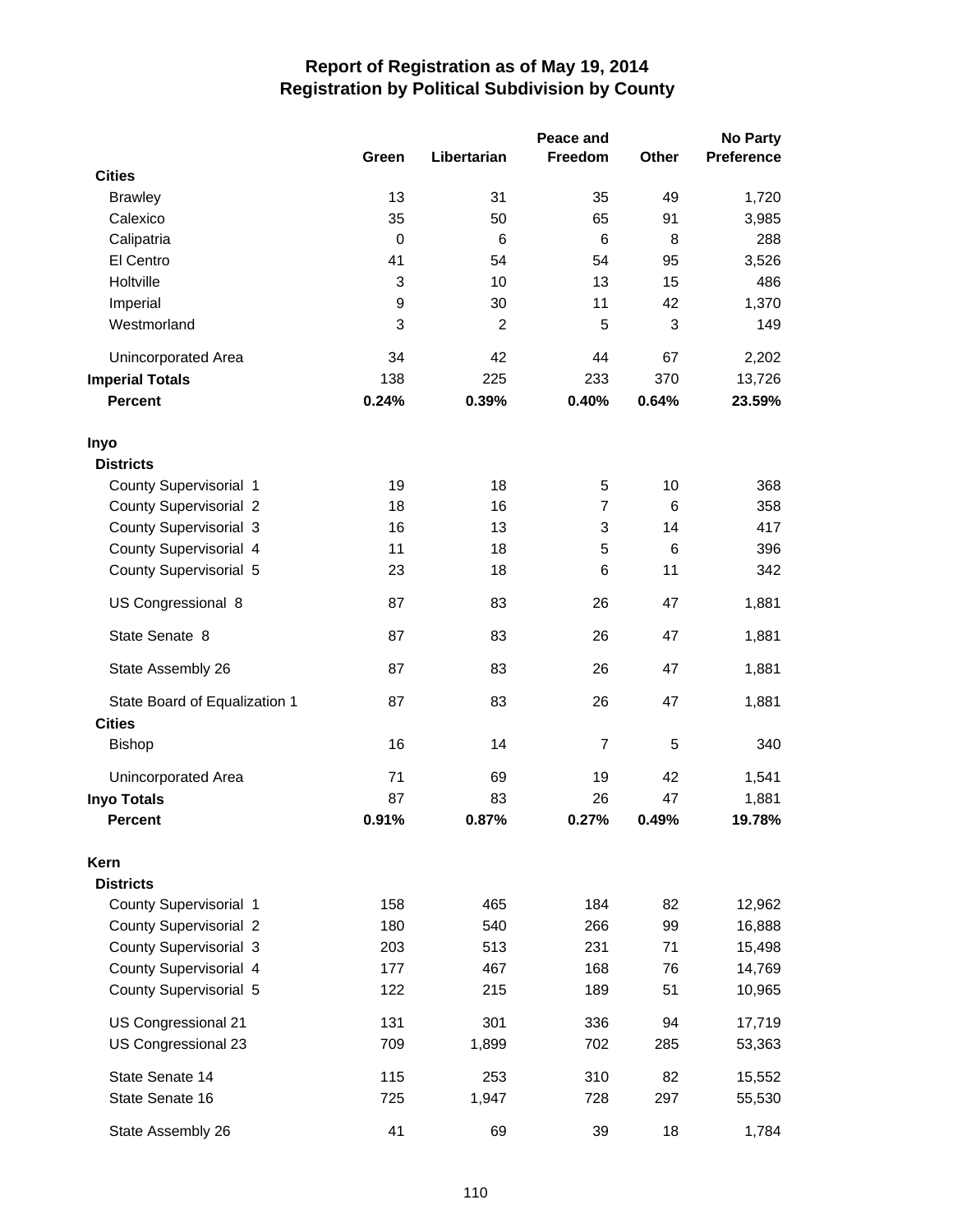# Report of Registration as of May 19, 2014
## Registration by Political Subdivision by County

| | Green | Libertarian | Peace and Freedom | Other | No Party Preference |
|---|---|---|---|---|---|
| **Cities** | | | | | |
| Brawley | 13 | 31 | 35 | 49 | 1,720 |
| Calexico | 35 | 50 | 65 | 91 | 3,985 |
| Calipatria | 0 | 6 | 6 | 8 | 288 |
| El Centro | 41 | 54 | 54 | 95 | 3,526 |
| Holtville | 3 | 10 | 13 | 15 | 486 |
| Imperial | 9 | 30 | 11 | 42 | 1,370 |
| Westmorland | 3 | 2 | 5 | 3 | 149 |
| Unincorporated Area | 34 | 42 | 44 | 67 | 2,202 |
| **Imperial Totals** | 138 | 225 | 233 | 370 | 13,726 |
| **Percent** | **0.24%** | **0.39%** | **0.40%** | **0.64%** | **23.59%** |
| **Inyo** | | | | | |
| **Districts** | | | | | |
| County Supervisorial 1 | 19 | 18 | 5 | 10 | 368 |
| County Supervisorial 2 | 18 | 16 | 7 | 6 | 358 |
| County Supervisorial 3 | 16 | 13 | 3 | 14 | 417 |
| County Supervisorial 4 | 11 | 18 | 5 | 6 | 396 |
| County Supervisorial 5 | 23 | 18 | 6 | 11 | 342 |
| US Congressional 8 | 87 | 83 | 26 | 47 | 1,881 |
| State Senate 8 | 87 | 83 | 26 | 47 | 1,881 |
| State Assembly 26 | 87 | 83 | 26 | 47 | 1,881 |
| State Board of Equalization 1 | 87 | 83 | 26 | 47 | 1,881 |
| **Cities** | | | | | |
| Bishop | 16 | 14 | 7 | 5 | 340 |
| Unincorporated Area | 71 | 69 | 19 | 42 | 1,541 |
| **Inyo Totals** | 87 | 83 | 26 | 47 | 1,881 |
| **Percent** | **0.91%** | **0.87%** | **0.27%** | **0.49%** | **19.78%** |
| **Kern** | | | | | |
| **Districts** | | | | | |
| County Supervisorial 1 | 158 | 465 | 184 | 82 | 12,962 |
| County Supervisorial 2 | 180 | 540 | 266 | 99 | 16,888 |
| County Supervisorial 3 | 203 | 513 | 231 | 71 | 15,498 |
| County Supervisorial 4 | 177 | 467 | 168 | 76 | 14,769 |
| County Supervisorial 5 | 122 | 215 | 189 | 51 | 10,965 |
| US Congressional 21 | 131 | 301 | 336 | 94 | 17,719 |
| US Congressional 23 | 709 | 1,899 | 702 | 285 | 53,363 |
| State Senate 14 | 115 | 253 | 310 | 82 | 15,552 |
| State Senate 16 | 725 | 1,947 | 728 | 297 | 55,530 |
| State Assembly 26 | 41 | 69 | 39 | 18 | 1,784 |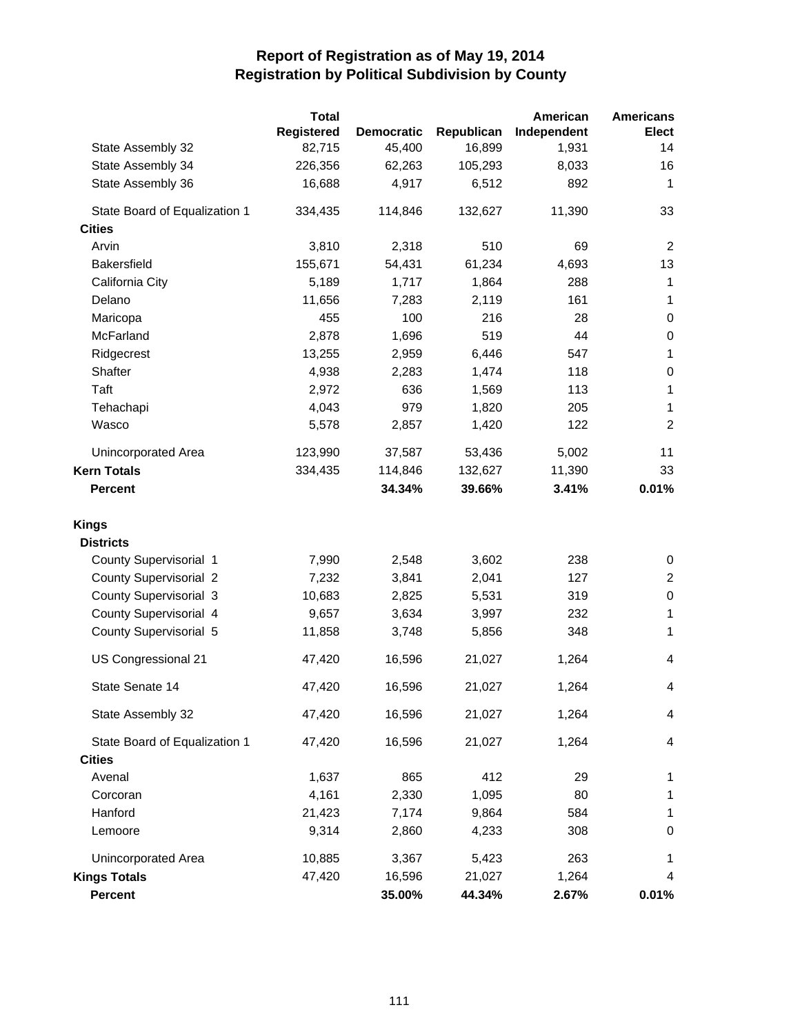# Report of Registration as of May 19, 2014
## Registration by Political Subdivision by County

| | Total Registered | Democratic | Republican | American Independent | Americans Elect |
|---|---|---|---|---|---|
| State Assembly 32 | 82,715 | 45,400 | 16,899 | 1,931 | 14 |
| State Assembly 34 | 226,356 | 62,263 | 105,293 | 8,033 | 16 |
| State Assembly 36 | 16,688 | 4,917 | 6,512 | 892 | 1 |
| State Board of Equalization 1 | 334,435 | 114,846 | 132,627 | 11,390 | 33 |
| **Cities** | | | | | |
| Arvin | 3,810 | 2,318 | 510 | 69 | 2 |
| Bakersfield | 155,671 | 54,431 | 61,234 | 4,693 | 13 |
| California City | 5,189 | 1,717 | 1,864 | 288 | 1 |
| Delano | 11,656 | 7,283 | 2,119 | 161 | 1 |
| Maricopa | 455 | 100 | 216 | 28 | 0 |
| McFarland | 2,878 | 1,696 | 519 | 44 | 0 |
| Ridgecrest | 13,255 | 2,959 | 6,446 | 547 | 1 |
| Shafter | 4,938 | 2,283 | 1,474 | 118 | 0 |
| Taft | 2,972 | 636 | 1,569 | 113 | 1 |
| Tehachapi | 4,043 | 979 | 1,820 | 205 | 1 |
| Wasco | 5,578 | 2,857 | 1,420 | 122 | 2 |
| Unincorporated Area | 123,990 | 37,587 | 53,436 | 5,002 | 11 |
| **Kern Totals** | 334,435 | 114,846 | 132,627 | 11,390 | 33 |
| **Percent** | | **34.34%** | **39.66%** | **3.41%** | **0.01%** |
| **Kings** | | | | | |
| **Districts** | | | | | |
| County Supervisorial 1 | 7,990 | 2,548 | 3,602 | 238 | 0 |
| County Supervisorial 2 | 7,232 | 3,841 | 2,041 | 127 | 2 |
| County Supervisorial 3 | 10,683 | 2,825 | 5,531 | 319 | 0 |
| County Supervisorial 4 | 9,657 | 3,634 | 3,997 | 232 | 1 |
| County Supervisorial 5 | 11,858 | 3,748 | 5,856 | 348 | 1 |
| US Congressional 21 | 47,420 | 16,596 | 21,027 | 1,264 | 4 |
| State Senate 14 | 47,420 | 16,596 | 21,027 | 1,264 | 4 |
| State Assembly 32 | 47,420 | 16,596 | 21,027 | 1,264 | 4 |
| State Board of Equalization 1 | 47,420 | 16,596 | 21,027 | 1,264 | 4 |
| **Cities** | | | | | |
| Avenal | 1,637 | 865 | 412 | 29 | 1 |
| Corcoran | 4,161 | 2,330 | 1,095 | 80 | 1 |
| Hanford | 21,423 | 7,174 | 9,864 | 584 | 1 |
| Lemoore | 9,314 | 2,860 | 4,233 | 308 | 0 |
| Unincorporated Area | 10,885 | 3,367 | 5,423 | 263 | 1 |
| **Kings Totals** | 47,420 | 16,596 | 21,027 | 1,264 | 4 |
| **Percent** | | **35.00%** | **44.34%** | **2.67%** | **0.01%** |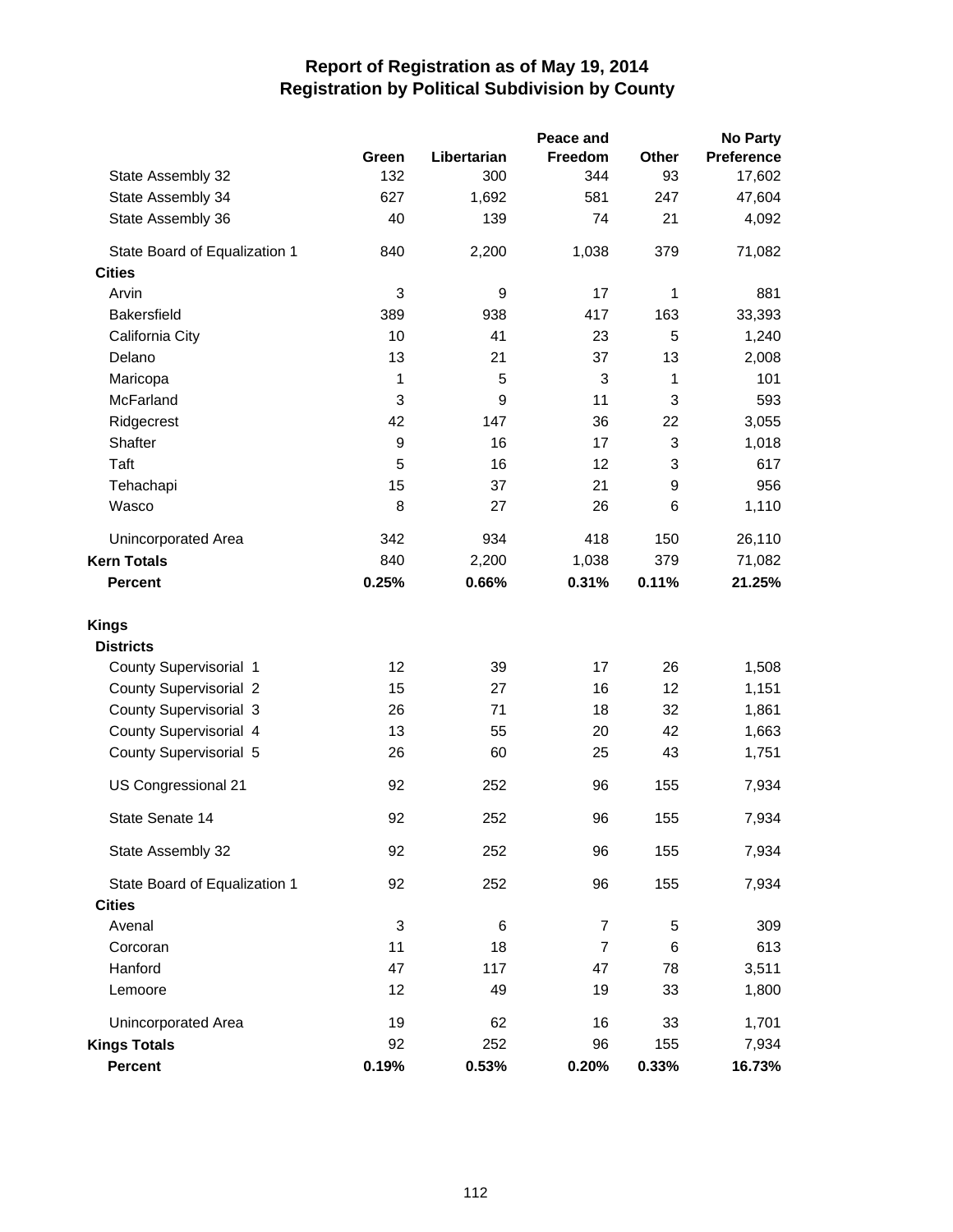# Report of Registration as of May 19, 2014
## Registration by Political Subdivision by County

| | Green | Libertarian | Peace and Freedom | Other | No Party Preference |
|---|---|---|---|---|---|
| State Assembly 32 | 132 | 300 | 344 | 93 | 17,602 |
| State Assembly 34 | 627 | 1,692 | 581 | 247 | 47,604 |
| State Assembly 36 | 40 | 139 | 74 | 21 | 4,092 |
| State Board of Equalization 1 | 840 | 2,200 | 1,038 | 379 | 71,082 |
| **Cities** | | | | | |
| Arvin | 3 | 9 | 17 | 1 | 881 |
| Bakersfield | 389 | 938 | 417 | 163 | 33,393 |
| California City | 10 | 41 | 23 | 5 | 1,240 |
| Delano | 13 | 21 | 37 | 13 | 2,008 |
| Maricopa | 1 | 5 | 3 | 1 | 101 |
| McFarland | 3 | 9 | 11 | 3 | 593 |
| Ridgecrest | 42 | 147 | 36 | 22 | 3,055 |
| Shafter | 9 | 16 | 17 | 3 | 1,018 |
| Taft | 5 | 16 | 12 | 3 | 617 |
| Tehachapi | 15 | 37 | 21 | 9 | 956 |
| Wasco | 8 | 27 | 26 | 6 | 1,110 |
| Unincorporated Area | 342 | 934 | 418 | 150 | 26,110 |
| **Kern Totals** | 840 | 2,200 | 1,038 | 379 | 71,082 |
| **Percent** | **0.25%** | **0.66%** | **0.31%** | **0.11%** | **21.25%** |
| **Kings** | | | | | |
| **Districts** | | | | | |
| County Supervisorial 1 | 12 | 39 | 17 | 26 | 1,508 |
| County Supervisorial 2 | 15 | 27 | 16 | 12 | 1,151 |
| County Supervisorial 3 | 26 | 71 | 18 | 32 | 1,861 |
| County Supervisorial 4 | 13 | 55 | 20 | 42 | 1,663 |
| County Supervisorial 5 | 26 | 60 | 25 | 43 | 1,751 |
| US Congressional 21 | 92 | 252 | 96 | 155 | 7,934 |
| State Senate 14 | 92 | 252 | 96 | 155 | 7,934 |
| State Assembly 32 | 92 | 252 | 96 | 155 | 7,934 |
| State Board of Equalization 1 | 92 | 252 | 96 | 155 | 7,934 |
| **Cities** | | | | | |
| Avenal | 3 | 6 | 7 | 5 | 309 |
| Corcoran | 11 | 18 | 7 | 6 | 613 |
| Hanford | 47 | 117 | 47 | 78 | 3,511 |
| Lemoore | 12 | 49 | 19 | 33 | 1,800 |
| Unincorporated Area | 19 | 62 | 16 | 33 | 1,701 |
| **Kings Totals** | 92 | 252 | 96 | 155 | 7,934 |
| **Percent** | **0.19%** | **0.53%** | **0.20%** | **0.33%** | **16.73%** |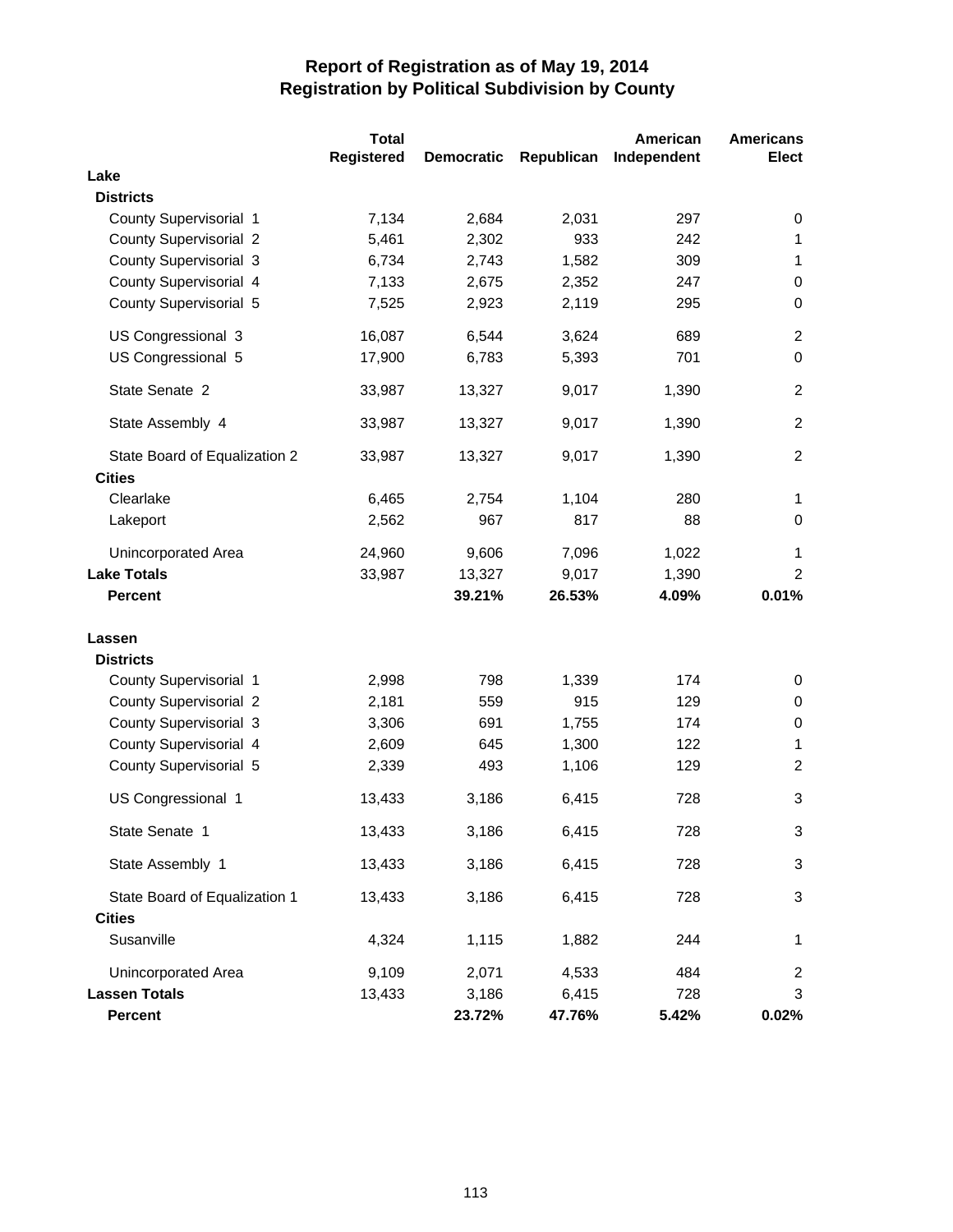# Report of Registration as of May 19, 2014
## Registration by Political Subdivision by County

| | Total Registered | Democratic | Republican | American Independent | Americans Elect |
|---|---|---|---|---|---|
| **Lake** | | | | | |
| **Districts** | | | | | |
| County Supervisorial 1 | 7,134 | 2,684 | 2,031 | 297 | 0 |
| County Supervisorial 2 | 5,461 | 2,302 | 933 | 242 | 1 |
| County Supervisorial 3 | 6,734 | 2,743 | 1,582 | 309 | 1 |
| County Supervisorial 4 | 7,133 | 2,675 | 2,352 | 247 | 0 |
| County Supervisorial 5 | 7,525 | 2,923 | 2,119 | 295 | 0 |
| US Congressional 3 | 16,087 | 6,544 | 3,624 | 689 | 2 |
| US Congressional 5 | 17,900 | 6,783 | 5,393 | 701 | 0 |
| State Senate 2 | 33,987 | 13,327 | 9,017 | 1,390 | 2 |
| State Assembly 4 | 33,987 | 13,327 | 9,017 | 1,390 | 2 |
| State Board of Equalization 2 | 33,987 | 13,327 | 9,017 | 1,390 | 2 |
| **Cities** | | | | | |
| Clearlake | 6,465 | 2,754 | 1,104 | 280 | 1 |
| Lakeport | 2,562 | 967 | 817 | 88 | 0 |
| Unincorporated Area | 24,960 | 9,606 | 7,096 | 1,022 | 1 |
| **Lake Totals** | 33,987 | 13,327 | 9,017 | 1,390 | 2 |
| **Percent** | | **39.21%** | **26.53%** | **4.09%** | **0.01%** |
| **Lassen** | | | | | |
| **Districts** | | | | | |
| County Supervisorial 1 | 2,998 | 798 | 1,339 | 174 | 0 |
| County Supervisorial 2 | 2,181 | 559 | 915 | 129 | 0 |
| County Supervisorial 3 | 3,306 | 691 | 1,755 | 174 | 0 |
| County Supervisorial 4 | 2,609 | 645 | 1,300 | 122 | 1 |
| County Supervisorial 5 | 2,339 | 493 | 1,106 | 129 | 2 |
| US Congressional 1 | 13,433 | 3,186 | 6,415 | 728 | 3 |
| State Senate 1 | 13,433 | 3,186 | 6,415 | 728 | 3 |
| State Assembly 1 | 13,433 | 3,186 | 6,415 | 728 | 3 |
| State Board of Equalization 1 | 13,433 | 3,186 | 6,415 | 728 | 3 |
| **Cities** | | | | | |
| Susanville | 4,324 | 1,115 | 1,882 | 244 | 1 |
| Unincorporated Area | 9,109 | 2,071 | 4,533 | 484 | 2 |
| **Lassen Totals** | 13,433 | 3,186 | 6,415 | 728 | 3 |
| **Percent** | | **23.72%** | **47.76%** | **5.42%** | **0.02%** |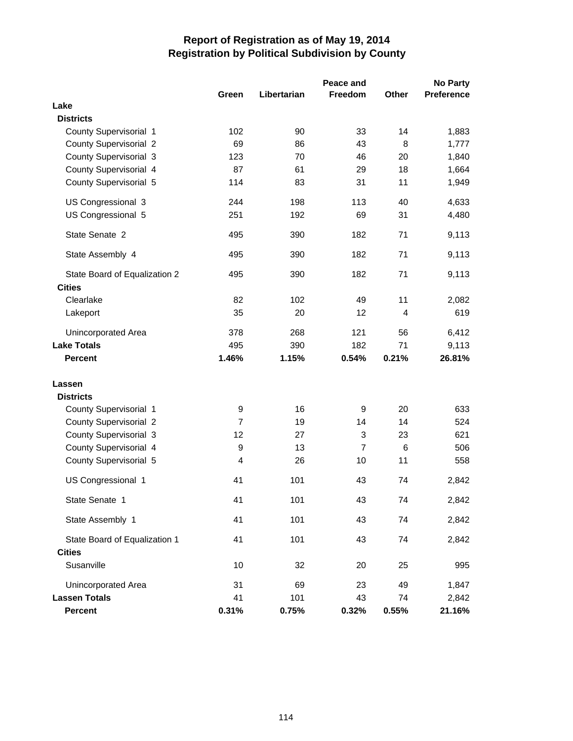# Report of Registration as of May 19, 2014
## Registration by Political Subdivision by County

| | Green | Libertarian | Peace and Freedom | Other | No Party Preference |
|---|---|---|---|---|---|
| **Lake** | | | | | |
| **Districts** | | | | | |
| County Supervisorial 1 | 102 | 90 | 33 | 14 | 1,883 |
| County Supervisorial 2 | 69 | 86 | 43 | 8 | 1,777 |
| County Supervisorial 3 | 123 | 70 | 46 | 20 | 1,840 |
| County Supervisorial 4 | 87 | 61 | 29 | 18 | 1,664 |
| County Supervisorial 5 | 114 | 83 | 31 | 11 | 1,949 |
| US Congressional 3 | 244 | 198 | 113 | 40 | 4,633 |
| US Congressional 5 | 251 | 192 | 69 | 31 | 4,480 |
| State Senate 2 | 495 | 390 | 182 | 71 | 9,113 |
| State Assembly 4 | 495 | 390 | 182 | 71 | 9,113 |
| State Board of Equalization 2 | 495 | 390 | 182 | 71 | 9,113 |
| **Cities** | | | | | |
| Clearlake | 82 | 102 | 49 | 11 | 2,082 |
| Lakeport | 35 | 20 | 12 | 4 | 619 |
| Unincorporated Area | 378 | 268 | 121 | 56 | 6,412 |
| **Lake Totals** | 495 | 390 | 182 | 71 | 9,113 |
| **Percent** | **1.46%** | **1.15%** | **0.54%** | **0.21%** | **26.81%** |
| **Lassen** | | | | | |
| **Districts** | | | | | |
| County Supervisorial 1 | 9 | 16 | 9 | 20 | 633 |
| County Supervisorial 2 | 7 | 19 | 14 | 14 | 524 |
| County Supervisorial 3 | 12 | 27 | 3 | 23 | 621 |
| County Supervisorial 4 | 9 | 13 | 7 | 6 | 506 |
| County Supervisorial 5 | 4 | 26 | 10 | 11 | 558 |
| US Congressional 1 | 41 | 101 | 43 | 74 | 2,842 |
| State Senate 1 | 41 | 101 | 43 | 74 | 2,842 |
| State Assembly 1 | 41 | 101 | 43 | 74 | 2,842 |
| State Board of Equalization 1 | 41 | 101 | 43 | 74 | 2,842 |
| **Cities** | | | | | |
| Susanville | 10 | 32 | 20 | 25 | 995 |
| Unincorporated Area | 31 | 69 | 23 | 49 | 1,847 |
| **Lassen Totals** | 41 | 101 | 43 | 74 | 2,842 |
| **Percent** | **0.31%** | **0.75%** | **0.32%** | **0.55%** | **21.16%** |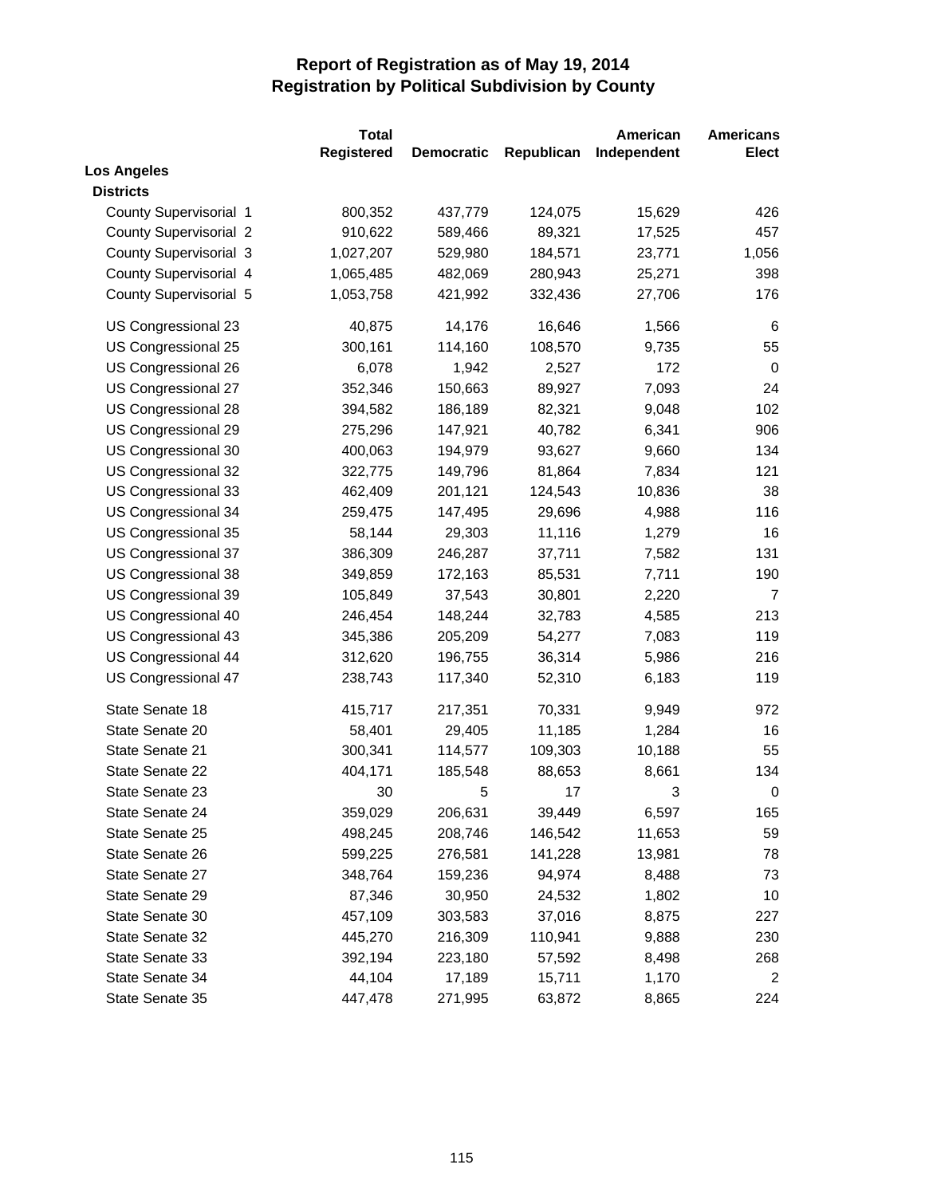# Report of Registration as of May 19, 2014
## Registration by Political Subdivision by County

| | Total Registered | Democratic | Republican | American Independent | Americans Elect |
|---|---|---|---|---|---|
| **Los Angeles** | | | | | |
| **Districts** | | | | | |
| County Supervisorial 1 | 800,352 | 437,779 | 124,075 | 15,629 | 426 |
| County Supervisorial 2 | 910,622 | 589,466 | 89,321 | 17,525 | 457 |
| County Supervisorial 3 | 1,027,207 | 529,980 | 184,571 | 23,771 | 1,056 |
| County Supervisorial 4 | 1,065,485 | 482,069 | 280,943 | 25,271 | 398 |
| County Supervisorial 5 | 1,053,758 | 421,992 | 332,436 | 27,706 | 176 |
| US Congressional 23 | 40,875 | 14,176 | 16,646 | 1,566 | 6 |
| US Congressional 25 | 300,161 | 114,160 | 108,570 | 9,735 | 55 |
| US Congressional 26 | 6,078 | 1,942 | 2,527 | 172 | 0 |
| US Congressional 27 | 352,346 | 150,663 | 89,927 | 7,093 | 24 |
| US Congressional 28 | 394,582 | 186,189 | 82,321 | 9,048 | 102 |
| US Congressional 29 | 275,296 | 147,921 | 40,782 | 6,341 | 906 |
| US Congressional 30 | 400,063 | 194,979 | 93,627 | 9,660 | 134 |
| US Congressional 32 | 322,775 | 149,796 | 81,864 | 7,834 | 121 |
| US Congressional 33 | 462,409 | 201,121 | 124,543 | 10,836 | 38 |
| US Congressional 34 | 259,475 | 147,495 | 29,696 | 4,988 | 116 |
| US Congressional 35 | 58,144 | 29,303 | 11,116 | 1,279 | 16 |
| US Congressional 37 | 386,309 | 246,287 | 37,711 | 7,582 | 131 |
| US Congressional 38 | 349,859 | 172,163 | 85,531 | 7,711 | 190 |
| US Congressional 39 | 105,849 | 37,543 | 30,801 | 2,220 | 7 |
| US Congressional 40 | 246,454 | 148,244 | 32,783 | 4,585 | 213 |
| US Congressional 43 | 345,386 | 205,209 | 54,277 | 7,083 | 119 |
| US Congressional 44 | 312,620 | 196,755 | 36,314 | 5,986 | 216 |
| US Congressional 47 | 238,743 | 117,340 | 52,310 | 6,183 | 119 |
| State Senate 18 | 415,717 | 217,351 | 70,331 | 9,949 | 972 |
| State Senate 20 | 58,401 | 29,405 | 11,185 | 1,284 | 16 |
| State Senate 21 | 300,341 | 114,577 | 109,303 | 10,188 | 55 |
| State Senate 22 | 404,171 | 185,548 | 88,653 | 8,661 | 134 |
| State Senate 23 | 30 | 5 | 17 | 3 | 0 |
| State Senate 24 | 359,029 | 206,631 | 39,449 | 6,597 | 165 |
| State Senate 25 | 498,245 | 208,746 | 146,542 | 11,653 | 59 |
| State Senate 26 | 599,225 | 276,581 | 141,228 | 13,981 | 78 |
| State Senate 27 | 348,764 | 159,236 | 94,974 | 8,488 | 73 |
| State Senate 29 | 87,346 | 30,950 | 24,532 | 1,802 | 10 |
| State Senate 30 | 457,109 | 303,583 | 37,016 | 8,875 | 227 |
| State Senate 32 | 445,270 | 216,309 | 110,941 | 9,888 | 230 |
| State Senate 33 | 392,194 | 223,180 | 57,592 | 8,498 | 268 |
| State Senate 34 | 44,104 | 17,189 | 15,711 | 1,170 | 2 |
| State Senate 35 | 447,478 | 271,995 | 63,872 | 8,865 | 224 |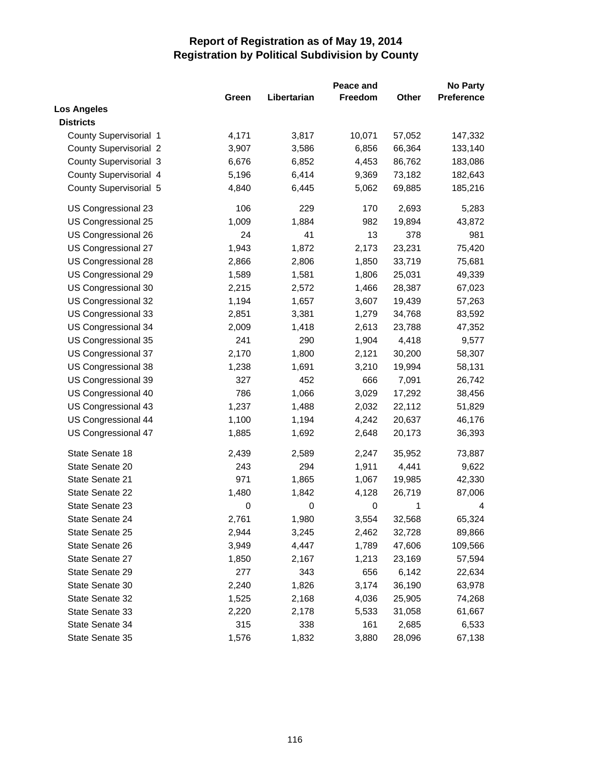# Report of Registration as of May 19, 2014
## Registration by Political Subdivision by County

| | Green | Libertarian | Peace and Freedom | Other | No Party Preference |
|---|---|---|---|---|---|
| **Los Angeles** | | | | | |
| **Districts** | | | | | |
| County Supervisorial 1 | 4,171 | 3,817 | 10,071 | 57,052 | 147,332 |
| County Supervisorial 2 | 3,907 | 3,586 | 6,856 | 66,364 | 133,140 |
| County Supervisorial 3 | 6,676 | 6,852 | 4,453 | 86,762 | 183,086 |
| County Supervisorial 4 | 5,196 | 6,414 | 9,369 | 73,182 | 182,643 |
| County Supervisorial 5 | 4,840 | 6,445 | 5,062 | 69,885 | 185,216 |
| US Congressional 23 | 106 | 229 | 170 | 2,693 | 5,283 |
| US Congressional 25 | 1,009 | 1,884 | 982 | 19,894 | 43,872 |
| US Congressional 26 | 24 | 41 | 13 | 378 | 981 |
| US Congressional 27 | 1,943 | 1,872 | 2,173 | 23,231 | 75,420 |
| US Congressional 28 | 2,866 | 2,806 | 1,850 | 33,719 | 75,681 |
| US Congressional 29 | 1,589 | 1,581 | 1,806 | 25,031 | 49,339 |
| US Congressional 30 | 2,215 | 2,572 | 1,466 | 28,387 | 67,023 |
| US Congressional 32 | 1,194 | 1,657 | 3,607 | 19,439 | 57,263 |
| US Congressional 33 | 2,851 | 3,381 | 1,279 | 34,768 | 83,592 |
| US Congressional 34 | 2,009 | 1,418 | 2,613 | 23,788 | 47,352 |
| US Congressional 35 | 241 | 290 | 1,904 | 4,418 | 9,577 |
| US Congressional 37 | 2,170 | 1,800 | 2,121 | 30,200 | 58,307 |
| US Congressional 38 | 1,238 | 1,691 | 3,210 | 19,994 | 58,131 |
| US Congressional 39 | 327 | 452 | 666 | 7,091 | 26,742 |
| US Congressional 40 | 786 | 1,066 | 3,029 | 17,292 | 38,456 |
| US Congressional 43 | 1,237 | 1,488 | 2,032 | 22,112 | 51,829 |
| US Congressional 44 | 1,100 | 1,194 | 4,242 | 20,637 | 46,176 |
| US Congressional 47 | 1,885 | 1,692 | 2,648 | 20,173 | 36,393 |
| State Senate 18 | 2,439 | 2,589 | 2,247 | 35,952 | 73,887 |
| State Senate 20 | 243 | 294 | 1,911 | 4,441 | 9,622 |
| State Senate 21 | 971 | 1,865 | 1,067 | 19,985 | 42,330 |
| State Senate 22 | 1,480 | 1,842 | 4,128 | 26,719 | 87,006 |
| State Senate 23 | 0 | 0 | 0 | 1 | 4 |
| State Senate 24 | 2,761 | 1,980 | 3,554 | 32,568 | 65,324 |
| State Senate 25 | 2,944 | 3,245 | 2,462 | 32,728 | 89,866 |
| State Senate 26 | 3,949 | 4,447 | 1,789 | 47,606 | 109,566 |
| State Senate 27 | 1,850 | 2,167 | 1,213 | 23,169 | 57,594 |
| State Senate 29 | 277 | 343 | 656 | 6,142 | 22,634 |
| State Senate 30 | 2,240 | 1,826 | 3,174 | 36,190 | 63,978 |
| State Senate 32 | 1,525 | 2,168 | 4,036 | 25,905 | 74,268 |
| State Senate 33 | 2,220 | 2,178 | 5,533 | 31,058 | 61,667 |
| State Senate 34 | 315 | 338 | 161 | 2,685 | 6,533 |
| State Senate 35 | 1,576 | 1,832 | 3,880 | 28,096 | 67,138 |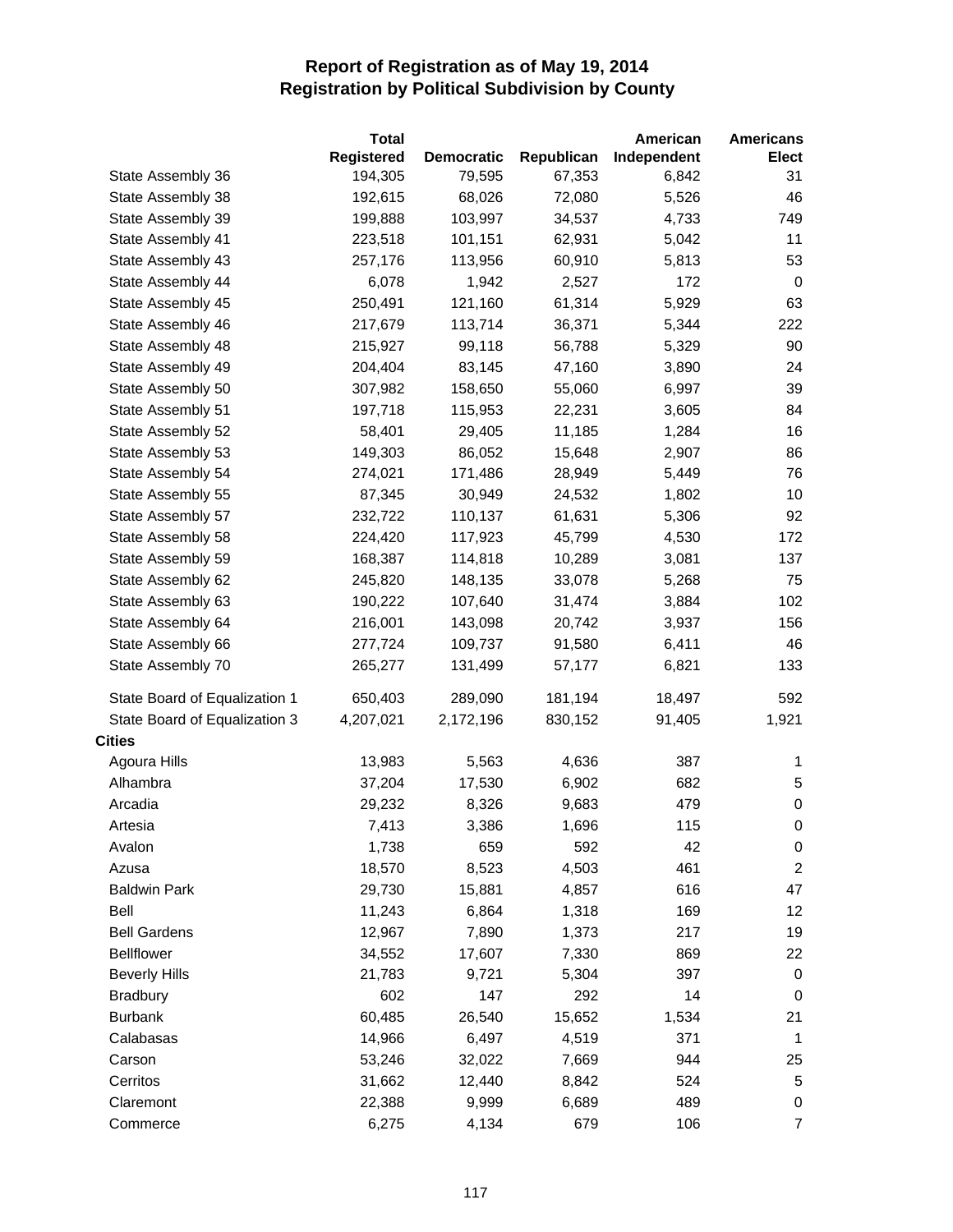# Report of Registration as of May 19, 2014
## Registration by Political Subdivision by County

| | Total Registered | Democratic | Republican | American Independent | Americans Elect |
|---|---|---|---|---|---|
| State Assembly 36 | 194,305 | 79,595 | 67,353 | 6,842 | 31 |
| State Assembly 38 | 192,615 | 68,026 | 72,080 | 5,526 | 46 |
| State Assembly 39 | 199,888 | 103,997 | 34,537 | 4,733 | 749 |
| State Assembly 41 | 223,518 | 101,151 | 62,931 | 5,042 | 11 |
| State Assembly 43 | 257,176 | 113,956 | 60,910 | 5,813 | 53 |
| State Assembly 44 | 6,078 | 1,942 | 2,527 | 172 | 0 |
| State Assembly 45 | 250,491 | 121,160 | 61,314 | 5,929 | 63 |
| State Assembly 46 | 217,679 | 113,714 | 36,371 | 5,344 | 222 |
| State Assembly 48 | 215,927 | 99,118 | 56,788 | 5,329 | 90 |
| State Assembly 49 | 204,404 | 83,145 | 47,160 | 3,890 | 24 |
| State Assembly 50 | 307,982 | 158,650 | 55,060 | 6,997 | 39 |
| State Assembly 51 | 197,718 | 115,953 | 22,231 | 3,605 | 84 |
| State Assembly 52 | 58,401 | 29,405 | 11,185 | 1,284 | 16 |
| State Assembly 53 | 149,303 | 86,052 | 15,648 | 2,907 | 86 |
| State Assembly 54 | 274,021 | 171,486 | 28,949 | 5,449 | 76 |
| State Assembly 55 | 87,345 | 30,949 | 24,532 | 1,802 | 10 |
| State Assembly 57 | 232,722 | 110,137 | 61,631 | 5,306 | 92 |
| State Assembly 58 | 224,420 | 117,923 | 45,799 | 4,530 | 172 |
| State Assembly 59 | 168,387 | 114,818 | 10,289 | 3,081 | 137 |
| State Assembly 62 | 245,820 | 148,135 | 33,078 | 5,268 | 75 |
| State Assembly 63 | 190,222 | 107,640 | 31,474 | 3,884 | 102 |
| State Assembly 64 | 216,001 | 143,098 | 20,742 | 3,937 | 156 |
| State Assembly 66 | 277,724 | 109,737 | 91,580 | 6,411 | 46 |
| State Assembly 70 | 265,277 | 131,499 | 57,177 | 6,821 | 133 |
| State Board of Equalization 1 | 650,403 | 289,090 | 181,194 | 18,497 | 592 |
| State Board of Equalization 3 | 4,207,021 | 2,172,196 | 830,152 | 91,405 | 1,921 |
| **Cities** | | | | | |
| Agoura Hills | 13,983 | 5,563 | 4,636 | 387 | 1 |
| Alhambra | 37,204 | 17,530 | 6,902 | 682 | 5 |
| Arcadia | 29,232 | 8,326 | 9,683 | 479 | 0 |
| Artesia | 7,413 | 3,386 | 1,696 | 115 | 0 |
| Avalon | 1,738 | 659 | 592 | 42 | 0 |
| Azusa | 18,570 | 8,523 | 4,503 | 461 | 2 |
| Baldwin Park | 29,730 | 15,881 | 4,857 | 616 | 47 |
| Bell | 11,243 | 6,864 | 1,318 | 169 | 12 |
| Bell Gardens | 12,967 | 7,890 | 1,373 | 217 | 19 |
| Bellflower | 34,552 | 17,607 | 7,330 | 869 | 22 |
| Beverly Hills | 21,783 | 9,721 | 5,304 | 397 | 0 |
| Bradbury | 602 | 147 | 292 | 14 | 0 |
| Burbank | 60,485 | 26,540 | 15,652 | 1,534 | 21 |
| Calabasas | 14,966 | 6,497 | 4,519 | 371 | 1 |
| Carson | 53,246 | 32,022 | 7,669 | 944 | 25 |
| Cerritos | 31,662 | 12,440 | 8,842 | 524 | 5 |
| Claremont | 22,388 | 9,999 | 6,689 | 489 | 0 |
| Commerce | 6,275 | 4,134 | 679 | 106 | 7 |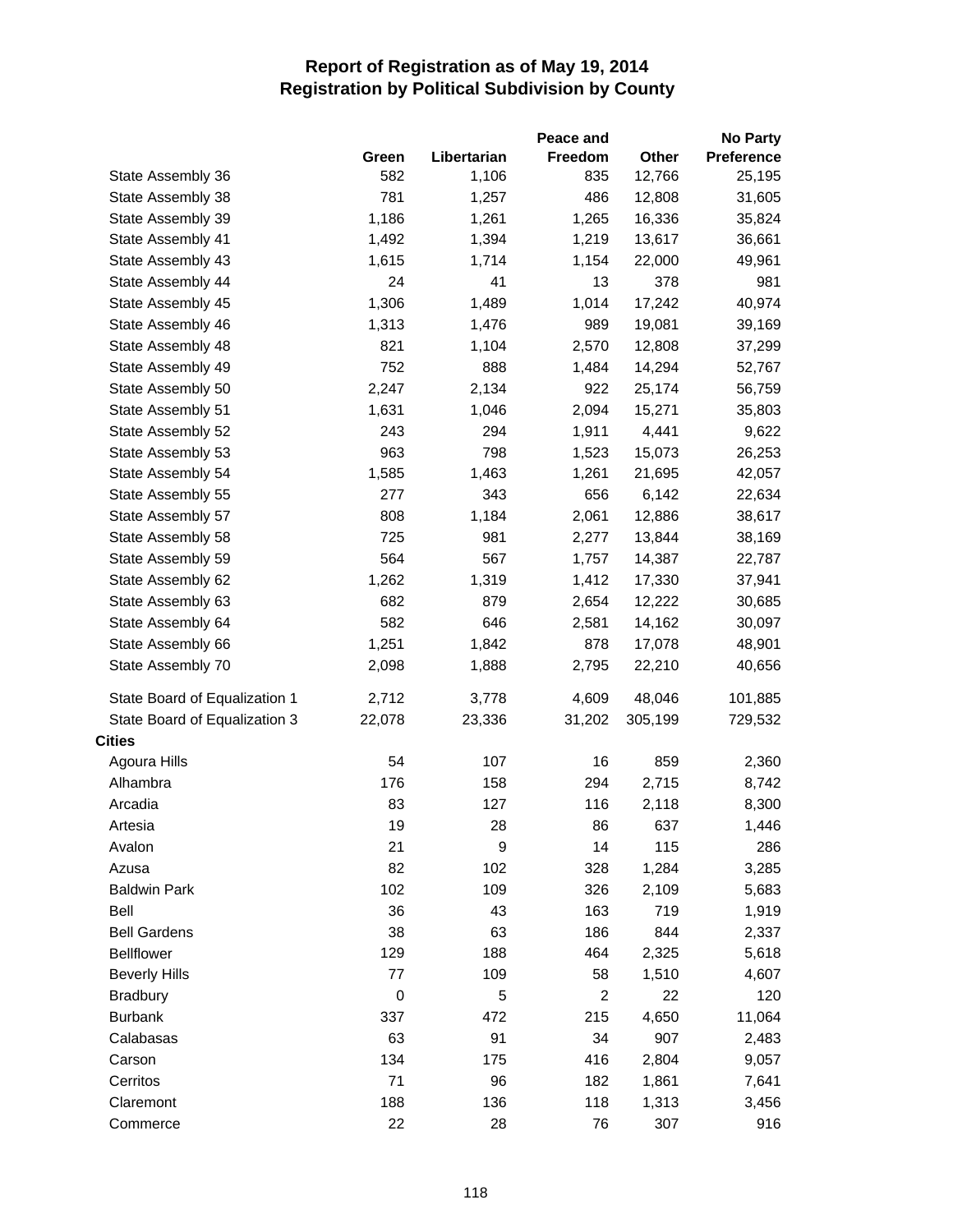# Report of Registration as of May 19, 2014
## Registration by Political Subdivision by County

| | Green | Libertarian | Peace and Freedom | Other | No Party Preference |
|---|---|---|---|---|---|
| State Assembly 36 | 582 | 1,106 | 835 | 12,766 | 25,195 |
| State Assembly 38 | 781 | 1,257 | 486 | 12,808 | 31,605 |
| State Assembly 39 | 1,186 | 1,261 | 1,265 | 16,336 | 35,824 |
| State Assembly 41 | 1,492 | 1,394 | 1,219 | 13,617 | 36,661 |
| State Assembly 43 | 1,615 | 1,714 | 1,154 | 22,000 | 49,961 |
| State Assembly 44 | 24 | 41 | 13 | 378 | 981 |
| State Assembly 45 | 1,306 | 1,489 | 1,014 | 17,242 | 40,974 |
| State Assembly 46 | 1,313 | 1,476 | 989 | 19,081 | 39,169 |
| State Assembly 48 | 821 | 1,104 | 2,570 | 12,808 | 37,299 |
| State Assembly 49 | 752 | 888 | 1,484 | 14,294 | 52,767 |
| State Assembly 50 | 2,247 | 2,134 | 922 | 25,174 | 56,759 |
| State Assembly 51 | 1,631 | 1,046 | 2,094 | 15,271 | 35,803 |
| State Assembly 52 | 243 | 294 | 1,911 | 4,441 | 9,622 |
| State Assembly 53 | 963 | 798 | 1,523 | 15,073 | 26,253 |
| State Assembly 54 | 1,585 | 1,463 | 1,261 | 21,695 | 42,057 |
| State Assembly 55 | 277 | 343 | 656 | 6,142 | 22,634 |
| State Assembly 57 | 808 | 1,184 | 2,061 | 12,886 | 38,617 |
| State Assembly 58 | 725 | 981 | 2,277 | 13,844 | 38,169 |
| State Assembly 59 | 564 | 567 | 1,757 | 14,387 | 22,787 |
| State Assembly 62 | 1,262 | 1,319 | 1,412 | 17,330 | 37,941 |
| State Assembly 63 | 682 | 879 | 2,654 | 12,222 | 30,685 |
| State Assembly 64 | 582 | 646 | 2,581 | 14,162 | 30,097 |
| State Assembly 66 | 1,251 | 1,842 | 878 | 17,078 | 48,901 |
| State Assembly 70 | 2,098 | 1,888 | 2,795 | 22,210 | 40,656 |
| State Board of Equalization 1 | 2,712 | 3,778 | 4,609 | 48,046 | 101,885 |
| State Board of Equalization 3 | 22,078 | 23,336 | 31,202 | 305,199 | 729,532 |
| **Cities** | | | | | |
| Agoura Hills | 54 | 107 | 16 | 859 | 2,360 |
| Alhambra | 176 | 158 | 294 | 2,715 | 8,742 |
| Arcadia | 83 | 127 | 116 | 2,118 | 8,300 |
| Artesia | 19 | 28 | 86 | 637 | 1,446 |
| Avalon | 21 | 9 | 14 | 115 | 286 |
| Azusa | 82 | 102 | 328 | 1,284 | 3,285 |
| Baldwin Park | 102 | 109 | 326 | 2,109 | 5,683 |
| Bell | 36 | 43 | 163 | 719 | 1,919 |
| Bell Gardens | 38 | 63 | 186 | 844 | 2,337 |
| Bellflower | 129 | 188 | 464 | 2,325 | 5,618 |
| Beverly Hills | 77 | 109 | 58 | 1,510 | 4,607 |
| Bradbury | 0 | 5 | 2 | 22 | 120 |
| Burbank | 337 | 472 | 215 | 4,650 | 11,064 |
| Calabasas | 63 | 91 | 34 | 907 | 2,483 |
| Carson | 134 | 175 | 416 | 2,804 | 9,057 |
| Cerritos | 71 | 96 | 182 | 1,861 | 7,641 |
| Claremont | 188 | 136 | 118 | 1,313 | 3,456 |
| Commerce | 22 | 28 | 76 | 307 | 916 |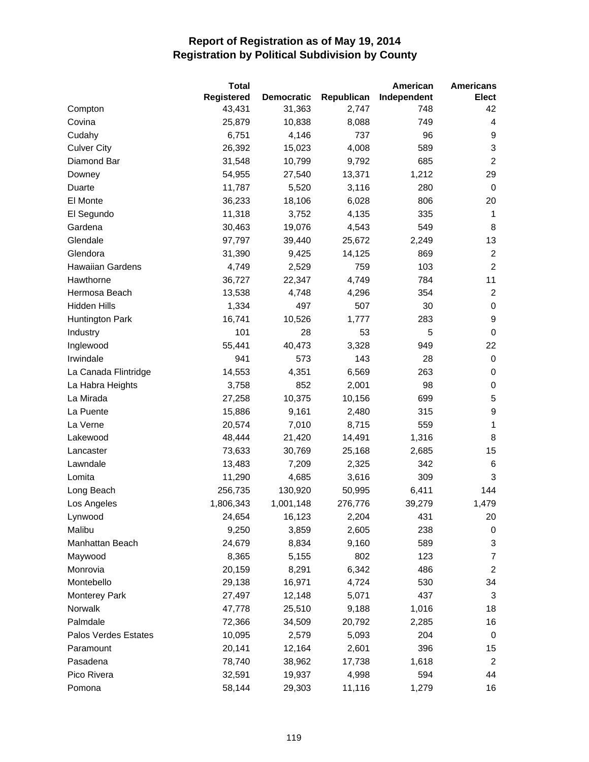# Report of Registration as of May 19, 2014
## Registration by Political Subdivision by County

| | Total Registered | Democratic | Republican | American Independent | Americans Elect |
|---|---|---|---|---|---|
| Compton | 43,431 | 31,363 | 2,747 | 748 | 42 |
| Covina | 25,879 | 10,838 | 8,088 | 749 | 4 |
| Cudahy | 6,751 | 4,146 | 737 | 96 | 9 |
| Culver City | 26,392 | 15,023 | 4,008 | 589 | 3 |
| Diamond Bar | 31,548 | 10,799 | 9,792 | 685 | 2 |
| Downey | 54,955 | 27,540 | 13,371 | 1,212 | 29 |
| Duarte | 11,787 | 5,520 | 3,116 | 280 | 0 |
| El Monte | 36,233 | 18,106 | 6,028 | 806 | 20 |
| El Segundo | 11,318 | 3,752 | 4,135 | 335 | 1 |
| Gardena | 30,463 | 19,076 | 4,543 | 549 | 8 |
| Glendale | 97,797 | 39,440 | 25,672 | 2,249 | 13 |
| Glendora | 31,390 | 9,425 | 14,125 | 869 | 2 |
| Hawaiian Gardens | 4,749 | 2,529 | 759 | 103 | 2 |
| Hawthorne | 36,727 | 22,347 | 4,749 | 784 | 11 |
| Hermosa Beach | 13,538 | 4,748 | 4,296 | 354 | 2 |
| Hidden Hills | 1,334 | 497 | 507 | 30 | 0 |
| Huntington Park | 16,741 | 10,526 | 1,777 | 283 | 9 |
| Industry | 101 | 28 | 53 | 5 | 0 |
| Inglewood | 55,441 | 40,473 | 3,328 | 949 | 22 |
| Irwindale | 941 | 573 | 143 | 28 | 0 |
| La Canada Flintridge | 14,553 | 4,351 | 6,569 | 263 | 0 |
| La Habra Heights | 3,758 | 852 | 2,001 | 98 | 0 |
| La Mirada | 27,258 | 10,375 | 10,156 | 699 | 5 |
| La Puente | 15,886 | 9,161 | 2,480 | 315 | 9 |
| La Verne | 20,574 | 7,010 | 8,715 | 559 | 1 |
| Lakewood | 48,444 | 21,420 | 14,491 | 1,316 | 8 |
| Lancaster | 73,633 | 30,769 | 25,168 | 2,685 | 15 |
| Lawndale | 13,483 | 7,209 | 2,325 | 342 | 6 |
| Lomita | 11,290 | 4,685 | 3,616 | 309 | 3 |
| Long Beach | 256,735 | 130,920 | 50,995 | 6,411 | 144 |
| Los Angeles | 1,806,343 | 1,001,148 | 276,776 | 39,279 | 1,479 |
| Lynwood | 24,654 | 16,123 | 2,204 | 431 | 20 |
| Malibu | 9,250 | 3,859 | 2,605 | 238 | 0 |
| Manhattan Beach | 24,679 | 8,834 | 9,160 | 589 | 3 |
| Maywood | 8,365 | 5,155 | 802 | 123 | 7 |
| Monrovia | 20,159 | 8,291 | 6,342 | 486 | 2 |
| Montebello | 29,138 | 16,971 | 4,724 | 530 | 34 |
| Monterey Park | 27,497 | 12,148 | 5,071 | 437 | 3 |
| Norwalk | 47,778 | 25,510 | 9,188 | 1,016 | 18 |
| Palmdale | 72,366 | 34,509 | 20,792 | 2,285 | 16 |
| Palos Verdes Estates | 10,095 | 2,579 | 5,093 | 204 | 0 |
| Paramount | 20,141 | 12,164 | 2,601 | 396 | 15 |
| Pasadena | 78,740 | 38,962 | 17,738 | 1,618 | 2 |
| Pico Rivera | 32,591 | 19,937 | 4,998 | 594 | 44 |
| Pomona | 58,144 | 29,303 | 11,116 | 1,279 | 16 |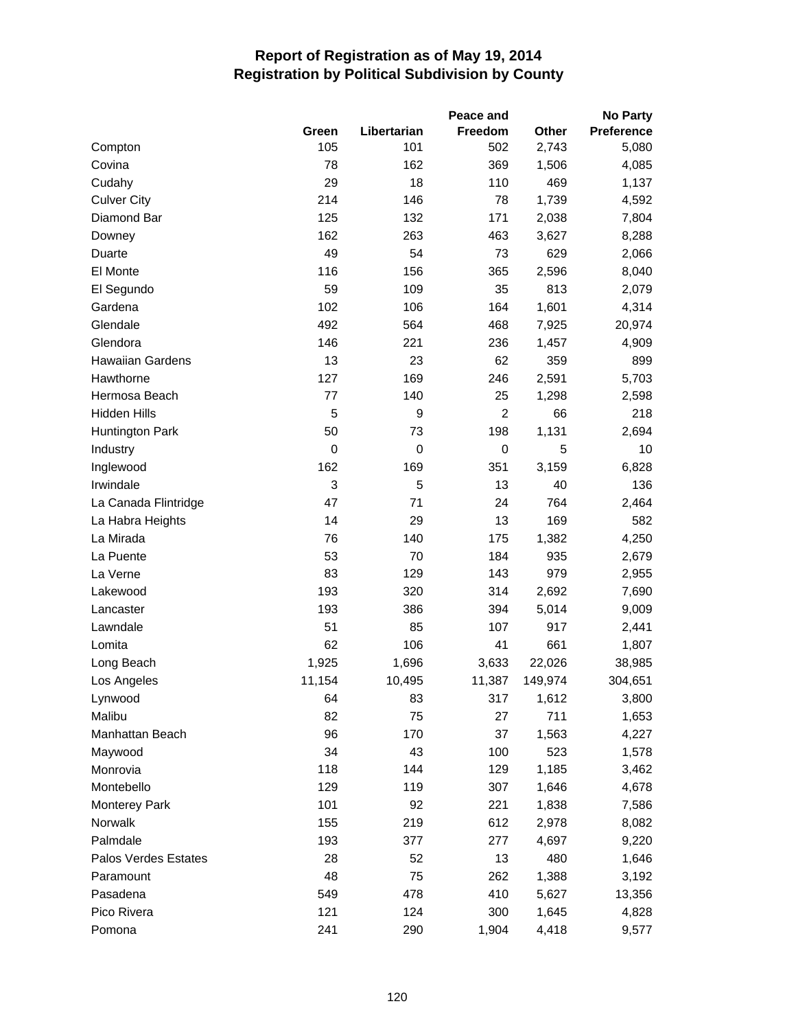# Report of Registration as of May 19, 2014
## Registration by Political Subdivision by County

| | Green | Libertarian | Peace and Freedom | Other | No Party Preference |
|---|---|---|---|---|---|
| Compton | 105 | 101 | 502 | 2,743 | 5,080 |
| Covina | 78 | 162 | 369 | 1,506 | 4,085 |
| Cudahy | 29 | 18 | 110 | 469 | 1,137 |
| Culver City | 214 | 146 | 78 | 1,739 | 4,592 |
| Diamond Bar | 125 | 132 | 171 | 2,038 | 7,804 |
| Downey | 162 | 263 | 463 | 3,627 | 8,288 |
| Duarte | 49 | 54 | 73 | 629 | 2,066 |
| El Monte | 116 | 156 | 365 | 2,596 | 8,040 |
| El Segundo | 59 | 109 | 35 | 813 | 2,079 |
| Gardena | 102 | 106 | 164 | 1,601 | 4,314 |
| Glendale | 492 | 564 | 468 | 7,925 | 20,974 |
| Glendora | 146 | 221 | 236 | 1,457 | 4,909 |
| Hawaiian Gardens | 13 | 23 | 62 | 359 | 899 |
| Hawthorne | 127 | 169 | 246 | 2,591 | 5,703 |
| Hermosa Beach | 77 | 140 | 25 | 1,298 | 2,598 |
| Hidden Hills | 5 | 9 | 2 | 66 | 218 |
| Huntington Park | 50 | 73 | 198 | 1,131 | 2,694 |
| Industry | 0 | 0 | 0 | 5 | 10 |
| Inglewood | 162 | 169 | 351 | 3,159 | 6,828 |
| Irwindale | 3 | 5 | 13 | 40 | 136 |
| La Canada Flintridge | 47 | 71 | 24 | 764 | 2,464 |
| La Habra Heights | 14 | 29 | 13 | 169 | 582 |
| La Mirada | 76 | 140 | 175 | 1,382 | 4,250 |
| La Puente | 53 | 70 | 184 | 935 | 2,679 |
| La Verne | 83 | 129 | 143 | 979 | 2,955 |
| Lakewood | 193 | 320 | 314 | 2,692 | 7,690 |
| Lancaster | 193 | 386 | 394 | 5,014 | 9,009 |
| Lawndale | 51 | 85 | 107 | 917 | 2,441 |
| Lomita | 62 | 106 | 41 | 661 | 1,807 |
| Long Beach | 1,925 | 1,696 | 3,633 | 22,026 | 38,985 |
| Los Angeles | 11,154 | 10,495 | 11,387 | 149,974 | 304,651 |
| Lynwood | 64 | 83 | 317 | 1,612 | 3,800 |
| Malibu | 82 | 75 | 27 | 711 | 1,653 |
| Manhattan Beach | 96 | 170 | 37 | 1,563 | 4,227 |
| Maywood | 34 | 43 | 100 | 523 | 1,578 |
| Monrovia | 118 | 144 | 129 | 1,185 | 3,462 |
| Montebello | 129 | 119 | 307 | 1,646 | 4,678 |
| Monterey Park | 101 | 92 | 221 | 1,838 | 7,586 |
| Norwalk | 155 | 219 | 612 | 2,978 | 8,082 |
| Palmdale | 193 | 377 | 277 | 4,697 | 9,220 |
| Palos Verdes Estates | 28 | 52 | 13 | 480 | 1,646 |
| Paramount | 48 | 75 | 262 | 1,388 | 3,192 |
| Pasadena | 549 | 478 | 410 | 5,627 | 13,356 |
| Pico Rivera | 121 | 124 | 300 | 1,645 | 4,828 |
| Pomona | 241 | 290 | 1,904 | 4,418 | 9,577 |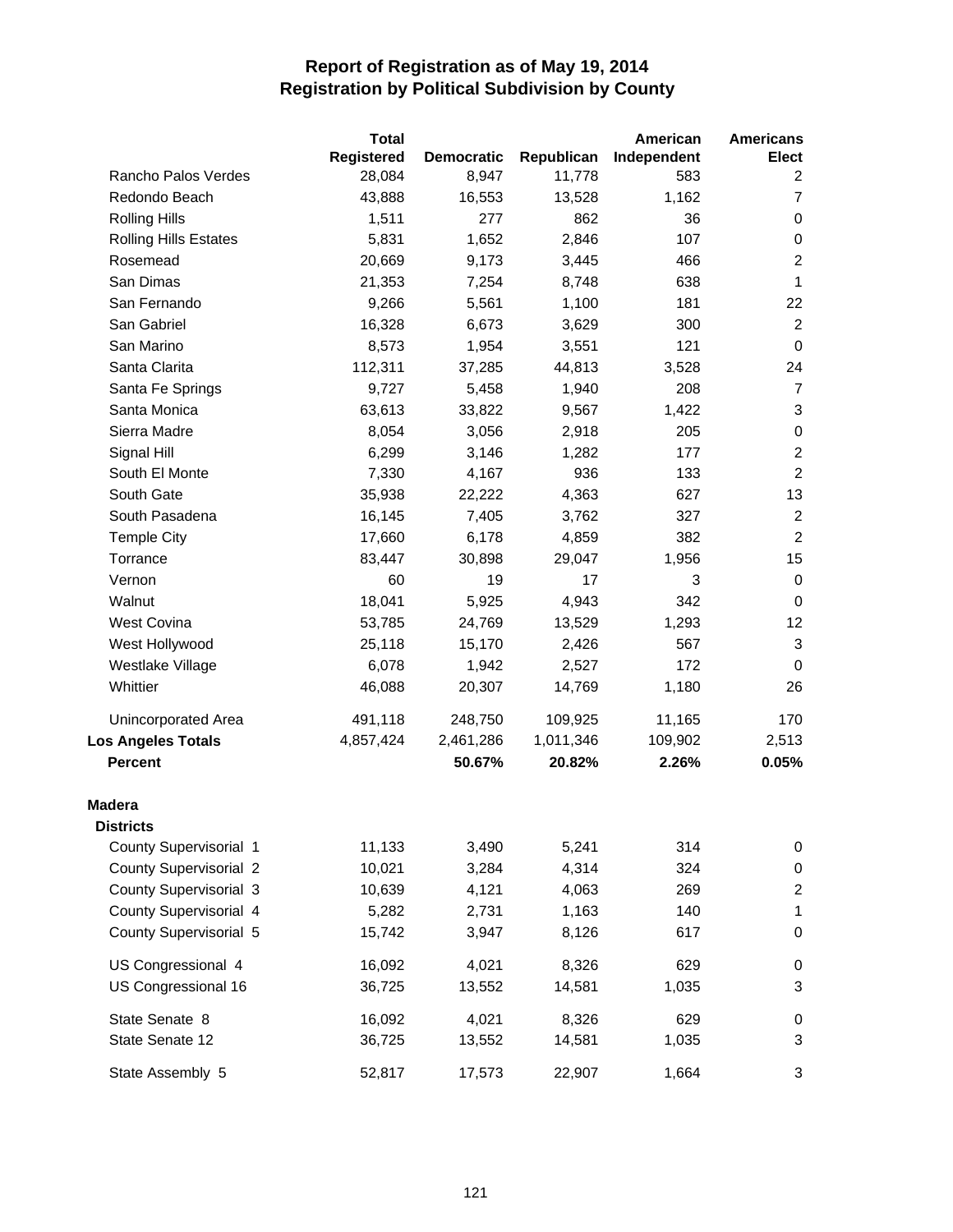# Report of Registration as of May 19, 2014
## Registration by Political Subdivision by County

| | Total Registered | Democratic | Republican | American Independent | Americans Elect |
|---|---|---|---|---|---|
| Rancho Palos Verdes | 28,084 | 8,947 | 11,778 | 583 | 2 |
| Redondo Beach | 43,888 | 16,553 | 13,528 | 1,162 | 7 |
| Rolling Hills | 1,511 | 277 | 862 | 36 | 0 |
| Rolling Hills Estates | 5,831 | 1,652 | 2,846 | 107 | 0 |
| Rosemead | 20,669 | 9,173 | 3,445 | 466 | 2 |
| San Dimas | 21,353 | 7,254 | 8,748 | 638 | 1 |
| San Fernando | 9,266 | 5,561 | 1,100 | 181 | 22 |
| San Gabriel | 16,328 | 6,673 | 3,629 | 300 | 2 |
| San Marino | 8,573 | 1,954 | 3,551 | 121 | 0 |
| Santa Clarita | 112,311 | 37,285 | 44,813 | 3,528 | 24 |
| Santa Fe Springs | 9,727 | 5,458 | 1,940 | 208 | 7 |
| Santa Monica | 63,613 | 33,822 | 9,567 | 1,422 | 3 |
| Sierra Madre | 8,054 | 3,056 | 2,918 | 205 | 0 |
| Signal Hill | 6,299 | 3,146 | 1,282 | 177 | 2 |
| South El Monte | 7,330 | 4,167 | 936 | 133 | 2 |
| South Gate | 35,938 | 22,222 | 4,363 | 627 | 13 |
| South Pasadena | 16,145 | 7,405 | 3,762 | 327 | 2 |
| Temple City | 17,660 | 6,178 | 4,859 | 382 | 2 |
| Torrance | 83,447 | 30,898 | 29,047 | 1,956 | 15 |
| Vernon | 60 | 19 | 17 | 3 | 0 |
| Walnut | 18,041 | 5,925 | 4,943 | 342 | 0 |
| West Covina | 53,785 | 24,769 | 13,529 | 1,293 | 12 |
| West Hollywood | 25,118 | 15,170 | 2,426 | 567 | 3 |
| Westlake Village | 6,078 | 1,942 | 2,527 | 172 | 0 |
| Whittier | 46,088 | 20,307 | 14,769 | 1,180 | 26 |
| Unincorporated Area | 491,118 | 248,750 | 109,925 | 11,165 | 170 |
| **Los Angeles Totals** | 4,857,424 | 2,461,286 | 1,011,346 | 109,902 | 2,513 |
| **Percent** | | **50.67%** | **20.82%** | **2.26%** | **0.05%** |
| **Madera** | | | | | |
| **Districts** | | | | | |
| County Supervisorial 1 | 11,133 | 3,490 | 5,241 | 314 | 0 |
| County Supervisorial 2 | 10,021 | 3,284 | 4,314 | 324 | 0 |
| County Supervisorial 3 | 10,639 | 4,121 | 4,063 | 269 | 2 |
| County Supervisorial 4 | 5,282 | 2,731 | 1,163 | 140 | 1 |
| County Supervisorial 5 | 15,742 | 3,947 | 8,126 | 617 | 0 |
| US Congressional 4 | 16,092 | 4,021 | 8,326 | 629 | 0 |
| US Congressional 16 | 36,725 | 13,552 | 14,581 | 1,035 | 3 |
| State Senate 8 | 16,092 | 4,021 | 8,326 | 629 | 0 |
| State Senate 12 | 36,725 | 13,552 | 14,581 | 1,035 | 3 |
| State Assembly 5 | 52,817 | 17,573 | 22,907 | 1,664 | 3 |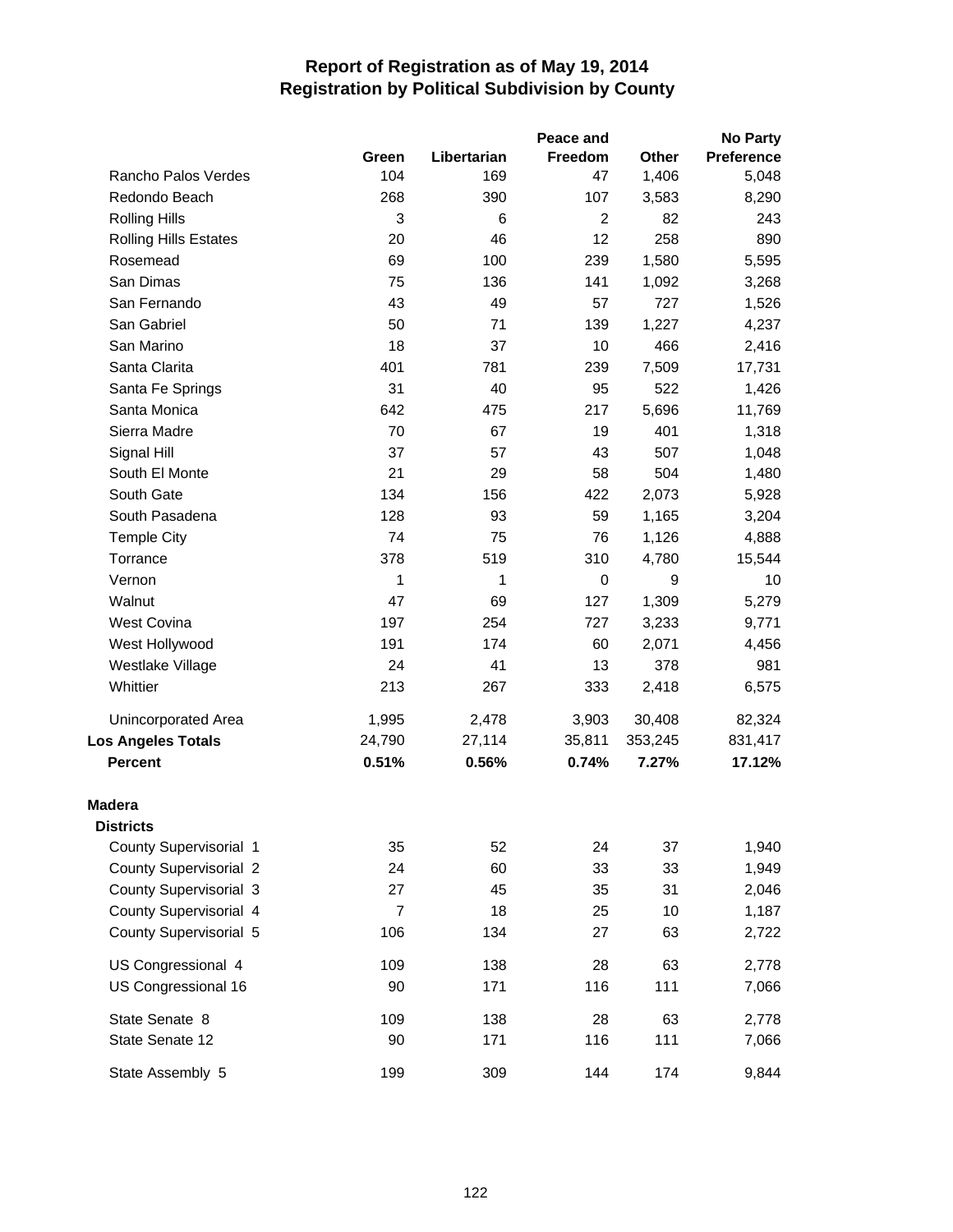# Report of Registration as of May 19, 2014
## Registration by Political Subdivision by County

| | Green | Libertarian | Peace and Freedom | Other | No Party Preference |
|---|---|---|---|---|---|
| Rancho Palos Verdes | 104 | 169 | 47 | 1,406 | 5,048 |
| Redondo Beach | 268 | 390 | 107 | 3,583 | 8,290 |
| Rolling Hills | 3 | 6 | 2 | 82 | 243 |
| Rolling Hills Estates | 20 | 46 | 12 | 258 | 890 |
| Rosemead | 69 | 100 | 239 | 1,580 | 5,595 |
| San Dimas | 75 | 136 | 141 | 1,092 | 3,268 |
| San Fernando | 43 | 49 | 57 | 727 | 1,526 |
| San Gabriel | 50 | 71 | 139 | 1,227 | 4,237 |
| San Marino | 18 | 37 | 10 | 466 | 2,416 |
| Santa Clarita | 401 | 781 | 239 | 7,509 | 17,731 |
| Santa Fe Springs | 31 | 40 | 95 | 522 | 1,426 |
| Santa Monica | 642 | 475 | 217 | 5,696 | 11,769 |
| Sierra Madre | 70 | 67 | 19 | 401 | 1,318 |
| Signal Hill | 37 | 57 | 43 | 507 | 1,048 |
| South El Monte | 21 | 29 | 58 | 504 | 1,480 |
| South Gate | 134 | 156 | 422 | 2,073 | 5,928 |
| South Pasadena | 128 | 93 | 59 | 1,165 | 3,204 |
| Temple City | 74 | 75 | 76 | 1,126 | 4,888 |
| Torrance | 378 | 519 | 310 | 4,780 | 15,544 |
| Vernon | 1 | 1 | 0 | 9 | 10 |
| Walnut | 47 | 69 | 127 | 1,309 | 5,279 |
| West Covina | 197 | 254 | 727 | 3,233 | 9,771 |
| West Hollywood | 191 | 174 | 60 | 2,071 | 4,456 |
| Westlake Village | 24 | 41 | 13 | 378 | 981 |
| Whittier | 213 | 267 | 333 | 2,418 | 6,575 |
| Unincorporated Area | 1,995 | 2,478 | 3,903 | 30,408 | 82,324 |
| **Los Angeles Totals** | 24,790 | 27,114 | 35,811 | 353,245 | 831,417 |
| **Percent** | **0.51%** | **0.56%** | **0.74%** | **7.27%** | **17.12%** |
| **Madera** | | | | | |
| **Districts** | | | | | |
| County Supervisorial 1 | 35 | 52 | 24 | 37 | 1,940 |
| County Supervisorial 2 | 24 | 60 | 33 | 33 | 1,949 |
| County Supervisorial 3 | 27 | 45 | 35 | 31 | 2,046 |
| County Supervisorial 4 | 7 | 18 | 25 | 10 | 1,187 |
| County Supervisorial 5 | 106 | 134 | 27 | 63 | 2,722 |
| US Congressional 4 | 109 | 138 | 28 | 63 | 2,778 |
| US Congressional 16 | 90 | 171 | 116 | 111 | 7,066 |
| State Senate 8 | 109 | 138 | 28 | 63 | 2,778 |
| State Senate 12 | 90 | 171 | 116 | 111 | 7,066 |
| State Assembly 5 | 199 | 309 | 144 | 174 | 9,844 |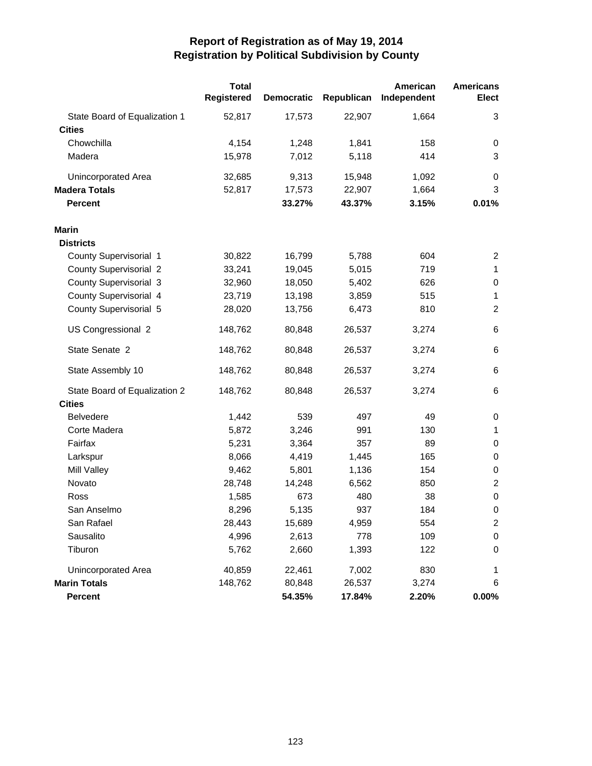# Report of Registration as of May 19, 2014
## Registration by Political Subdivision by County

| | Total Registered | Democratic | Republican | American Independent | Americans Elect |
|---|---|---|---|---|---|
| State Board of Equalization 1 | 52,817 | 17,573 | 22,907 | 1,664 | 3 |
| **Cities** | | | | | |
| Chowchilla | 4,154 | 1,248 | 1,841 | 158 | 0 |
| Madera | 15,978 | 7,012 | 5,118 | 414 | 3 |
| Unincorporated Area | 32,685 | 9,313 | 15,948 | 1,092 | 0 |
| **Madera Totals** | 52,817 | 17,573 | 22,907 | 1,664 | 3 |
| **Percent** | | **33.27%** | **43.37%** | **3.15%** | **0.01%** |
| **Marin** | | | | | |
| **Districts** | | | | | |
| County Supervisorial 1 | 30,822 | 16,799 | 5,788 | 604 | 2 |
| County Supervisorial 2 | 33,241 | 19,045 | 5,015 | 719 | 1 |
| County Supervisorial 3 | 32,960 | 18,050 | 5,402 | 626 | 0 |
| County Supervisorial 4 | 23,719 | 13,198 | 3,859 | 515 | 1 |
| County Supervisorial 5 | 28,020 | 13,756 | 6,473 | 810 | 2 |
| US Congressional 2 | 148,762 | 80,848 | 26,537 | 3,274 | 6 |
| State Senate 2 | 148,762 | 80,848 | 26,537 | 3,274 | 6 |
| State Assembly 10 | 148,762 | 80,848 | 26,537 | 3,274 | 6 |
| State Board of Equalization 2 | 148,762 | 80,848 | 26,537 | 3,274 | 6 |
| **Cities** | | | | | |
| Belvedere | 1,442 | 539 | 497 | 49 | 0 |
| Corte Madera | 5,872 | 3,246 | 991 | 130 | 1 |
| Fairfax | 5,231 | 3,364 | 357 | 89 | 0 |
| Larkspur | 8,066 | 4,419 | 1,445 | 165 | 0 |
| Mill Valley | 9,462 | 5,801 | 1,136 | 154 | 0 |
| Novato | 28,748 | 14,248 | 6,562 | 850 | 2 |
| Ross | 1,585 | 673 | 480 | 38 | 0 |
| San Anselmo | 8,296 | 5,135 | 937 | 184 | 0 |
| San Rafael | 28,443 | 15,689 | 4,959 | 554 | 2 |
| Sausalito | 4,996 | 2,613 | 778 | 109 | 0 |
| Tiburon | 5,762 | 2,660 | 1,393 | 122 | 0 |
| Unincorporated Area | 40,859 | 22,461 | 7,002 | 830 | 1 |
| **Marin Totals** | 148,762 | 80,848 | 26,537 | 3,274 | 6 |
| **Percent** | | **54.35%** | **17.84%** | **2.20%** | **0.00%** |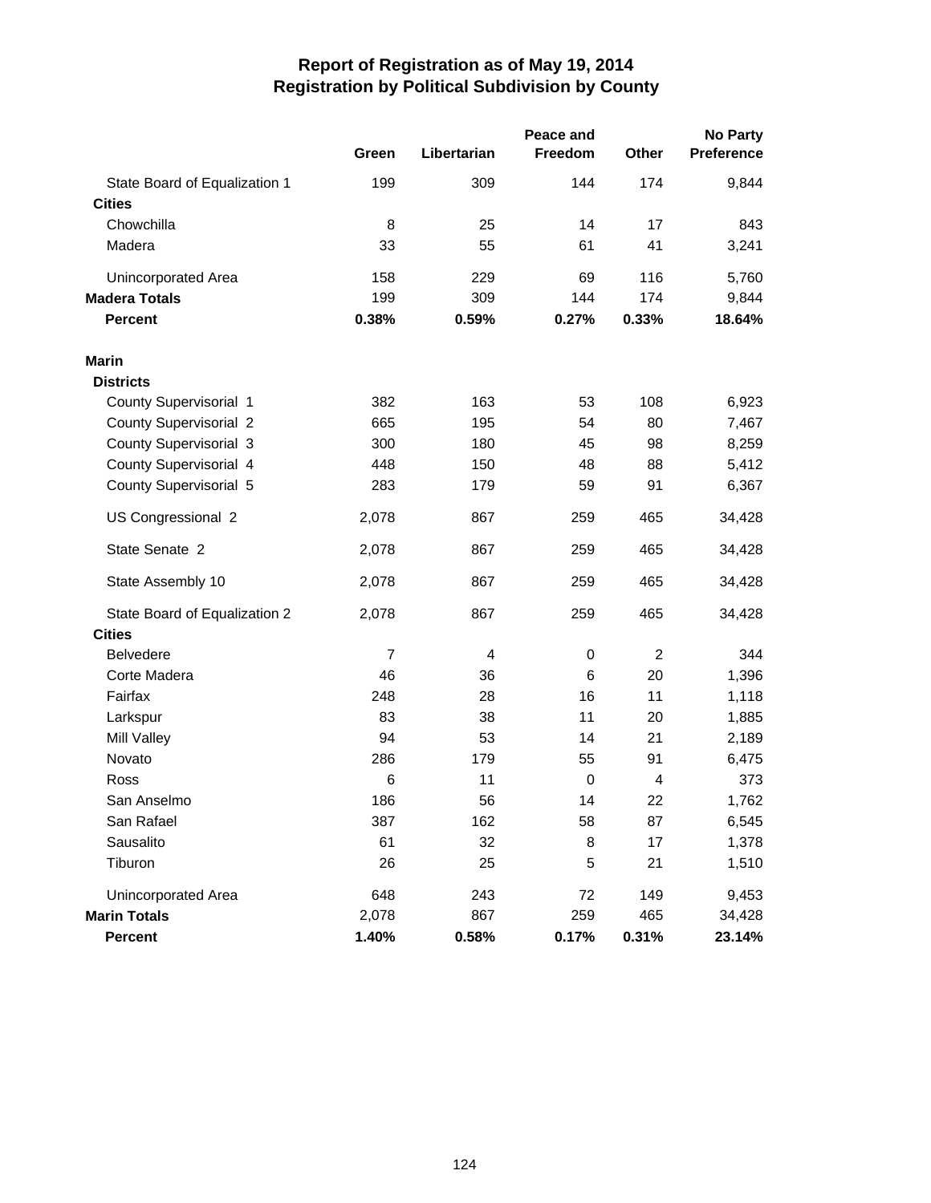# Report of Registration as of May 19, 2014
## Registration by Political Subdivision by County

| | Green | Libertarian | Peace and Freedom | Other | No Party Preference |
|---|---|---|---|---|---|
| State Board of Equalization 1 | 199 | 309 | 144 | 174 | 9,844 |
| **Cities** | | | | | |
| Chowchilla | 8 | 25 | 14 | 17 | 843 |
| Madera | 33 | 55 | 61 | 41 | 3,241 |
| Unincorporated Area | 158 | 229 | 69 | 116 | 5,760 |
| **Madera Totals** | 199 | 309 | 144 | 174 | 9,844 |
| **Percent** | **0.38%** | **0.59%** | **0.27%** | **0.33%** | **18.64%** |
| **Marin** | | | | | |
| **Districts** | | | | | |
| County Supervisorial 1 | 382 | 163 | 53 | 108 | 6,923 |
| County Supervisorial 2 | 665 | 195 | 54 | 80 | 7,467 |
| County Supervisorial 3 | 300 | 180 | 45 | 98 | 8,259 |
| County Supervisorial 4 | 448 | 150 | 48 | 88 | 5,412 |
| County Supervisorial 5 | 283 | 179 | 59 | 91 | 6,367 |
| US Congressional 2 | 2,078 | 867 | 259 | 465 | 34,428 |
| State Senate 2 | 2,078 | 867 | 259 | 465 | 34,428 |
| State Assembly 10 | 2,078 | 867 | 259 | 465 | 34,428 |
| State Board of Equalization 2 | 2,078 | 867 | 259 | 465 | 34,428 |
| **Cities** | | | | | |
| Belvedere | 7 | 4 | 0 | 2 | 344 |
| Corte Madera | 46 | 36 | 6 | 20 | 1,396 |
| Fairfax | 248 | 28 | 16 | 11 | 1,118 |
| Larkspur | 83 | 38 | 11 | 20 | 1,885 |
| Mill Valley | 94 | 53 | 14 | 21 | 2,189 |
| Novato | 286 | 179 | 55 | 91 | 6,475 |
| Ross | 6 | 11 | 0 | 4 | 373 |
| San Anselmo | 186 | 56 | 14 | 22 | 1,762 |
| San Rafael | 387 | 162 | 58 | 87 | 6,545 |
| Sausalito | 61 | 32 | 8 | 17 | 1,378 |
| Tiburon | 26 | 25 | 5 | 21 | 1,510 |
| Unincorporated Area | 648 | 243 | 72 | 149 | 9,453 |
| **Marin Totals** | 2,078 | 867 | 259 | 465 | 34,428 |
| **Percent** | **1.40%** | **0.58%** | **0.17%** | **0.31%** | **23.14%** |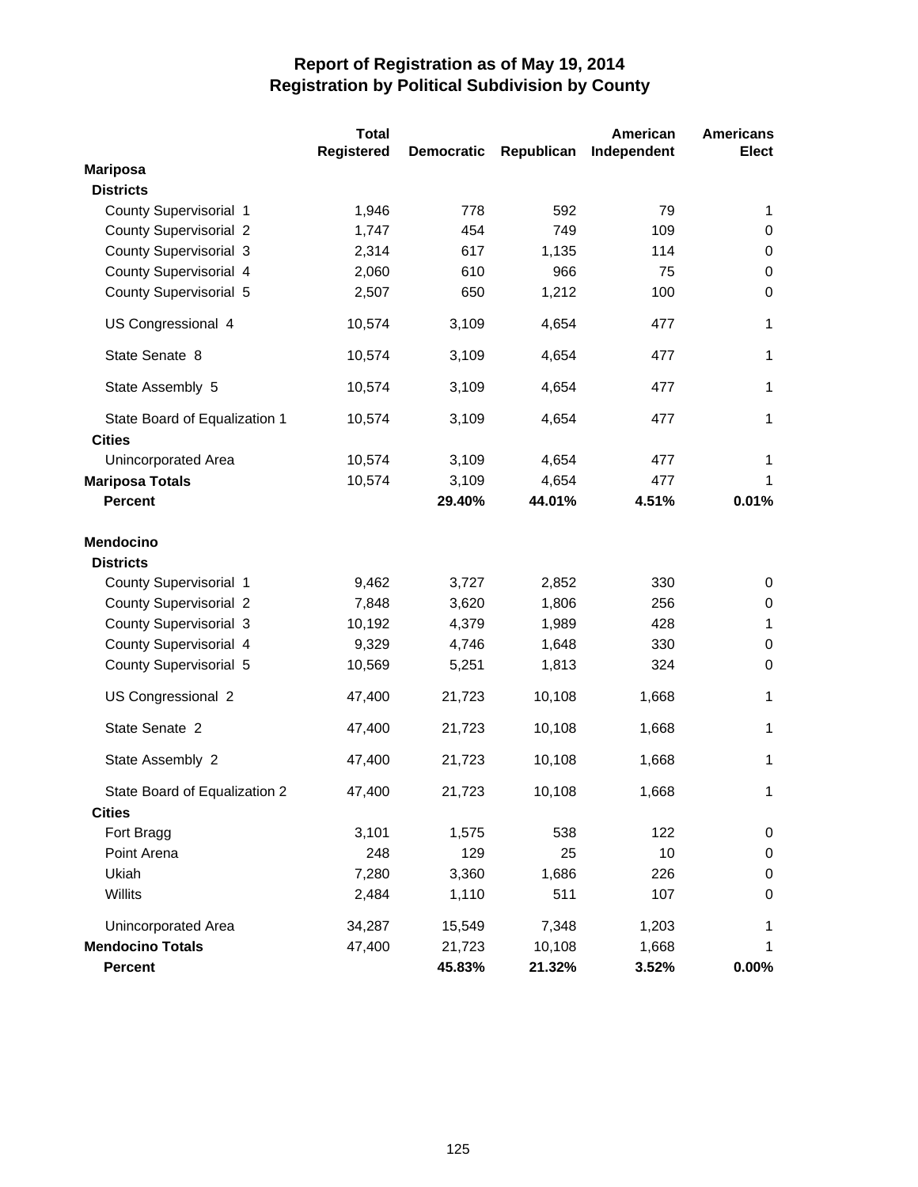# Report of Registration as of May 19, 2014
## Registration by Political Subdivision by County

| | Total Registered | Democratic | Republican | American Independent | Americans Elect |
|---|---|---|---|---|---|
| **Mariposa** | | | | | |
| **Districts** | | | | | |
| County Supervisorial 1 | 1,946 | 778 | 592 | 79 | 1 |
| County Supervisorial 2 | 1,747 | 454 | 749 | 109 | 0 |
| County Supervisorial 3 | 2,314 | 617 | 1,135 | 114 | 0 |
| County Supervisorial 4 | 2,060 | 610 | 966 | 75 | 0 |
| County Supervisorial 5 | 2,507 | 650 | 1,212 | 100 | 0 |
| US Congressional 4 | 10,574 | 3,109 | 4,654 | 477 | 1 |
| State Senate 8 | 10,574 | 3,109 | 4,654 | 477 | 1 |
| State Assembly 5 | 10,574 | 3,109 | 4,654 | 477 | 1 |
| State Board of Equalization 1 | 10,574 | 3,109 | 4,654 | 477 | 1 |
| **Cities** | | | | | |
| Unincorporated Area | 10,574 | 3,109 | 4,654 | 477 | 1 |
| **Mariposa Totals** | 10,574 | 3,109 | 4,654 | 477 | 1 |
| **Percent** | | **29.40%** | **44.01%** | **4.51%** | **0.01%** |
| **Mendocino** | | | | | |
| **Districts** | | | | | |
| County Supervisorial 1 | 9,462 | 3,727 | 2,852 | 330 | 0 |
| County Supervisorial 2 | 7,848 | 3,620 | 1,806 | 256 | 0 |
| County Supervisorial 3 | 10,192 | 4,379 | 1,989 | 428 | 1 |
| County Supervisorial 4 | 9,329 | 4,746 | 1,648 | 330 | 0 |
| County Supervisorial 5 | 10,569 | 5,251 | 1,813 | 324 | 0 |
| US Congressional 2 | 47,400 | 21,723 | 10,108 | 1,668 | 1 |
| State Senate 2 | 47,400 | 21,723 | 10,108 | 1,668 | 1 |
| State Assembly 2 | 47,400 | 21,723 | 10,108 | 1,668 | 1 |
| State Board of Equalization 2 | 47,400 | 21,723 | 10,108 | 1,668 | 1 |
| **Cities** | | | | | |
| Fort Bragg | 3,101 | 1,575 | 538 | 122 | 0 |
| Point Arena | 248 | 129 | 25 | 10 | 0 |
| Ukiah | 7,280 | 3,360 | 1,686 | 226 | 0 |
| Willits | 2,484 | 1,110 | 511 | 107 | 0 |
| Unincorporated Area | 34,287 | 15,549 | 7,348 | 1,203 | 1 |
| **Mendocino Totals** | 47,400 | 21,723 | 10,108 | 1,668 | 1 |
| **Percent** | | **45.83%** | **21.32%** | **3.52%** | **0.00%** |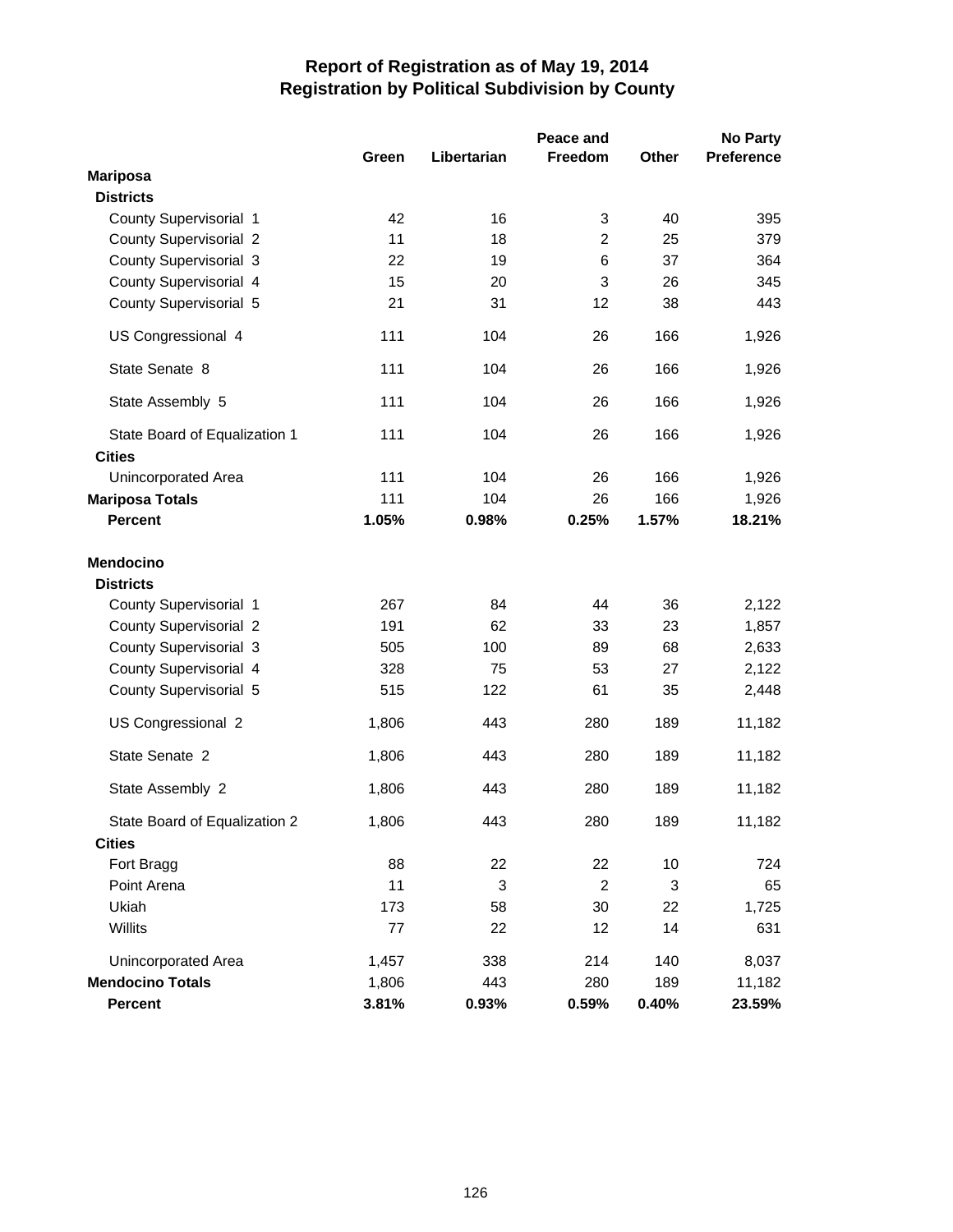# Report of Registration as of May 19, 2014
## Registration by Political Subdivision by County

| | Green | Libertarian | Peace and Freedom | Other | No Party Preference |
|---|---|---|---|---|---|
| **Mariposa** | | | | | |
| **Districts** | | | | | |
| County Supervisorial 1 | 42 | 16 | 3 | 40 | 395 |
| County Supervisorial 2 | 11 | 18 | 2 | 25 | 379 |
| County Supervisorial 3 | 22 | 19 | 6 | 37 | 364 |
| County Supervisorial 4 | 15 | 20 | 3 | 26 | 345 |
| County Supervisorial 5 | 21 | 31 | 12 | 38 | 443 |
| US Congressional 4 | 111 | 104 | 26 | 166 | 1,926 |
| State Senate 8 | 111 | 104 | 26 | 166 | 1,926 |
| State Assembly 5 | 111 | 104 | 26 | 166 | 1,926 |
| State Board of Equalization 1 | 111 | 104 | 26 | 166 | 1,926 |
| **Cities** | | | | | |
| Unincorporated Area | 111 | 104 | 26 | 166 | 1,926 |
| **Mariposa Totals** | 111 | 104 | 26 | 166 | 1,926 |
| **Percent** | **1.05%** | **0.98%** | **0.25%** | **1.57%** | **18.21%** |
| **Mendocino** | | | | | |
| **Districts** | | | | | |
| County Supervisorial 1 | 267 | 84 | 44 | 36 | 2,122 |
| County Supervisorial 2 | 191 | 62 | 33 | 23 | 1,857 |
| County Supervisorial 3 | 505 | 100 | 89 | 68 | 2,633 |
| County Supervisorial 4 | 328 | 75 | 53 | 27 | 2,122 |
| County Supervisorial 5 | 515 | 122 | 61 | 35 | 2,448 |
| US Congressional 2 | 1,806 | 443 | 280 | 189 | 11,182 |
| State Senate 2 | 1,806 | 443 | 280 | 189 | 11,182 |
| State Assembly 2 | 1,806 | 443 | 280 | 189 | 11,182 |
| State Board of Equalization 2 | 1,806 | 443 | 280 | 189 | 11,182 |
| **Cities** | | | | | |
| Fort Bragg | 88 | 22 | 22 | 10 | 724 |
| Point Arena | 11 | 3 | 2 | 3 | 65 |
| Ukiah | 173 | 58 | 30 | 22 | 1,725 |
| Willits | 77 | 22 | 12 | 14 | 631 |
| Unincorporated Area | 1,457 | 338 | 214 | 140 | 8,037 |
| **Mendocino Totals** | 1,806 | 443 | 280 | 189 | 11,182 |
| **Percent** | **3.81%** | **0.93%** | **0.59%** | **0.40%** | **23.59%** |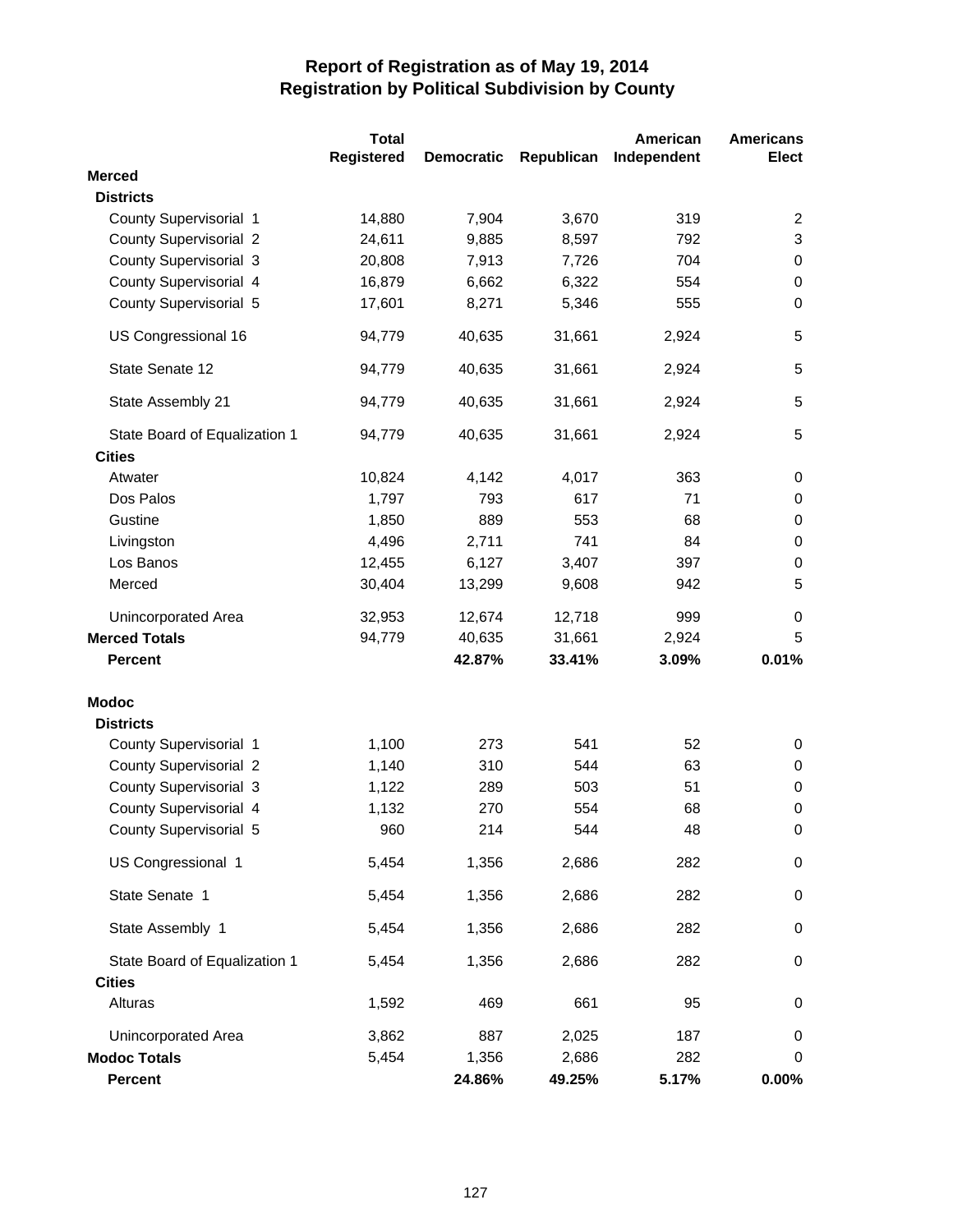# Report of Registration as of May 19, 2014
## Registration by Political Subdivision by County

| | Total Registered | Democratic | Republican | American Independent | Americans Elect |
|---|---|---|---|---|---|
| **Merced** | | | | | |
| **Districts** | | | | | |
| County Supervisorial 1 | 14,880 | 7,904 | 3,670 | 319 | 2 |
| County Supervisorial 2 | 24,611 | 9,885 | 8,597 | 792 | 3 |
| County Supervisorial 3 | 20,808 | 7,913 | 7,726 | 704 | 0 |
| County Supervisorial 4 | 16,879 | 6,662 | 6,322 | 554 | 0 |
| County Supervisorial 5 | 17,601 | 8,271 | 5,346 | 555 | 0 |
| US Congressional 16 | 94,779 | 40,635 | 31,661 | 2,924 | 5 |
| State Senate 12 | 94,779 | 40,635 | 31,661 | 2,924 | 5 |
| State Assembly 21 | 94,779 | 40,635 | 31,661 | 2,924 | 5 |
| State Board of Equalization 1 | 94,779 | 40,635 | 31,661 | 2,924 | 5 |
| **Cities** | | | | | |
| Atwater | 10,824 | 4,142 | 4,017 | 363 | 0 |
| Dos Palos | 1,797 | 793 | 617 | 71 | 0 |
| Gustine | 1,850 | 889 | 553 | 68 | 0 |
| Livingston | 4,496 | 2,711 | 741 | 84 | 0 |
| Los Banos | 12,455 | 6,127 | 3,407 | 397 | 0 |
| Merced | 30,404 | 13,299 | 9,608 | 942 | 5 |
| Unincorporated Area | 32,953 | 12,674 | 12,718 | 999 | 0 |
| **Merced Totals** | 94,779 | 40,635 | 31,661 | 2,924 | 5 |
| **Percent** | | **42.87%** | **33.41%** | **3.09%** | **0.01%** |
| **Modoc** | | | | | |
| **Districts** | | | | | |
| County Supervisorial 1 | 1,100 | 273 | 541 | 52 | 0 |
| County Supervisorial 2 | 1,140 | 310 | 544 | 63 | 0 |
| County Supervisorial 3 | 1,122 | 289 | 503 | 51 | 0 |
| County Supervisorial 4 | 1,132 | 270 | 554 | 68 | 0 |
| County Supervisorial 5 | 960 | 214 | 544 | 48 | 0 |
| US Congressional 1 | 5,454 | 1,356 | 2,686 | 282 | 0 |
| State Senate 1 | 5,454 | 1,356 | 2,686 | 282 | 0 |
| State Assembly 1 | 5,454 | 1,356 | 2,686 | 282 | 0 |
| State Board of Equalization 1 | 5,454 | 1,356 | 2,686 | 282 | 0 |
| **Cities** | | | | | |
| Alturas | 1,592 | 469 | 661 | 95 | 0 |
| Unincorporated Area | 3,862 | 887 | 2,025 | 187 | 0 |
| **Modoc Totals** | 5,454 | 1,356 | 2,686 | 282 | 0 |
| **Percent** | | **24.86%** | **49.25%** | **5.17%** | **0.00%** |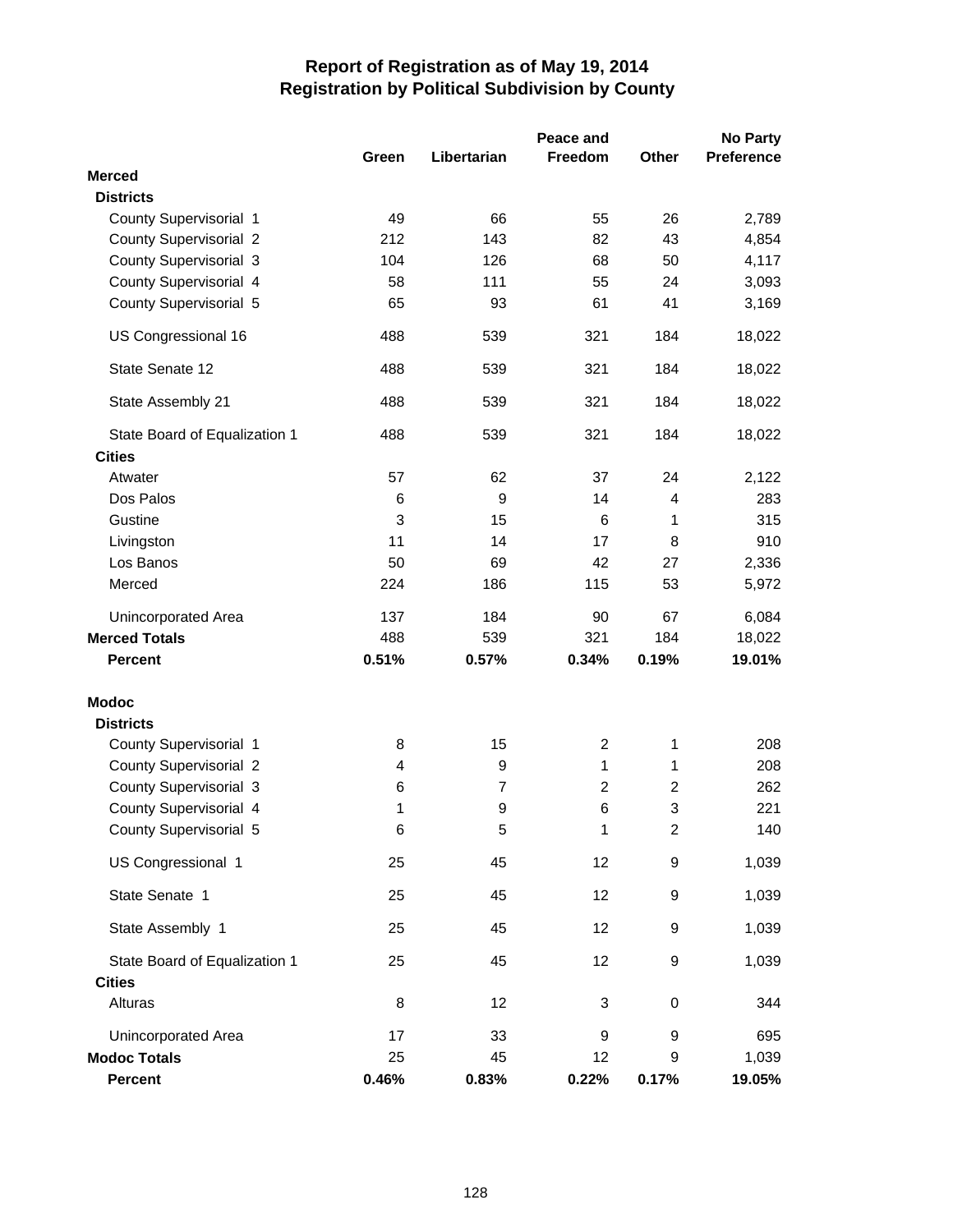# Report of Registration as of May 19, 2014
## Registration by Political Subdivision by County

| | Green | Libertarian | Peace and Freedom | Other | No Party Preference |
|---|---|---|---|---|---|
| **Merced** | | | | | |
| **Districts** | | | | | |
| County Supervisorial 1 | 49 | 66 | 55 | 26 | 2,789 |
| County Supervisorial 2 | 212 | 143 | 82 | 43 | 4,854 |
| County Supervisorial 3 | 104 | 126 | 68 | 50 | 4,117 |
| County Supervisorial 4 | 58 | 111 | 55 | 24 | 3,093 |
| County Supervisorial 5 | 65 | 93 | 61 | 41 | 3,169 |
| US Congressional 16 | 488 | 539 | 321 | 184 | 18,022 |
| State Senate 12 | 488 | 539 | 321 | 184 | 18,022 |
| State Assembly 21 | 488 | 539 | 321 | 184 | 18,022 |
| State Board of Equalization 1 | 488 | 539 | 321 | 184 | 18,022 |
| **Cities** | | | | | |
| Atwater | 57 | 62 | 37 | 24 | 2,122 |
| Dos Palos | 6 | 9 | 14 | 4 | 283 |
| Gustine | 3 | 15 | 6 | 1 | 315 |
| Livingston | 11 | 14 | 17 | 8 | 910 |
| Los Banos | 50 | 69 | 42 | 27 | 2,336 |
| Merced | 224 | 186 | 115 | 53 | 5,972 |
| Unincorporated Area | 137 | 184 | 90 | 67 | 6,084 |
| **Merced Totals** | 488 | 539 | 321 | 184 | 18,022 |
| **Percent** | **0.51%** | **0.57%** | **0.34%** | **0.19%** | **19.01%** |
| **Modoc** | | | | | |
| **Districts** | | | | | |
| County Supervisorial 1 | 8 | 15 | 2 | 1 | 208 |
| County Supervisorial 2 | 4 | 9 | 1 | 1 | 208 |
| County Supervisorial 3 | 6 | 7 | 2 | 2 | 262 |
| County Supervisorial 4 | 1 | 9 | 6 | 3 | 221 |
| County Supervisorial 5 | 6 | 5 | 1 | 2 | 140 |
| US Congressional 1 | 25 | 45 | 12 | 9 | 1,039 |
| State Senate 1 | 25 | 45 | 12 | 9 | 1,039 |
| State Assembly 1 | 25 | 45 | 12 | 9 | 1,039 |
| State Board of Equalization 1 | 25 | 45 | 12 | 9 | 1,039 |
| **Cities** | | | | | |
| Alturas | 8 | 12 | 3 | 0 | 344 |
| Unincorporated Area | 17 | 33 | 9 | 9 | 695 |
| **Modoc Totals** | 25 | 45 | 12 | 9 | 1,039 |
| **Percent** | **0.46%** | **0.83%** | **0.22%** | **0.17%** | **19.05%** |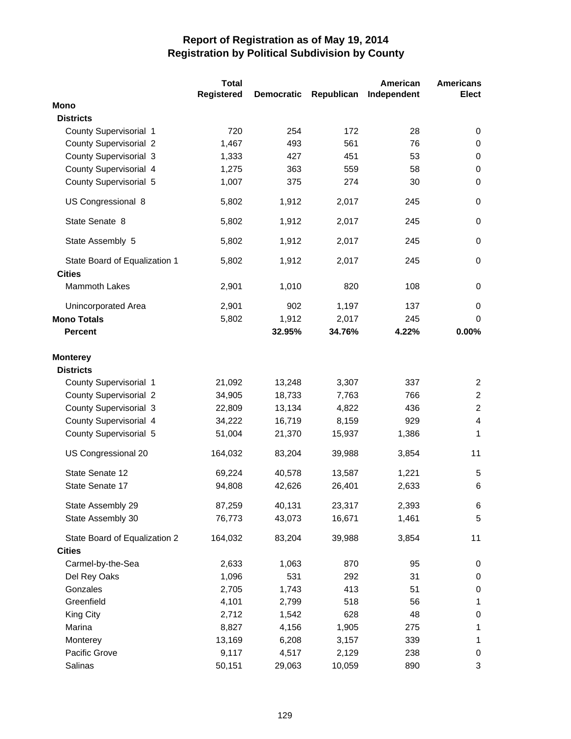# Report of Registration as of May 19, 2014
## Registration by Political Subdivision by County

| | Total Registered | Democratic | Republican | American Independent | Americans Elect |
|---|---|---|---|---|---|
| **Mono** | | | | | |
| **Districts** | | | | | |
| County Supervisorial 1 | 720 | 254 | 172 | 28 | 0 |
| County Supervisorial 2 | 1,467 | 493 | 561 | 76 | 0 |
| County Supervisorial 3 | 1,333 | 427 | 451 | 53 | 0 |
| County Supervisorial 4 | 1,275 | 363 | 559 | 58 | 0 |
| County Supervisorial 5 | 1,007 | 375 | 274 | 30 | 0 |
| US Congressional 8 | 5,802 | 1,912 | 2,017 | 245 | 0 |
| State Senate 8 | 5,802 | 1,912 | 2,017 | 245 | 0 |
| State Assembly 5 | 5,802 | 1,912 | 2,017 | 245 | 0 |
| State Board of Equalization 1 | 5,802 | 1,912 | 2,017 | 245 | 0 |
| **Cities** | | | | | |
| Mammoth Lakes | 2,901 | 1,010 | 820 | 108 | 0 |
| Unincorporated Area | 2,901 | 902 | 1,197 | 137 | 0 |
| **Mono Totals** | 5,802 | 1,912 | 2,017 | 245 | 0 |
| **Percent** | | **32.95%** | **34.76%** | **4.22%** | **0.00%** |
| **Monterey** | | | | | |
| **Districts** | | | | | |
| County Supervisorial 1 | 21,092 | 13,248 | 3,307 | 337 | 2 |
| County Supervisorial 2 | 34,905 | 18,733 | 7,763 | 766 | 2 |
| County Supervisorial 3 | 22,809 | 13,134 | 4,822 | 436 | 2 |
| County Supervisorial 4 | 34,222 | 16,719 | 8,159 | 929 | 4 |
| County Supervisorial 5 | 51,004 | 21,370 | 15,937 | 1,386 | 1 |
| US Congressional 20 | 164,032 | 83,204 | 39,988 | 3,854 | 11 |
| State Senate 12 | 69,224 | 40,578 | 13,587 | 1,221 | 5 |
| State Senate 17 | 94,808 | 42,626 | 26,401 | 2,633 | 6 |
| State Assembly 29 | 87,259 | 40,131 | 23,317 | 2,393 | 6 |
| State Assembly 30 | 76,773 | 43,073 | 16,671 | 1,461 | 5 |
| State Board of Equalization 2 | 164,032 | 83,204 | 39,988 | 3,854 | 11 |
| **Cities** | | | | | |
| Carmel-by-the-Sea | 2,633 | 1,063 | 870 | 95 | 0 |
| Del Rey Oaks | 1,096 | 531 | 292 | 31 | 0 |
| Gonzales | 2,705 | 1,743 | 413 | 51 | 0 |
| Greenfield | 4,101 | 2,799 | 518 | 56 | 1 |
| King City | 2,712 | 1,542 | 628 | 48 | 0 |
| Marina | 8,827 | 4,156 | 1,905 | 275 | 1 |
| Monterey | 13,169 | 6,208 | 3,157 | 339 | 1 |
| Pacific Grove | 9,117 | 4,517 | 2,129 | 238 | 0 |
| Salinas | 50,151 | 29,063 | 10,059 | 890 | 3 |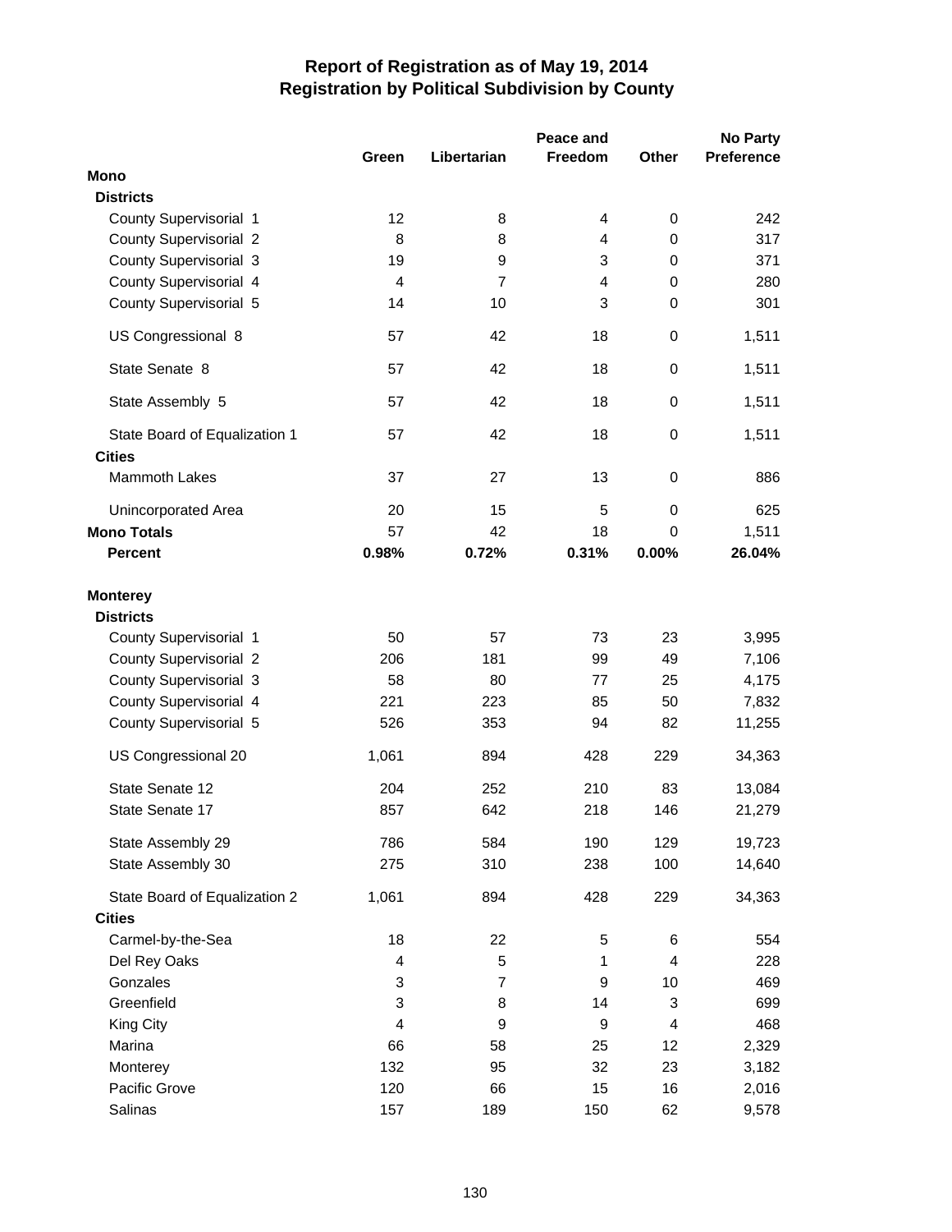# Report of Registration as of May 19, 2014
## Registration by Political Subdivision by County

| | Green | Libertarian | Peace and Freedom | Other | No Party Preference |
|---|---|---|---|---|---|
| **Mono** | | | | | |
| **Districts** | | | | | |
| County Supervisorial 1 | 12 | 8 | 4 | 0 | 242 |
| County Supervisorial 2 | 8 | 8 | 4 | 0 | 317 |
| County Supervisorial 3 | 19 | 9 | 3 | 0 | 371 |
| County Supervisorial 4 | 4 | 7 | 4 | 0 | 280 |
| County Supervisorial 5 | 14 | 10 | 3 | 0 | 301 |
| US Congressional 8 | 57 | 42 | 18 | 0 | 1,511 |
| State Senate 8 | 57 | 42 | 18 | 0 | 1,511 |
| State Assembly 5 | 57 | 42 | 18 | 0 | 1,511 |
| State Board of Equalization 1 | 57 | 42 | 18 | 0 | 1,511 |
| **Cities** | | | | | |
| Mammoth Lakes | 37 | 27 | 13 | 0 | 886 |
| Unincorporated Area | 20 | 15 | 5 | 0 | 625 |
| **Mono Totals** | 57 | 42 | 18 | 0 | 1,511 |
| **Percent** | **0.98%** | **0.72%** | **0.31%** | **0.00%** | **26.04%** |
| | | | | | |
| **Monterey** | | | | | |
| **Districts** | | | | | |
| County Supervisorial 1 | 50 | 57 | 73 | 23 | 3,995 |
| County Supervisorial 2 | 206 | 181 | 99 | 49 | 7,106 |
| County Supervisorial 3 | 58 | 80 | 77 | 25 | 4,175 |
| County Supervisorial 4 | 221 | 223 | 85 | 50 | 7,832 |
| County Supervisorial 5 | 526 | 353 | 94 | 82 | 11,255 |
| US Congressional 20 | 1,061 | 894 | 428 | 229 | 34,363 |
| State Senate 12 | 204 | 252 | 210 | 83 | 13,084 |
| State Senate 17 | 857 | 642 | 218 | 146 | 21,279 |
| State Assembly 29 | 786 | 584 | 190 | 129 | 19,723 |
| State Assembly 30 | 275 | 310 | 238 | 100 | 14,640 |
| State Board of Equalization 2 | 1,061 | 894 | 428 | 229 | 34,363 |
| **Cities** | | | | | |
| Carmel-by-the-Sea | 18 | 22 | 5 | 6 | 554 |
| Del Rey Oaks | 4 | 5 | 1 | 4 | 228 |
| Gonzales | 3 | 7 | 9 | 10 | 469 |
| Greenfield | 3 | 8 | 14 | 3 | 699 |
| King City | 4 | 9 | 9 | 4 | 468 |
| Marina | 66 | 58 | 25 | 12 | 2,329 |
| Monterey | 132 | 95 | 32 | 23 | 3,182 |
| Pacific Grove | 120 | 66 | 15 | 16 | 2,016 |
| Salinas | 157 | 189 | 150 | 62 | 9,578 |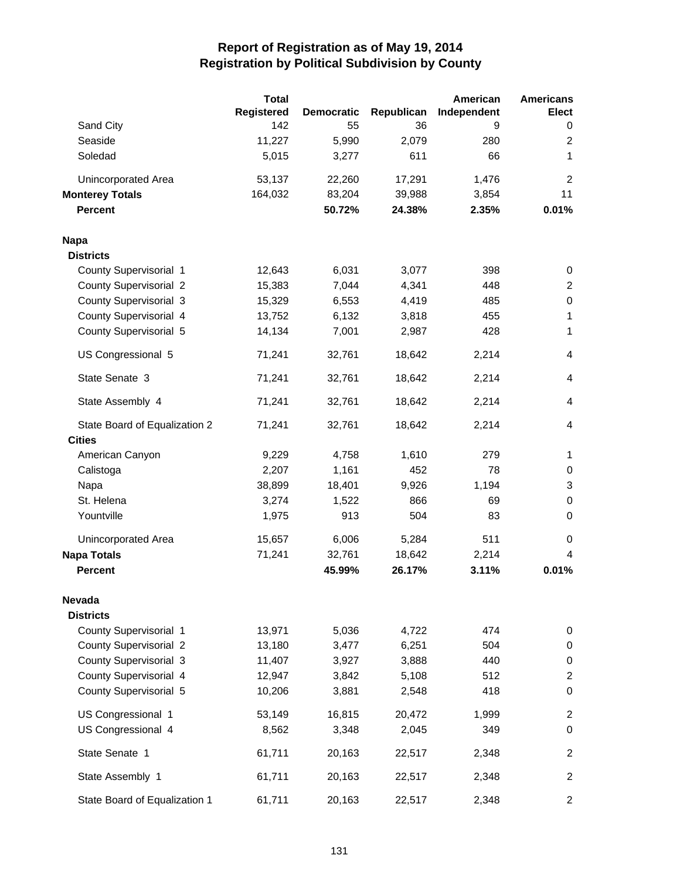# Report of Registration as of May 19, 2014
## Registration by Political Subdivision by County

| | Total Registered | Democratic | Republican | American Independent | Americans Elect |
|---|---|---|---|---|---|
| Sand City | 142 | 55 | 36 | 9 | 0 |
| Seaside | 11,227 | 5,990 | 2,079 | 280 | 2 |
| Soledad | 5,015 | 3,277 | 611 | 66 | 1 |
| Unincorporated Area | 53,137 | 22,260 | 17,291 | 1,476 | 2 |
| **Monterey Totals** | 164,032 | 83,204 | 39,988 | 3,854 | 11 |
| **Percent** | | **50.72%** | **24.38%** | **2.35%** | **0.01%** |
| **Napa** | | | | | |
| **Districts** | | | | | |
| County Supervisorial 1 | 12,643 | 6,031 | 3,077 | 398 | 0 |
| County Supervisorial 2 | 15,383 | 7,044 | 4,341 | 448 | 2 |
| County Supervisorial 3 | 15,329 | 6,553 | 4,419 | 485 | 0 |
| County Supervisorial 4 | 13,752 | 6,132 | 3,818 | 455 | 1 |
| County Supervisorial 5 | 14,134 | 7,001 | 2,987 | 428 | 1 |
| US Congressional 5 | 71,241 | 32,761 | 18,642 | 2,214 | 4 |
| State Senate 3 | 71,241 | 32,761 | 18,642 | 2,214 | 4 |
| State Assembly 4 | 71,241 | 32,761 | 18,642 | 2,214 | 4 |
| State Board of Equalization 2 | 71,241 | 32,761 | 18,642 | 2,214 | 4 |
| **Cities** | | | | | |
| American Canyon | 9,229 | 4,758 | 1,610 | 279 | 1 |
| Calistoga | 2,207 | 1,161 | 452 | 78 | 0 |
| Napa | 38,899 | 18,401 | 9,926 | 1,194 | 3 |
| St. Helena | 3,274 | 1,522 | 866 | 69 | 0 |
| Yountville | 1,975 | 913 | 504 | 83 | 0 |
| Unincorporated Area | 15,657 | 6,006 | 5,284 | 511 | 0 |
| **Napa Totals** | 71,241 | 32,761 | 18,642 | 2,214 | 4 |
| **Percent** | | **45.99%** | **26.17%** | **3.11%** | **0.01%** |
| **Nevada** | | | | | |
| **Districts** | | | | | |
| County Supervisorial 1 | 13,971 | 5,036 | 4,722 | 474 | 0 |
| County Supervisorial 2 | 13,180 | 3,477 | 6,251 | 504 | 0 |
| County Supervisorial 3 | 11,407 | 3,927 | 3,888 | 440 | 0 |
| County Supervisorial 4 | 12,947 | 3,842 | 5,108 | 512 | 2 |
| County Supervisorial 5 | 10,206 | 3,881 | 2,548 | 418 | 0 |
| US Congressional 1 | 53,149 | 16,815 | 20,472 | 1,999 | 2 |
| US Congressional 4 | 8,562 | 3,348 | 2,045 | 349 | 0 |
| State Senate 1 | 61,711 | 20,163 | 22,517 | 2,348 | 2 |
| State Assembly 1 | 61,711 | 20,163 | 22,517 | 2,348 | 2 |
| State Board of Equalization 1 | 61,711 | 20,163 | 22,517 | 2,348 | 2 |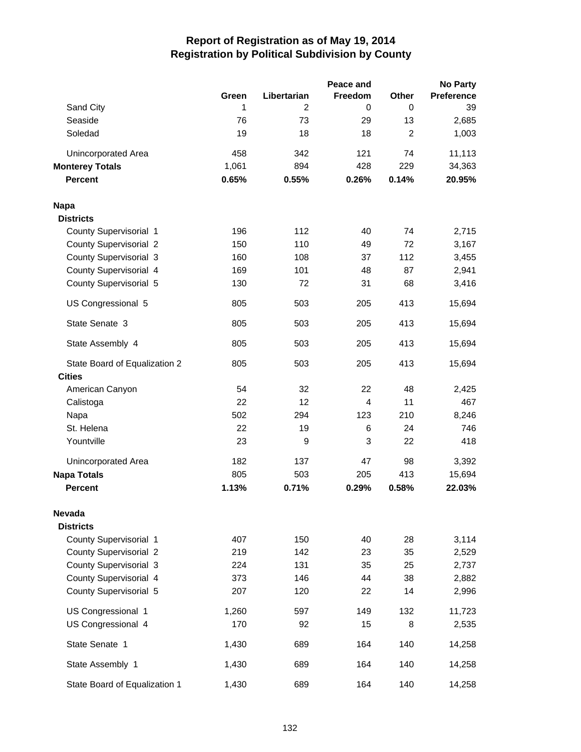# Report of Registration as of May 19, 2014
## Registration by Political Subdivision by County

| | Green | Libertarian | Peace and Freedom | Other | No Party Preference |
|---|---|---|---|---|---|
| Sand City | 1 | 2 | 0 | 0 | 39 |
| Seaside | 76 | 73 | 29 | 13 | 2,685 |
| Soledad | 19 | 18 | 18 | 2 | 1,003 |
| Unincorporated Area | 458 | 342 | 121 | 74 | 11,113 |
| **Monterey Totals** | 1,061 | 894 | 428 | 229 | 34,363 |
| **Percent** | **0.65%** | **0.55%** | **0.26%** | **0.14%** | **20.95%** |
| **Napa** | | | | | |
| **Districts** | | | | | |
| County Supervisorial 1 | 196 | 112 | 40 | 74 | 2,715 |
| County Supervisorial 2 | 150 | 110 | 49 | 72 | 3,167 |
| County Supervisorial 3 | 160 | 108 | 37 | 112 | 3,455 |
| County Supervisorial 4 | 169 | 101 | 48 | 87 | 2,941 |
| County Supervisorial 5 | 130 | 72 | 31 | 68 | 3,416 |
| US Congressional 5 | 805 | 503 | 205 | 413 | 15,694 |
| State Senate 3 | 805 | 503 | 205 | 413 | 15,694 |
| State Assembly 4 | 805 | 503 | 205 | 413 | 15,694 |
| State Board of Equalization 2 | 805 | 503 | 205 | 413 | 15,694 |
| **Cities** | | | | | |
| American Canyon | 54 | 32 | 22 | 48 | 2,425 |
| Calistoga | 22 | 12 | 4 | 11 | 467 |
| Napa | 502 | 294 | 123 | 210 | 8,246 |
| St. Helena | 22 | 19 | 6 | 24 | 746 |
| Yountville | 23 | 9 | 3 | 22 | 418 |
| Unincorporated Area | 182 | 137 | 47 | 98 | 3,392 |
| **Napa Totals** | 805 | 503 | 205 | 413 | 15,694 |
| **Percent** | **1.13%** | **0.71%** | **0.29%** | **0.58%** | **22.03%** |
| **Nevada** | | | | | |
| **Districts** | | | | | |
| County Supervisorial 1 | 407 | 150 | 40 | 28 | 3,114 |
| County Supervisorial 2 | 219 | 142 | 23 | 35 | 2,529 |
| County Supervisorial 3 | 224 | 131 | 35 | 25 | 2,737 |
| County Supervisorial 4 | 373 | 146 | 44 | 38 | 2,882 |
| County Supervisorial 5 | 207 | 120 | 22 | 14 | 2,996 |
| US Congressional 1 | 1,260 | 597 | 149 | 132 | 11,723 |
| US Congressional 4 | 170 | 92 | 15 | 8 | 2,535 |
| State Senate 1 | 1,430 | 689 | 164 | 140 | 14,258 |
| State Assembly 1 | 1,430 | 689 | 164 | 140 | 14,258 |
| State Board of Equalization 1 | 1,430 | 689 | 164 | 140 | 14,258 |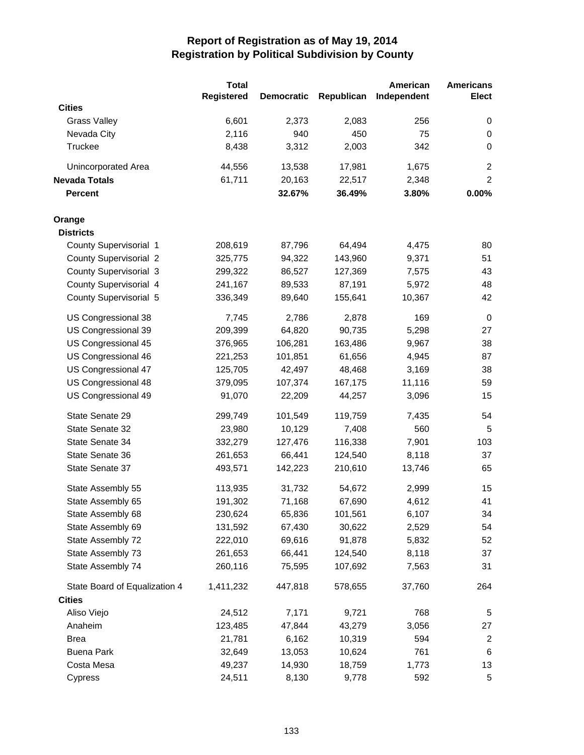# Report of Registration as of May 19, 2014
## Registration by Political Subdivision by County

| | Total Registered | Democratic | Republican | American Independent | Americans Elect |
|---|---|---|---|---|---|
| **Cities** | | | | | |
| Grass Valley | 6,601 | 2,373 | 2,083 | 256 | 0 |
| Nevada City | 2,116 | 940 | 450 | 75 | 0 |
| Truckee | 8,438 | 3,312 | 2,003 | 342 | 0 |
| Unincorporated Area | 44,556 | 13,538 | 17,981 | 1,675 | 2 |
| **Nevada Totals** | 61,711 | 20,163 | 22,517 | 2,348 | 2 |
| **Percent** | | **32.67%** | **36.49%** | **3.80%** | **0.00%** |
| **Orange** | | | | | |
| **Districts** | | | | | |
| County Supervisorial 1 | 208,619 | 87,796 | 64,494 | 4,475 | 80 |
| County Supervisorial 2 | 325,775 | 94,322 | 143,960 | 9,371 | 51 |
| County Supervisorial 3 | 299,322 | 86,527 | 127,369 | 7,575 | 43 |
| County Supervisorial 4 | 241,167 | 89,533 | 87,191 | 5,972 | 48 |
| County Supervisorial 5 | 336,349 | 89,640 | 155,641 | 10,367 | 42 |
| US Congressional 38 | 7,745 | 2,786 | 2,878 | 169 | 0 |
| US Congressional 39 | 209,399 | 64,820 | 90,735 | 5,298 | 27 |
| US Congressional 45 | 376,965 | 106,281 | 163,486 | 9,967 | 38 |
| US Congressional 46 | 221,253 | 101,851 | 61,656 | 4,945 | 87 |
| US Congressional 47 | 125,705 | 42,497 | 48,468 | 3,169 | 38 |
| US Congressional 48 | 379,095 | 107,374 | 167,175 | 11,116 | 59 |
| US Congressional 49 | 91,070 | 22,209 | 44,257 | 3,096 | 15 |
| State Senate 29 | 299,749 | 101,549 | 119,759 | 7,435 | 54 |
| State Senate 32 | 23,980 | 10,129 | 7,408 | 560 | 5 |
| State Senate 34 | 332,279 | 127,476 | 116,338 | 7,901 | 103 |
| State Senate 36 | 261,653 | 66,441 | 124,540 | 8,118 | 37 |
| State Senate 37 | 493,571 | 142,223 | 210,610 | 13,746 | 65 |
| State Assembly 55 | 113,935 | 31,732 | 54,672 | 2,999 | 15 |
| State Assembly 65 | 191,302 | 71,168 | 67,690 | 4,612 | 41 |
| State Assembly 68 | 230,624 | 65,836 | 101,561 | 6,107 | 34 |
| State Assembly 69 | 131,592 | 67,430 | 30,622 | 2,529 | 54 |
| State Assembly 72 | 222,010 | 69,616 | 91,878 | 5,832 | 52 |
| State Assembly 73 | 261,653 | 66,441 | 124,540 | 8,118 | 37 |
| State Assembly 74 | 260,116 | 75,595 | 107,692 | 7,563 | 31 |
| State Board of Equalization 4 | 1,411,232 | 447,818 | 578,655 | 37,760 | 264 |
| **Cities** | | | | | |
| Aliso Viejo | 24,512 | 7,171 | 9,721 | 768 | 5 |
| Anaheim | 123,485 | 47,844 | 43,279 | 3,056 | 27 |
| Brea | 21,781 | 6,162 | 10,319 | 594 | 2 |
| Buena Park | 32,649 | 13,053 | 10,624 | 761 | 6 |
| Costa Mesa | 49,237 | 14,930 | 18,759 | 1,773 | 13 |
| Cypress | 24,511 | 8,130 | 9,778 | 592 | 5 |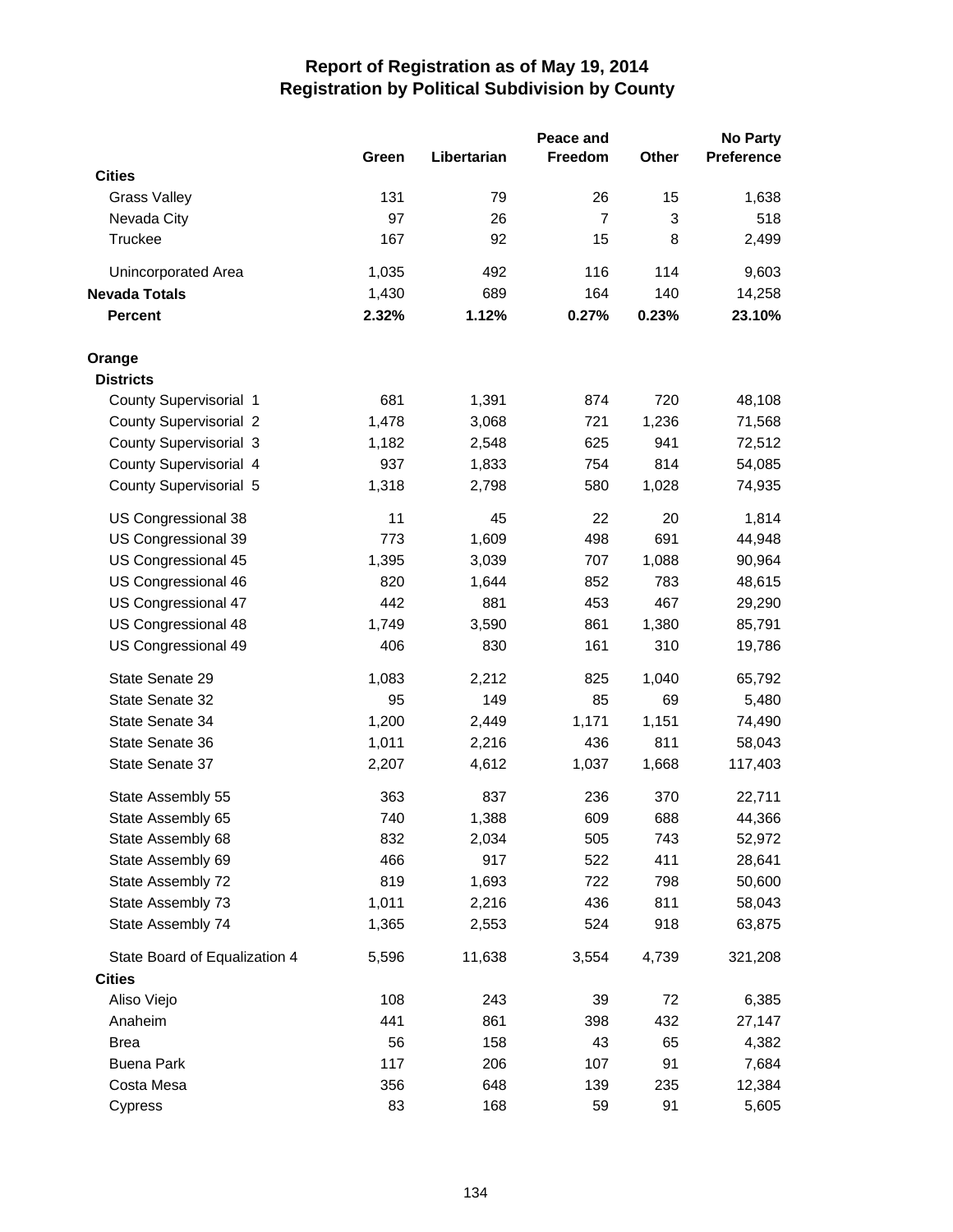# Report of Registration as of May 19, 2014
## Registration by Political Subdivision by County

| | Green | Libertarian | Peace and Freedom | Other | No Party Preference |
|---|---|---|---|---|---|
| **Cities** | | | | | |
| Grass Valley | 131 | 79 | 26 | 15 | 1,638 |
| Nevada City | 97 | 26 | 7 | 3 | 518 |
| Truckee | 167 | 92 | 15 | 8 | 2,499 |
| Unincorporated Area | 1,035 | 492 | 116 | 114 | 9,603 |
| **Nevada Totals** | 1,430 | 689 | 164 | 140 | 14,258 |
| **Percent** | **2.32%** | **1.12%** | **0.27%** | **0.23%** | **23.10%** |
| **Orange** | | | | | |
| **Districts** | | | | | |
| County Supervisorial 1 | 681 | 1,391 | 874 | 720 | 48,108 |
| County Supervisorial 2 | 1,478 | 3,068 | 721 | 1,236 | 71,568 |
| County Supervisorial 3 | 1,182 | 2,548 | 625 | 941 | 72,512 |
| County Supervisorial 4 | 937 | 1,833 | 754 | 814 | 54,085 |
| County Supervisorial 5 | 1,318 | 2,798 | 580 | 1,028 | 74,935 |
| US Congressional 38 | 11 | 45 | 22 | 20 | 1,814 |
| US Congressional 39 | 773 | 1,609 | 498 | 691 | 44,948 |
| US Congressional 45 | 1,395 | 3,039 | 707 | 1,088 | 90,964 |
| US Congressional 46 | 820 | 1,644 | 852 | 783 | 48,615 |
| US Congressional 47 | 442 | 881 | 453 | 467 | 29,290 |
| US Congressional 48 | 1,749 | 3,590 | 861 | 1,380 | 85,791 |
| US Congressional 49 | 406 | 830 | 161 | 310 | 19,786 |
| State Senate 29 | 1,083 | 2,212 | 825 | 1,040 | 65,792 |
| State Senate 32 | 95 | 149 | 85 | 69 | 5,480 |
| State Senate 34 | 1,200 | 2,449 | 1,171 | 1,151 | 74,490 |
| State Senate 36 | 1,011 | 2,216 | 436 | 811 | 58,043 |
| State Senate 37 | 2,207 | 4,612 | 1,037 | 1,668 | 117,403 |
| State Assembly 55 | 363 | 837 | 236 | 370 | 22,711 |
| State Assembly 65 | 740 | 1,388 | 609 | 688 | 44,366 |
| State Assembly 68 | 832 | 2,034 | 505 | 743 | 52,972 |
| State Assembly 69 | 466 | 917 | 522 | 411 | 28,641 |
| State Assembly 72 | 819 | 1,693 | 722 | 798 | 50,600 |
| State Assembly 73 | 1,011 | 2,216 | 436 | 811 | 58,043 |
| State Assembly 74 | 1,365 | 2,553 | 524 | 918 | 63,875 |
| State Board of Equalization 4 | 5,596 | 11,638 | 3,554 | 4,739 | 321,208 |
| **Cities** | | | | | |
| Aliso Viejo | 108 | 243 | 39 | 72 | 6,385 |
| Anaheim | 441 | 861 | 398 | 432 | 27,147 |
| Brea | 56 | 158 | 43 | 65 | 4,382 |
| Buena Park | 117 | 206 | 107 | 91 | 7,684 |
| Costa Mesa | 356 | 648 | 139 | 235 | 12,384 |
| Cypress | 83 | 168 | 59 | 91 | 5,605 |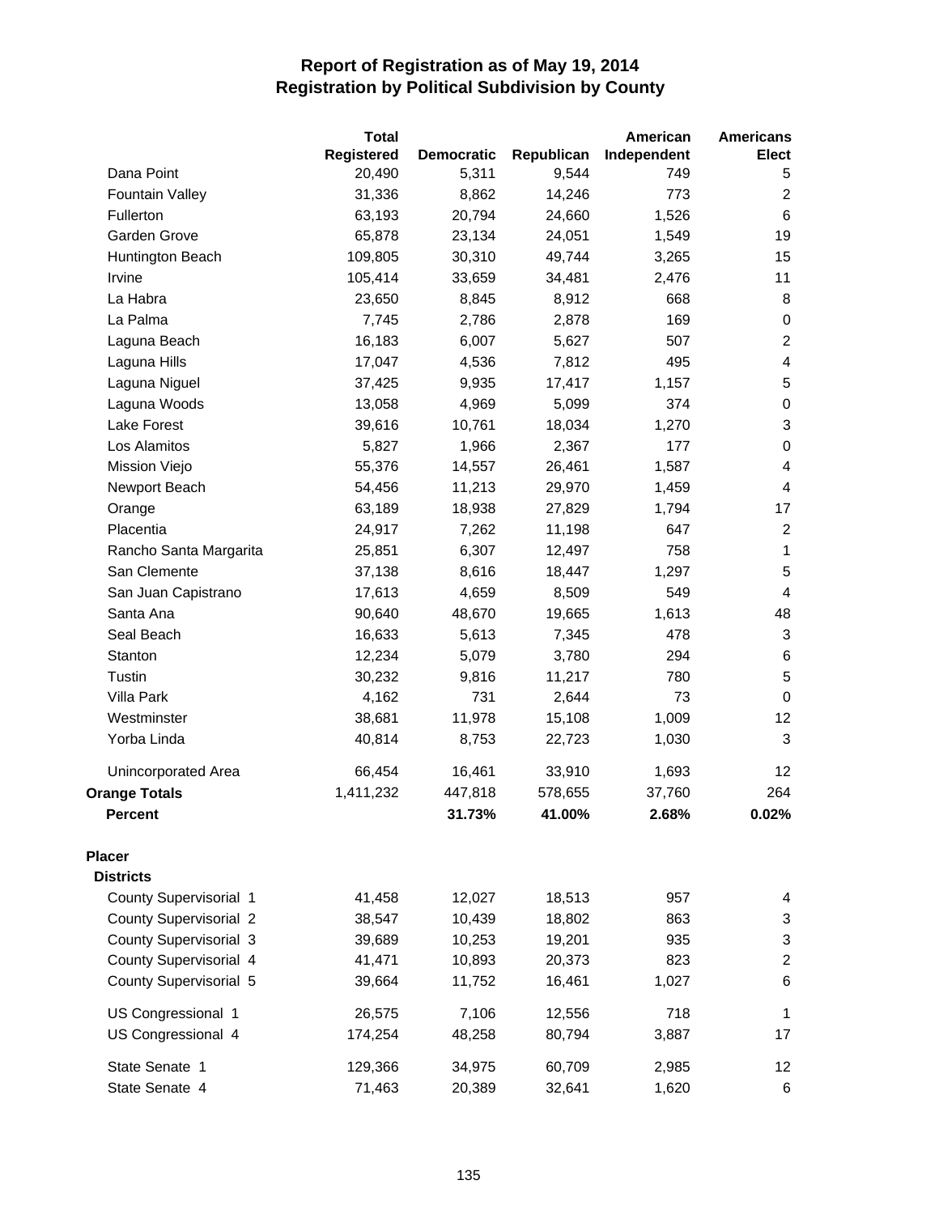# Report of Registration as of May 19, 2014
## Registration by Political Subdivision by County

| | Total Registered | Democratic | Republican | American Independent | Americans Elect |
|---|---|---|---|---|---|
| Dana Point | 20,490 | 5,311 | 9,544 | 749 | 5 |
| Fountain Valley | 31,336 | 8,862 | 14,246 | 773 | 2 |
| Fullerton | 63,193 | 20,794 | 24,660 | 1,526 | 6 |
| Garden Grove | 65,878 | 23,134 | 24,051 | 1,549 | 19 |
| Huntington Beach | 109,805 | 30,310 | 49,744 | 3,265 | 15 |
| Irvine | 105,414 | 33,659 | 34,481 | 2,476 | 11 |
| La Habra | 23,650 | 8,845 | 8,912 | 668 | 8 |
| La Palma | 7,745 | 2,786 | 2,878 | 169 | 0 |
| Laguna Beach | 16,183 | 6,007 | 5,627 | 507 | 2 |
| Laguna Hills | 17,047 | 4,536 | 7,812 | 495 | 4 |
| Laguna Niguel | 37,425 | 9,935 | 17,417 | 1,157 | 5 |
| Laguna Woods | 13,058 | 4,969 | 5,099 | 374 | 0 |
| Lake Forest | 39,616 | 10,761 | 18,034 | 1,270 | 3 |
| Los Alamitos | 5,827 | 1,966 | 2,367 | 177 | 0 |
| Mission Viejo | 55,376 | 14,557 | 26,461 | 1,587 | 4 |
| Newport Beach | 54,456 | 11,213 | 29,970 | 1,459 | 4 |
| Orange | 63,189 | 18,938 | 27,829 | 1,794 | 17 |
| Placentia | 24,917 | 7,262 | 11,198 | 647 | 2 |
| Rancho Santa Margarita | 25,851 | 6,307 | 12,497 | 758 | 1 |
| San Clemente | 37,138 | 8,616 | 18,447 | 1,297 | 5 |
| San Juan Capistrano | 17,613 | 4,659 | 8,509 | 549 | 4 |
| Santa Ana | 90,640 | 48,670 | 19,665 | 1,613 | 48 |
| Seal Beach | 16,633 | 5,613 | 7,345 | 478 | 3 |
| Stanton | 12,234 | 5,079 | 3,780 | 294 | 6 |
| Tustin | 30,232 | 9,816 | 11,217 | 780 | 5 |
| Villa Park | 4,162 | 731 | 2,644 | 73 | 0 |
| Westminster | 38,681 | 11,978 | 15,108 | 1,009 | 12 |
| Yorba Linda | 40,814 | 8,753 | 22,723 | 1,030 | 3 |
| Unincorporated Area | 66,454 | 16,461 | 33,910 | 1,693 | 12 |
| **Orange Totals** | 1,411,232 | 447,818 | 578,655 | 37,760 | 264 |
| **Percent** | | **31.73%** | **41.00%** | **2.68%** | **0.02%** |
| **Placer** | | | | | |
| **Districts** | | | | | |
| County Supervisorial 1 | 41,458 | 12,027 | 18,513 | 957 | 4 |
| County Supervisorial 2 | 38,547 | 10,439 | 18,802 | 863 | 3 |
| County Supervisorial 3 | 39,689 | 10,253 | 19,201 | 935 | 3 |
| County Supervisorial 4 | 41,471 | 10,893 | 20,373 | 823 | 2 |
| County Supervisorial 5 | 39,664 | 11,752 | 16,461 | 1,027 | 6 |
| US Congressional 1 | 26,575 | 7,106 | 12,556 | 718 | 1 |
| US Congressional 4 | 174,254 | 48,258 | 80,794 | 3,887 | 17 |
| State Senate 1 | 129,366 | 34,975 | 60,709 | 2,985 | 12 |
| State Senate 4 | 71,463 | 20,389 | 32,641 | 1,620 | 6 |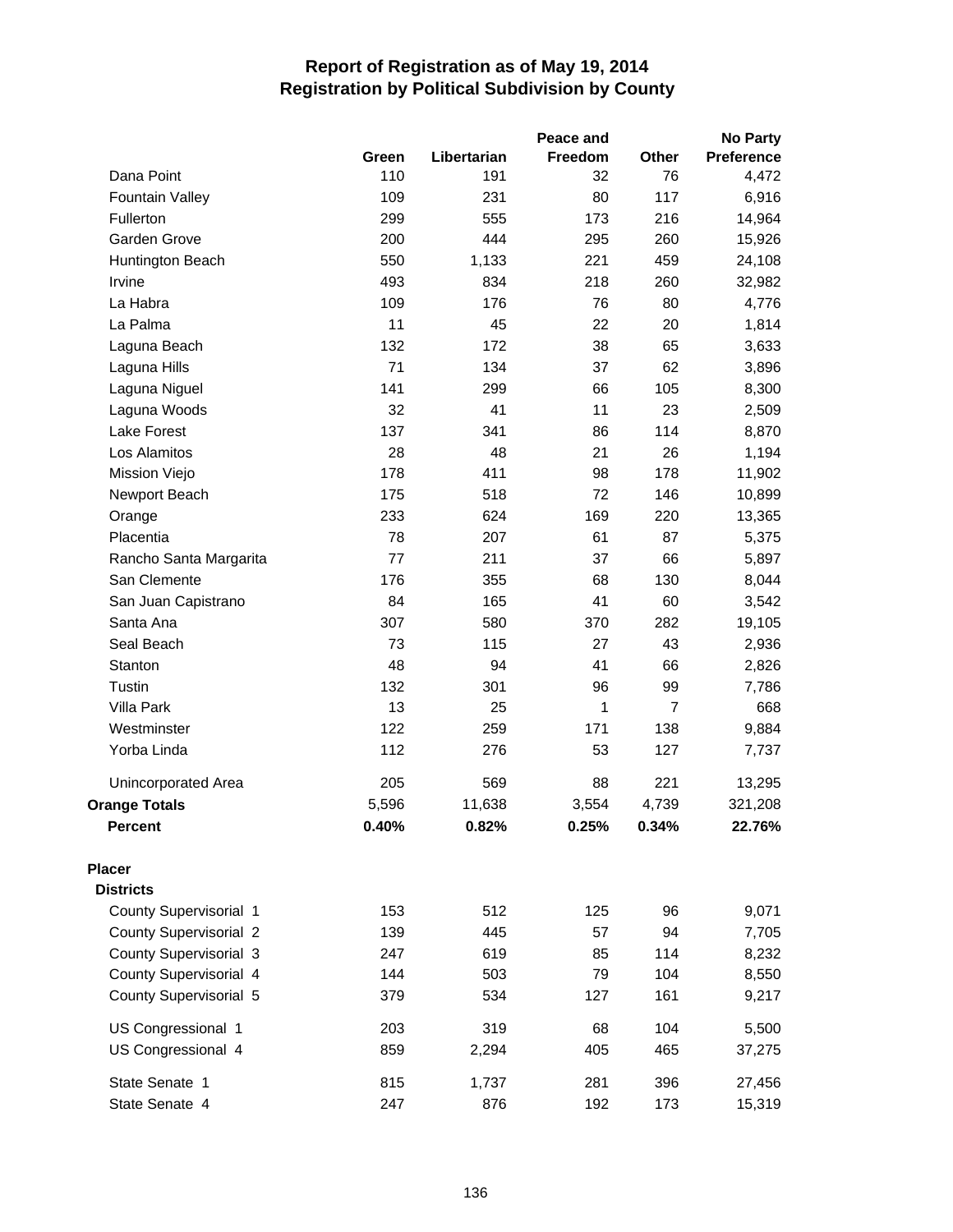# Report of Registration as of May 19, 2014
## Registration by Political Subdivision by County

| | Green | Libertarian | Peace and Freedom | Other | No Party Preference |
|---|---|---|---|---|---|
| Dana Point | 110 | 191 | 32 | 76 | 4,472 |
| Fountain Valley | 109 | 231 | 80 | 117 | 6,916 |
| Fullerton | 299 | 555 | 173 | 216 | 14,964 |
| Garden Grove | 200 | 444 | 295 | 260 | 15,926 |
| Huntington Beach | 550 | 1,133 | 221 | 459 | 24,108 |
| Irvine | 493 | 834 | 218 | 260 | 32,982 |
| La Habra | 109 | 176 | 76 | 80 | 4,776 |
| La Palma | 11 | 45 | 22 | 20 | 1,814 |
| Laguna Beach | 132 | 172 | 38 | 65 | 3,633 |
| Laguna Hills | 71 | 134 | 37 | 62 | 3,896 |
| Laguna Niguel | 141 | 299 | 66 | 105 | 8,300 |
| Laguna Woods | 32 | 41 | 11 | 23 | 2,509 |
| Lake Forest | 137 | 341 | 86 | 114 | 8,870 |
| Los Alamitos | 28 | 48 | 21 | 26 | 1,194 |
| Mission Viejo | 178 | 411 | 98 | 178 | 11,902 |
| Newport Beach | 175 | 518 | 72 | 146 | 10,899 |
| Orange | 233 | 624 | 169 | 220 | 13,365 |
| Placentia | 78 | 207 | 61 | 87 | 5,375 |
| Rancho Santa Margarita | 77 | 211 | 37 | 66 | 5,897 |
| San Clemente | 176 | 355 | 68 | 130 | 8,044 |
| San Juan Capistrano | 84 | 165 | 41 | 60 | 3,542 |
| Santa Ana | 307 | 580 | 370 | 282 | 19,105 |
| Seal Beach | 73 | 115 | 27 | 43 | 2,936 |
| Stanton | 48 | 94 | 41 | 66 | 2,826 |
| Tustin | 132 | 301 | 96 | 99 | 7,786 |
| Villa Park | 13 | 25 | 1 | 7 | 668 |
| Westminster | 122 | 259 | 171 | 138 | 9,884 |
| Yorba Linda | 112 | 276 | 53 | 127 | 7,737 |
| Unincorporated Area | 205 | 569 | 88 | 221 | 13,295 |
| **Orange Totals** | 5,596 | 11,638 | 3,554 | 4,739 | 321,208 |
| **Percent** | **0.40%** | **0.82%** | **0.25%** | **0.34%** | **22.76%** |
| **Placer** | | | | | |
| **Districts** | | | | | |
| County Supervisorial 1 | 153 | 512 | 125 | 96 | 9,071 |
| County Supervisorial 2 | 139 | 445 | 57 | 94 | 7,705 |
| County Supervisorial 3 | 247 | 619 | 85 | 114 | 8,232 |
| County Supervisorial 4 | 144 | 503 | 79 | 104 | 8,550 |
| County Supervisorial 5 | 379 | 534 | 127 | 161 | 9,217 |
| US Congressional 1 | 203 | 319 | 68 | 104 | 5,500 |
| US Congressional 4 | 859 | 2,294 | 405 | 465 | 37,275 |
| State Senate 1 | 815 | 1,737 | 281 | 396 | 27,456 |
| State Senate 4 | 247 | 876 | 192 | 173 | 15,319 |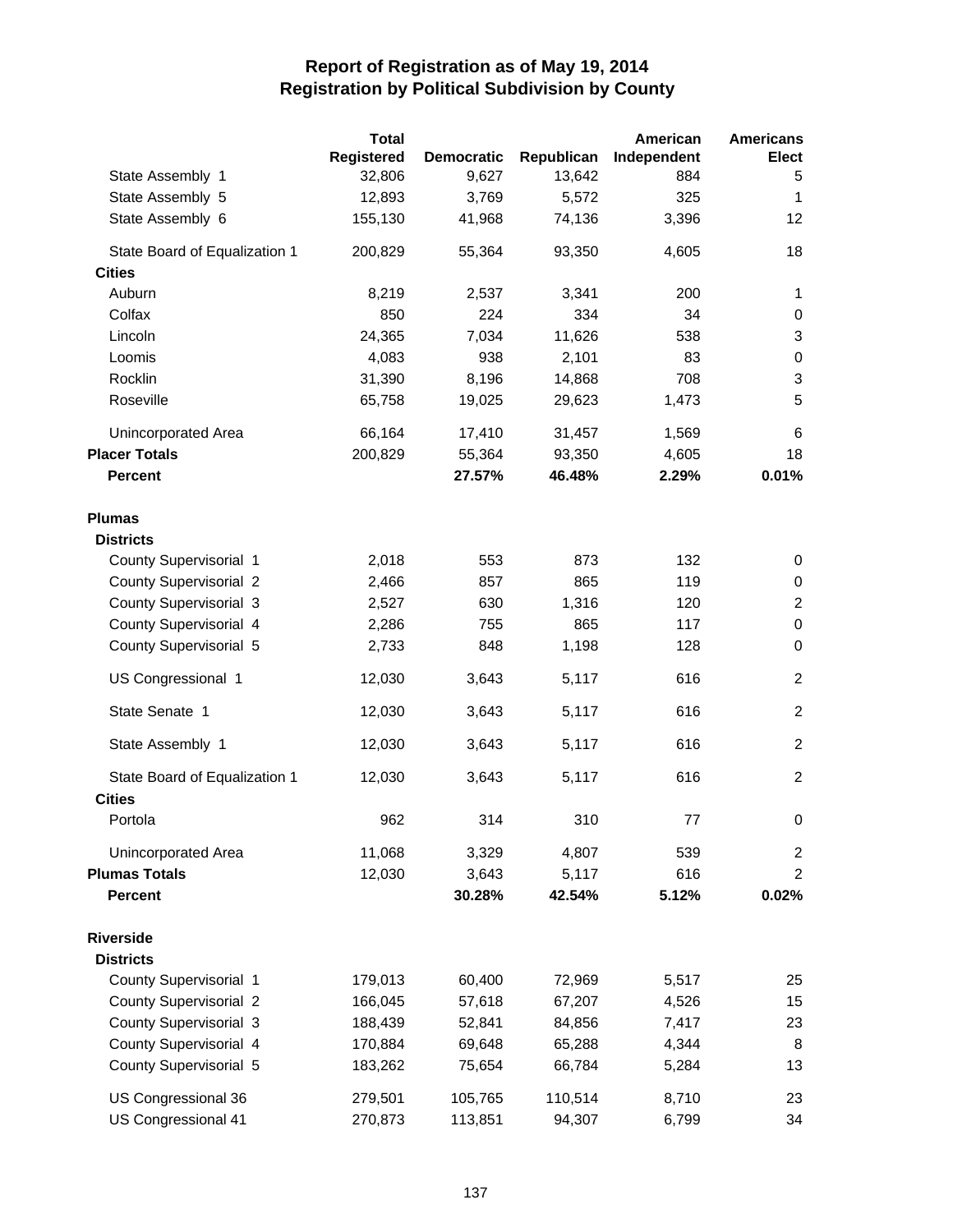# Report of Registration as of May 19, 2014
## Registration by Political Subdivision by County

| | Total Registered | Democratic | Republican | American Independent | Americans Elect |
|---|---|---|---|---|---|
| State Assembly 1 | 32,806 | 9,627 | 13,642 | 884 | 5 |
| State Assembly 5 | 12,893 | 3,769 | 5,572 | 325 | 1 |
| State Assembly 6 | 155,130 | 41,968 | 74,136 | 3,396 | 12 |
| State Board of Equalization 1 | 200,829 | 55,364 | 93,350 | 4,605 | 18 |
| **Cities** | | | | | |
| Auburn | 8,219 | 2,537 | 3,341 | 200 | 1 |
| Colfax | 850 | 224 | 334 | 34 | 0 |
| Lincoln | 24,365 | 7,034 | 11,626 | 538 | 3 |
| Loomis | 4,083 | 938 | 2,101 | 83 | 0 |
| Rocklin | 31,390 | 8,196 | 14,868 | 708 | 3 |
| Roseville | 65,758 | 19,025 | 29,623 | 1,473 | 5 |
| Unincorporated Area | 66,164 | 17,410 | 31,457 | 1,569 | 6 |
| **Placer Totals** | 200,829 | 55,364 | 93,350 | 4,605 | 18 |
| **Percent** | | **27.57%** | **46.48%** | **2.29%** | **0.01%** |
| **Plumas** | | | | | |
| **Districts** | | | | | |
| County Supervisorial 1 | 2,018 | 553 | 873 | 132 | 0 |
| County Supervisorial 2 | 2,466 | 857 | 865 | 119 | 0 |
| County Supervisorial 3 | 2,527 | 630 | 1,316 | 120 | 2 |
| County Supervisorial 4 | 2,286 | 755 | 865 | 117 | 0 |
| County Supervisorial 5 | 2,733 | 848 | 1,198 | 128 | 0 |
| US Congressional 1 | 12,030 | 3,643 | 5,117 | 616 | 2 |
| State Senate 1 | 12,030 | 3,643 | 5,117 | 616 | 2 |
| State Assembly 1 | 12,030 | 3,643 | 5,117 | 616 | 2 |
| State Board of Equalization 1 | 12,030 | 3,643 | 5,117 | 616 | 2 |
| **Cities** | | | | | |
| Portola | 962 | 314 | 310 | 77 | 0 |
| Unincorporated Area | 11,068 | 3,329 | 4,807 | 539 | 2 |
| **Plumas Totals** | 12,030 | 3,643 | 5,117 | 616 | 2 |
| **Percent** | | **30.28%** | **42.54%** | **5.12%** | **0.02%** |
| **Riverside** | | | | | |
| **Districts** | | | | | |
| County Supervisorial 1 | 179,013 | 60,400 | 72,969 | 5,517 | 25 |
| County Supervisorial 2 | 166,045 | 57,618 | 67,207 | 4,526 | 15 |
| County Supervisorial 3 | 188,439 | 52,841 | 84,856 | 7,417 | 23 |
| County Supervisorial 4 | 170,884 | 69,648 | 65,288 | 4,344 | 8 |
| County Supervisorial 5 | 183,262 | 75,654 | 66,784 | 5,284 | 13 |
| US Congressional 36 | 279,501 | 105,765 | 110,514 | 8,710 | 23 |
| US Congressional 41 | 270,873 | 113,851 | 94,307 | 6,799 | 34 |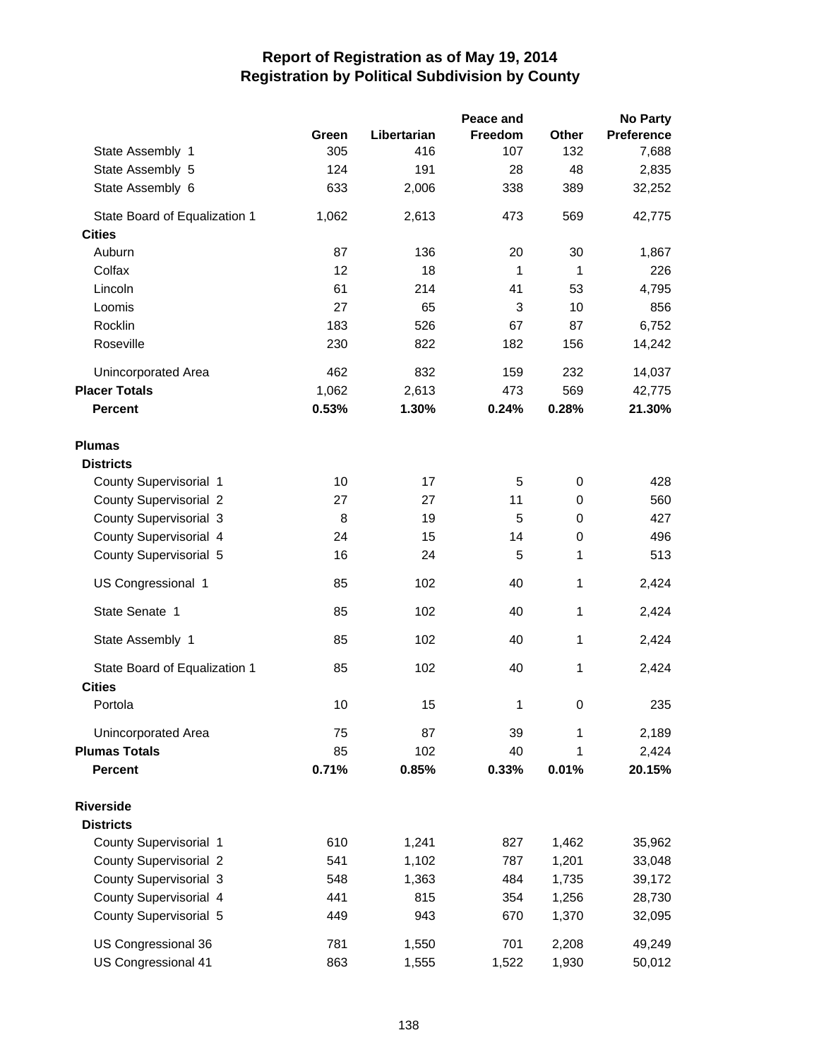# Report of Registration as of May 19, 2014
## Registration by Political Subdivision by County

| | Green | Libertarian | Peace and Freedom | Other | No Party Preference |
|---|---|---|---|---|---|
| State Assembly 1 | 305 | 416 | 107 | 132 | 7,688 |
| State Assembly 5 | 124 | 191 | 28 | 48 | 2,835 |
| State Assembly 6 | 633 | 2,006 | 338 | 389 | 32,252 |
| State Board of Equalization 1 | 1,062 | 2,613 | 473 | 569 | 42,775 |
| **Cities** | | | | | |
| Auburn | 87 | 136 | 20 | 30 | 1,867 |
| Colfax | 12 | 18 | 1 | 1 | 226 |
| Lincoln | 61 | 214 | 41 | 53 | 4,795 |
| Loomis | 27 | 65 | 3 | 10 | 856 |
| Rocklin | 183 | 526 | 67 | 87 | 6,752 |
| Roseville | 230 | 822 | 182 | 156 | 14,242 |
| Unincorporated Area | 462 | 832 | 159 | 232 | 14,037 |
| **Placer Totals** | 1,062 | 2,613 | 473 | 569 | 42,775 |
| **Percent** | **0.53%** | **1.30%** | **0.24%** | **0.28%** | **21.30%** |
| **Plumas** | | | | | |
| **Districts** | | | | | |
| County Supervisorial 1 | 10 | 17 | 5 | 0 | 428 |
| County Supervisorial 2 | 27 | 27 | 11 | 0 | 560 |
| County Supervisorial 3 | 8 | 19 | 5 | 0 | 427 |
| County Supervisorial 4 | 24 | 15 | 14 | 0 | 496 |
| County Supervisorial 5 | 16 | 24 | 5 | 1 | 513 |
| US Congressional 1 | 85 | 102 | 40 | 1 | 2,424 |
| State Senate 1 | 85 | 102 | 40 | 1 | 2,424 |
| State Assembly 1 | 85 | 102 | 40 | 1 | 2,424 |
| State Board of Equalization 1 | 85 | 102 | 40 | 1 | 2,424 |
| **Cities** | | | | | |
| Portola | 10 | 15 | 1 | 0 | 235 |
| Unincorporated Area | 75 | 87 | 39 | 1 | 2,189 |
| **Plumas Totals** | 85 | 102 | 40 | 1 | 2,424 |
| **Percent** | **0.71%** | **0.85%** | **0.33%** | **0.01%** | **20.15%** |
| **Riverside** | | | | | |
| **Districts** | | | | | |
| County Supervisorial 1 | 610 | 1,241 | 827 | 1,462 | 35,962 |
| County Supervisorial 2 | 541 | 1,102 | 787 | 1,201 | 33,048 |
| County Supervisorial 3 | 548 | 1,363 | 484 | 1,735 | 39,172 |
| County Supervisorial 4 | 441 | 815 | 354 | 1,256 | 28,730 |
| County Supervisorial 5 | 449 | 943 | 670 | 1,370 | 32,095 |
| US Congressional 36 | 781 | 1,550 | 701 | 2,208 | 49,249 |
| US Congressional 41 | 863 | 1,555 | 1,522 | 1,930 | 50,012 |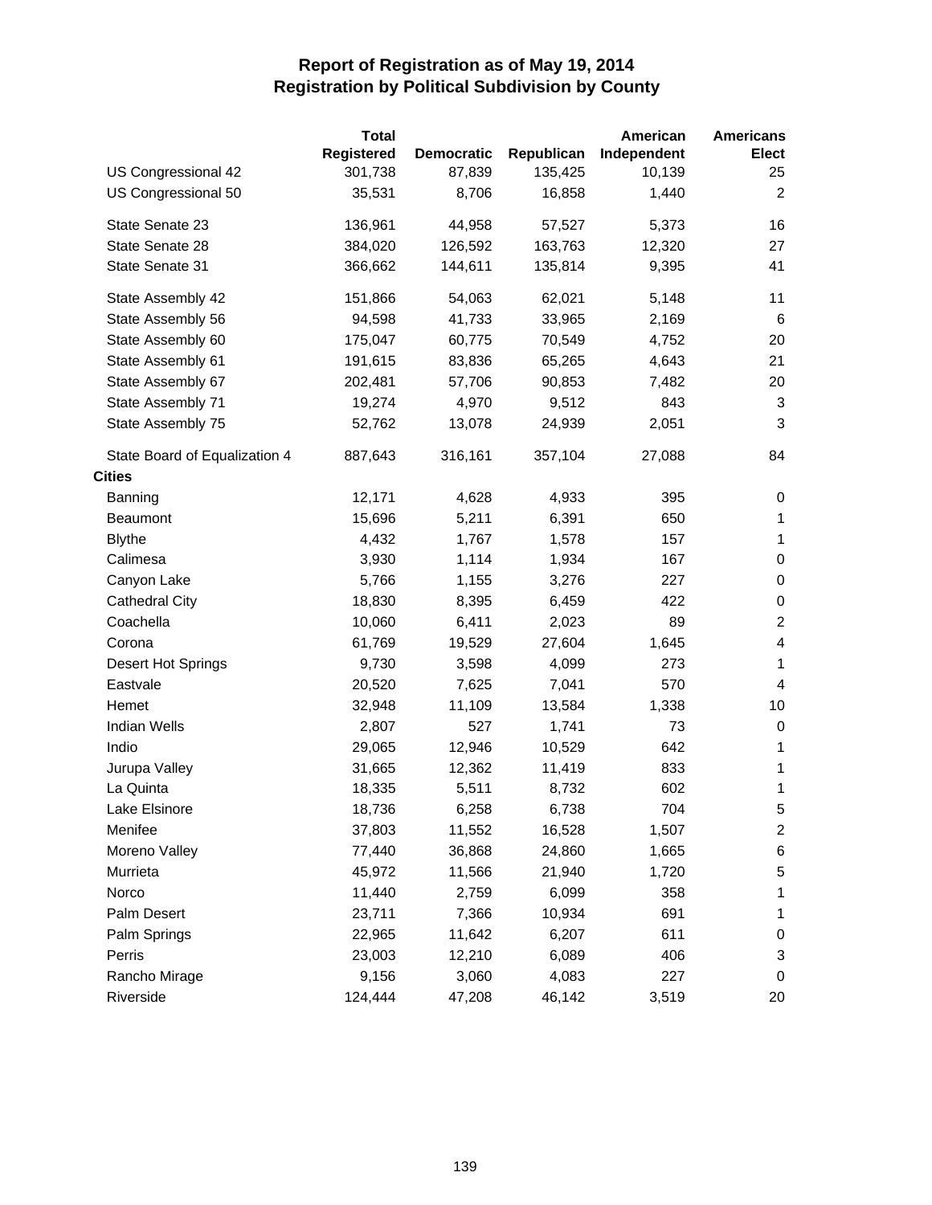# Report of Registration as of May 19, 2014
## Registration by Political Subdivision by County

| | Total Registered | Democratic | Republican | American Independent | Americans Elect |
|---|---|---|---|---|---|
| US Congressional 42 | 301,738 | 87,839 | 135,425 | 10,139 | 25 |
| US Congressional 50 | 35,531 | 8,706 | 16,858 | 1,440 | 2 |
| State Senate 23 | 136,961 | 44,958 | 57,527 | 5,373 | 16 |
| State Senate 28 | 384,020 | 126,592 | 163,763 | 12,320 | 27 |
| State Senate 31 | 366,662 | 144,611 | 135,814 | 9,395 | 41 |
| State Assembly 42 | 151,866 | 54,063 | 62,021 | 5,148 | 11 |
| State Assembly 56 | 94,598 | 41,733 | 33,965 | 2,169 | 6 |
| State Assembly 60 | 175,047 | 60,775 | 70,549 | 4,752 | 20 |
| State Assembly 61 | 191,615 | 83,836 | 65,265 | 4,643 | 21 |
| State Assembly 67 | 202,481 | 57,706 | 90,853 | 7,482 | 20 |
| State Assembly 71 | 19,274 | 4,970 | 9,512 | 843 | 3 |
| State Assembly 75 | 52,762 | 13,078 | 24,939 | 2,051 | 3 |
| State Board of Equalization 4 | 887,643 | 316,161 | 357,104 | 27,088 | 84 |
| **Cities** | | | | | |
| Banning | 12,171 | 4,628 | 4,933 | 395 | 0 |
| Beaumont | 15,696 | 5,211 | 6,391 | 650 | 1 |
| Blythe | 4,432 | 1,767 | 1,578 | 157 | 1 |
| Calimesa | 3,930 | 1,114 | 1,934 | 167 | 0 |
| Canyon Lake | 5,766 | 1,155 | 3,276 | 227 | 0 |
| Cathedral City | 18,830 | 8,395 | 6,459 | 422 | 0 |
| Coachella | 10,060 | 6,411 | 2,023 | 89 | 2 |
| Corona | 61,769 | 19,529 | 27,604 | 1,645 | 4 |
| Desert Hot Springs | 9,730 | 3,598 | 4,099 | 273 | 1 |
| Eastvale | 20,520 | 7,625 | 7,041 | 570 | 4 |
| Hemet | 32,948 | 11,109 | 13,584 | 1,338 | 10 |
| Indian Wells | 2,807 | 527 | 1,741 | 73 | 0 |
| Indio | 29,065 | 12,946 | 10,529 | 642 | 1 |
| Jurupa Valley | 31,665 | 12,362 | 11,419 | 833 | 1 |
| La Quinta | 18,335 | 5,511 | 8,732 | 602 | 1 |
| Lake Elsinore | 18,736 | 6,258 | 6,738 | 704 | 5 |
| Menifee | 37,803 | 11,552 | 16,528 | 1,507 | 2 |
| Moreno Valley | 77,440 | 36,868 | 24,860 | 1,665 | 6 |
| Murrieta | 45,972 | 11,566 | 21,940 | 1,720 | 5 |
| Norco | 11,440 | 2,759 | 6,099 | 358 | 1 |
| Palm Desert | 23,711 | 7,366 | 10,934 | 691 | 1 |
| Palm Springs | 22,965 | 11,642 | 6,207 | 611 | 0 |
| Perris | 23,003 | 12,210 | 6,089 | 406 | 3 |
| Rancho Mirage | 9,156 | 3,060 | 4,083 | 227 | 0 |
| Riverside | 124,444 | 47,208 | 46,142 | 3,519 | 20 |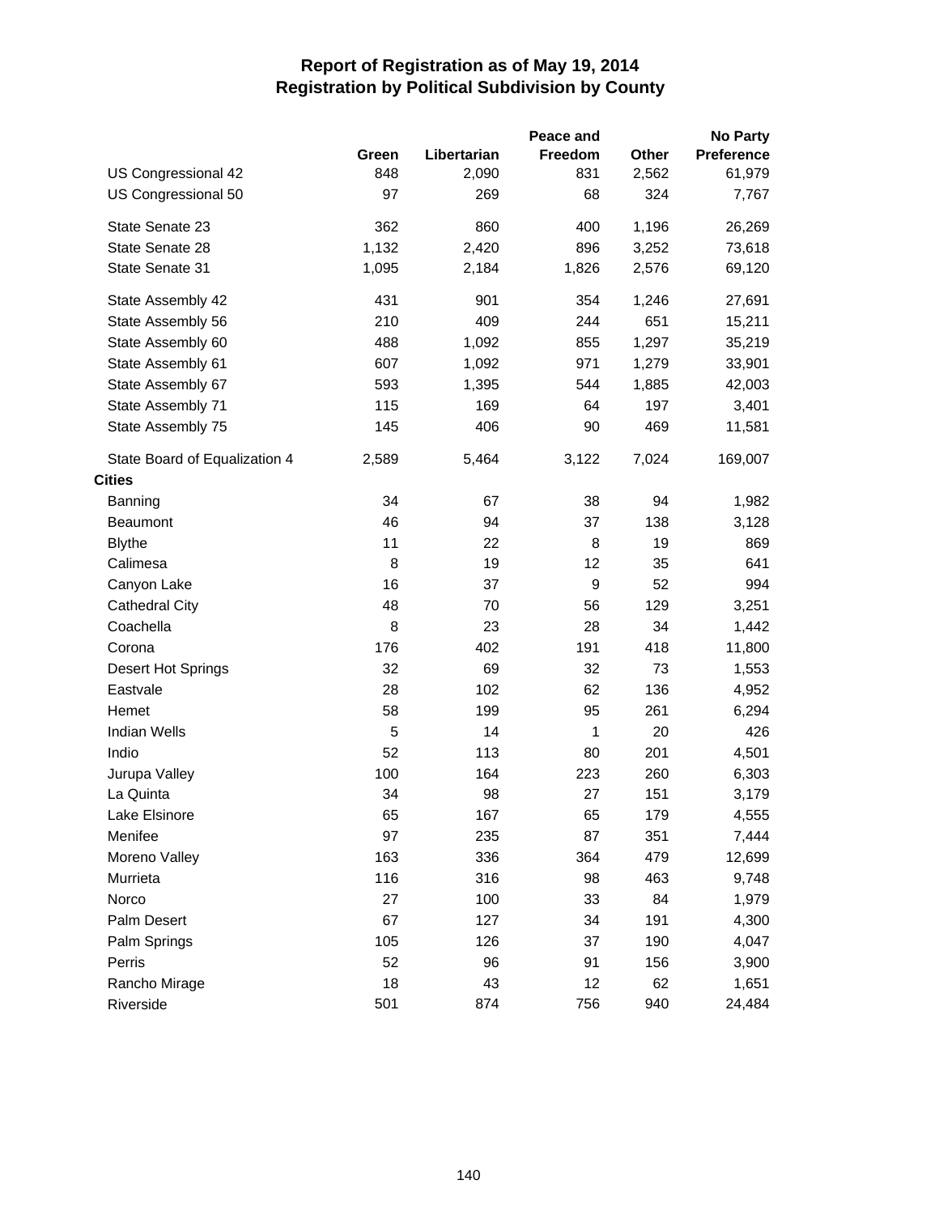# Report of Registration as of May 19, 2014
## Registration by Political Subdivision by County

| | Green | Libertarian | Peace and Freedom | Other | No Party Preference |
|---|---|---|---|---|---|
| US Congressional 42 | 848 | 2,090 | 831 | 2,562 | 61,979 |
| US Congressional 50 | 97 | 269 | 68 | 324 | 7,767 |
| State Senate 23 | 362 | 860 | 400 | 1,196 | 26,269 |
| State Senate 28 | 1,132 | 2,420 | 896 | 3,252 | 73,618 |
| State Senate 31 | 1,095 | 2,184 | 1,826 | 2,576 | 69,120 |
| State Assembly 42 | 431 | 901 | 354 | 1,246 | 27,691 |
| State Assembly 56 | 210 | 409 | 244 | 651 | 15,211 |
| State Assembly 60 | 488 | 1,092 | 855 | 1,297 | 35,219 |
| State Assembly 61 | 607 | 1,092 | 971 | 1,279 | 33,901 |
| State Assembly 67 | 593 | 1,395 | 544 | 1,885 | 42,003 |
| State Assembly 71 | 115 | 169 | 64 | 197 | 3,401 |
| State Assembly 75 | 145 | 406 | 90 | 469 | 11,581 |
| State Board of Equalization 4 | 2,589 | 5,464 | 3,122 | 7,024 | 169,007 |
| **Cities** | | | | | |
| Banning | 34 | 67 | 38 | 94 | 1,982 |
| Beaumont | 46 | 94 | 37 | 138 | 3,128 |
| Blythe | 11 | 22 | 8 | 19 | 869 |
| Calimesa | 8 | 19 | 12 | 35 | 641 |
| Canyon Lake | 16 | 37 | 9 | 52 | 994 |
| Cathedral City | 48 | 70 | 56 | 129 | 3,251 |
| Coachella | 8 | 23 | 28 | 34 | 1,442 |
| Corona | 176 | 402 | 191 | 418 | 11,800 |
| Desert Hot Springs | 32 | 69 | 32 | 73 | 1,553 |
| Eastvale | 28 | 102 | 62 | 136 | 4,952 |
| Hemet | 58 | 199 | 95 | 261 | 6,294 |
| Indian Wells | 5 | 14 | 1 | 20 | 426 |
| Indio | 52 | 113 | 80 | 201 | 4,501 |
| Jurupa Valley | 100 | 164 | 223 | 260 | 6,303 |
| La Quinta | 34 | 98 | 27 | 151 | 3,179 |
| Lake Elsinore | 65 | 167 | 65 | 179 | 4,555 |
| Menifee | 97 | 235 | 87 | 351 | 7,444 |
| Moreno Valley | 163 | 336 | 364 | 479 | 12,699 |
| Murrieta | 116 | 316 | 98 | 463 | 9,748 |
| Norco | 27 | 100 | 33 | 84 | 1,979 |
| Palm Desert | 67 | 127 | 34 | 191 | 4,300 |
| Palm Springs | 105 | 126 | 37 | 190 | 4,047 |
| Perris | 52 | 96 | 91 | 156 | 3,900 |
| Rancho Mirage | 18 | 43 | 12 | 62 | 1,651 |
| Riverside | 501 | 874 | 756 | 940 | 24,484 |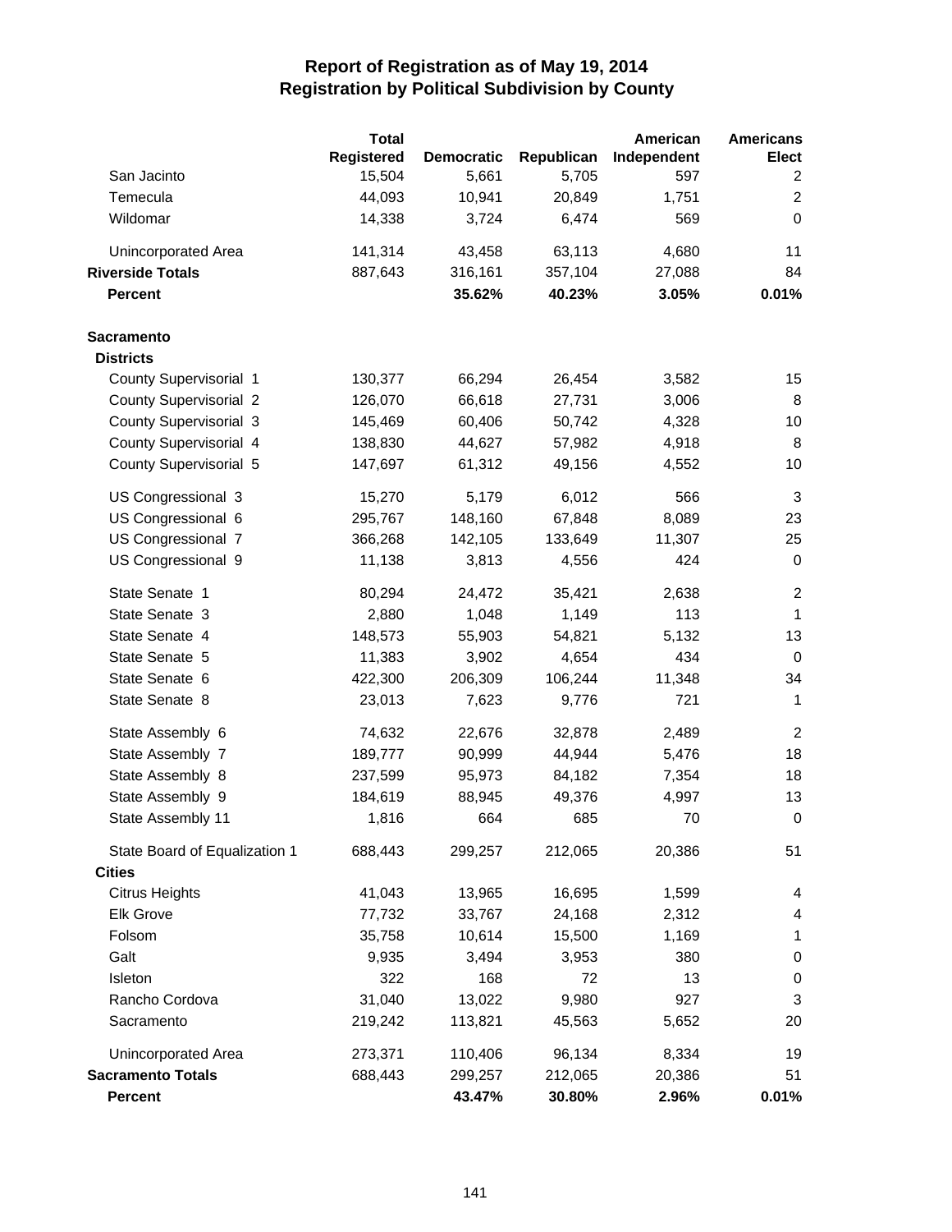# Report of Registration as of May 19, 2014
## Registration by Political Subdivision by County

| | Total Registered | Democratic | Republican | American Independent | Americans Elect |
|---|---|---|---|---|---|
| San Jacinto | 15,504 | 5,661 | 5,705 | 597 | 2 |
| Temecula | 44,093 | 10,941 | 20,849 | 1,751 | 2 |
| Wildomar | 14,338 | 3,724 | 6,474 | 569 | 0 |
| Unincorporated Area | 141,314 | 43,458 | 63,113 | 4,680 | 11 |
| **Riverside Totals** | 887,643 | 316,161 | 357,104 | 27,088 | 84 |
| **Percent** | | **35.62%** | **40.23%** | **3.05%** | **0.01%** |
| **Sacramento** | | | | | |
| **Districts** | | | | | |
| County Supervisorial 1 | 130,377 | 66,294 | 26,454 | 3,582 | 15 |
| County Supervisorial 2 | 126,070 | 66,618 | 27,731 | 3,006 | 8 |
| County Supervisorial 3 | 145,469 | 60,406 | 50,742 | 4,328 | 10 |
| County Supervisorial 4 | 138,830 | 44,627 | 57,982 | 4,918 | 8 |
| County Supervisorial 5 | 147,697 | 61,312 | 49,156 | 4,552 | 10 |
| US Congressional 3 | 15,270 | 5,179 | 6,012 | 566 | 3 |
| US Congressional 6 | 295,767 | 148,160 | 67,848 | 8,089 | 23 |
| US Congressional 7 | 366,268 | 142,105 | 133,649 | 11,307 | 25 |
| US Congressional 9 | 11,138 | 3,813 | 4,556 | 424 | 0 |
| State Senate 1 | 80,294 | 24,472 | 35,421 | 2,638 | 2 |
| State Senate 3 | 2,880 | 1,048 | 1,149 | 113 | 1 |
| State Senate 4 | 148,573 | 55,903 | 54,821 | 5,132 | 13 |
| State Senate 5 | 11,383 | 3,902 | 4,654 | 434 | 0 |
| State Senate 6 | 422,300 | 206,309 | 106,244 | 11,348 | 34 |
| State Senate 8 | 23,013 | 7,623 | 9,776 | 721 | 1 |
| State Assembly 6 | 74,632 | 22,676 | 32,878 | 2,489 | 2 |
| State Assembly 7 | 189,777 | 90,999 | 44,944 | 5,476 | 18 |
| State Assembly 8 | 237,599 | 95,973 | 84,182 | 7,354 | 18 |
| State Assembly 9 | 184,619 | 88,945 | 49,376 | 4,997 | 13 |
| State Assembly 11 | 1,816 | 664 | 685 | 70 | 0 |
| State Board of Equalization 1 | 688,443 | 299,257 | 212,065 | 20,386 | 51 |
| **Cities** | | | | | |
| Citrus Heights | 41,043 | 13,965 | 16,695 | 1,599 | 4 |
| Elk Grove | 77,732 | 33,767 | 24,168 | 2,312 | 4 |
| Folsom | 35,758 | 10,614 | 15,500 | 1,169 | 1 |
| Galt | 9,935 | 3,494 | 3,953 | 380 | 0 |
| Isleton | 322 | 168 | 72 | 13 | 0 |
| Rancho Cordova | 31,040 | 13,022 | 9,980 | 927 | 3 |
| Sacramento | 219,242 | 113,821 | 45,563 | 5,652 | 20 |
| Unincorporated Area | 273,371 | 110,406 | 96,134 | 8,334 | 19 |
| **Sacramento Totals** | 688,443 | 299,257 | 212,065 | 20,386 | 51 |
| **Percent** | | **43.47%** | **30.80%** | **2.96%** | **0.01%** |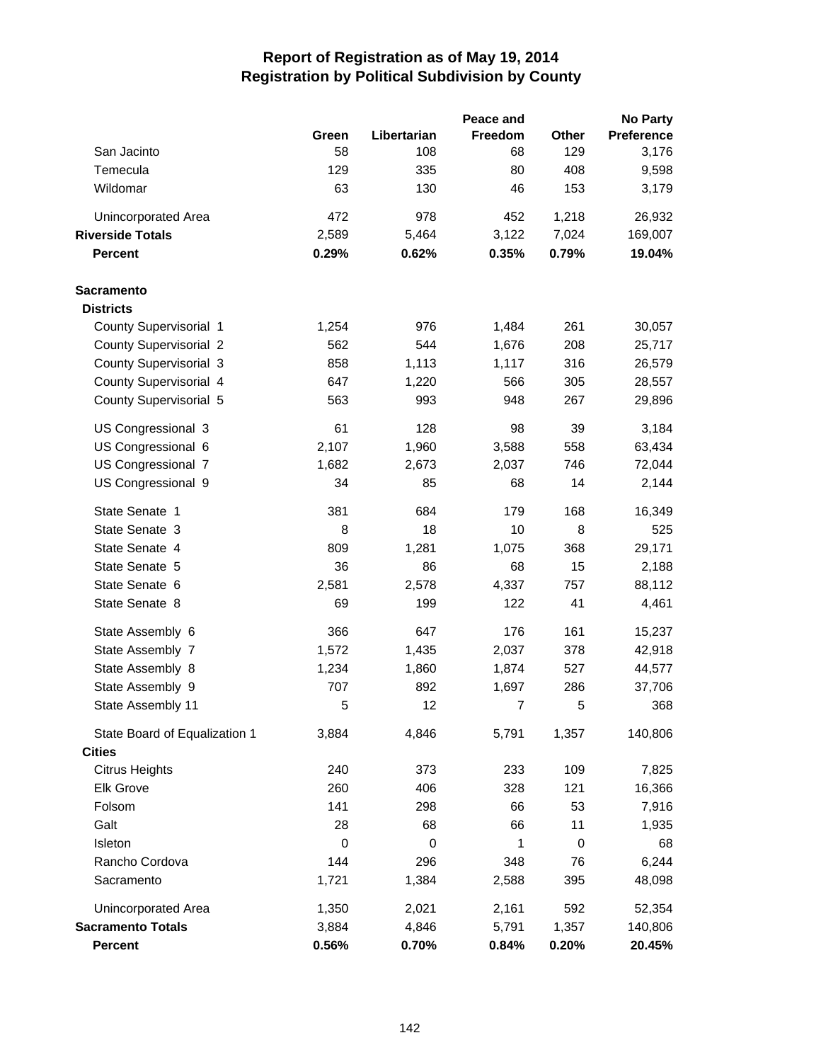# Report of Registration as of May 19, 2014
## Registration by Political Subdivision by County

| | Green | Libertarian | Peace and Freedom | Other | No Party Preference |
|---|---|---|---|---|---|
| San Jacinto | 58 | 108 | 68 | 129 | 3,176 |
| Temecula | 129 | 335 | 80 | 408 | 9,598 |
| Wildomar | 63 | 130 | 46 | 153 | 3,179 |
| Unincorporated Area | 472 | 978 | 452 | 1,218 | 26,932 |
| **Riverside Totals** | 2,589 | 5,464 | 3,122 | 7,024 | 169,007 |
| **Percent** | **0.29%** | **0.62%** | **0.35%** | **0.79%** | **19.04%** |
| **Sacramento** | | | | | |
| **Districts** | | | | | |
| County Supervisorial 1 | 1,254 | 976 | 1,484 | 261 | 30,057 |
| County Supervisorial 2 | 562 | 544 | 1,676 | 208 | 25,717 |
| County Supervisorial 3 | 858 | 1,113 | 1,117 | 316 | 26,579 |
| County Supervisorial 4 | 647 | 1,220 | 566 | 305 | 28,557 |
| County Supervisorial 5 | 563 | 993 | 948 | 267 | 29,896 |
| US Congressional 3 | 61 | 128 | 98 | 39 | 3,184 |
| US Congressional 6 | 2,107 | 1,960 | 3,588 | 558 | 63,434 |
| US Congressional 7 | 1,682 | 2,673 | 2,037 | 746 | 72,044 |
| US Congressional 9 | 34 | 85 | 68 | 14 | 2,144 |
| State Senate 1 | 381 | 684 | 179 | 168 | 16,349 |
| State Senate 3 | 8 | 18 | 10 | 8 | 525 |
| State Senate 4 | 809 | 1,281 | 1,075 | 368 | 29,171 |
| State Senate 5 | 36 | 86 | 68 | 15 | 2,188 |
| State Senate 6 | 2,581 | 2,578 | 4,337 | 757 | 88,112 |
| State Senate 8 | 69 | 199 | 122 | 41 | 4,461 |
| State Assembly 6 | 366 | 647 | 176 | 161 | 15,237 |
| State Assembly 7 | 1,572 | 1,435 | 2,037 | 378 | 42,918 |
| State Assembly 8 | 1,234 | 1,860 | 1,874 | 527 | 44,577 |
| State Assembly 9 | 707 | 892 | 1,697 | 286 | 37,706 |
| State Assembly 11 | 5 | 12 | 7 | 5 | 368 |
| State Board of Equalization 1 | 3,884 | 4,846 | 5,791 | 1,357 | 140,806 |
| **Cities** | | | | | |
| Citrus Heights | 240 | 373 | 233 | 109 | 7,825 |
| Elk Grove | 260 | 406 | 328 | 121 | 16,366 |
| Folsom | 141 | 298 | 66 | 53 | 7,916 |
| Galt | 28 | 68 | 66 | 11 | 1,935 |
| Isleton | 0 | 0 | 1 | 0 | 68 |
| Rancho Cordova | 144 | 296 | 348 | 76 | 6,244 |
| Sacramento | 1,721 | 1,384 | 2,588 | 395 | 48,098 |
| Unincorporated Area | 1,350 | 2,021 | 2,161 | 592 | 52,354 |
| **Sacramento Totals** | 3,884 | 4,846 | 5,791 | 1,357 | 140,806 |
| **Percent** | **0.56%** | **0.70%** | **0.84%** | **0.20%** | **20.45%** |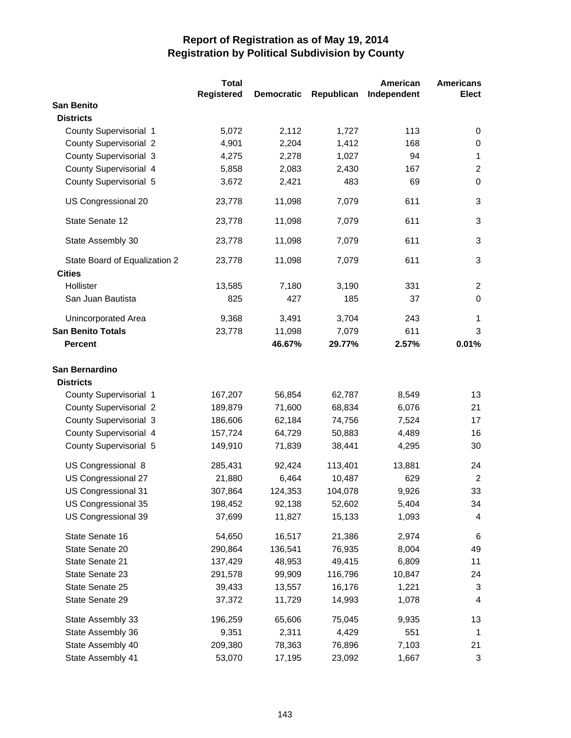# Report of Registration as of May 19, 2014
## Registration by Political Subdivision by County

| | Total Registered | Democratic | Republican | American Independent | Americans Elect |
|---|---|---|---|---|---|
| **San Benito** | | | | | |
| **Districts** | | | | | |
| County Supervisorial 1 | 5,072 | 2,112 | 1,727 | 113 | 0 |
| County Supervisorial 2 | 4,901 | 2,204 | 1,412 | 168 | 0 |
| County Supervisorial 3 | 4,275 | 2,278 | 1,027 | 94 | 1 |
| County Supervisorial 4 | 5,858 | 2,083 | 2,430 | 167 | 2 |
| County Supervisorial 5 | 3,672 | 2,421 | 483 | 69 | 0 |
| US Congressional 20 | 23,778 | 11,098 | 7,079 | 611 | 3 |
| State Senate 12 | 23,778 | 11,098 | 7,079 | 611 | 3 |
| State Assembly 30 | 23,778 | 11,098 | 7,079 | 611 | 3 |
| State Board of Equalization 2 | 23,778 | 11,098 | 7,079 | 611 | 3 |
| **Cities** | | | | | |
| Hollister | 13,585 | 7,180 | 3,190 | 331 | 2 |
| San Juan Bautista | 825 | 427 | 185 | 37 | 0 |
| Unincorporated Area | 9,368 | 3,491 | 3,704 | 243 | 1 |
| **San Benito Totals** | 23,778 | 11,098 | 7,079 | 611 | 3 |
| **Percent** | | **46.67%** | **29.77%** | **2.57%** | **0.01%** |
| **San Bernardino** | | | | | |
| **Districts** | | | | | |
| County Supervisorial 1 | 167,207 | 56,854 | 62,787 | 8,549 | 13 |
| County Supervisorial 2 | 189,879 | 71,600 | 68,834 | 6,076 | 21 |
| County Supervisorial 3 | 186,606 | 62,184 | 74,756 | 7,524 | 17 |
| County Supervisorial 4 | 157,724 | 64,729 | 50,883 | 4,489 | 16 |
| County Supervisorial 5 | 149,910 | 71,839 | 38,441 | 4,295 | 30 |
| US Congressional 8 | 285,431 | 92,424 | 113,401 | 13,881 | 24 |
| US Congressional 27 | 21,880 | 6,464 | 10,487 | 629 | 2 |
| US Congressional 31 | 307,864 | 124,353 | 104,078 | 9,926 | 33 |
| US Congressional 35 | 198,452 | 92,138 | 52,602 | 5,404 | 34 |
| US Congressional 39 | 37,699 | 11,827 | 15,133 | 1,093 | 4 |
| State Senate 16 | 54,650 | 16,517 | 21,386 | 2,974 | 6 |
| State Senate 20 | 290,864 | 136,541 | 76,935 | 8,004 | 49 |
| State Senate 21 | 137,429 | 48,953 | 49,415 | 6,809 | 11 |
| State Senate 23 | 291,578 | 99,909 | 116,796 | 10,847 | 24 |
| State Senate 25 | 39,433 | 13,557 | 16,176 | 1,221 | 3 |
| State Senate 29 | 37,372 | 11,729 | 14,993 | 1,078 | 4 |
| State Assembly 33 | 196,259 | 65,606 | 75,045 | 9,935 | 13 |
| State Assembly 36 | 9,351 | 2,311 | 4,429 | 551 | 1 |
| State Assembly 40 | 209,380 | 78,363 | 76,896 | 7,103 | 21 |
| State Assembly 41 | 53,070 | 17,195 | 23,092 | 1,667 | 3 |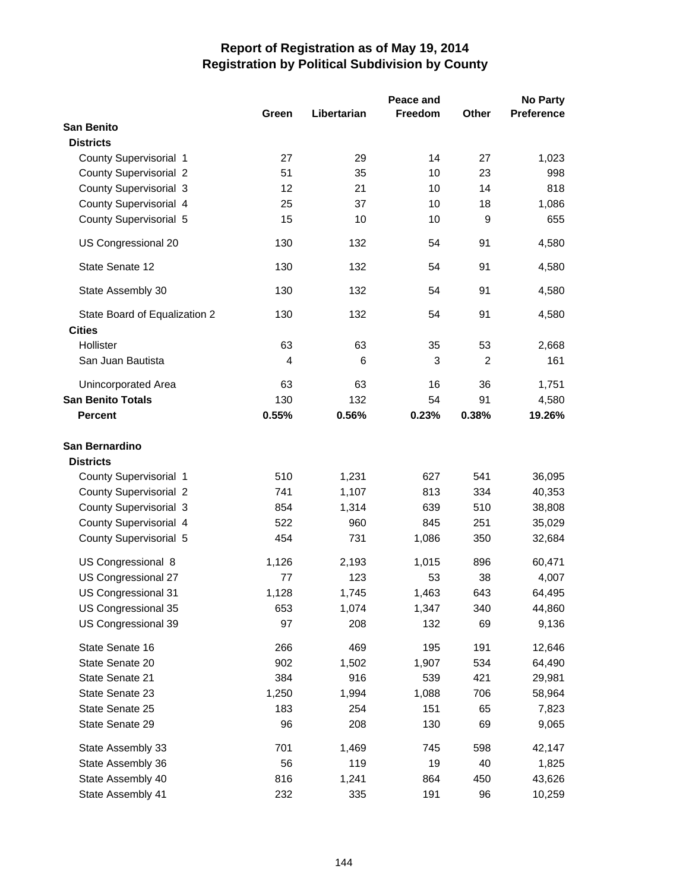# Report of Registration as of May 19, 2014
## Registration by Political Subdivision by County

| | Green | Libertarian | Peace and Freedom | Other | No Party Preference |
|---|---|---|---|---|---|
| **San Benito** | | | | | |
| **Districts** | | | | | |
| County Supervisorial 1 | 27 | 29 | 14 | 27 | 1,023 |
| County Supervisorial 2 | 51 | 35 | 10 | 23 | 998 |
| County Supervisorial 3 | 12 | 21 | 10 | 14 | 818 |
| County Supervisorial 4 | 25 | 37 | 10 | 18 | 1,086 |
| County Supervisorial 5 | 15 | 10 | 10 | 9 | 655 |
| US Congressional 20 | 130 | 132 | 54 | 91 | 4,580 |
| State Senate 12 | 130 | 132 | 54 | 91 | 4,580 |
| State Assembly 30 | 130 | 132 | 54 | 91 | 4,580 |
| State Board of Equalization 2 | 130 | 132 | 54 | 91 | 4,580 |
| **Cities** | | | | | |
| Hollister | 63 | 63 | 35 | 53 | 2,668 |
| San Juan Bautista | 4 | 6 | 3 | 2 | 161 |
| Unincorporated Area | 63 | 63 | 16 | 36 | 1,751 |
| **San Benito Totals** | 130 | 132 | 54 | 91 | 4,580 |
| **Percent** | **0.55%** | **0.56%** | **0.23%** | **0.38%** | **19.26%** |
| **San Bernardino** | | | | | |
| **Districts** | | | | | |
| County Supervisorial 1 | 510 | 1,231 | 627 | 541 | 36,095 |
| County Supervisorial 2 | 741 | 1,107 | 813 | 334 | 40,353 |
| County Supervisorial 3 | 854 | 1,314 | 639 | 510 | 38,808 |
| County Supervisorial 4 | 522 | 960 | 845 | 251 | 35,029 |
| County Supervisorial 5 | 454 | 731 | 1,086 | 350 | 32,684 |
| US Congressional 8 | 1,126 | 2,193 | 1,015 | 896 | 60,471 |
| US Congressional 27 | 77 | 123 | 53 | 38 | 4,007 |
| US Congressional 31 | 1,128 | 1,745 | 1,463 | 643 | 64,495 |
| US Congressional 35 | 653 | 1,074 | 1,347 | 340 | 44,860 |
| US Congressional 39 | 97 | 208 | 132 | 69 | 9,136 |
| State Senate 16 | 266 | 469 | 195 | 191 | 12,646 |
| State Senate 20 | 902 | 1,502 | 1,907 | 534 | 64,490 |
| State Senate 21 | 384 | 916 | 539 | 421 | 29,981 |
| State Senate 23 | 1,250 | 1,994 | 1,088 | 706 | 58,964 |
| State Senate 25 | 183 | 254 | 151 | 65 | 7,823 |
| State Senate 29 | 96 | 208 | 130 | 69 | 9,065 |
| State Assembly 33 | 701 | 1,469 | 745 | 598 | 42,147 |
| State Assembly 36 | 56 | 119 | 19 | 40 | 1,825 |
| State Assembly 40 | 816 | 1,241 | 864 | 450 | 43,626 |
| State Assembly 41 | 232 | 335 | 191 | 96 | 10,259 |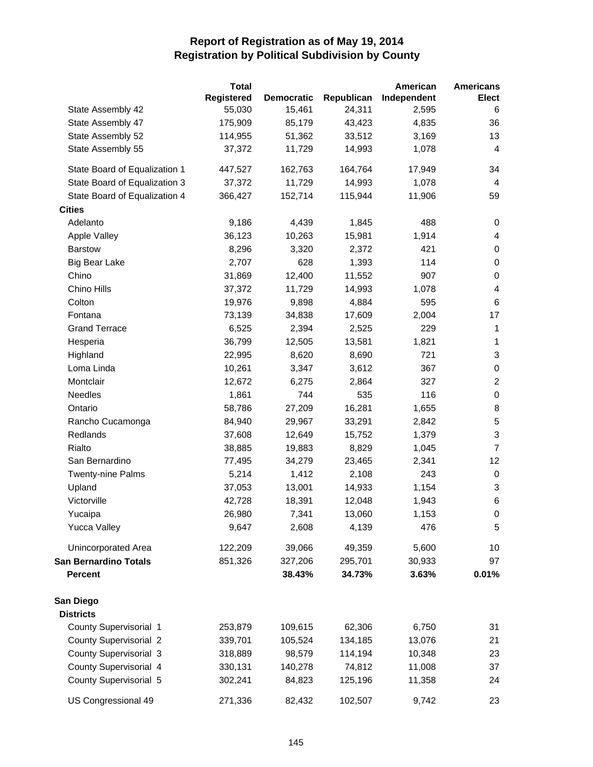# Report of Registration as of May 19, 2014
## Registration by Political Subdivision by County

| | Total Registered | Democratic | Republican | American Independent | Americans Elect |
|---|---|---|---|---|---|
| State Assembly 42 | 55,030 | 15,461 | 24,311 | 2,595 | 6 |
| State Assembly 47 | 175,909 | 85,179 | 43,423 | 4,835 | 36 |
| State Assembly 52 | 114,955 | 51,362 | 33,512 | 3,169 | 13 |
| State Assembly 55 | 37,372 | 11,729 | 14,993 | 1,078 | 4 |
| State Board of Equalization 1 | 447,527 | 162,763 | 164,764 | 17,949 | 34 |
| State Board of Equalization 3 | 37,372 | 11,729 | 14,993 | 1,078 | 4 |
| State Board of Equalization 4 | 366,427 | 152,714 | 115,944 | 11,906 | 59 |
| **Cities** | | | | | |
| Adelanto | 9,186 | 4,439 | 1,845 | 488 | 0 |
| Apple Valley | 36,123 | 10,263 | 15,981 | 1,914 | 4 |
| Barstow | 8,296 | 3,320 | 2,372 | 421 | 0 |
| Big Bear Lake | 2,707 | 628 | 1,393 | 114 | 0 |
| Chino | 31,869 | 12,400 | 11,552 | 907 | 0 |
| Chino Hills | 37,372 | 11,729 | 14,993 | 1,078 | 4 |
| Colton | 19,976 | 9,898 | 4,884 | 595 | 6 |
| Fontana | 73,139 | 34,838 | 17,609 | 2,004 | 17 |
| Grand Terrace | 6,525 | 2,394 | 2,525 | 229 | 1 |
| Hesperia | 36,799 | 12,505 | 13,581 | 1,821 | 1 |
| Highland | 22,995 | 8,620 | 8,690 | 721 | 3 |
| Loma Linda | 10,261 | 3,347 | 3,612 | 367 | 0 |
| Montclair | 12,672 | 6,275 | 2,864 | 327 | 2 |
| Needles | 1,861 | 744 | 535 | 116 | 0 |
| Ontario | 58,786 | 27,209 | 16,281 | 1,655 | 8 |
| Rancho Cucamonga | 84,940 | 29,967 | 33,291 | 2,842 | 5 |
| Redlands | 37,608 | 12,649 | 15,752 | 1,379 | 3 |
| Rialto | 38,885 | 19,883 | 8,829 | 1,045 | 7 |
| San Bernardino | 77,495 | 34,279 | 23,465 | 2,341 | 12 |
| Twenty-nine Palms | 5,214 | 1,412 | 2,108 | 243 | 0 |
| Upland | 37,053 | 13,001 | 14,933 | 1,154 | 3 |
| Victorville | 42,728 | 18,391 | 12,048 | 1,943 | 6 |
| Yucaipa | 26,980 | 7,341 | 13,060 | 1,153 | 0 |
| Yucca Valley | 9,647 | 2,608 | 4,139 | 476 | 5 |
| Unincorporated Area | 122,209 | 39,066 | 49,359 | 5,600 | 10 |
| **San Bernardino Totals** | 851,326 | 327,206 | 295,701 | 30,933 | 97 |
| **Percent** | | **38.43%** | **34.73%** | **3.63%** | **0.01%** |
| **San Diego** | | | | | |
| **Districts** | | | | | |
| County Supervisorial 1 | 253,879 | 109,615 | 62,306 | 6,750 | 31 |
| County Supervisorial 2 | 339,701 | 105,524 | 134,185 | 13,076 | 21 |
| County Supervisorial 3 | 318,889 | 98,579 | 114,194 | 10,348 | 23 |
| County Supervisorial 4 | 330,131 | 140,278 | 74,812 | 11,008 | 37 |
| County Supervisorial 5 | 302,241 | 84,823 | 125,196 | 11,358 | 24 |
| US Congressional 49 | 271,336 | 82,432 | 102,507 | 9,742 | 23 |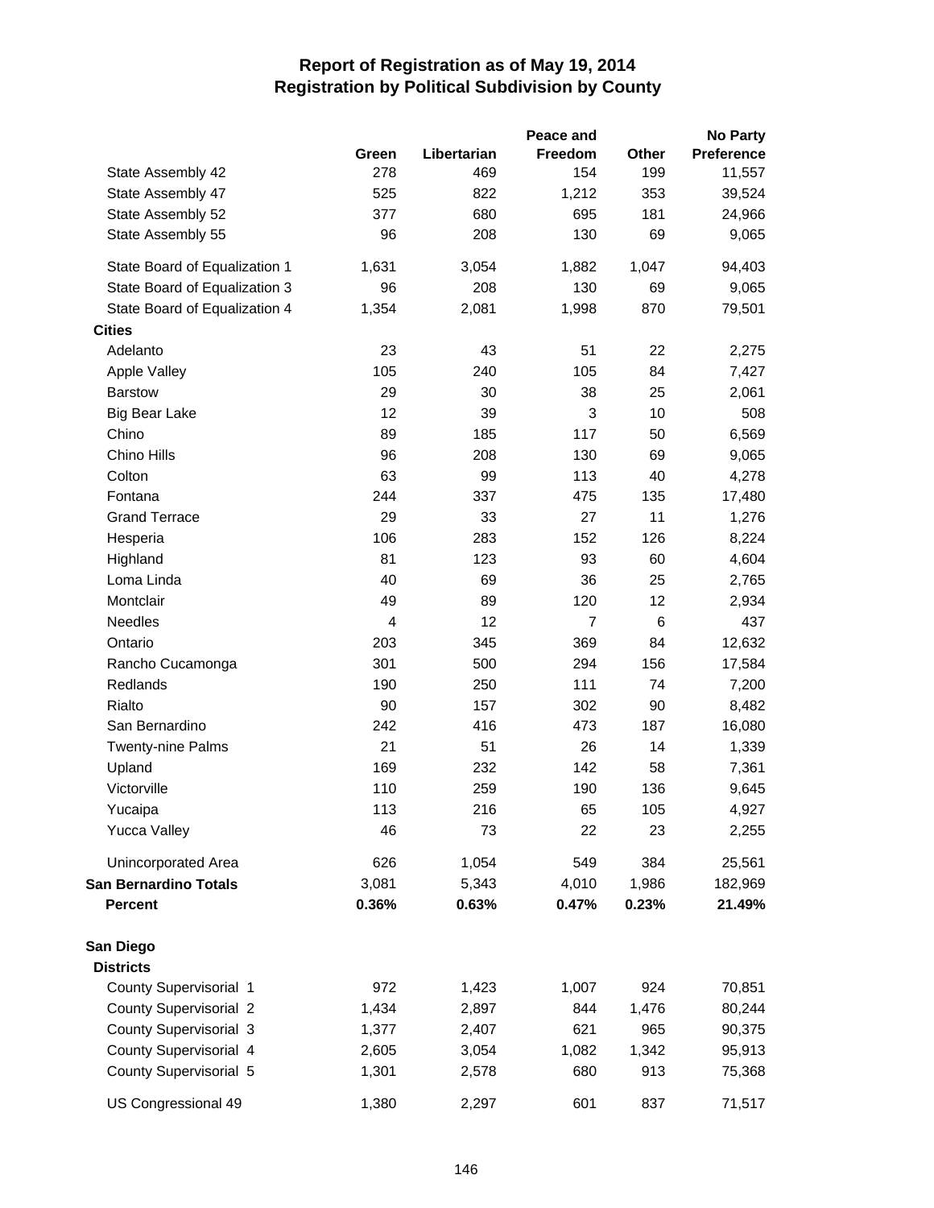# Report of Registration as of May 19, 2014
## Registration by Political Subdivision by County

| | Green | Libertarian | Peace and Freedom | Other | No Party Preference |
|---|---|---|---|---|---|
| State Assembly 42 | 278 | 469 | 154 | 199 | 11,557 |
| State Assembly 47 | 525 | 822 | 1,212 | 353 | 39,524 |
| State Assembly 52 | 377 | 680 | 695 | 181 | 24,966 |
| State Assembly 55 | 96 | 208 | 130 | 69 | 9,065 |
| State Board of Equalization 1 | 1,631 | 3,054 | 1,882 | 1,047 | 94,403 |
| State Board of Equalization 3 | 96 | 208 | 130 | 69 | 9,065 |
| State Board of Equalization 4 | 1,354 | 2,081 | 1,998 | 870 | 79,501 |
| **Cities** | | | | | |
| Adelanto | 23 | 43 | 51 | 22 | 2,275 |
| Apple Valley | 105 | 240 | 105 | 84 | 7,427 |
| Barstow | 29 | 30 | 38 | 25 | 2,061 |
| Big Bear Lake | 12 | 39 | 3 | 10 | 508 |
| Chino | 89 | 185 | 117 | 50 | 6,569 |
| Chino Hills | 96 | 208 | 130 | 69 | 9,065 |
| Colton | 63 | 99 | 113 | 40 | 4,278 |
| Fontana | 244 | 337 | 475 | 135 | 17,480 |
| Grand Terrace | 29 | 33 | 27 | 11 | 1,276 |
| Hesperia | 106 | 283 | 152 | 126 | 8,224 |
| Highland | 81 | 123 | 93 | 60 | 4,604 |
| Loma Linda | 40 | 69 | 36 | 25 | 2,765 |
| Montclair | 49 | 89 | 120 | 12 | 2,934 |
| Needles | 4 | 12 | 7 | 6 | 437 |
| Ontario | 203 | 345 | 369 | 84 | 12,632 |
| Rancho Cucamonga | 301 | 500 | 294 | 156 | 17,584 |
| Redlands | 190 | 250 | 111 | 74 | 7,200 |
| Rialto | 90 | 157 | 302 | 90 | 8,482 |
| San Bernardino | 242 | 416 | 473 | 187 | 16,080 |
| Twenty-nine Palms | 21 | 51 | 26 | 14 | 1,339 |
| Upland | 169 | 232 | 142 | 58 | 7,361 |
| Victorville | 110 | 259 | 190 | 136 | 9,645 |
| Yucaipa | 113 | 216 | 65 | 105 | 4,927 |
| Yucca Valley | 46 | 73 | 22 | 23 | 2,255 |
| Unincorporated Area | 626 | 1,054 | 549 | 384 | 25,561 |
| **San Bernardino Totals** | 3,081 | 5,343 | 4,010 | 1,986 | 182,969 |
| **Percent** | **0.36%** | **0.63%** | **0.47%** | **0.23%** | **21.49%** |
| **San Diego** | | | | | |
| **Districts** | | | | | |
| County Supervisorial 1 | 972 | 1,423 | 1,007 | 924 | 70,851 |
| County Supervisorial 2 | 1,434 | 2,897 | 844 | 1,476 | 80,244 |
| County Supervisorial 3 | 1,377 | 2,407 | 621 | 965 | 90,375 |
| County Supervisorial 4 | 2,605 | 3,054 | 1,082 | 1,342 | 95,913 |
| County Supervisorial 5 | 1,301 | 2,578 | 680 | 913 | 75,368 |
| US Congressional 49 | 1,380 | 2,297 | 601 | 837 | 71,517 |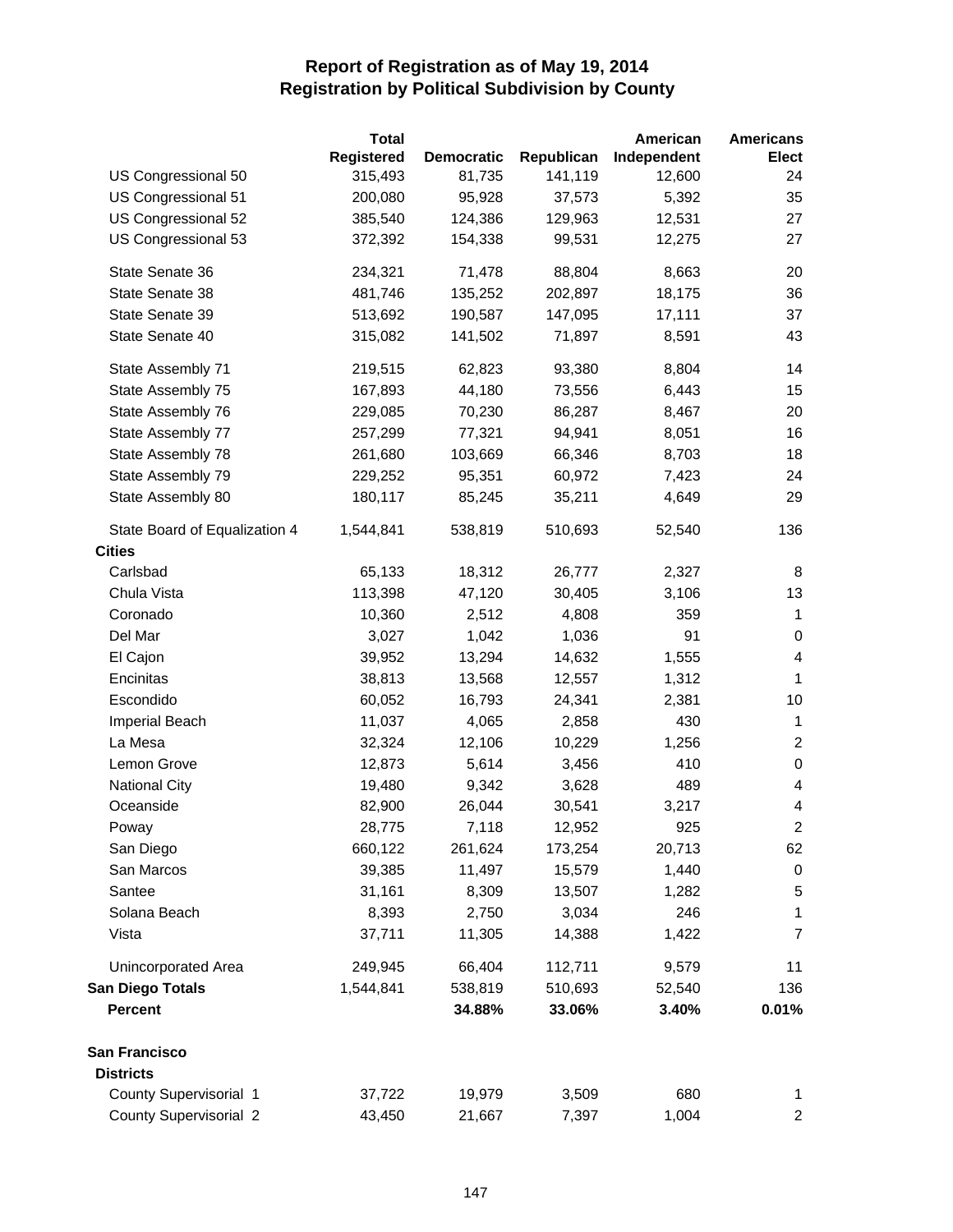# Report of Registration as of May 19, 2014
## Registration by Political Subdivision by County

| | Total Registered | Democratic | Republican | American Independent | Americans Elect |
|---|---|---|---|---|---|
| US Congressional 50 | 315,493 | 81,735 | 141,119 | 12,600 | 24 |
| US Congressional 51 | 200,080 | 95,928 | 37,573 | 5,392 | 35 |
| US Congressional 52 | 385,540 | 124,386 | 129,963 | 12,531 | 27 |
| US Congressional 53 | 372,392 | 154,338 | 99,531 | 12,275 | 27 |
| State Senate 36 | 234,321 | 71,478 | 88,804 | 8,663 | 20 |
| State Senate 38 | 481,746 | 135,252 | 202,897 | 18,175 | 36 |
| State Senate 39 | 513,692 | 190,587 | 147,095 | 17,111 | 37 |
| State Senate 40 | 315,082 | 141,502 | 71,897 | 8,591 | 43 |
| State Assembly 71 | 219,515 | 62,823 | 93,380 | 8,804 | 14 |
| State Assembly 75 | 167,893 | 44,180 | 73,556 | 6,443 | 15 |
| State Assembly 76 | 229,085 | 70,230 | 86,287 | 8,467 | 20 |
| State Assembly 77 | 257,299 | 77,321 | 94,941 | 8,051 | 16 |
| State Assembly 78 | 261,680 | 103,669 | 66,346 | 8,703 | 18 |
| State Assembly 79 | 229,252 | 95,351 | 60,972 | 7,423 | 24 |
| State Assembly 80 | 180,117 | 85,245 | 35,211 | 4,649 | 29 |
| State Board of Equalization 4 | 1,544,841 | 538,819 | 510,693 | 52,540 | 136 |
| **Cities** | | | | | |
| Carlsbad | 65,133 | 18,312 | 26,777 | 2,327 | 8 |
| Chula Vista | 113,398 | 47,120 | 30,405 | 3,106 | 13 |
| Coronado | 10,360 | 2,512 | 4,808 | 359 | 1 |
| Del Mar | 3,027 | 1,042 | 1,036 | 91 | 0 |
| El Cajon | 39,952 | 13,294 | 14,632 | 1,555 | 4 |
| Encinitas | 38,813 | 13,568 | 12,557 | 1,312 | 1 |
| Escondido | 60,052 | 16,793 | 24,341 | 2,381 | 10 |
| Imperial Beach | 11,037 | 4,065 | 2,858 | 430 | 1 |
| La Mesa | 32,324 | 12,106 | 10,229 | 1,256 | 2 |
| Lemon Grove | 12,873 | 5,614 | 3,456 | 410 | 0 |
| National City | 19,480 | 9,342 | 3,628 | 489 | 4 |
| Oceanside | 82,900 | 26,044 | 30,541 | 3,217 | 4 |
| Poway | 28,775 | 7,118 | 12,952 | 925 | 2 |
| San Diego | 660,122 | 261,624 | 173,254 | 20,713 | 62 |
| San Marcos | 39,385 | 11,497 | 15,579 | 1,440 | 0 |
| Santee | 31,161 | 8,309 | 13,507 | 1,282 | 5 |
| Solana Beach | 8,393 | 2,750 | 3,034 | 246 | 1 |
| Vista | 37,711 | 11,305 | 14,388 | 1,422 | 7 |
| Unincorporated Area | 249,945 | 66,404 | 112,711 | 9,579 | 11 |
| **San Diego Totals** | 1,544,841 | 538,819 | 510,693 | 52,540 | 136 |
| **Percent** | | **34.88%** | **33.06%** | **3.40%** | **0.01%** |

**San Francisco**

| | Total Registered | Democratic | Republican | American Independent | Americans Elect |
|---|---|---|---|---|---|
| **Districts** | | | | | |
| County Supervisorial 1 | 37,722 | 19,979 | 3,509 | 680 | 1 |
| County Supervisorial 2 | 43,450 | 21,667 | 7,397 | 1,004 | 2 |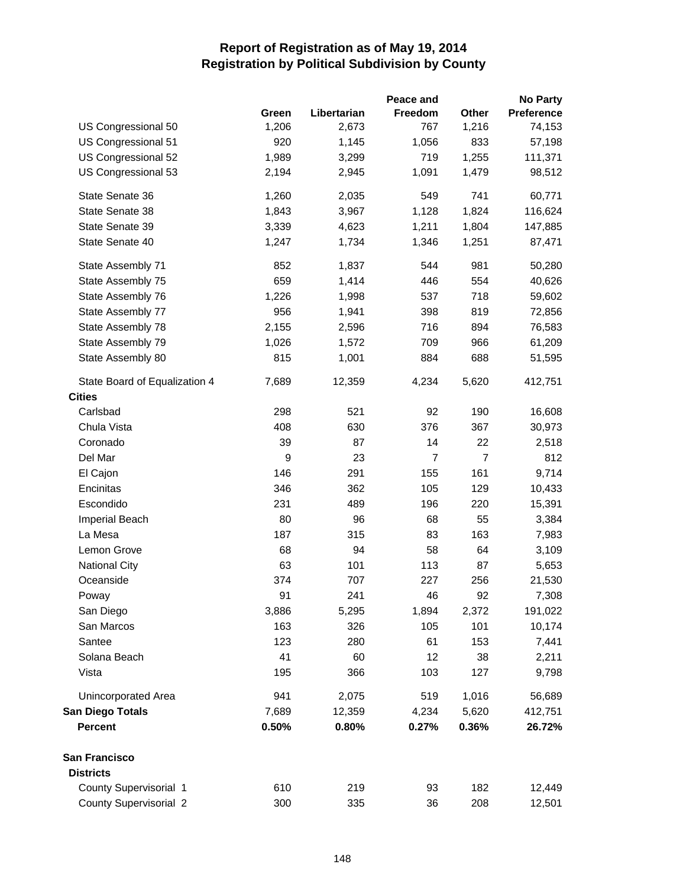# Report of Registration as of May 19, 2014
## Registration by Political Subdivision by County

| | Green | Libertarian | Peace and Freedom | Other | No Party Preference |
|---|---|---|---|---|---|
| US Congressional 50 | 1,206 | 2,673 | 767 | 1,216 | 74,153 |
| US Congressional 51 | 920 | 1,145 | 1,056 | 833 | 57,198 |
| US Congressional 52 | 1,989 | 3,299 | 719 | 1,255 | 111,371 |
| US Congressional 53 | 2,194 | 2,945 | 1,091 | 1,479 | 98,512 |
| State Senate 36 | 1,260 | 2,035 | 549 | 741 | 60,771 |
| State Senate 38 | 1,843 | 3,967 | 1,128 | 1,824 | 116,624 |
| State Senate 39 | 3,339 | 4,623 | 1,211 | 1,804 | 147,885 |
| State Senate 40 | 1,247 | 1,734 | 1,346 | 1,251 | 87,471 |
| State Assembly 71 | 852 | 1,837 | 544 | 981 | 50,280 |
| State Assembly 75 | 659 | 1,414 | 446 | 554 | 40,626 |
| State Assembly 76 | 1,226 | 1,998 | 537 | 718 | 59,602 |
| State Assembly 77 | 956 | 1,941 | 398 | 819 | 72,856 |
| State Assembly 78 | 2,155 | 2,596 | 716 | 894 | 76,583 |
| State Assembly 79 | 1,026 | 1,572 | 709 | 966 | 61,209 |
| State Assembly 80 | 815 | 1,001 | 884 | 688 | 51,595 |
| State Board of Equalization 4 | 7,689 | 12,359 | 4,234 | 5,620 | 412,751 |
| **Cities** | | | | | |
| Carlsbad | 298 | 521 | 92 | 190 | 16,608 |
| Chula Vista | 408 | 630 | 376 | 367 | 30,973 |
| Coronado | 39 | 87 | 14 | 22 | 2,518 |
| Del Mar | 9 | 23 | 7 | 7 | 812 |
| El Cajon | 146 | 291 | 155 | 161 | 9,714 |
| Encinitas | 346 | 362 | 105 | 129 | 10,433 |
| Escondido | 231 | 489 | 196 | 220 | 15,391 |
| Imperial Beach | 80 | 96 | 68 | 55 | 3,384 |
| La Mesa | 187 | 315 | 83 | 163 | 7,983 |
| Lemon Grove | 68 | 94 | 58 | 64 | 3,109 |
| National City | 63 | 101 | 113 | 87 | 5,653 |
| Oceanside | 374 | 707 | 227 | 256 | 21,530 |
| Poway | 91 | 241 | 46 | 92 | 7,308 |
| San Diego | 3,886 | 5,295 | 1,894 | 2,372 | 191,022 |
| San Marcos | 163 | 326 | 105 | 101 | 10,174 |
| Santee | 123 | 280 | 61 | 153 | 7,441 |
| Solana Beach | 41 | 60 | 12 | 38 | 2,211 |
| Vista | 195 | 366 | 103 | 127 | 9,798 |
| Unincorporated Area | 941 | 2,075 | 519 | 1,016 | 56,689 |
| **San Diego Totals** | 7,689 | 12,359 | 4,234 | 5,620 | 412,751 |
| **Percent** | **0.50%** | **0.80%** | **0.27%** | **0.36%** | **26.72%** |
| **San Francisco** | | | | | |
| **Districts** | | | | | |
| County Supervisorial 1 | 610 | 219 | 93 | 182 | 12,449 |
| County Supervisorial 2 | 300 | 335 | 36 | 208 | 12,501 |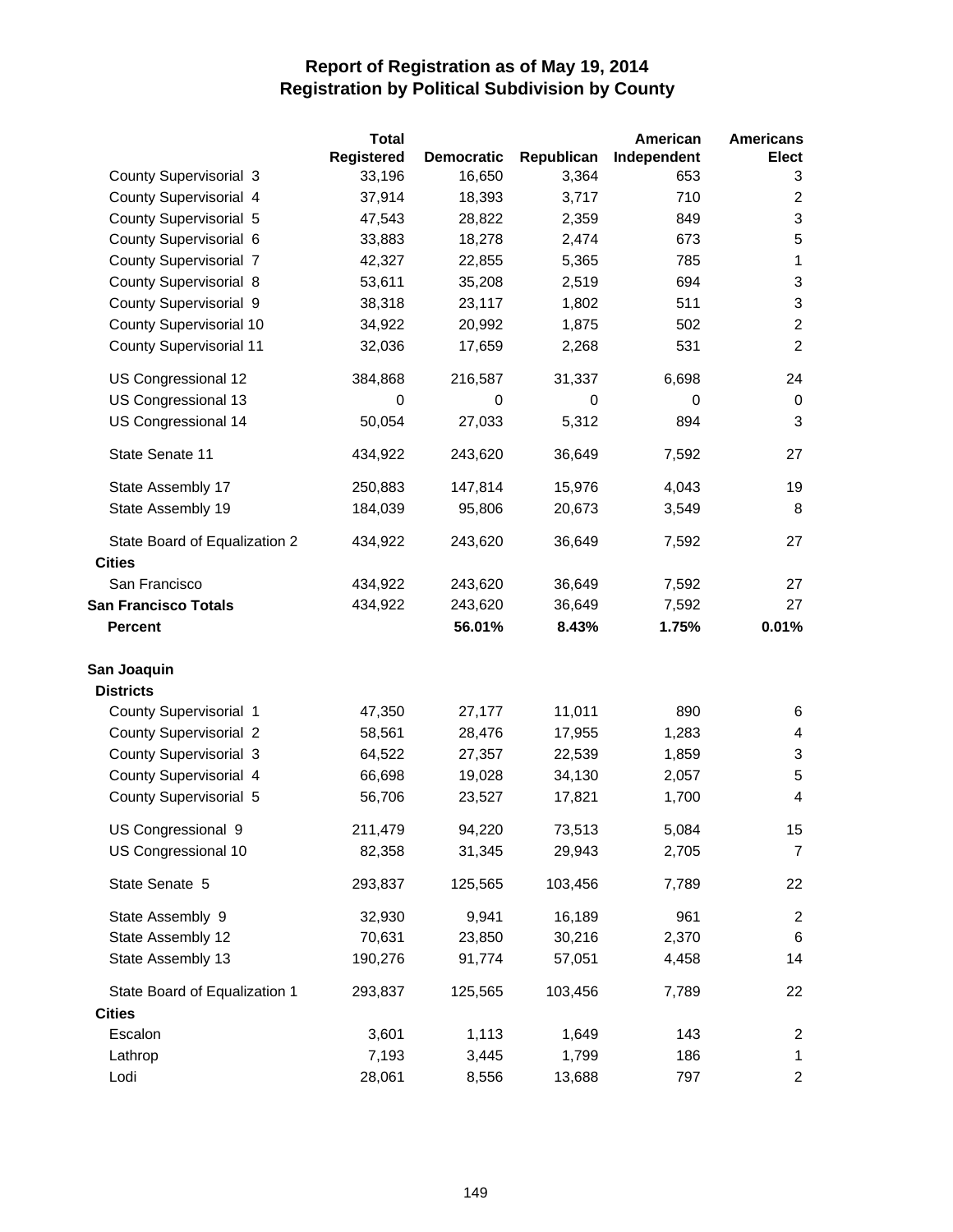# Report of Registration as of May 19, 2014
## Registration by Political Subdivision by County

| | Total Registered | Democratic | Republican | American Independent | Americans Elect |
|---|---|---|---|---|---|
| County Supervisorial 3 | 33,196 | 16,650 | 3,364 | 653 | 3 |
| County Supervisorial 4 | 37,914 | 18,393 | 3,717 | 710 | 2 |
| County Supervisorial 5 | 47,543 | 28,822 | 2,359 | 849 | 3 |
| County Supervisorial 6 | 33,883 | 18,278 | 2,474 | 673 | 5 |
| County Supervisorial 7 | 42,327 | 22,855 | 5,365 | 785 | 1 |
| County Supervisorial 8 | 53,611 | 35,208 | 2,519 | 694 | 3 |
| County Supervisorial 9 | 38,318 | 23,117 | 1,802 | 511 | 3 |
| County Supervisorial 10 | 34,922 | 20,992 | 1,875 | 502 | 2 |
| County Supervisorial 11 | 32,036 | 17,659 | 2,268 | 531 | 2 |
| US Congressional 12 | 384,868 | 216,587 | 31,337 | 6,698 | 24 |
| US Congressional 13 | 0 | 0 | 0 | 0 | 0 |
| US Congressional 14 | 50,054 | 27,033 | 5,312 | 894 | 3 |
| State Senate 11 | 434,922 | 243,620 | 36,649 | 7,592 | 27 |
| State Assembly 17 | 250,883 | 147,814 | 15,976 | 4,043 | 19 |
| State Assembly 19 | 184,039 | 95,806 | 20,673 | 3,549 | 8 |
| State Board of Equalization 2 | 434,922 | 243,620 | 36,649 | 7,592 | 27 |
| **Cities** | | | | | |
| San Francisco | 434,922 | 243,620 | 36,649 | 7,592 | 27 |
| **San Francisco Totals** | 434,922 | 243,620 | 36,649 | 7,592 | 27 |
| **Percent** | | **56.01%** | **8.43%** | **1.75%** | **0.01%** |
| **San Joaquin** | | | | | |
| **Districts** | | | | | |
| County Supervisorial 1 | 47,350 | 27,177 | 11,011 | 890 | 6 |
| County Supervisorial 2 | 58,561 | 28,476 | 17,955 | 1,283 | 4 |
| County Supervisorial 3 | 64,522 | 27,357 | 22,539 | 1,859 | 3 |
| County Supervisorial 4 | 66,698 | 19,028 | 34,130 | 2,057 | 5 |
| County Supervisorial 5 | 56,706 | 23,527 | 17,821 | 1,700 | 4 |
| US Congressional 9 | 211,479 | 94,220 | 73,513 | 5,084 | 15 |
| US Congressional 10 | 82,358 | 31,345 | 29,943 | 2,705 | 7 |
| State Senate 5 | 293,837 | 125,565 | 103,456 | 7,789 | 22 |
| State Assembly 9 | 32,930 | 9,941 | 16,189 | 961 | 2 |
| State Assembly 12 | 70,631 | 23,850 | 30,216 | 2,370 | 6 |
| State Assembly 13 | 190,276 | 91,774 | 57,051 | 4,458 | 14 |
| State Board of Equalization 1 | 293,837 | 125,565 | 103,456 | 7,789 | 22 |
| **Cities** | | | | | |
| Escalon | 3,601 | 1,113 | 1,649 | 143 | 2 |
| Lathrop | 7,193 | 3,445 | 1,799 | 186 | 1 |
| Lodi | 28,061 | 8,556 | 13,688 | 797 | 2 |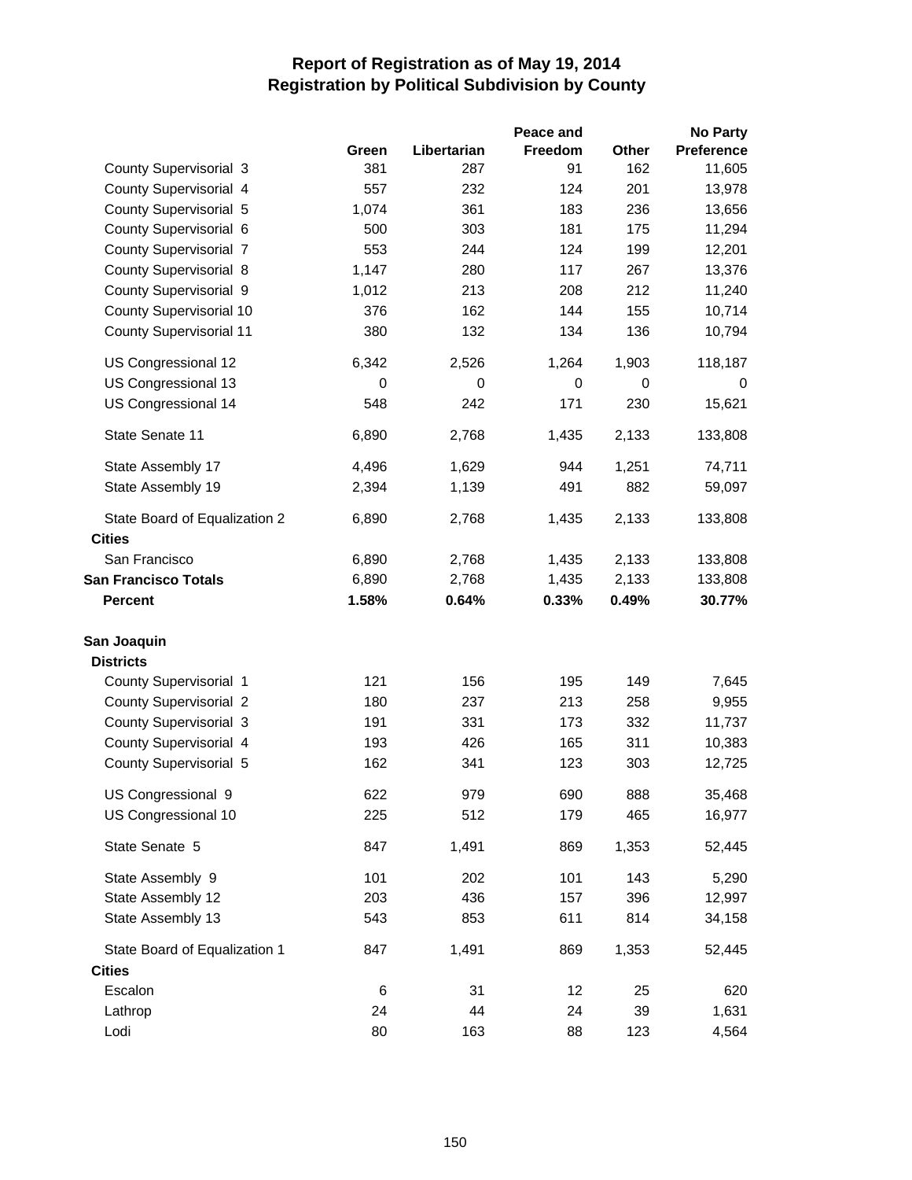# Report of Registration as of May 19, 2014
## Registration by Political Subdivision by County

| | Green | Libertarian | Peace and Freedom | Other | No Party Preference |
|---|---|---|---|---|---|
| County Supervisorial 3 | 381 | 287 | 91 | 162 | 11,605 |
| County Supervisorial 4 | 557 | 232 | 124 | 201 | 13,978 |
| County Supervisorial 5 | 1,074 | 361 | 183 | 236 | 13,656 |
| County Supervisorial 6 | 500 | 303 | 181 | 175 | 11,294 |
| County Supervisorial 7 | 553 | 244 | 124 | 199 | 12,201 |
| County Supervisorial 8 | 1,147 | 280 | 117 | 267 | 13,376 |
| County Supervisorial 9 | 1,012 | 213 | 208 | 212 | 11,240 |
| County Supervisorial 10 | 376 | 162 | 144 | 155 | 10,714 |
| County Supervisorial 11 | 380 | 132 | 134 | 136 | 10,794 |
| US Congressional 12 | 6,342 | 2,526 | 1,264 | 1,903 | 118,187 |
| US Congressional 13 | 0 | 0 | 0 | 0 | 0 |
| US Congressional 14 | 548 | 242 | 171 | 230 | 15,621 |
| State Senate 11 | 6,890 | 2,768 | 1,435 | 2,133 | 133,808 |
| State Assembly 17 | 4,496 | 1,629 | 944 | 1,251 | 74,711 |
| State Assembly 19 | 2,394 | 1,139 | 491 | 882 | 59,097 |
| State Board of Equalization 2 | 6,890 | 2,768 | 1,435 | 2,133 | 133,808 |
| **Cities** | | | | | |
| San Francisco | 6,890 | 2,768 | 1,435 | 2,133 | 133,808 |
| **San Francisco Totals** | 6,890 | 2,768 | 1,435 | 2,133 | 133,808 |
| **Percent** | **1.58%** | **0.64%** | **0.33%** | **0.49%** | **30.77%** |
| **San Joaquin** | | | | | |
| **Districts** | | | | | |
| County Supervisorial 1 | 121 | 156 | 195 | 149 | 7,645 |
| County Supervisorial 2 | 180 | 237 | 213 | 258 | 9,955 |
| County Supervisorial 3 | 191 | 331 | 173 | 332 | 11,737 |
| County Supervisorial 4 | 193 | 426 | 165 | 311 | 10,383 |
| County Supervisorial 5 | 162 | 341 | 123 | 303 | 12,725 |
| US Congressional 9 | 622 | 979 | 690 | 888 | 35,468 |
| US Congressional 10 | 225 | 512 | 179 | 465 | 16,977 |
| State Senate 5 | 847 | 1,491 | 869 | 1,353 | 52,445 |
| State Assembly 9 | 101 | 202 | 101 | 143 | 5,290 |
| State Assembly 12 | 203 | 436 | 157 | 396 | 12,997 |
| State Assembly 13 | 543 | 853 | 611 | 814 | 34,158 |
| State Board of Equalization 1 | 847 | 1,491 | 869 | 1,353 | 52,445 |
| **Cities** | | | | | |
| Escalon | 6 | 31 | 12 | 25 | 620 |
| Lathrop | 24 | 44 | 24 | 39 | 1,631 |
| Lodi | 80 | 163 | 88 | 123 | 4,564 |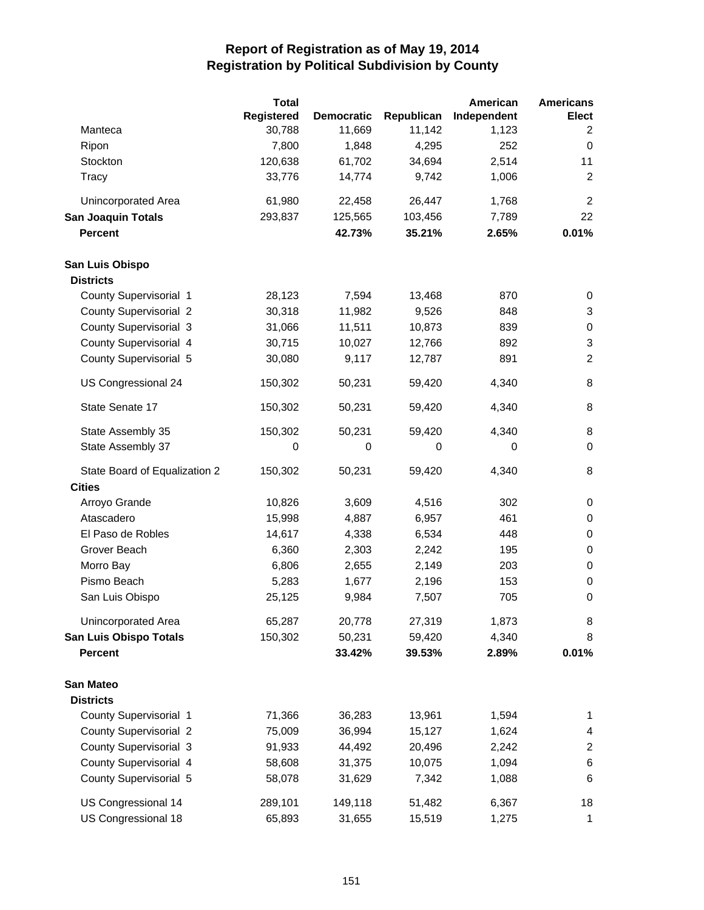# Report of Registration as of May 19, 2014
## Registration by Political Subdivision by County

| | Total Registered | Democratic | Republican | American Independent | Americans Elect |
|---|---|---|---|---|---|
| Manteca | 30,788 | 11,669 | 11,142 | 1,123 | 2 |
| Ripon | 7,800 | 1,848 | 4,295 | 252 | 0 |
| Stockton | 120,638 | 61,702 | 34,694 | 2,514 | 11 |
| Tracy | 33,776 | 14,774 | 9,742 | 1,006 | 2 |
| Unincorporated Area | 61,980 | 22,458 | 26,447 | 1,768 | 2 |
| **San Joaquin Totals** | 293,837 | 125,565 | 103,456 | 7,789 | 22 |
| **Percent** | | **42.73%** | **35.21%** | **2.65%** | **0.01%** |
| **San Luis Obispo** | | | | | |
| **Districts** | | | | | |
| County Supervisorial 1 | 28,123 | 7,594 | 13,468 | 870 | 0 |
| County Supervisorial 2 | 30,318 | 11,982 | 9,526 | 848 | 3 |
| County Supervisorial 3 | 31,066 | 11,511 | 10,873 | 839 | 0 |
| County Supervisorial 4 | 30,715 | 10,027 | 12,766 | 892 | 3 |
| County Supervisorial 5 | 30,080 | 9,117 | 12,787 | 891 | 2 |
| US Congressional 24 | 150,302 | 50,231 | 59,420 | 4,340 | 8 |
| State Senate 17 | 150,302 | 50,231 | 59,420 | 4,340 | 8 |
| State Assembly 35 | 150,302 | 50,231 | 59,420 | 4,340 | 8 |
| State Assembly 37 | 0 | 0 | 0 | 0 | 0 |
| State Board of Equalization 2 | 150,302 | 50,231 | 59,420 | 4,340 | 8 |
| **Cities** | | | | | |
| Arroyo Grande | 10,826 | 3,609 | 4,516 | 302 | 0 |
| Atascadero | 15,998 | 4,887 | 6,957 | 461 | 0 |
| El Paso de Robles | 14,617 | 4,338 | 6,534 | 448 | 0 |
| Grover Beach | 6,360 | 2,303 | 2,242 | 195 | 0 |
| Morro Bay | 6,806 | 2,655 | 2,149 | 203 | 0 |
| Pismo Beach | 5,283 | 1,677 | 2,196 | 153 | 0 |
| San Luis Obispo | 25,125 | 9,984 | 7,507 | 705 | 0 |
| Unincorporated Area | 65,287 | 20,778 | 27,319 | 1,873 | 8 |
| **San Luis Obispo Totals** | 150,302 | 50,231 | 59,420 | 4,340 | 8 |
| **Percent** | | **33.42%** | **39.53%** | **2.89%** | **0.01%** |
| **San Mateo** | | | | | |
| **Districts** | | | | | |
| County Supervisorial 1 | 71,366 | 36,283 | 13,961 | 1,594 | 1 |
| County Supervisorial 2 | 75,009 | 36,994 | 15,127 | 1,624 | 4 |
| County Supervisorial 3 | 91,933 | 44,492 | 20,496 | 2,242 | 2 |
| County Supervisorial 4 | 58,608 | 31,375 | 10,075 | 1,094 | 6 |
| County Supervisorial 5 | 58,078 | 31,629 | 7,342 | 1,088 | 6 |
| US Congressional 14 | 289,101 | 149,118 | 51,482 | 6,367 | 18 |
| US Congressional 18 | 65,893 | 31,655 | 15,519 | 1,275 | 1 |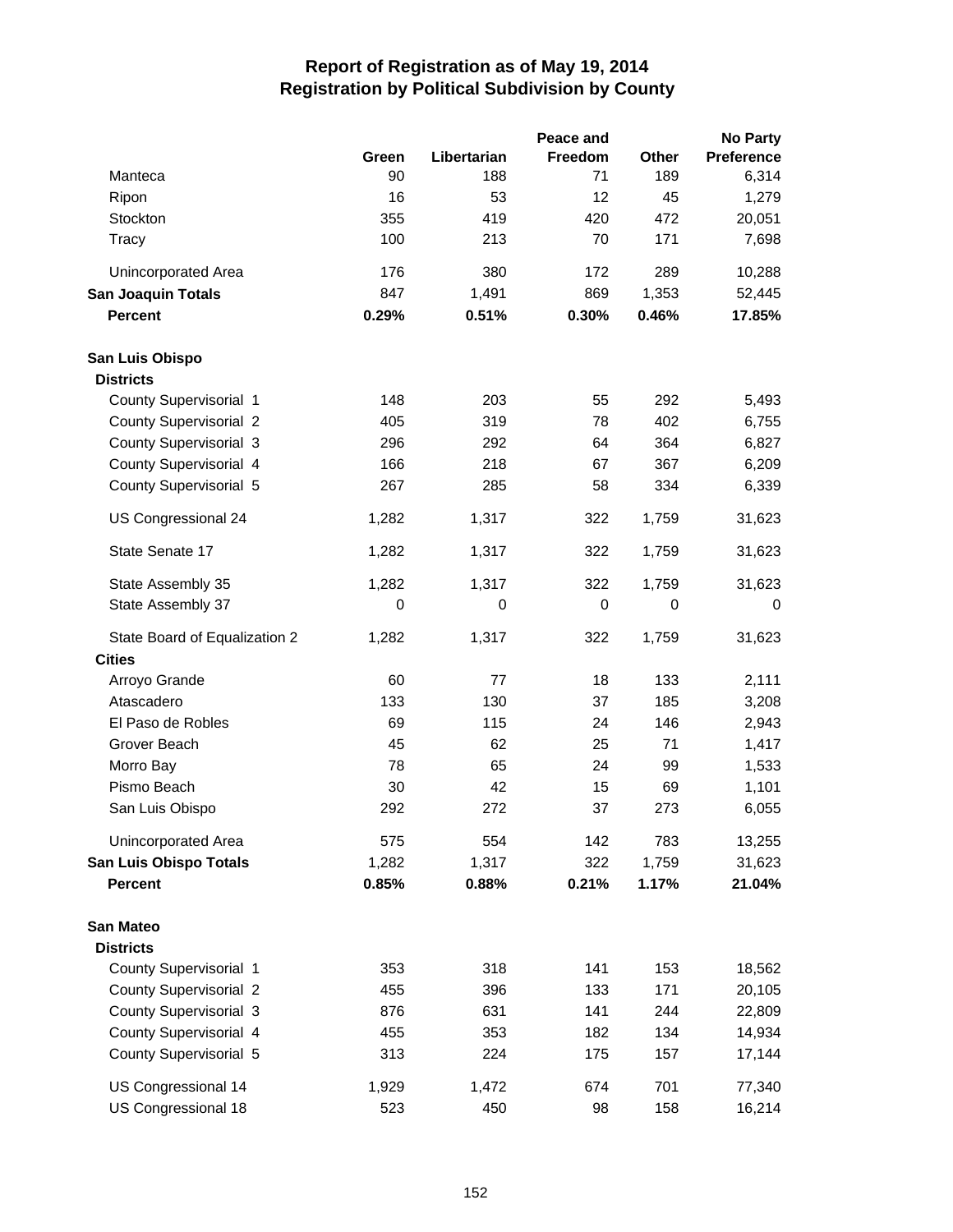# Report of Registration as of May 19, 2014
## Registration by Political Subdivision by County

| | Green | Libertarian | Peace and Freedom | Other | No Party Preference |
|---|---|---|---|---|---|
| Manteca | 90 | 188 | 71 | 189 | 6,314 |
| Ripon | 16 | 53 | 12 | 45 | 1,279 |
| Stockton | 355 | 419 | 420 | 472 | 20,051 |
| Tracy | 100 | 213 | 70 | 171 | 7,698 |
| Unincorporated Area | 176 | 380 | 172 | 289 | 10,288 |
| **San Joaquin Totals** | 847 | 1,491 | 869 | 1,353 | 52,445 |
| **Percent** | **0.29%** | **0.51%** | **0.30%** | **0.46%** | **17.85%** |
| **San Luis Obispo** | | | | | |
| **Districts** | | | | | |
| County Supervisorial 1 | 148 | 203 | 55 | 292 | 5,493 |
| County Supervisorial 2 | 405 | 319 | 78 | 402 | 6,755 |
| County Supervisorial 3 | 296 | 292 | 64 | 364 | 6,827 |
| County Supervisorial 4 | 166 | 218 | 67 | 367 | 6,209 |
| County Supervisorial 5 | 267 | 285 | 58 | 334 | 6,339 |
| US Congressional 24 | 1,282 | 1,317 | 322 | 1,759 | 31,623 |
| State Senate 17 | 1,282 | 1,317 | 322 | 1,759 | 31,623 |
| State Assembly 35 | 1,282 | 1,317 | 322 | 1,759 | 31,623 |
| State Assembly 37 | 0 | 0 | 0 | 0 | 0 |
| State Board of Equalization 2 | 1,282 | 1,317 | 322 | 1,759 | 31,623 |
| **Cities** | | | | | |
| Arroyo Grande | 60 | 77 | 18 | 133 | 2,111 |
| Atascadero | 133 | 130 | 37 | 185 | 3,208 |
| El Paso de Robles | 69 | 115 | 24 | 146 | 2,943 |
| Grover Beach | 45 | 62 | 25 | 71 | 1,417 |
| Morro Bay | 78 | 65 | 24 | 99 | 1,533 |
| Pismo Beach | 30 | 42 | 15 | 69 | 1,101 |
| San Luis Obispo | 292 | 272 | 37 | 273 | 6,055 |
| Unincorporated Area | 575 | 554 | 142 | 783 | 13,255 |
| **San Luis Obispo Totals** | 1,282 | 1,317 | 322 | 1,759 | 31,623 |
| **Percent** | **0.85%** | **0.88%** | **0.21%** | **1.17%** | **21.04%** |
| **San Mateo** | | | | | |
| **Districts** | | | | | |
| County Supervisorial 1 | 353 | 318 | 141 | 153 | 18,562 |
| County Supervisorial 2 | 455 | 396 | 133 | 171 | 20,105 |
| County Supervisorial 3 | 876 | 631 | 141 | 244 | 22,809 |
| County Supervisorial 4 | 455 | 353 | 182 | 134 | 14,934 |
| County Supervisorial 5 | 313 | 224 | 175 | 157 | 17,144 |
| US Congressional 14 | 1,929 | 1,472 | 674 | 701 | 77,340 |
| US Congressional 18 | 523 | 450 | 98 | 158 | 16,214 |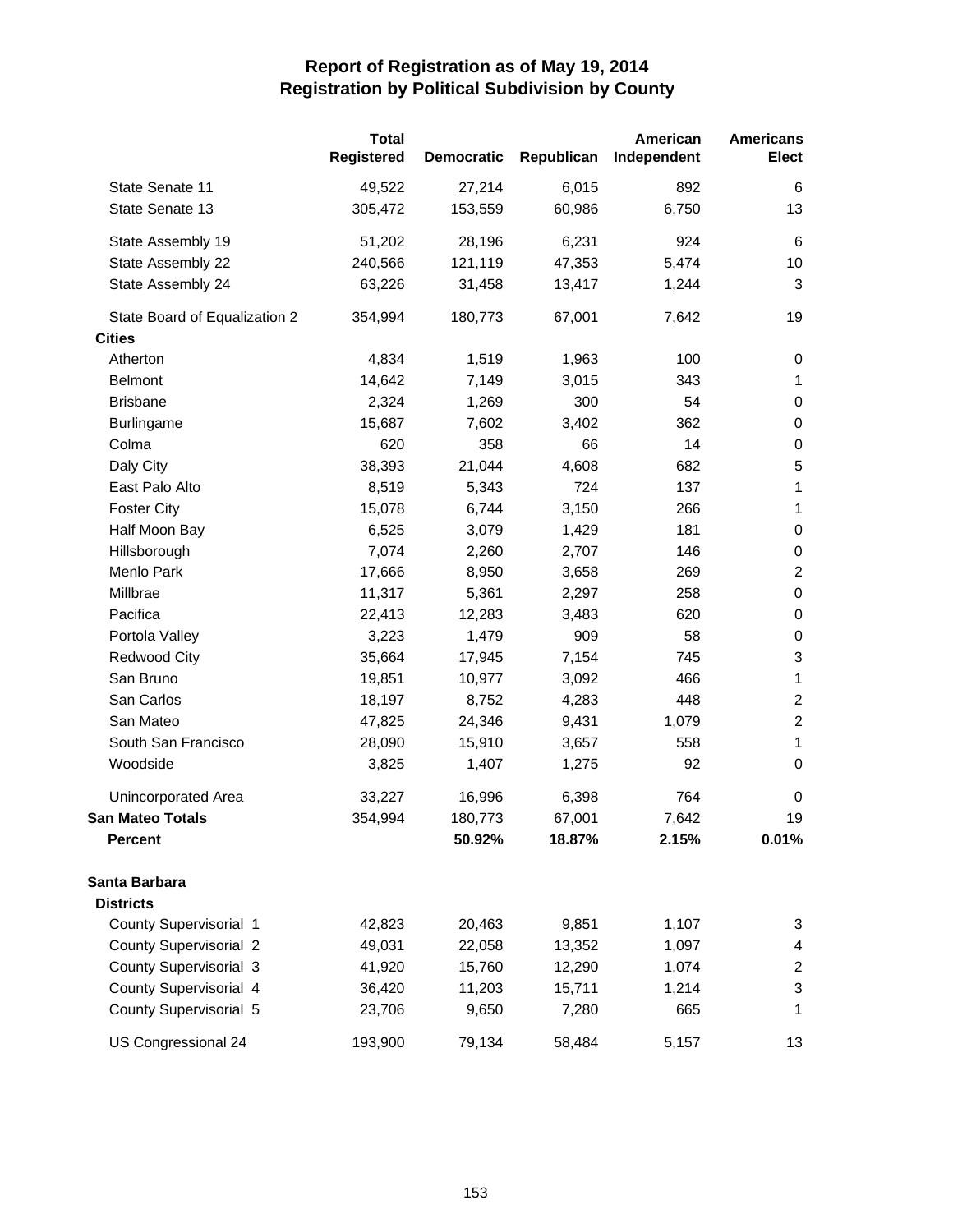# Report of Registration as of May 19, 2014
## Registration by Political Subdivision by County

| | Total Registered | Democratic | Republican | American Independent | Americans Elect |
|---|---|---|---|---|---|
| State Senate 11 | 49,522 | 27,214 | 6,015 | 892 | 6 |
| State Senate 13 | 305,472 | 153,559 | 60,986 | 6,750 | 13 |
| State Assembly 19 | 51,202 | 28,196 | 6,231 | 924 | 6 |
| State Assembly 22 | 240,566 | 121,119 | 47,353 | 5,474 | 10 |
| State Assembly 24 | 63,226 | 31,458 | 13,417 | 1,244 | 3 |
| State Board of Equalization 2 | 354,994 | 180,773 | 67,001 | 7,642 | 19 |
| **Cities** | | | | | |
| Atherton | 4,834 | 1,519 | 1,963 | 100 | 0 |
| Belmont | 14,642 | 7,149 | 3,015 | 343 | 1 |
| Brisbane | 2,324 | 1,269 | 300 | 54 | 0 |
| Burlingame | 15,687 | 7,602 | 3,402 | 362 | 0 |
| Colma | 620 | 358 | 66 | 14 | 0 |
| Daly City | 38,393 | 21,044 | 4,608 | 682 | 5 |
| East Palo Alto | 8,519 | 5,343 | 724 | 137 | 1 |
| Foster City | 15,078 | 6,744 | 3,150 | 266 | 1 |
| Half Moon Bay | 6,525 | 3,079 | 1,429 | 181 | 0 |
| Hillsborough | 7,074 | 2,260 | 2,707 | 146 | 0 |
| Menlo Park | 17,666 | 8,950 | 3,658 | 269 | 2 |
| Millbrae | 11,317 | 5,361 | 2,297 | 258 | 0 |
| Pacifica | 22,413 | 12,283 | 3,483 | 620 | 0 |
| Portola Valley | 3,223 | 1,479 | 909 | 58 | 0 |
| Redwood City | 35,664 | 17,945 | 7,154 | 745 | 3 |
| San Bruno | 19,851 | 10,977 | 3,092 | 466 | 1 |
| San Carlos | 18,197 | 8,752 | 4,283 | 448 | 2 |
| San Mateo | 47,825 | 24,346 | 9,431 | 1,079 | 2 |
| South San Francisco | 28,090 | 15,910 | 3,657 | 558 | 1 |
| Woodside | 3,825 | 1,407 | 1,275 | 92 | 0 |
| Unincorporated Area | 33,227 | 16,996 | 6,398 | 764 | 0 |
| **San Mateo Totals** | 354,994 | 180,773 | 67,001 | 7,642 | 19 |
| **Percent** | | **50.92%** | **18.87%** | **2.15%** | **0.01%** |
| | | | | | |
| **Santa Barbara** | | | | | |
| **Districts** | | | | | |
| County Supervisorial 1 | 42,823 | 20,463 | 9,851 | 1,107 | 3 |
| County Supervisorial 2 | 49,031 | 22,058 | 13,352 | 1,097 | 4 |
| County Supervisorial 3 | 41,920 | 15,760 | 12,290 | 1,074 | 2 |
| County Supervisorial 4 | 36,420 | 11,203 | 15,711 | 1,214 | 3 |
| County Supervisorial 5 | 23,706 | 9,650 | 7,280 | 665 | 1 |
| US Congressional 24 | 193,900 | 79,134 | 58,484 | 5,157 | 13 |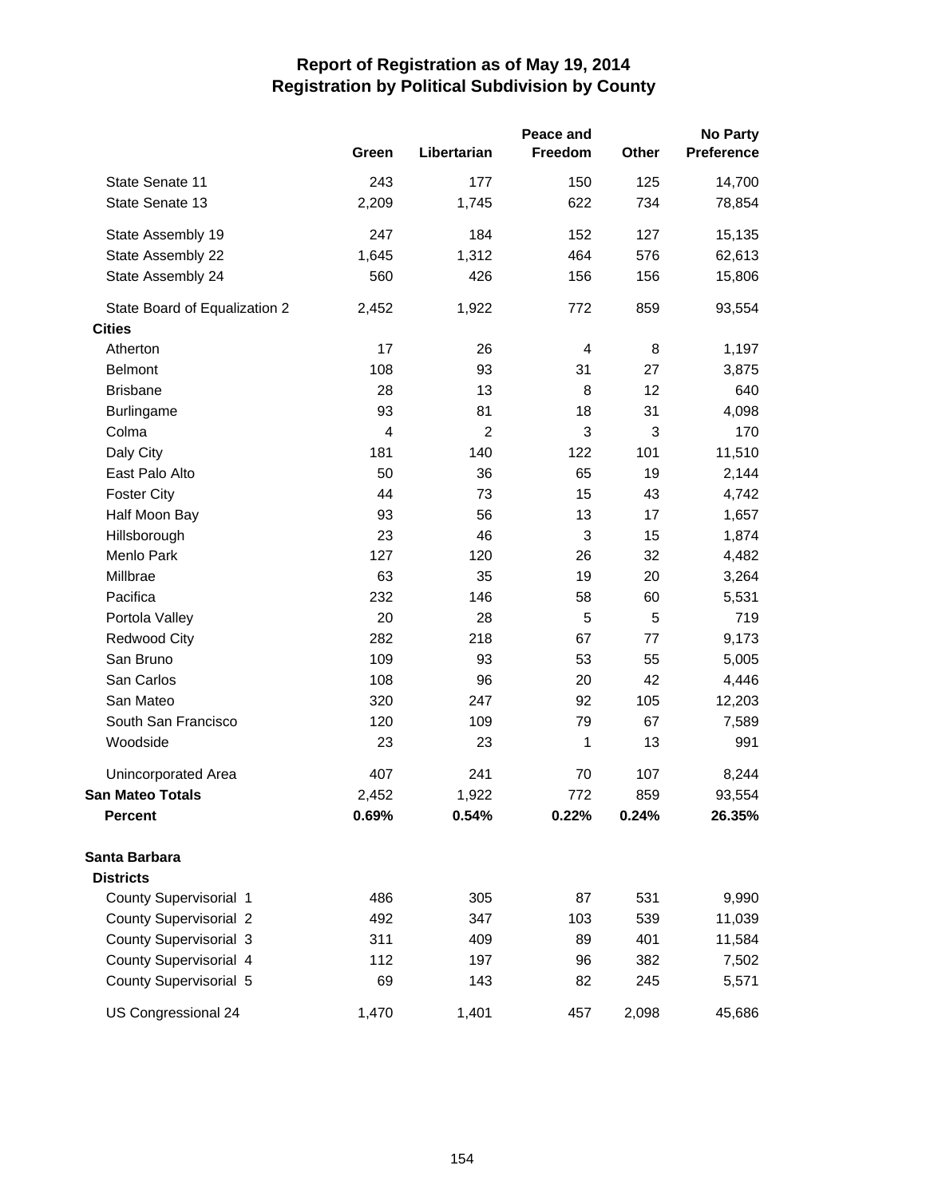# Report of Registration as of May 19, 2014
## Registration by Political Subdivision by County

| | Green | Libertarian | Peace and Freedom | Other | No Party Preference |
|---|---|---|---|---|---|
| State Senate 11 | 243 | 177 | 150 | 125 | 14,700 |
| State Senate 13 | 2,209 | 1,745 | 622 | 734 | 78,854 |
| State Assembly 19 | 247 | 184 | 152 | 127 | 15,135 |
| State Assembly 22 | 1,645 | 1,312 | 464 | 576 | 62,613 |
| State Assembly 24 | 560 | 426 | 156 | 156 | 15,806 |
| State Board of Equalization 2 | 2,452 | 1,922 | 772 | 859 | 93,554 |
| **Cities** | | | | | |
| Atherton | 17 | 26 | 4 | 8 | 1,197 |
| Belmont | 108 | 93 | 31 | 27 | 3,875 |
| Brisbane | 28 | 13 | 8 | 12 | 640 |
| Burlingame | 93 | 81 | 18 | 31 | 4,098 |
| Colma | 4 | 2 | 3 | 3 | 170 |
| Daly City | 181 | 140 | 122 | 101 | 11,510 |
| East Palo Alto | 50 | 36 | 65 | 19 | 2,144 |
| Foster City | 44 | 73 | 15 | 43 | 4,742 |
| Half Moon Bay | 93 | 56 | 13 | 17 | 1,657 |
| Hillsborough | 23 | 46 | 3 | 15 | 1,874 |
| Menlo Park | 127 | 120 | 26 | 32 | 4,482 |
| Millbrae | 63 | 35 | 19 | 20 | 3,264 |
| Pacifica | 232 | 146 | 58 | 60 | 5,531 |
| Portola Valley | 20 | 28 | 5 | 5 | 719 |
| Redwood City | 282 | 218 | 67 | 77 | 9,173 |
| San Bruno | 109 | 93 | 53 | 55 | 5,005 |
| San Carlos | 108 | 96 | 20 | 42 | 4,446 |
| San Mateo | 320 | 247 | 92 | 105 | 12,203 |
| South San Francisco | 120 | 109 | 79 | 67 | 7,589 |
| Woodside | 23 | 23 | 1 | 13 | 991 |
| Unincorporated Area | 407 | 241 | 70 | 107 | 8,244 |
| **San Mateo Totals** | 2,452 | 1,922 | 772 | 859 | 93,554 |
| **Percent** | **0.69%** | **0.54%** | **0.22%** | **0.24%** | **26.35%** |
| **Santa Barbara** | | | | | |
| **Districts** | | | | | |
| County Supervisorial 1 | 486 | 305 | 87 | 531 | 9,990 |
| County Supervisorial 2 | 492 | 347 | 103 | 539 | 11,039 |
| County Supervisorial 3 | 311 | 409 | 89 | 401 | 11,584 |
| County Supervisorial 4 | 112 | 197 | 96 | 382 | 7,502 |
| County Supervisorial 5 | 69 | 143 | 82 | 245 | 5,571 |
| US Congressional 24 | 1,470 | 1,401 | 457 | 2,098 | 45,686 |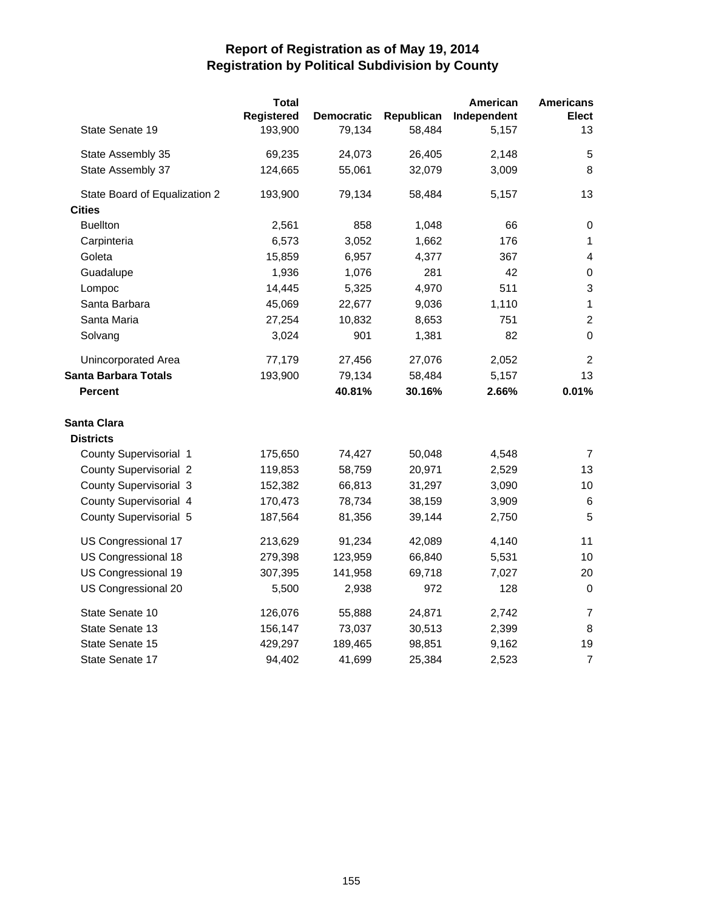# Report of Registration as of May 19, 2014
## Registration by Political Subdivision by County

| | Total Registered | Democratic | Republican | American Independent | Americans Elect |
|---|---|---|---|---|---|
| State Senate 19 | 193,900 | 79,134 | 58,484 | 5,157 | 13 |
| State Assembly 35 | 69,235 | 24,073 | 26,405 | 2,148 | 5 |
| State Assembly 37 | 124,665 | 55,061 | 32,079 | 3,009 | 8 |
| State Board of Equalization 2 | 193,900 | 79,134 | 58,484 | 5,157 | 13 |
| **Cities** | | | | | |
| Buellton | 2,561 | 858 | 1,048 | 66 | 0 |
| Carpinteria | 6,573 | 3,052 | 1,662 | 176 | 1 |
| Goleta | 15,859 | 6,957 | 4,377 | 367 | 4 |
| Guadalupe | 1,936 | 1,076 | 281 | 42 | 0 |
| Lompoc | 14,445 | 5,325 | 4,970 | 511 | 3 |
| Santa Barbara | 45,069 | 22,677 | 9,036 | 1,110 | 1 |
| Santa Maria | 27,254 | 10,832 | 8,653 | 751 | 2 |
| Solvang | 3,024 | 901 | 1,381 | 82 | 0 |
| Unincorporated Area | 77,179 | 27,456 | 27,076 | 2,052 | 2 |
| **Santa Barbara Totals** | 193,900 | 79,134 | 58,484 | 5,157 | 13 |
| **Percent** | | **40.81%** | **30.16%** | **2.66%** | **0.01%** |
| **Santa Clara** | | | | | |
| **Districts** | | | | | |
| County Supervisorial 1 | 175,650 | 74,427 | 50,048 | 4,548 | 7 |
| County Supervisorial 2 | 119,853 | 58,759 | 20,971 | 2,529 | 13 |
| County Supervisorial 3 | 152,382 | 66,813 | 31,297 | 3,090 | 10 |
| County Supervisorial 4 | 170,473 | 78,734 | 38,159 | 3,909 | 6 |
| County Supervisorial 5 | 187,564 | 81,356 | 39,144 | 2,750 | 5 |
| US Congressional 17 | 213,629 | 91,234 | 42,089 | 4,140 | 11 |
| US Congressional 18 | 279,398 | 123,959 | 66,840 | 5,531 | 10 |
| US Congressional 19 | 307,395 | 141,958 | 69,718 | 7,027 | 20 |
| US Congressional 20 | 5,500 | 2,938 | 972 | 128 | 0 |
| State Senate 10 | 126,076 | 55,888 | 24,871 | 2,742 | 7 |
| State Senate 13 | 156,147 | 73,037 | 30,513 | 2,399 | 8 |
| State Senate 15 | 429,297 | 189,465 | 98,851 | 9,162 | 19 |
| State Senate 17 | 94,402 | 41,699 | 25,384 | 2,523 | 7 |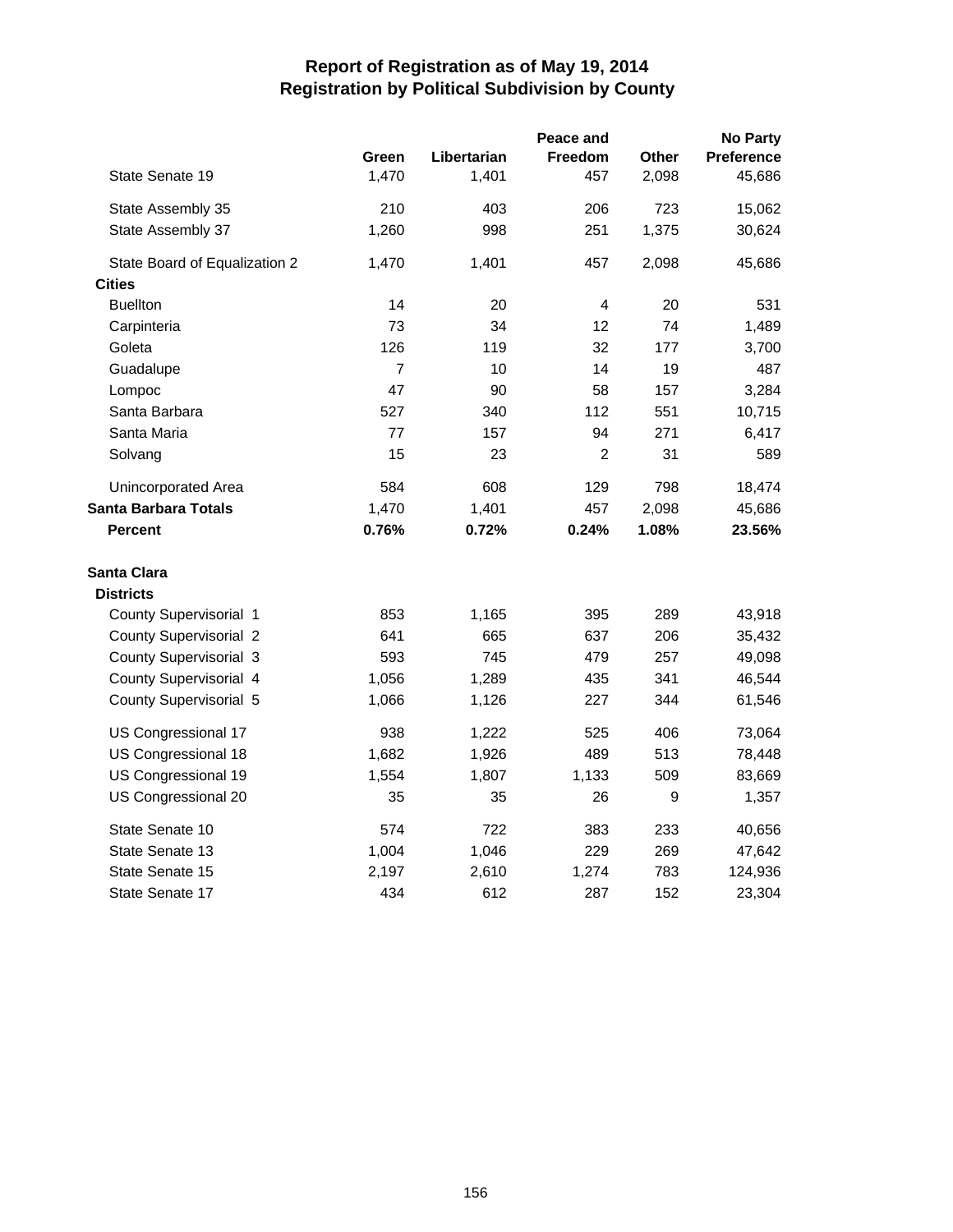# Report of Registration as of May 19, 2014
## Registration by Political Subdivision by County

| | Green | Libertarian | Peace and Freedom | Other | No Party Preference |
|---|---|---|---|---|---|
| State Senate 19 | 1,470 | 1,401 | 457 | 2,098 | 45,686 |
| State Assembly 35 | 210 | 403 | 206 | 723 | 15,062 |
| State Assembly 37 | 1,260 | 998 | 251 | 1,375 | 30,624 |
| State Board of Equalization 2 | 1,470 | 1,401 | 457 | 2,098 | 45,686 |
| **Cities** | | | | | |
| Buellton | 14 | 20 | 4 | 20 | 531 |
| Carpinteria | 73 | 34 | 12 | 74 | 1,489 |
| Goleta | 126 | 119 | 32 | 177 | 3,700 |
| Guadalupe | 7 | 10 | 14 | 19 | 487 |
| Lompoc | 47 | 90 | 58 | 157 | 3,284 |
| Santa Barbara | 527 | 340 | 112 | 551 | 10,715 |
| Santa Maria | 77 | 157 | 94 | 271 | 6,417 |
| Solvang | 15 | 23 | 2 | 31 | 589 |
| Unincorporated Area | 584 | 608 | 129 | 798 | 18,474 |
| **Santa Barbara Totals** | 1,470 | 1,401 | 457 | 2,098 | 45,686 |
| **Percent** | **0.76%** | **0.72%** | **0.24%** | **1.08%** | **23.56%** |
| **Santa Clara** | | | | | |
| **Districts** | | | | | |
| County Supervisorial 1 | 853 | 1,165 | 395 | 289 | 43,918 |
| County Supervisorial 2 | 641 | 665 | 637 | 206 | 35,432 |
| County Supervisorial 3 | 593 | 745 | 479 | 257 | 49,098 |
| County Supervisorial 4 | 1,056 | 1,289 | 435 | 341 | 46,544 |
| County Supervisorial 5 | 1,066 | 1,126 | 227 | 344 | 61,546 |
| US Congressional 17 | 938 | 1,222 | 525 | 406 | 73,064 |
| US Congressional 18 | 1,682 | 1,926 | 489 | 513 | 78,448 |
| US Congressional 19 | 1,554 | 1,807 | 1,133 | 509 | 83,669 |
| US Congressional 20 | 35 | 35 | 26 | 9 | 1,357 |
| State Senate 10 | 574 | 722 | 383 | 233 | 40,656 |
| State Senate 13 | 1,004 | 1,046 | 229 | 269 | 47,642 |
| State Senate 15 | 2,197 | 2,610 | 1,274 | 783 | 124,936 |
| State Senate 17 | 434 | 612 | 287 | 152 | 23,304 |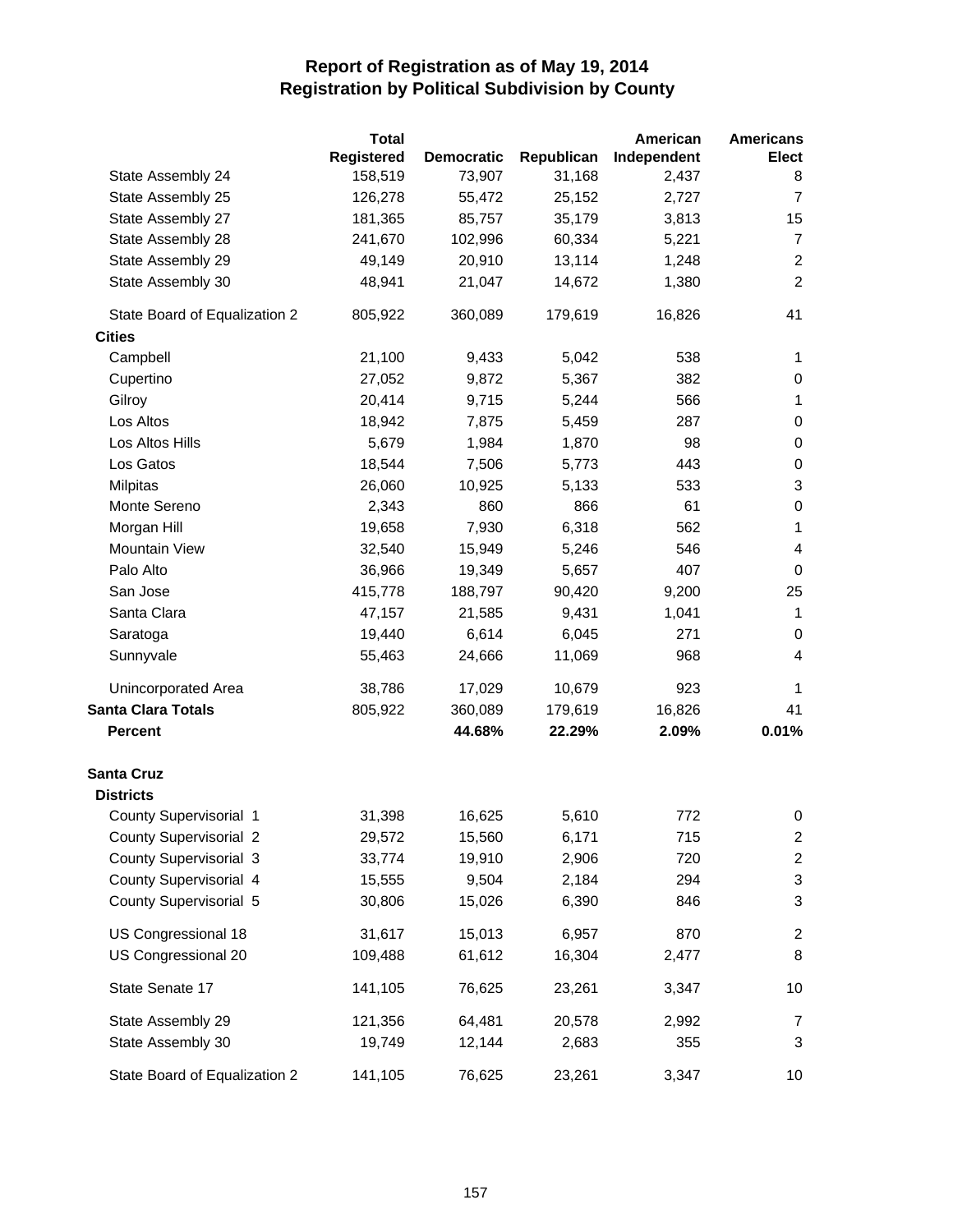# Report of Registration as of May 19, 2014
## Registration by Political Subdivision by County

| | Total Registered | Democratic | Republican | American Independent | Americans Elect |
|---|---|---|---|---|---|
| State Assembly 24 | 158,519 | 73,907 | 31,168 | 2,437 | 8 |
| State Assembly 25 | 126,278 | 55,472 | 25,152 | 2,727 | 7 |
| State Assembly 27 | 181,365 | 85,757 | 35,179 | 3,813 | 15 |
| State Assembly 28 | 241,670 | 102,996 | 60,334 | 5,221 | 7 |
| State Assembly 29 | 49,149 | 20,910 | 13,114 | 1,248 | 2 |
| State Assembly 30 | 48,941 | 21,047 | 14,672 | 1,380 | 2 |
| State Board of Equalization 2 | 805,922 | 360,089 | 179,619 | 16,826 | 41 |
| **Cities** | | | | | |
| Campbell | 21,100 | 9,433 | 5,042 | 538 | 1 |
| Cupertino | 27,052 | 9,872 | 5,367 | 382 | 0 |
| Gilroy | 20,414 | 9,715 | 5,244 | 566 | 1 |
| Los Altos | 18,942 | 7,875 | 5,459 | 287 | 0 |
| Los Altos Hills | 5,679 | 1,984 | 1,870 | 98 | 0 |
| Los Gatos | 18,544 | 7,506 | 5,773 | 443 | 0 |
| Milpitas | 26,060 | 10,925 | 5,133 | 533 | 3 |
| Monte Sereno | 2,343 | 860 | 866 | 61 | 0 |
| Morgan Hill | 19,658 | 7,930 | 6,318 | 562 | 1 |
| Mountain View | 32,540 | 15,949 | 5,246 | 546 | 4 |
| Palo Alto | 36,966 | 19,349 | 5,657 | 407 | 0 |
| San Jose | 415,778 | 188,797 | 90,420 | 9,200 | 25 |
| Santa Clara | 47,157 | 21,585 | 9,431 | 1,041 | 1 |
| Saratoga | 19,440 | 6,614 | 6,045 | 271 | 0 |
| Sunnyvale | 55,463 | 24,666 | 11,069 | 968 | 4 |
| Unincorporated Area | 38,786 | 17,029 | 10,679 | 923 | 1 |
| **Santa Clara Totals** | 805,922 | 360,089 | 179,619 | 16,826 | 41 |
| **Percent** | | **44.68%** | **22.29%** | **2.09%** | **0.01%** |
| **Santa Cruz** | | | | | |
| **Districts** | | | | | |
| County Supervisorial 1 | 31,398 | 16,625 | 5,610 | 772 | 0 |
| County Supervisorial 2 | 29,572 | 15,560 | 6,171 | 715 | 2 |
| County Supervisorial 3 | 33,774 | 19,910 | 2,906 | 720 | 2 |
| County Supervisorial 4 | 15,555 | 9,504 | 2,184 | 294 | 3 |
| County Supervisorial 5 | 30,806 | 15,026 | 6,390 | 846 | 3 |
| US Congressional 18 | 31,617 | 15,013 | 6,957 | 870 | 2 |
| US Congressional 20 | 109,488 | 61,612 | 16,304 | 2,477 | 8 |
| State Senate 17 | 141,105 | 76,625 | 23,261 | 3,347 | 10 |
| State Assembly 29 | 121,356 | 64,481 | 20,578 | 2,992 | 7 |
| State Assembly 30 | 19,749 | 12,144 | 2,683 | 355 | 3 |
| State Board of Equalization 2 | 141,105 | 76,625 | 23,261 | 3,347 | 10 |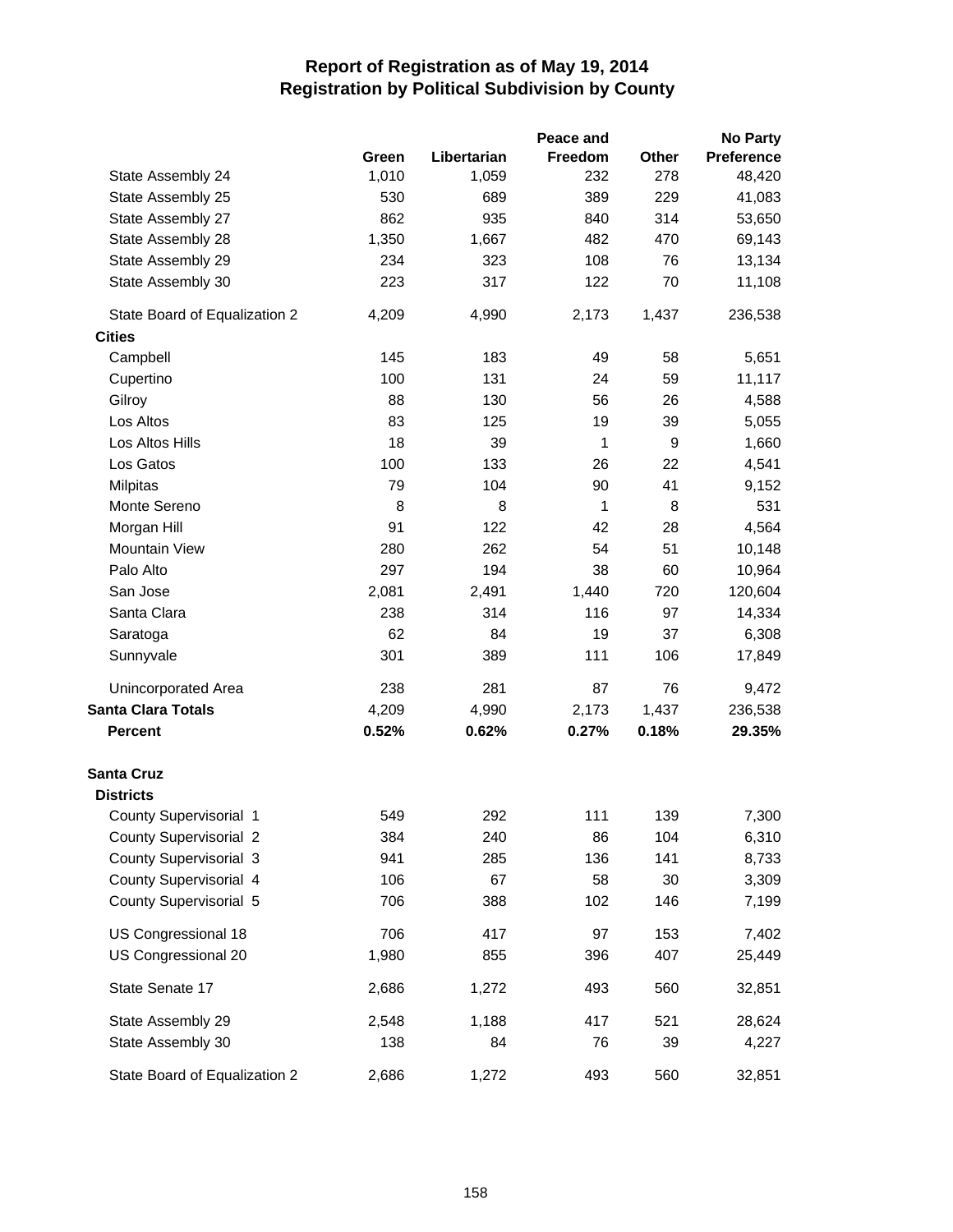# Report of Registration as of May 19, 2014
## Registration by Political Subdivision by County

| | Green | Libertarian | Peace and Freedom | Other | No Party Preference |
|---|---|---|---|---|---|
| State Assembly 24 | 1,010 | 1,059 | 232 | 278 | 48,420 |
| State Assembly 25 | 530 | 689 | 389 | 229 | 41,083 |
| State Assembly 27 | 862 | 935 | 840 | 314 | 53,650 |
| State Assembly 28 | 1,350 | 1,667 | 482 | 470 | 69,143 |
| State Assembly 29 | 234 | 323 | 108 | 76 | 13,134 |
| State Assembly 30 | 223 | 317 | 122 | 70 | 11,108 |
| State Board of Equalization 2 | 4,209 | 4,990 | 2,173 | 1,437 | 236,538 |
| **Cities** | | | | | |
| Campbell | 145 | 183 | 49 | 58 | 5,651 |
| Cupertino | 100 | 131 | 24 | 59 | 11,117 |
| Gilroy | 88 | 130 | 56 | 26 | 4,588 |
| Los Altos | 83 | 125 | 19 | 39 | 5,055 |
| Los Altos Hills | 18 | 39 | 1 | 9 | 1,660 |
| Los Gatos | 100 | 133 | 26 | 22 | 4,541 |
| Milpitas | 79 | 104 | 90 | 41 | 9,152 |
| Monte Sereno | 8 | 8 | 1 | 8 | 531 |
| Morgan Hill | 91 | 122 | 42 | 28 | 4,564 |
| Mountain View | 280 | 262 | 54 | 51 | 10,148 |
| Palo Alto | 297 | 194 | 38 | 60 | 10,964 |
| San Jose | 2,081 | 2,491 | 1,440 | 720 | 120,604 |
| Santa Clara | 238 | 314 | 116 | 97 | 14,334 |
| Saratoga | 62 | 84 | 19 | 37 | 6,308 |
| Sunnyvale | 301 | 389 | 111 | 106 | 17,849 |
| Unincorporated Area | 238 | 281 | 87 | 76 | 9,472 |
| **Santa Clara Totals** | 4,209 | 4,990 | 2,173 | 1,437 | 236,538 |
| **Percent** | **0.52%** | **0.62%** | **0.27%** | **0.18%** | **29.35%** |
| **Santa Cruz** | | | | | |
| **Districts** | | | | | |
| County Supervisorial 1 | 549 | 292 | 111 | 139 | 7,300 |
| County Supervisorial 2 | 384 | 240 | 86 | 104 | 6,310 |
| County Supervisorial 3 | 941 | 285 | 136 | 141 | 8,733 |
| County Supervisorial 4 | 106 | 67 | 58 | 30 | 3,309 |
| County Supervisorial 5 | 706 | 388 | 102 | 146 | 7,199 |
| US Congressional 18 | 706 | 417 | 97 | 153 | 7,402 |
| US Congressional 20 | 1,980 | 855 | 396 | 407 | 25,449 |
| State Senate 17 | 2,686 | 1,272 | 493 | 560 | 32,851 |
| State Assembly 29 | 2,548 | 1,188 | 417 | 521 | 28,624 |
| State Assembly 30 | 138 | 84 | 76 | 39 | 4,227 |
| State Board of Equalization 2 | 2,686 | 1,272 | 493 | 560 | 32,851 |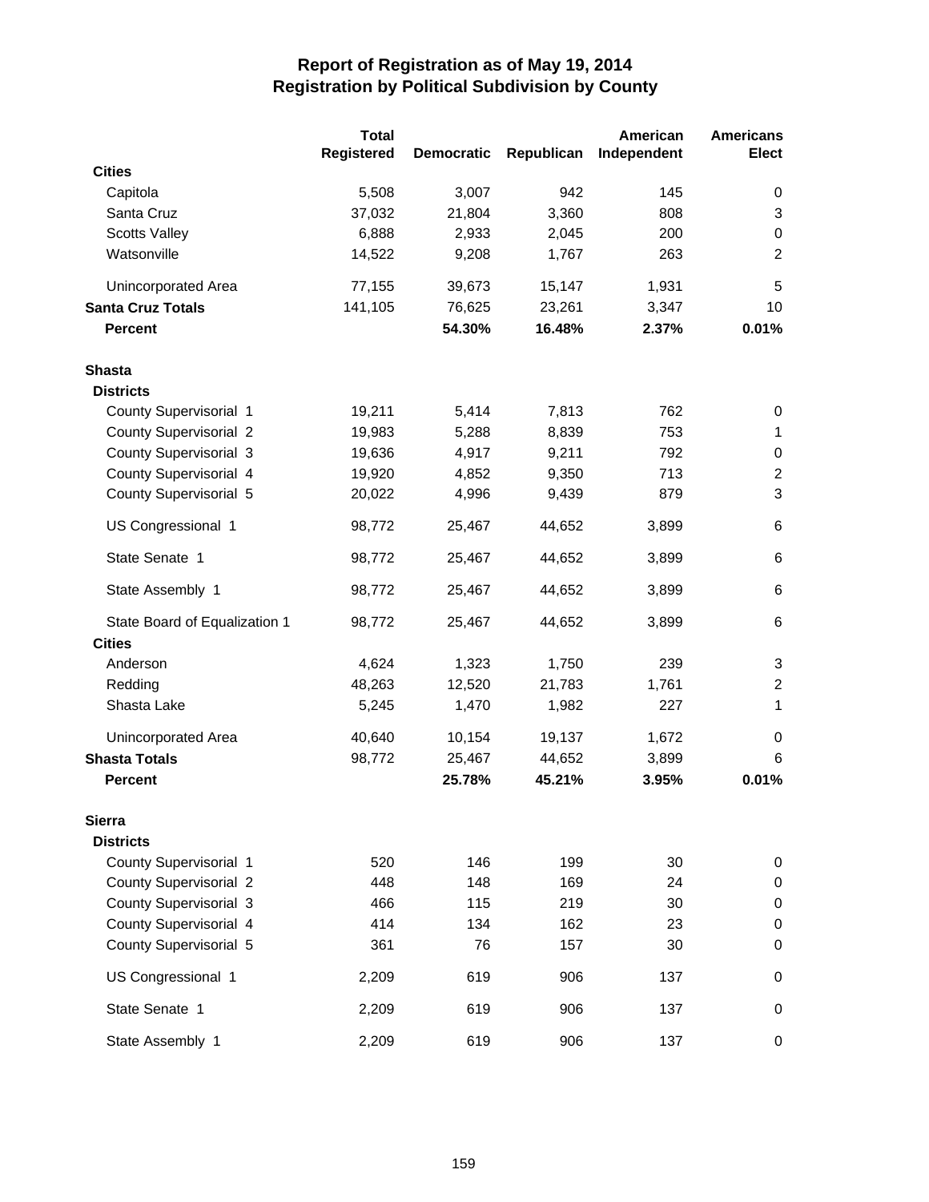# Report of Registration as of May 19, 2014
## Registration by Political Subdivision by County

| | Total Registered | Democratic | Republican | American Independent | Americans Elect |
|---|---|---|---|---|---|
| **Cities** | | | | | |
| Capitola | 5,508 | 3,007 | 942 | 145 | 0 |
| Santa Cruz | 37,032 | 21,804 | 3,360 | 808 | 3 |
| Scotts Valley | 6,888 | 2,933 | 2,045 | 200 | 0 |
| Watsonville | 14,522 | 9,208 | 1,767 | 263 | 2 |
| Unincorporated Area | 77,155 | 39,673 | 15,147 | 1,931 | 5 |
| **Santa Cruz Totals** | 141,105 | 76,625 | 23,261 | 3,347 | 10 |
| **Percent** | | **54.30%** | **16.48%** | **2.37%** | **0.01%** |
| **Shasta** | | | | | |
| **Districts** | | | | | |
| County Supervisorial 1 | 19,211 | 5,414 | 7,813 | 762 | 0 |
| County Supervisorial 2 | 19,983 | 5,288 | 8,839 | 753 | 1 |
| County Supervisorial 3 | 19,636 | 4,917 | 9,211 | 792 | 0 |
| County Supervisorial 4 | 19,920 | 4,852 | 9,350 | 713 | 2 |
| County Supervisorial 5 | 20,022 | 4,996 | 9,439 | 879 | 3 |
| US Congressional 1 | 98,772 | 25,467 | 44,652 | 3,899 | 6 |
| State Senate 1 | 98,772 | 25,467 | 44,652 | 3,899 | 6 |
| State Assembly 1 | 98,772 | 25,467 | 44,652 | 3,899 | 6 |
| State Board of Equalization 1 | 98,772 | 25,467 | 44,652 | 3,899 | 6 |
| **Cities** | | | | | |
| Anderson | 4,624 | 1,323 | 1,750 | 239 | 3 |
| Redding | 48,263 | 12,520 | 21,783 | 1,761 | 2 |
| Shasta Lake | 5,245 | 1,470 | 1,982 | 227 | 1 |
| Unincorporated Area | 40,640 | 10,154 | 19,137 | 1,672 | 0 |
| **Shasta Totals** | 98,772 | 25,467 | 44,652 | 3,899 | 6 |
| **Percent** | | **25.78%** | **45.21%** | **3.95%** | **0.01%** |
| **Sierra** | | | | | |
| **Districts** | | | | | |
| County Supervisorial 1 | 520 | 146 | 199 | 30 | 0 |
| County Supervisorial 2 | 448 | 148 | 169 | 24 | 0 |
| County Supervisorial 3 | 466 | 115 | 219 | 30 | 0 |
| County Supervisorial 4 | 414 | 134 | 162 | 23 | 0 |
| County Supervisorial 5 | 361 | 76 | 157 | 30 | 0 |
| US Congressional 1 | 2,209 | 619 | 906 | 137 | 0 |
| State Senate 1 | 2,209 | 619 | 906 | 137 | 0 |
| State Assembly 1 | 2,209 | 619 | 906 | 137 | 0 |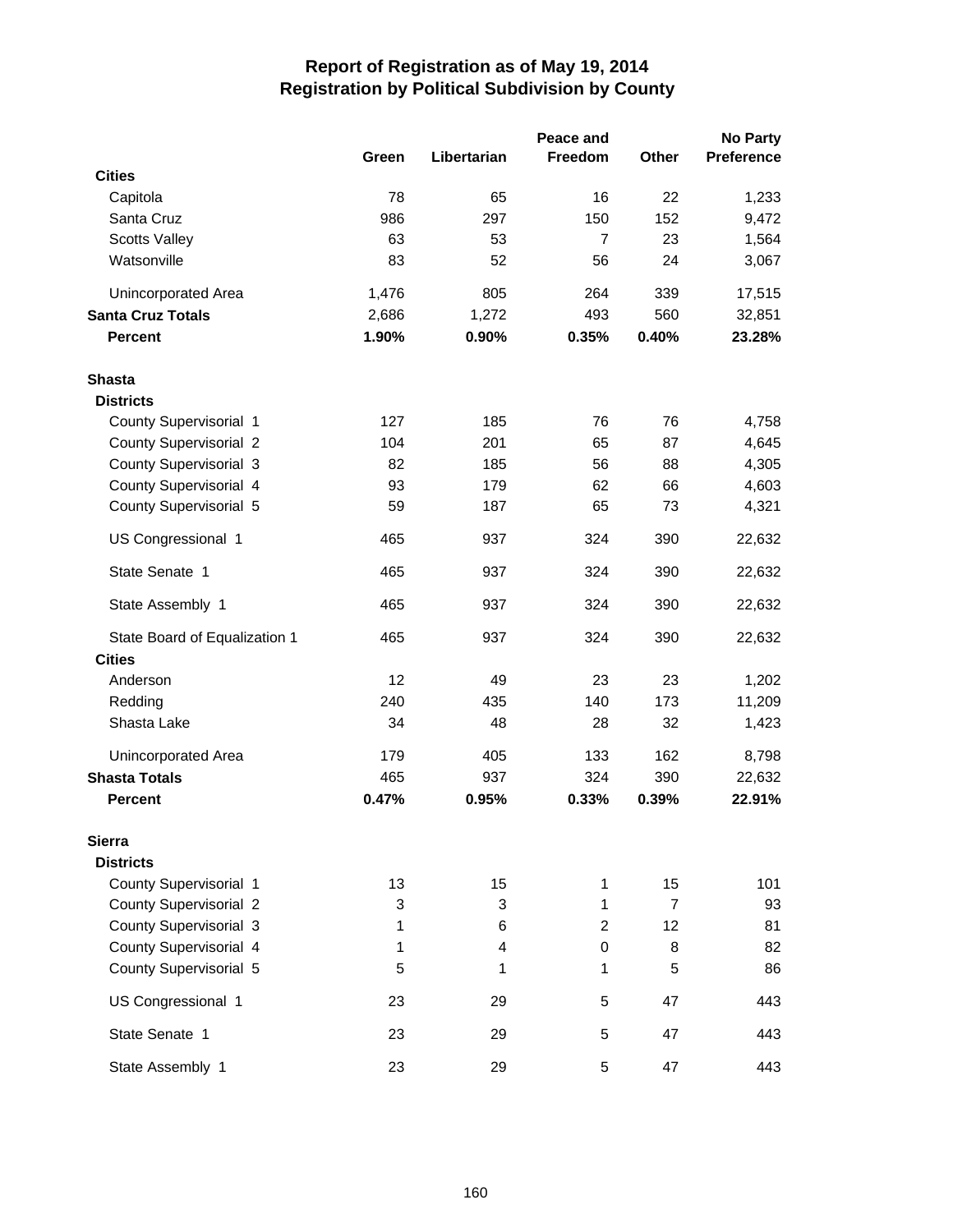# Report of Registration as of May 19, 2014
## Registration by Political Subdivision by County

| | Green | Libertarian | Peace and Freedom | Other | No Party Preference |
|---|---|---|---|---|---|
| **Cities** | | | | | |
| Capitola | 78 | 65 | 16 | 22 | 1,233 |
| Santa Cruz | 986 | 297 | 150 | 152 | 9,472 |
| Scotts Valley | 63 | 53 | 7 | 23 | 1,564 |
| Watsonville | 83 | 52 | 56 | 24 | 3,067 |
| Unincorporated Area | 1,476 | 805 | 264 | 339 | 17,515 |
| **Santa Cruz Totals** | 2,686 | 1,272 | 493 | 560 | 32,851 |
| **Percent** | **1.90%** | **0.90%** | **0.35%** | **0.40%** | **23.28%** |
| **Shasta** | | | | | |
| **Districts** | | | | | |
| County Supervisorial 1 | 127 | 185 | 76 | 76 | 4,758 |
| County Supervisorial 2 | 104 | 201 | 65 | 87 | 4,645 |
| County Supervisorial 3 | 82 | 185 | 56 | 88 | 4,305 |
| County Supervisorial 4 | 93 | 179 | 62 | 66 | 4,603 |
| County Supervisorial 5 | 59 | 187 | 65 | 73 | 4,321 |
| US Congressional 1 | 465 | 937 | 324 | 390 | 22,632 |
| State Senate 1 | 465 | 937 | 324 | 390 | 22,632 |
| State Assembly 1 | 465 | 937 | 324 | 390 | 22,632 |
| State Board of Equalization 1 | 465 | 937 | 324 | 390 | 22,632 |
| **Cities** | | | | | |
| Anderson | 12 | 49 | 23 | 23 | 1,202 |
| Redding | 240 | 435 | 140 | 173 | 11,209 |
| Shasta Lake | 34 | 48 | 28 | 32 | 1,423 |
| Unincorporated Area | 179 | 405 | 133 | 162 | 8,798 |
| **Shasta Totals** | 465 | 937 | 324 | 390 | 22,632 |
| **Percent** | **0.47%** | **0.95%** | **0.33%** | **0.39%** | **22.91%** |
| **Sierra** | | | | | |
| **Districts** | | | | | |
| County Supervisorial 1 | 13 | 15 | 1 | 15 | 101 |
| County Supervisorial 2 | 3 | 3 | 1 | 7 | 93 |
| County Supervisorial 3 | 1 | 6 | 2 | 12 | 81 |
| County Supervisorial 4 | 1 | 4 | 0 | 8 | 82 |
| County Supervisorial 5 | 5 | 1 | 1 | 5 | 86 |
| US Congressional 1 | 23 | 29 | 5 | 47 | 443 |
| State Senate 1 | 23 | 29 | 5 | 47 | 443 |
| State Assembly 1 | 23 | 29 | 5 | 47 | 443 |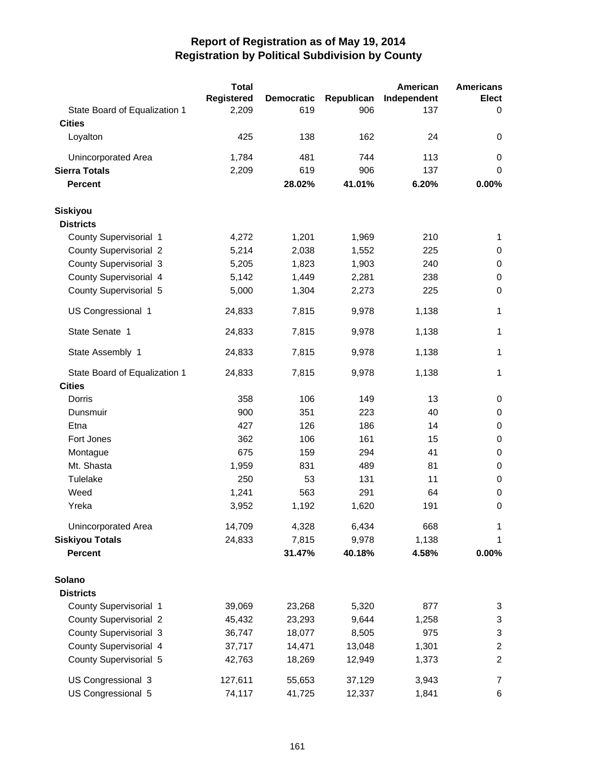# Report of Registration as of May 19, 2014
## Registration by Political Subdivision by County

| | Total Registered | Democratic | Republican | American Independent | Americans Elect |
|---|---|---|---|---|---|
| State Board of Equalization 1 | 2,209 | 619 | 906 | 137 | 0 |
| **Cities** | | | | | |
| Loyalton | 425 | 138 | 162 | 24 | 0 |
| Unincorporated Area | 1,784 | 481 | 744 | 113 | 0 |
| **Sierra Totals** | 2,209 | 619 | 906 | 137 | 0 |
| **Percent** | | **28.02%** | **41.01%** | **6.20%** | **0.00%** |
| **Siskiyou** | | | | | |
| **Districts** | | | | | |
| County Supervisorial 1 | 4,272 | 1,201 | 1,969 | 210 | 1 |
| County Supervisorial 2 | 5,214 | 2,038 | 1,552 | 225 | 0 |
| County Supervisorial 3 | 5,205 | 1,823 | 1,903 | 240 | 0 |
| County Supervisorial 4 | 5,142 | 1,449 | 2,281 | 238 | 0 |
| County Supervisorial 5 | 5,000 | 1,304 | 2,273 | 225 | 0 |
| US Congressional 1 | 24,833 | 7,815 | 9,978 | 1,138 | 1 |
| State Senate 1 | 24,833 | 7,815 | 9,978 | 1,138 | 1 |
| State Assembly 1 | 24,833 | 7,815 | 9,978 | 1,138 | 1 |
| State Board of Equalization 1 | 24,833 | 7,815 | 9,978 | 1,138 | 1 |
| **Cities** | | | | | |
| Dorris | 358 | 106 | 149 | 13 | 0 |
| Dunsmuir | 900 | 351 | 223 | 40 | 0 |
| Etna | 427 | 126 | 186 | 14 | 0 |
| Fort Jones | 362 | 106 | 161 | 15 | 0 |
| Montague | 675 | 159 | 294 | 41 | 0 |
| Mt. Shasta | 1,959 | 831 | 489 | 81 | 0 |
| Tulelake | 250 | 53 | 131 | 11 | 0 |
| Weed | 1,241 | 563 | 291 | 64 | 0 |
| Yreka | 3,952 | 1,192 | 1,620 | 191 | 0 |
| Unincorporated Area | 14,709 | 4,328 | 6,434 | 668 | 1 |
| **Siskiyou Totals** | 24,833 | 7,815 | 9,978 | 1,138 | 1 |
| **Percent** | | **31.47%** | **40.18%** | **4.58%** | **0.00%** |
| **Solano** | | | | | |
| **Districts** | | | | | |
| County Supervisorial 1 | 39,069 | 23,268 | 5,320 | 877 | 3 |
| County Supervisorial 2 | 45,432 | 23,293 | 9,644 | 1,258 | 3 |
| County Supervisorial 3 | 36,747 | 18,077 | 8,505 | 975 | 3 |
| County Supervisorial 4 | 37,717 | 14,471 | 13,048 | 1,301 | 2 |
| County Supervisorial 5 | 42,763 | 18,269 | 12,949 | 1,373 | 2 |
| US Congressional 3 | 127,611 | 55,653 | 37,129 | 3,943 | 7 |
| US Congressional 5 | 74,117 | 41,725 | 12,337 | 1,841 | 6 |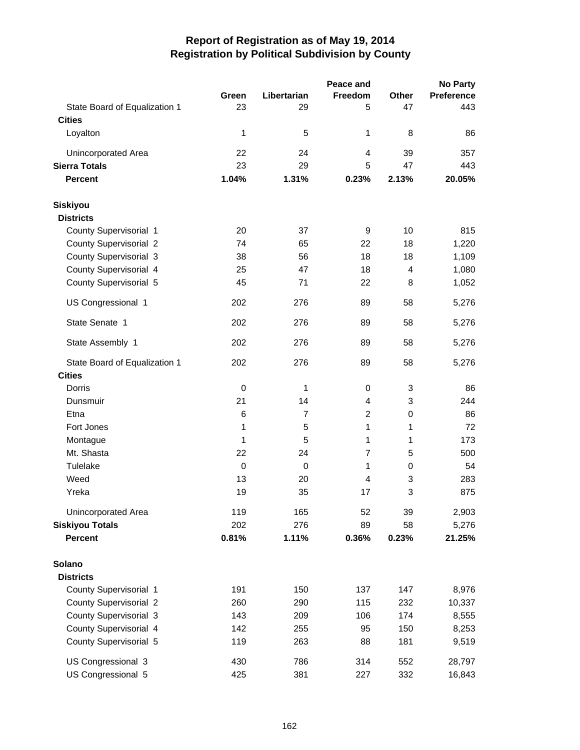# Report of Registration as of May 19, 2014
## Registration by Political Subdivision by County

| | Green | Libertarian | Peace and Freedom | Other | No Party Preference |
|---|---|---|---|---|---|
| State Board of Equalization 1 | 23 | 29 | 5 | 47 | 443 |
| **Cities** | | | | | |
| Loyalton | 1 | 5 | 1 | 8 | 86 |
| Unincorporated Area | 22 | 24 | 4 | 39 | 357 |
| **Sierra Totals** | 23 | 29 | 5 | 47 | 443 |
| **Percent** | **1.04%** | **1.31%** | **0.23%** | **2.13%** | **20.05%** |
| **Siskiyou** | | | | | |
| **Districts** | | | | | |
| County Supervisorial 1 | 20 | 37 | 9 | 10 | 815 |
| County Supervisorial 2 | 74 | 65 | 22 | 18 | 1,220 |
| County Supervisorial 3 | 38 | 56 | 18 | 18 | 1,109 |
| County Supervisorial 4 | 25 | 47 | 18 | 4 | 1,080 |
| County Supervisorial 5 | 45 | 71 | 22 | 8 | 1,052 |
| US Congressional 1 | 202 | 276 | 89 | 58 | 5,276 |
| State Senate 1 | 202 | 276 | 89 | 58 | 5,276 |
| State Assembly 1 | 202 | 276 | 89 | 58 | 5,276 |
| State Board of Equalization 1 | 202 | 276 | 89 | 58 | 5,276 |
| **Cities** | | | | | |
| Dorris | 0 | 1 | 0 | 3 | 86 |
| Dunsmuir | 21 | 14 | 4 | 3 | 244 |
| Etna | 6 | 7 | 2 | 0 | 86 |
| Fort Jones | 1 | 5 | 1 | 1 | 72 |
| Montague | 1 | 5 | 1 | 1 | 173 |
| Mt. Shasta | 22 | 24 | 7 | 5 | 500 |
| Tulelake | 0 | 0 | 1 | 0 | 54 |
| Weed | 13 | 20 | 4 | 3 | 283 |
| Yreka | 19 | 35 | 17 | 3 | 875 |
| Unincorporated Area | 119 | 165 | 52 | 39 | 2,903 |
| **Siskiyou Totals** | 202 | 276 | 89 | 58 | 5,276 |
| **Percent** | **0.81%** | **1.11%** | **0.36%** | **0.23%** | **21.25%** |
| **Solano** | | | | | |
| **Districts** | | | | | |
| County Supervisorial 1 | 191 | 150 | 137 | 147 | 8,976 |
| County Supervisorial 2 | 260 | 290 | 115 | 232 | 10,337 |
| County Supervisorial 3 | 143 | 209 | 106 | 174 | 8,555 |
| County Supervisorial 4 | 142 | 255 | 95 | 150 | 8,253 |
| County Supervisorial 5 | 119 | 263 | 88 | 181 | 9,519 |
| US Congressional 3 | 430 | 786 | 314 | 552 | 28,797 |
| US Congressional 5 | 425 | 381 | 227 | 332 | 16,843 |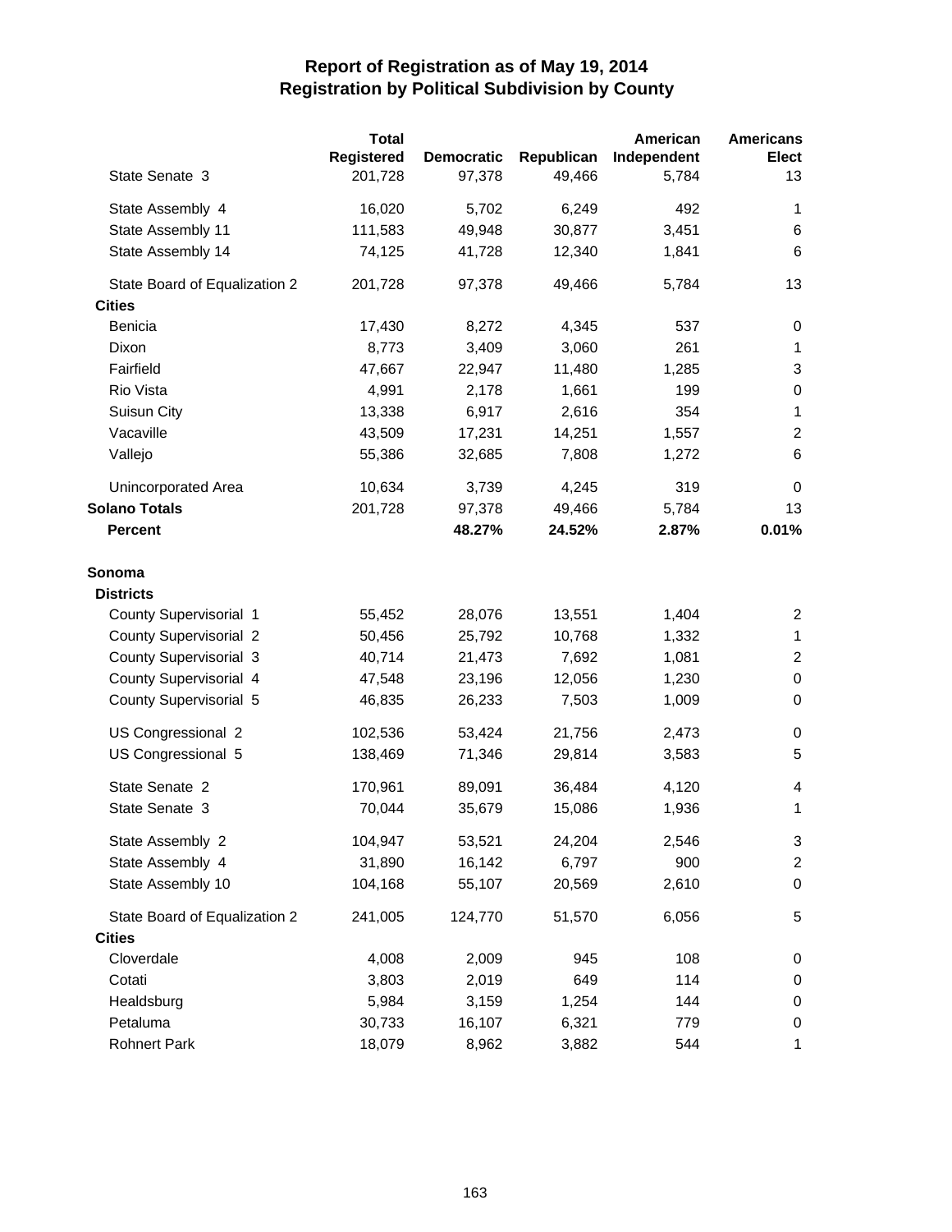# Report of Registration as of May 19, 2014
## Registration by Political Subdivision by County

| | Total Registered | Democratic | Republican | American Independent | Americans Elect |
|---|---|---|---|---|---|
| State Senate 3 | 201,728 | 97,378 | 49,466 | 5,784 | 13 |
| State Assembly 4 | 16,020 | 5,702 | 6,249 | 492 | 1 |
| State Assembly 11 | 111,583 | 49,948 | 30,877 | 3,451 | 6 |
| State Assembly 14 | 74,125 | 41,728 | 12,340 | 1,841 | 6 |
| State Board of Equalization 2 | 201,728 | 97,378 | 49,466 | 5,784 | 13 |
| **Cities** | | | | | |
| Benicia | 17,430 | 8,272 | 4,345 | 537 | 0 |
| Dixon | 8,773 | 3,409 | 3,060 | 261 | 1 |
| Fairfield | 47,667 | 22,947 | 11,480 | 1,285 | 3 |
| Rio Vista | 4,991 | 2,178 | 1,661 | 199 | 0 |
| Suisun City | 13,338 | 6,917 | 2,616 | 354 | 1 |
| Vacaville | 43,509 | 17,231 | 14,251 | 1,557 | 2 |
| Vallejo | 55,386 | 32,685 | 7,808 | 1,272 | 6 |
| Unincorporated Area | 10,634 | 3,739 | 4,245 | 319 | 0 |
| **Solano Totals** | 201,728 | 97,378 | 49,466 | 5,784 | 13 |
| **Percent** | | **48.27%** | **24.52%** | **2.87%** | **0.01%** |
| **Sonoma** | | | | | |
| **Districts** | | | | | |
| County Supervisorial 1 | 55,452 | 28,076 | 13,551 | 1,404 | 2 |
| County Supervisorial 2 | 50,456 | 25,792 | 10,768 | 1,332 | 1 |
| County Supervisorial 3 | 40,714 | 21,473 | 7,692 | 1,081 | 2 |
| County Supervisorial 4 | 47,548 | 23,196 | 12,056 | 1,230 | 0 |
| County Supervisorial 5 | 46,835 | 26,233 | 7,503 | 1,009 | 0 |
| US Congressional 2 | 102,536 | 53,424 | 21,756 | 2,473 | 0 |
| US Congressional 5 | 138,469 | 71,346 | 29,814 | 3,583 | 5 |
| State Senate 2 | 170,961 | 89,091 | 36,484 | 4,120 | 4 |
| State Senate 3 | 70,044 | 35,679 | 15,086 | 1,936 | 1 |
| State Assembly 2 | 104,947 | 53,521 | 24,204 | 2,546 | 3 |
| State Assembly 4 | 31,890 | 16,142 | 6,797 | 900 | 2 |
| State Assembly 10 | 104,168 | 55,107 | 20,569 | 2,610 | 0 |
| State Board of Equalization 2 | 241,005 | 124,770 | 51,570 | 6,056 | 5 |
| **Cities** | | | | | |
| Cloverdale | 4,008 | 2,009 | 945 | 108 | 0 |
| Cotati | 3,803 | 2,019 | 649 | 114 | 0 |
| Healdsburg | 5,984 | 3,159 | 1,254 | 144 | 0 |
| Petaluma | 30,733 | 16,107 | 6,321 | 779 | 0 |
| Rohnert Park | 18,079 | 8,962 | 3,882 | 544 | 1 |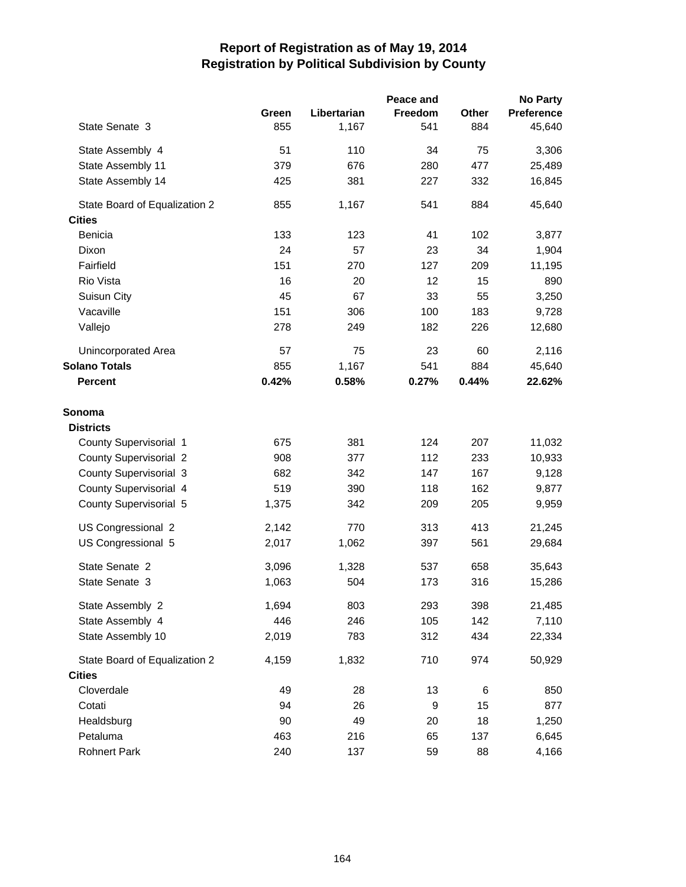# Report of Registration as of May 19, 2014
## Registration by Political Subdivision by County

| | Green | Libertarian | Peace and Freedom | Other | No Party Preference |
|---|---|---|---|---|---|
| State Senate 3 | 855 | 1,167 | 541 | 884 | 45,640 |
| State Assembly 4 | 51 | 110 | 34 | 75 | 3,306 |
| State Assembly 11 | 379 | 676 | 280 | 477 | 25,489 |
| State Assembly 14 | 425 | 381 | 227 | 332 | 16,845 |
| State Board of Equalization 2 | 855 | 1,167 | 541 | 884 | 45,640 |
| **Cities** | | | | | |
| Benicia | 133 | 123 | 41 | 102 | 3,877 |
| Dixon | 24 | 57 | 23 | 34 | 1,904 |
| Fairfield | 151 | 270 | 127 | 209 | 11,195 |
| Rio Vista | 16 | 20 | 12 | 15 | 890 |
| Suisun City | 45 | 67 | 33 | 55 | 3,250 |
| Vacaville | 151 | 306 | 100 | 183 | 9,728 |
| Vallejo | 278 | 249 | 182 | 226 | 12,680 |
| Unincorporated Area | 57 | 75 | 23 | 60 | 2,116 |
| **Solano Totals** | 855 | 1,167 | 541 | 884 | 45,640 |
| **Percent** | **0.42%** | **0.58%** | **0.27%** | **0.44%** | **22.62%** |
| **Sonoma** | | | | | |
| **Districts** | | | | | |
| County Supervisorial 1 | 675 | 381 | 124 | 207 | 11,032 |
| County Supervisorial 2 | 908 | 377 | 112 | 233 | 10,933 |
| County Supervisorial 3 | 682 | 342 | 147 | 167 | 9,128 |
| County Supervisorial 4 | 519 | 390 | 118 | 162 | 9,877 |
| County Supervisorial 5 | 1,375 | 342 | 209 | 205 | 9,959 |
| US Congressional 2 | 2,142 | 770 | 313 | 413 | 21,245 |
| US Congressional 5 | 2,017 | 1,062 | 397 | 561 | 29,684 |
| State Senate 2 | 3,096 | 1,328 | 537 | 658 | 35,643 |
| State Senate 3 | 1,063 | 504 | 173 | 316 | 15,286 |
| State Assembly 2 | 1,694 | 803 | 293 | 398 | 21,485 |
| State Assembly 4 | 446 | 246 | 105 | 142 | 7,110 |
| State Assembly 10 | 2,019 | 783 | 312 | 434 | 22,334 |
| State Board of Equalization 2 | 4,159 | 1,832 | 710 | 974 | 50,929 |
| **Cities** | | | | | |
| Cloverdale | 49 | 28 | 13 | 6 | 850 |
| Cotati | 94 | 26 | 9 | 15 | 877 |
| Healdsburg | 90 | 49 | 20 | 18 | 1,250 |
| Petaluma | 463 | 216 | 65 | 137 | 6,645 |
| Rohnert Park | 240 | 137 | 59 | 88 | 4,166 |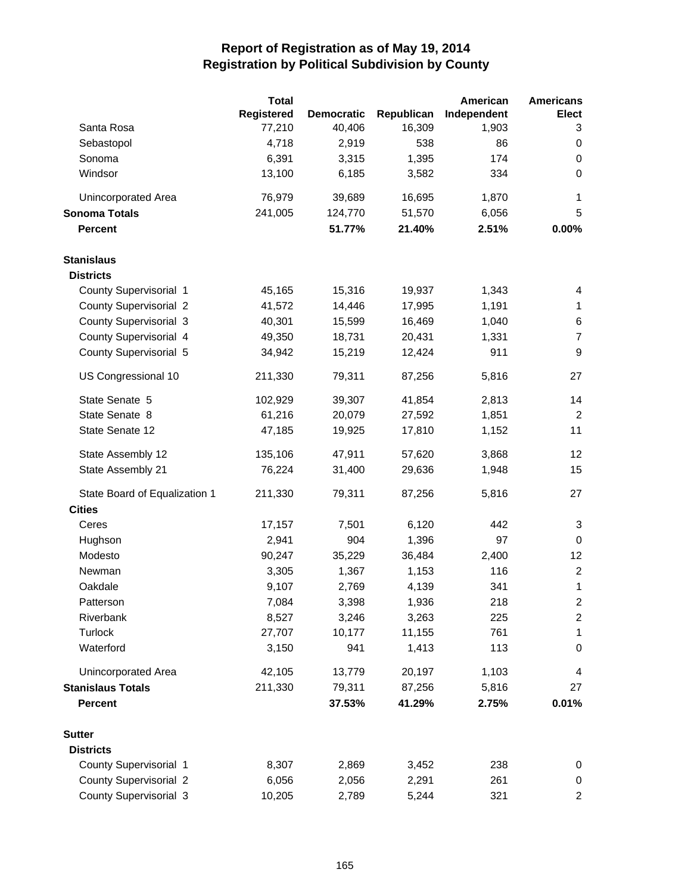# Report of Registration as of May 19, 2014
## Registration by Political Subdivision by County

| | Total Registered | Democratic | Republican | American Independent | Americans Elect |
|---|---|---|---|---|---|
| Santa Rosa | 77,210 | 40,406 | 16,309 | 1,903 | 3 |
| Sebastopol | 4,718 | 2,919 | 538 | 86 | 0 |
| Sonoma | 6,391 | 3,315 | 1,395 | 174 | 0 |
| Windsor | 13,100 | 6,185 | 3,582 | 334 | 0 |
| Unincorporated Area | 76,979 | 39,689 | 16,695 | 1,870 | 1 |
| **Sonoma Totals** | 241,005 | 124,770 | 51,570 | 6,056 | 5 |
| **Percent** | | **51.77%** | **21.40%** | **2.51%** | **0.00%** |
| **Stanislaus** | | | | | |
| **Districts** | | | | | |
| County Supervisorial 1 | 45,165 | 15,316 | 19,937 | 1,343 | 4 |
| County Supervisorial 2 | 41,572 | 14,446 | 17,995 | 1,191 | 1 |
| County Supervisorial 3 | 40,301 | 15,599 | 16,469 | 1,040 | 6 |
| County Supervisorial 4 | 49,350 | 18,731 | 20,431 | 1,331 | 7 |
| County Supervisorial 5 | 34,942 | 15,219 | 12,424 | 911 | 9 |
| US Congressional 10 | 211,330 | 79,311 | 87,256 | 5,816 | 27 |
| State Senate 5 | 102,929 | 39,307 | 41,854 | 2,813 | 14 |
| State Senate 8 | 61,216 | 20,079 | 27,592 | 1,851 | 2 |
| State Senate 12 | 47,185 | 19,925 | 17,810 | 1,152 | 11 |
| State Assembly 12 | 135,106 | 47,911 | 57,620 | 3,868 | 12 |
| State Assembly 21 | 76,224 | 31,400 | 29,636 | 1,948 | 15 |
| State Board of Equalization 1 | 211,330 | 79,311 | 87,256 | 5,816 | 27 |
| **Cities** | | | | | |
| Ceres | 17,157 | 7,501 | 6,120 | 442 | 3 |
| Hughson | 2,941 | 904 | 1,396 | 97 | 0 |
| Modesto | 90,247 | 35,229 | 36,484 | 2,400 | 12 |
| Newman | 3,305 | 1,367 | 1,153 | 116 | 2 |
| Oakdale | 9,107 | 2,769 | 4,139 | 341 | 1 |
| Patterson | 7,084 | 3,398 | 1,936 | 218 | 2 |
| Riverbank | 8,527 | 3,246 | 3,263 | 225 | 2 |
| Turlock | 27,707 | 10,177 | 11,155 | 761 | 1 |
| Waterford | 3,150 | 941 | 1,413 | 113 | 0 |
| Unincorporated Area | 42,105 | 13,779 | 20,197 | 1,103 | 4 |
| **Stanislaus Totals** | 211,330 | 79,311 | 87,256 | 5,816 | 27 |
| **Percent** | | **37.53%** | **41.29%** | **2.75%** | **0.01%** |
| **Sutter** | | | | | |
| **Districts** | | | | | |
| County Supervisorial 1 | 8,307 | 2,869 | 3,452 | 238 | 0 |
| County Supervisorial 2 | 6,056 | 2,056 | 2,291 | 261 | 0 |
| County Supervisorial 3 | 10,205 | 2,789 | 5,244 | 321 | 2 |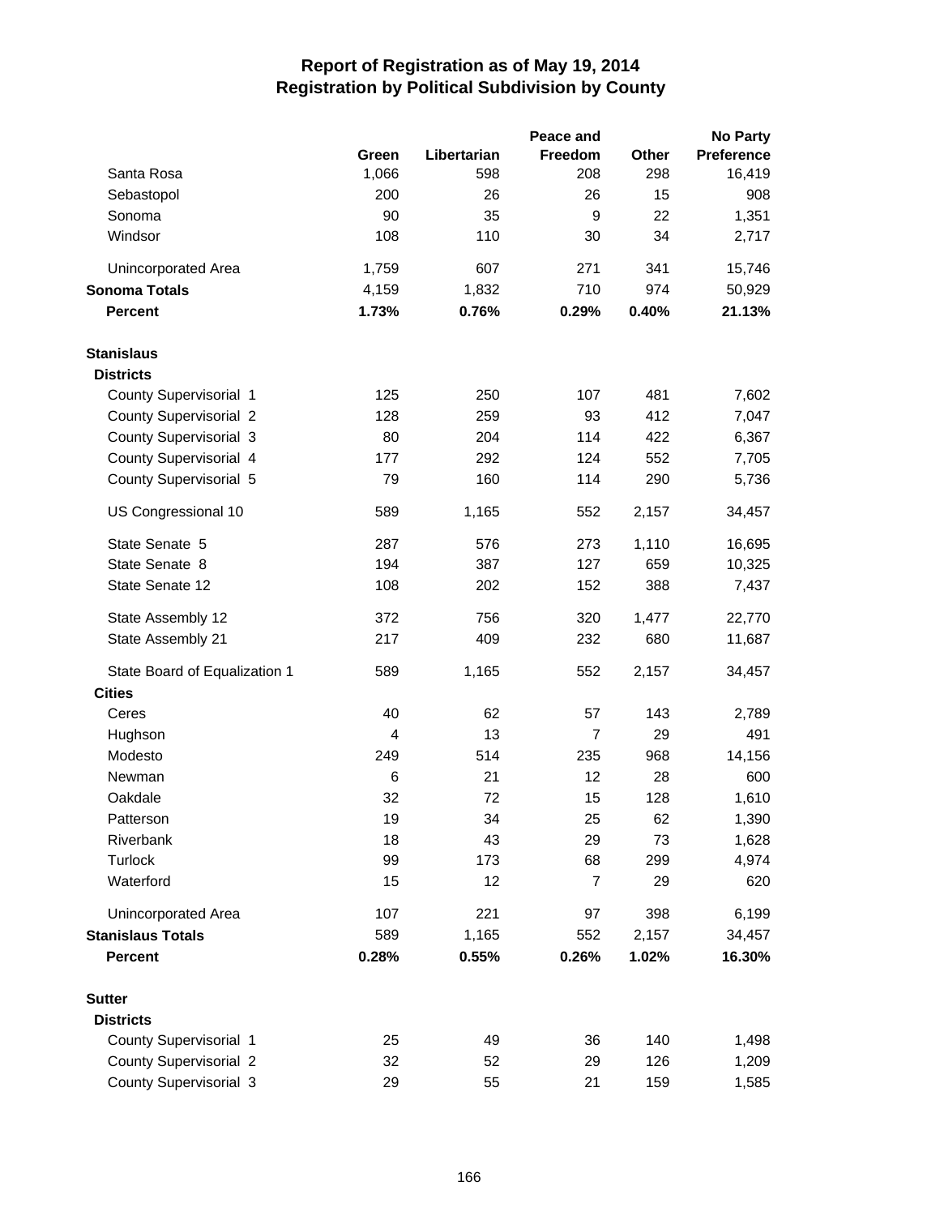# Report of Registration as of May 19, 2014
## Registration by Political Subdivision by County

| | Green | Libertarian | Peace and Freedom | Other | No Party Preference |
|---|---|---|---|---|---|
| Santa Rosa | 1,066 | 598 | 208 | 298 | 16,419 |
| Sebastopol | 200 | 26 | 26 | 15 | 908 |
| Sonoma | 90 | 35 | 9 | 22 | 1,351 |
| Windsor | 108 | 110 | 30 | 34 | 2,717 |
| Unincorporated Area | 1,759 | 607 | 271 | 341 | 15,746 |
| **Sonoma Totals** | 4,159 | 1,832 | 710 | 974 | 50,929 |
| **Percent** | **1.73%** | **0.76%** | **0.29%** | **0.40%** | **21.13%** |
| **Stanislaus** | | | | | |
| **Districts** | | | | | |
| County Supervisorial 1 | 125 | 250 | 107 | 481 | 7,602 |
| County Supervisorial 2 | 128 | 259 | 93 | 412 | 7,047 |
| County Supervisorial 3 | 80 | 204 | 114 | 422 | 6,367 |
| County Supervisorial 4 | 177 | 292 | 124 | 552 | 7,705 |
| County Supervisorial 5 | 79 | 160 | 114 | 290 | 5,736 |
| US Congressional 10 | 589 | 1,165 | 552 | 2,157 | 34,457 |
| State Senate 5 | 287 | 576 | 273 | 1,110 | 16,695 |
| State Senate 8 | 194 | 387 | 127 | 659 | 10,325 |
| State Senate 12 | 108 | 202 | 152 | 388 | 7,437 |
| State Assembly 12 | 372 | 756 | 320 | 1,477 | 22,770 |
| State Assembly 21 | 217 | 409 | 232 | 680 | 11,687 |
| State Board of Equalization 1 | 589 | 1,165 | 552 | 2,157 | 34,457 |
| **Cities** | | | | | |
| Ceres | 40 | 62 | 57 | 143 | 2,789 |
| Hughson | 4 | 13 | 7 | 29 | 491 |
| Modesto | 249 | 514 | 235 | 968 | 14,156 |
| Newman | 6 | 21 | 12 | 28 | 600 |
| Oakdale | 32 | 72 | 15 | 128 | 1,610 |
| Patterson | 19 | 34 | 25 | 62 | 1,390 |
| Riverbank | 18 | 43 | 29 | 73 | 1,628 |
| Turlock | 99 | 173 | 68 | 299 | 4,974 |
| Waterford | 15 | 12 | 7 | 29 | 620 |
| Unincorporated Area | 107 | 221 | 97 | 398 | 6,199 |
| **Stanislaus Totals** | 589 | 1,165 | 552 | 2,157 | 34,457 |
| **Percent** | **0.28%** | **0.55%** | **0.26%** | **1.02%** | **16.30%** |
| **Sutter** | | | | | |
| **Districts** | | | | | |
| County Supervisorial 1 | 25 | 49 | 36 | 140 | 1,498 |
| County Supervisorial 2 | 32 | 52 | 29 | 126 | 1,209 |
| County Supervisorial 3 | 29 | 55 | 21 | 159 | 1,585 |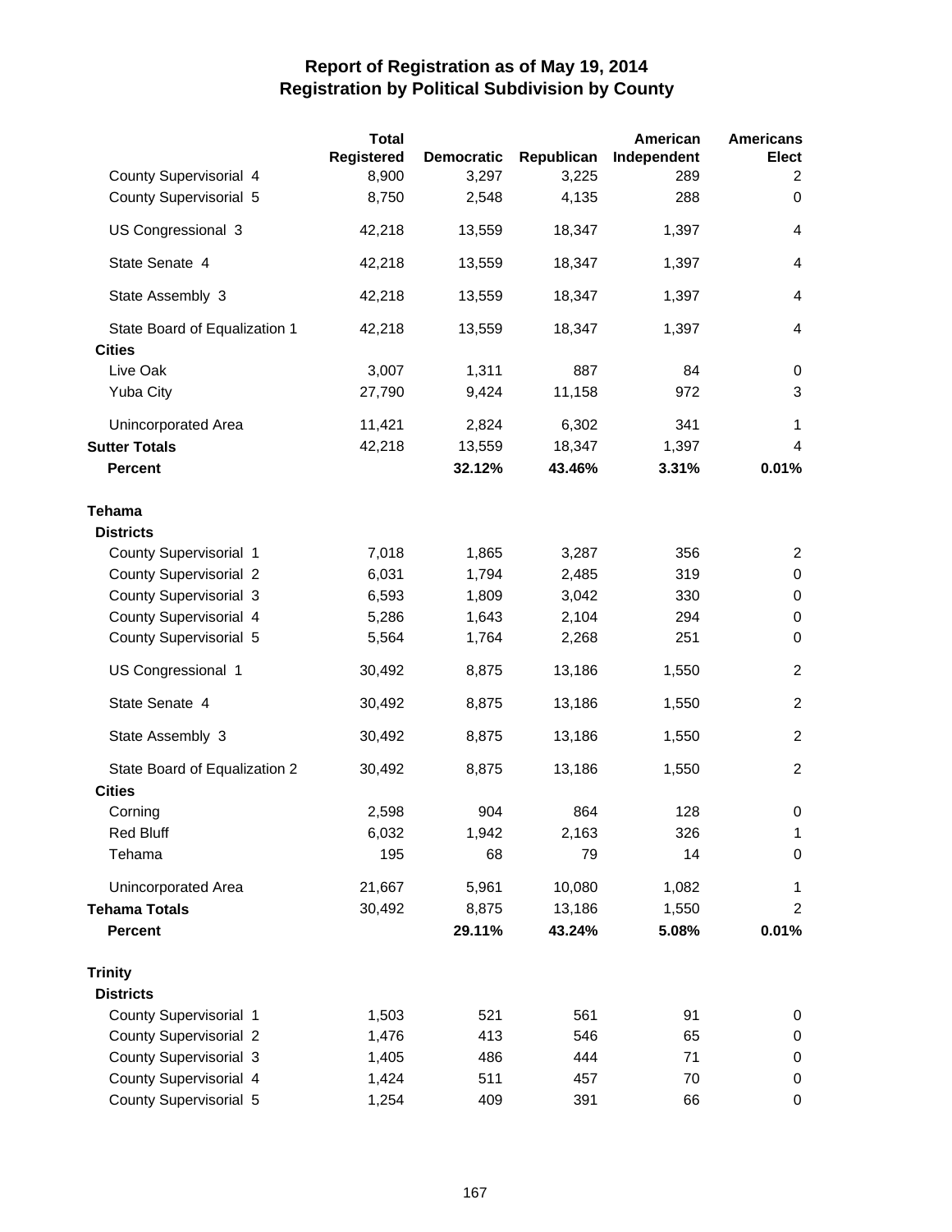# Report of Registration as of May 19, 2014
## Registration by Political Subdivision by County

| | Total Registered | Democratic | Republican | American Independent | Americans Elect |
|---|---|---|---|---|---|
| County Supervisorial 4 | 8,900 | 3,297 | 3,225 | 289 | 2 |
| County Supervisorial 5 | 8,750 | 2,548 | 4,135 | 288 | 0 |
| US Congressional 3 | 42,218 | 13,559 | 18,347 | 1,397 | 4 |
| State Senate 4 | 42,218 | 13,559 | 18,347 | 1,397 | 4 |
| State Assembly 3 | 42,218 | 13,559 | 18,347 | 1,397 | 4 |
| State Board of Equalization 1 | 42,218 | 13,559 | 18,347 | 1,397 | 4 |
| **Cities** | | | | | |
| Live Oak | 3,007 | 1,311 | 887 | 84 | 0 |
| Yuba City | 27,790 | 9,424 | 11,158 | 972 | 3 |
| Unincorporated Area | 11,421 | 2,824 | 6,302 | 341 | 1 |
| **Sutter Totals** | 42,218 | 13,559 | 18,347 | 1,397 | 4 |
| **Percent** | | **32.12%** | **43.46%** | **3.31%** | **0.01%** |
| **Tehama** | | | | | |
| **Districts** | | | | | |
| County Supervisorial 1 | 7,018 | 1,865 | 3,287 | 356 | 2 |
| County Supervisorial 2 | 6,031 | 1,794 | 2,485 | 319 | 0 |
| County Supervisorial 3 | 6,593 | 1,809 | 3,042 | 330 | 0 |
| County Supervisorial 4 | 5,286 | 1,643 | 2,104 | 294 | 0 |
| County Supervisorial 5 | 5,564 | 1,764 | 2,268 | 251 | 0 |
| US Congressional 1 | 30,492 | 8,875 | 13,186 | 1,550 | 2 |
| State Senate 4 | 30,492 | 8,875 | 13,186 | 1,550 | 2 |
| State Assembly 3 | 30,492 | 8,875 | 13,186 | 1,550 | 2 |
| State Board of Equalization 2 | 30,492 | 8,875 | 13,186 | 1,550 | 2 |
| **Cities** | | | | | |
| Corning | 2,598 | 904 | 864 | 128 | 0 |
| Red Bluff | 6,032 | 1,942 | 2,163 | 326 | 1 |
| Tehama | 195 | 68 | 79 | 14 | 0 |
| Unincorporated Area | 21,667 | 5,961 | 10,080 | 1,082 | 1 |
| **Tehama Totals** | 30,492 | 8,875 | 13,186 | 1,550 | 2 |
| **Percent** | | **29.11%** | **43.24%** | **5.08%** | **0.01%** |
| **Trinity** | | | | | |
| **Districts** | | | | | |
| County Supervisorial 1 | 1,503 | 521 | 561 | 91 | 0 |
| County Supervisorial 2 | 1,476 | 413 | 546 | 65 | 0 |
| County Supervisorial 3 | 1,405 | 486 | 444 | 71 | 0 |
| County Supervisorial 4 | 1,424 | 511 | 457 | 70 | 0 |
| County Supervisorial 5 | 1,254 | 409 | 391 | 66 | 0 |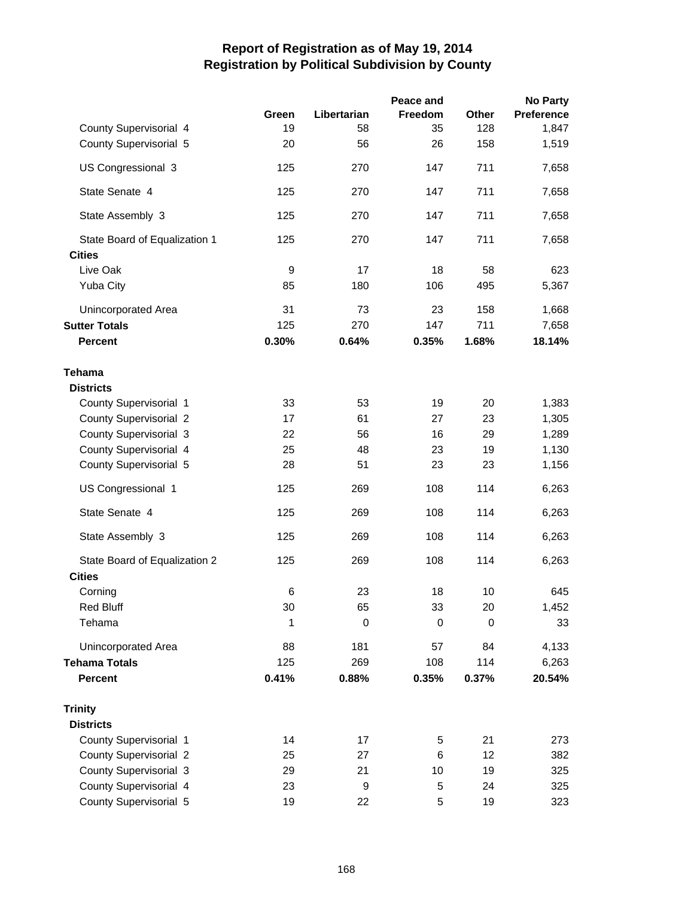# Report of Registration as of May 19, 2014
## Registration by Political Subdivision by County

| | Green | Libertarian | Peace and Freedom | Other | No Party Preference |
|---|---|---|---|---|---|
| County Supervisorial 4 | 19 | 58 | 35 | 128 | 1,847 |
| County Supervisorial 5 | 20 | 56 | 26 | 158 | 1,519 |
| US Congressional 3 | 125 | 270 | 147 | 711 | 7,658 |
| State Senate 4 | 125 | 270 | 147 | 711 | 7,658 |
| State Assembly 3 | 125 | 270 | 147 | 711 | 7,658 |
| State Board of Equalization 1 | 125 | 270 | 147 | 711 | 7,658 |
| **Cities** | | | | | |
| Live Oak | 9 | 17 | 18 | 58 | 623 |
| Yuba City | 85 | 180 | 106 | 495 | 5,367 |
| Unincorporated Area | 31 | 73 | 23 | 158 | 1,668 |
| **Sutter Totals** | 125 | 270 | 147 | 711 | 7,658 |
| **Percent** | **0.30%** | **0.64%** | **0.35%** | **1.68%** | **18.14%** |
| **Tehama** | | | | | |
| **Districts** | | | | | |
| County Supervisorial 1 | 33 | 53 | 19 | 20 | 1,383 |
| County Supervisorial 2 | 17 | 61 | 27 | 23 | 1,305 |
| County Supervisorial 3 | 22 | 56 | 16 | 29 | 1,289 |
| County Supervisorial 4 | 25 | 48 | 23 | 19 | 1,130 |
| County Supervisorial 5 | 28 | 51 | 23 | 23 | 1,156 |
| US Congressional 1 | 125 | 269 | 108 | 114 | 6,263 |
| State Senate 4 | 125 | 269 | 108 | 114 | 6,263 |
| State Assembly 3 | 125 | 269 | 108 | 114 | 6,263 |
| State Board of Equalization 2 | 125 | 269 | 108 | 114 | 6,263 |
| **Cities** | | | | | |
| Corning | 6 | 23 | 18 | 10 | 645 |
| Red Bluff | 30 | 65 | 33 | 20 | 1,452 |
| Tehama | 1 | 0 | 0 | 0 | 33 |
| Unincorporated Area | 88 | 181 | 57 | 84 | 4,133 |
| **Tehama Totals** | 125 | 269 | 108 | 114 | 6,263 |
| **Percent** | **0.41%** | **0.88%** | **0.35%** | **0.37%** | **20.54%** |
| **Trinity** | | | | | |
| **Districts** | | | | | |
| County Supervisorial 1 | 14 | 17 | 5 | 21 | 273 |
| County Supervisorial 2 | 25 | 27 | 6 | 12 | 382 |
| County Supervisorial 3 | 29 | 21 | 10 | 19 | 325 |
| County Supervisorial 4 | 23 | 9 | 5 | 24 | 325 |
| County Supervisorial 5 | 19 | 22 | 5 | 19 | 323 |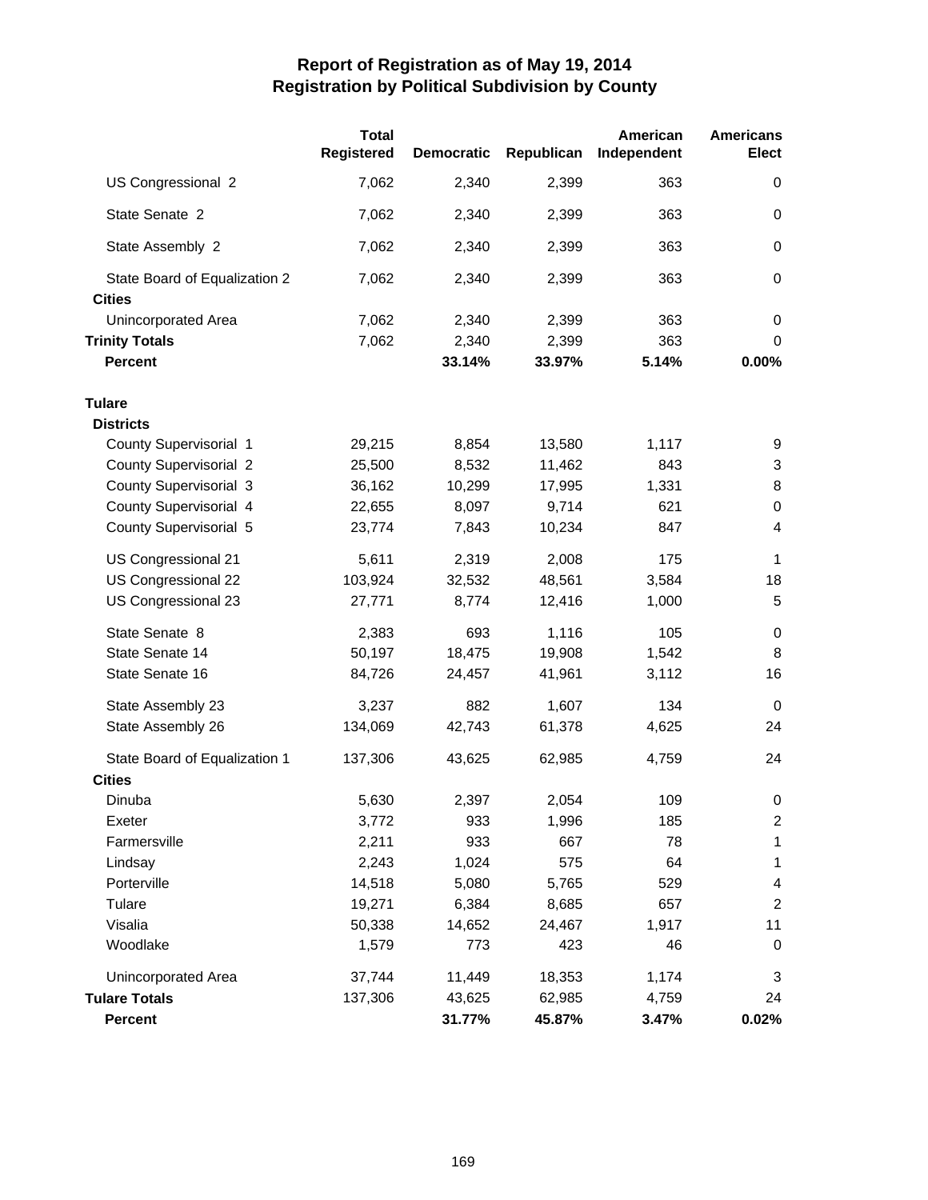# Report of Registration as of May 19, 2014
## Registration by Political Subdivision by County

| | Total Registered | Democratic | Republican | American Independent | Americans Elect |
|---|---|---|---|---|---|
| US Congressional 2 | 7,062 | 2,340 | 2,399 | 363 | 0 |
| State Senate 2 | 7,062 | 2,340 | 2,399 | 363 | 0 |
| State Assembly 2 | 7,062 | 2,340 | 2,399 | 363 | 0 |
| State Board of Equalization 2 | 7,062 | 2,340 | 2,399 | 363 | 0 |
| **Cities** | | | | | |
| Unincorporated Area | 7,062 | 2,340 | 2,399 | 363 | 0 |
| **Trinity Totals** | 7,062 | 2,340 | 2,399 | 363 | 0 |
| **Percent** | | **33.14%** | **33.97%** | **5.14%** | **0.00%** |
| | | | | | |
| **Tulare** | | | | | |
| **Districts** | | | | | |
| County Supervisorial 1 | 29,215 | 8,854 | 13,580 | 1,117 | 9 |
| County Supervisorial 2 | 25,500 | 8,532 | 11,462 | 843 | 3 |
| County Supervisorial 3 | 36,162 | 10,299 | 17,995 | 1,331 | 8 |
| County Supervisorial 4 | 22,655 | 8,097 | 9,714 | 621 | 0 |
| County Supervisorial 5 | 23,774 | 7,843 | 10,234 | 847 | 4 |
| US Congressional 21 | 5,611 | 2,319 | 2,008 | 175 | 1 |
| US Congressional 22 | 103,924 | 32,532 | 48,561 | 3,584 | 18 |
| US Congressional 23 | 27,771 | 8,774 | 12,416 | 1,000 | 5 |
| State Senate 8 | 2,383 | 693 | 1,116 | 105 | 0 |
| State Senate 14 | 50,197 | 18,475 | 19,908 | 1,542 | 8 |
| State Senate 16 | 84,726 | 24,457 | 41,961 | 3,112 | 16 |
| State Assembly 23 | 3,237 | 882 | 1,607 | 134 | 0 |
| State Assembly 26 | 134,069 | 42,743 | 61,378 | 4,625 | 24 |
| State Board of Equalization 1 | 137,306 | 43,625 | 62,985 | 4,759 | 24 |
| **Cities** | | | | | |
| Dinuba | 5,630 | 2,397 | 2,054 | 109 | 0 |
| Exeter | 3,772 | 933 | 1,996 | 185 | 2 |
| Farmersville | 2,211 | 933 | 667 | 78 | 1 |
| Lindsay | 2,243 | 1,024 | 575 | 64 | 1 |
| Porterville | 14,518 | 5,080 | 5,765 | 529 | 4 |
| Tulare | 19,271 | 6,384 | 8,685 | 657 | 2 |
| Visalia | 50,338 | 14,652 | 24,467 | 1,917 | 11 |
| Woodlake | 1,579 | 773 | 423 | 46 | 0 |
| Unincorporated Area | 37,744 | 11,449 | 18,353 | 1,174 | 3 |
| **Tulare Totals** | 137,306 | 43,625 | 62,985 | 4,759 | 24 |
| **Percent** | | **31.77%** | **45.87%** | **3.47%** | **0.02%** |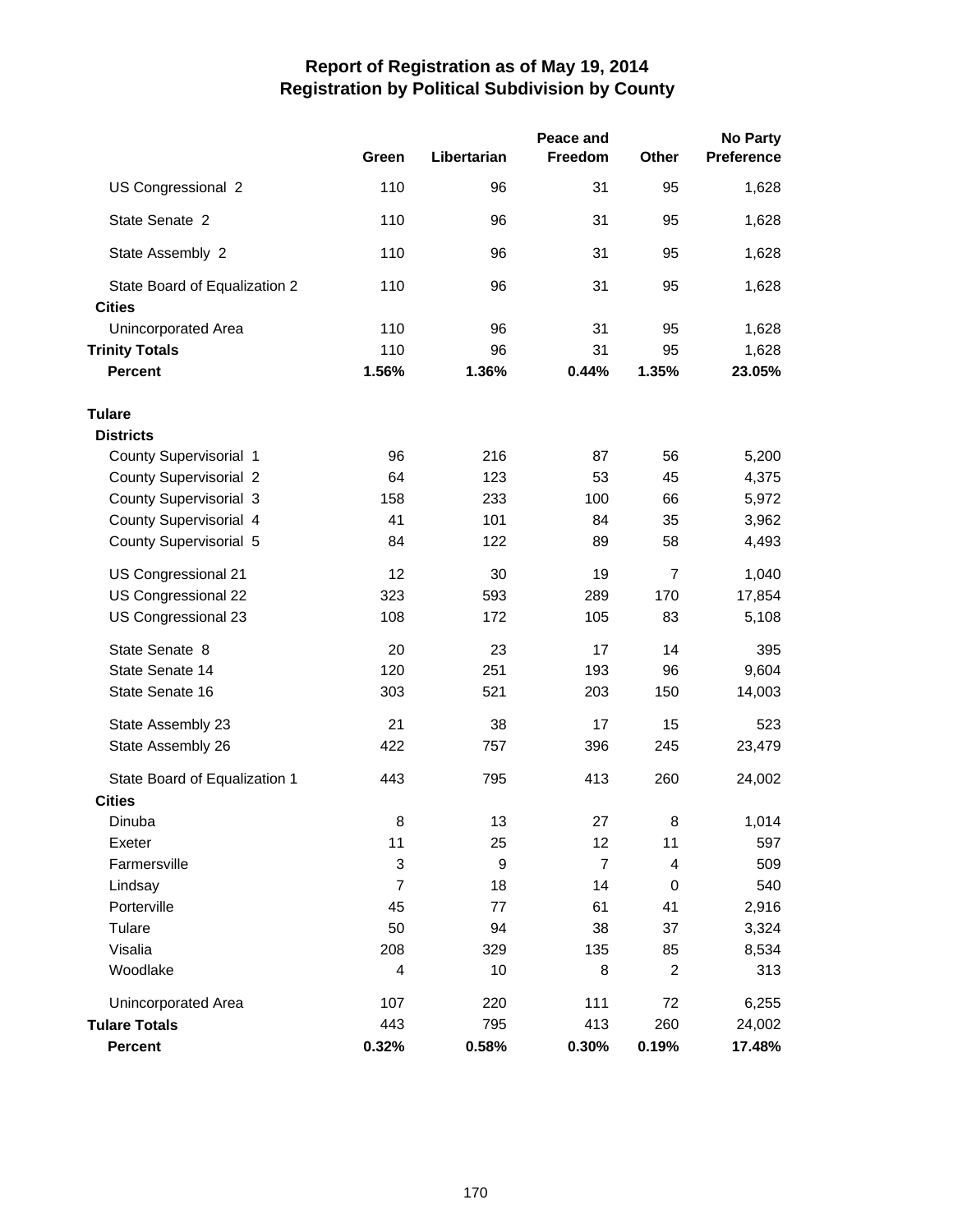# Report of Registration as of May 19, 2014
## Registration by Political Subdivision by County

| | Green | Libertarian | Peace and Freedom | Other | No Party Preference |
|---|---|---|---|---|---|
| US Congressional 2 | 110 | 96 | 31 | 95 | 1,628 |
| State Senate 2 | 110 | 96 | 31 | 95 | 1,628 |
| State Assembly 2 | 110 | 96 | 31 | 95 | 1,628 |
| State Board of Equalization 2 | 110 | 96 | 31 | 95 | 1,628 |
| **Cities** | | | | | |
| Unincorporated Area | 110 | 96 | 31 | 95 | 1,628 |
| **Trinity Totals** | 110 | 96 | 31 | 95 | 1,628 |
| **Percent** | **1.56%** | **1.36%** | **0.44%** | **1.35%** | **23.05%** |
| **Tulare** | | | | | |
| **Districts** | | | | | |
| County Supervisorial 1 | 96 | 216 | 87 | 56 | 5,200 |
| County Supervisorial 2 | 64 | 123 | 53 | 45 | 4,375 |
| County Supervisorial 3 | 158 | 233 | 100 | 66 | 5,972 |
| County Supervisorial 4 | 41 | 101 | 84 | 35 | 3,962 |
| County Supervisorial 5 | 84 | 122 | 89 | 58 | 4,493 |
| US Congressional 21 | 12 | 30 | 19 | 7 | 1,040 |
| US Congressional 22 | 323 | 593 | 289 | 170 | 17,854 |
| US Congressional 23 | 108 | 172 | 105 | 83 | 5,108 |
| State Senate 8 | 20 | 23 | 17 | 14 | 395 |
| State Senate 14 | 120 | 251 | 193 | 96 | 9,604 |
| State Senate 16 | 303 | 521 | 203 | 150 | 14,003 |
| State Assembly 23 | 21 | 38 | 17 | 15 | 523 |
| State Assembly 26 | 422 | 757 | 396 | 245 | 23,479 |
| State Board of Equalization 1 | 443 | 795 | 413 | 260 | 24,002 |
| **Cities** | | | | | |
| Dinuba | 8 | 13 | 27 | 8 | 1,014 |
| Exeter | 11 | 25 | 12 | 11 | 597 |
| Farmersville | 3 | 9 | 7 | 4 | 509 |
| Lindsay | 7 | 18 | 14 | 0 | 540 |
| Porterville | 45 | 77 | 61 | 41 | 2,916 |
| Tulare | 50 | 94 | 38 | 37 | 3,324 |
| Visalia | 208 | 329 | 135 | 85 | 8,534 |
| Woodlake | 4 | 10 | 8 | 2 | 313 |
| Unincorporated Area | 107 | 220 | 111 | 72 | 6,255 |
| **Tulare Totals** | 443 | 795 | 413 | 260 | 24,002 |
| **Percent** | **0.32%** | **0.58%** | **0.30%** | **0.19%** | **17.48%** |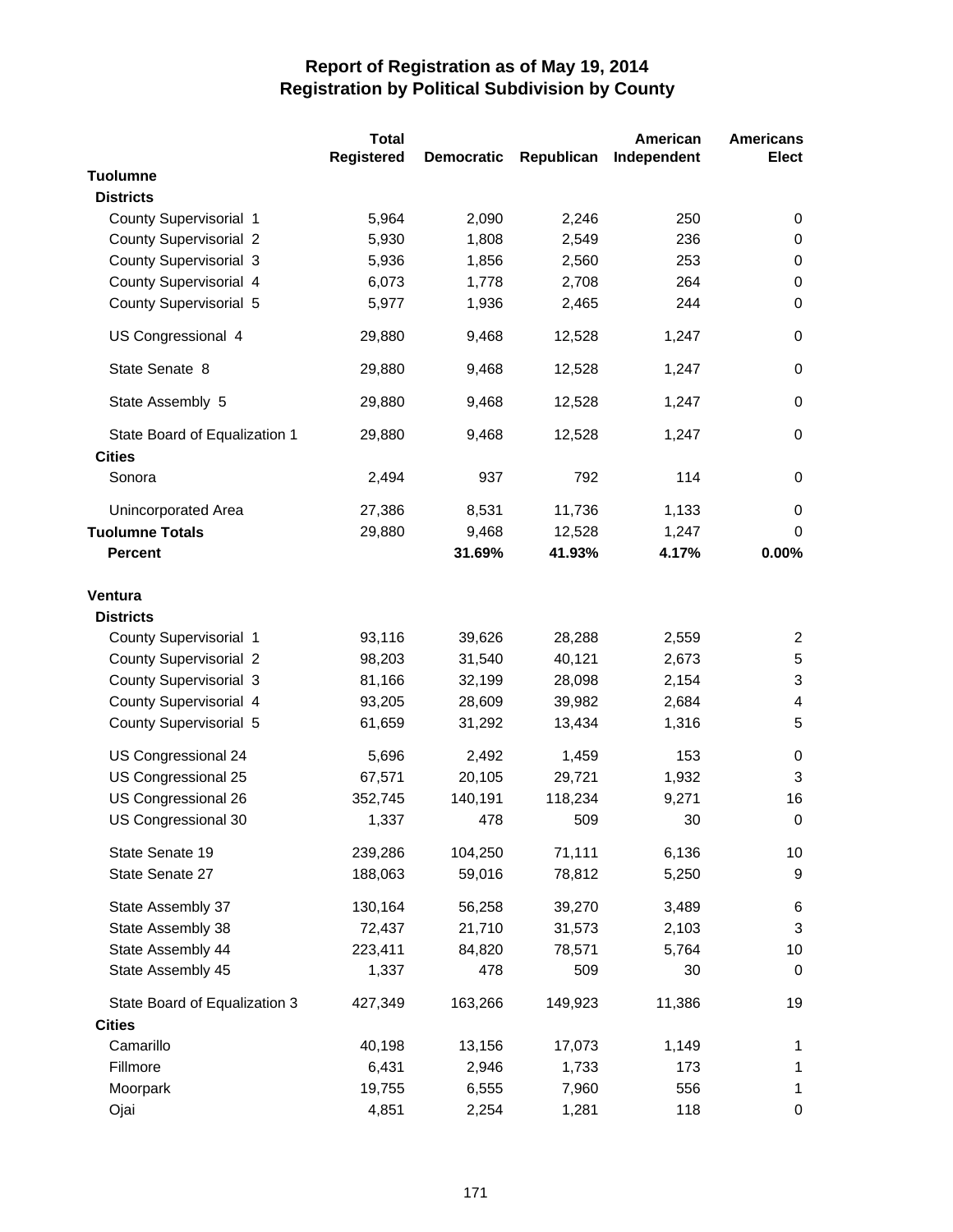# Report of Registration as of May 19, 2014
## Registration by Political Subdivision by County

| | Total Registered | Democratic | Republican | American Independent | Americans Elect |
|---|---|---|---|---|---|
| **Tuolumne** | | | | | |
| **Districts** | | | | | |
| County Supervisorial 1 | 5,964 | 2,090 | 2,246 | 250 | 0 |
| County Supervisorial 2 | 5,930 | 1,808 | 2,549 | 236 | 0 |
| County Supervisorial 3 | 5,936 | 1,856 | 2,560 | 253 | 0 |
| County Supervisorial 4 | 6,073 | 1,778 | 2,708 | 264 | 0 |
| County Supervisorial 5 | 5,977 | 1,936 | 2,465 | 244 | 0 |
| US Congressional 4 | 29,880 | 9,468 | 12,528 | 1,247 | 0 |
| State Senate 8 | 29,880 | 9,468 | 12,528 | 1,247 | 0 |
| State Assembly 5 | 29,880 | 9,468 | 12,528 | 1,247 | 0 |
| State Board of Equalization 1 | 29,880 | 9,468 | 12,528 | 1,247 | 0 |
| **Cities** | | | | | |
| Sonora | 2,494 | 937 | 792 | 114 | 0 |
| Unincorporated Area | 27,386 | 8,531 | 11,736 | 1,133 | 0 |
| **Tuolumne Totals** | 29,880 | 9,468 | 12,528 | 1,247 | 0 |
| **Percent** | | **31.69%** | **41.93%** | **4.17%** | **0.00%** |
| **Ventura** | | | | | |
| **Districts** | | | | | |
| County Supervisorial 1 | 93,116 | 39,626 | 28,288 | 2,559 | 2 |
| County Supervisorial 2 | 98,203 | 31,540 | 40,121 | 2,673 | 5 |
| County Supervisorial 3 | 81,166 | 32,199 | 28,098 | 2,154 | 3 |
| County Supervisorial 4 | 93,205 | 28,609 | 39,982 | 2,684 | 4 |
| County Supervisorial 5 | 61,659 | 31,292 | 13,434 | 1,316 | 5 |
| US Congressional 24 | 5,696 | 2,492 | 1,459 | 153 | 0 |
| US Congressional 25 | 67,571 | 20,105 | 29,721 | 1,932 | 3 |
| US Congressional 26 | 352,745 | 140,191 | 118,234 | 9,271 | 16 |
| US Congressional 30 | 1,337 | 478 | 509 | 30 | 0 |
| State Senate 19 | 239,286 | 104,250 | 71,111 | 6,136 | 10 |
| State Senate 27 | 188,063 | 59,016 | 78,812 | 5,250 | 9 |
| State Assembly 37 | 130,164 | 56,258 | 39,270 | 3,489 | 6 |
| State Assembly 38 | 72,437 | 21,710 | 31,573 | 2,103 | 3 |
| State Assembly 44 | 223,411 | 84,820 | 78,571 | 5,764 | 10 |
| State Assembly 45 | 1,337 | 478 | 509 | 30 | 0 |
| State Board of Equalization 3 | 427,349 | 163,266 | 149,923 | 11,386 | 19 |
| **Cities** | | | | | |
| Camarillo | 40,198 | 13,156 | 17,073 | 1,149 | 1 |
| Fillmore | 6,431 | 2,946 | 1,733 | 173 | 1 |
| Moorpark | 19,755 | 6,555 | 7,960 | 556 | 1 |
| Ojai | 4,851 | 2,254 | 1,281 | 118 | 0 |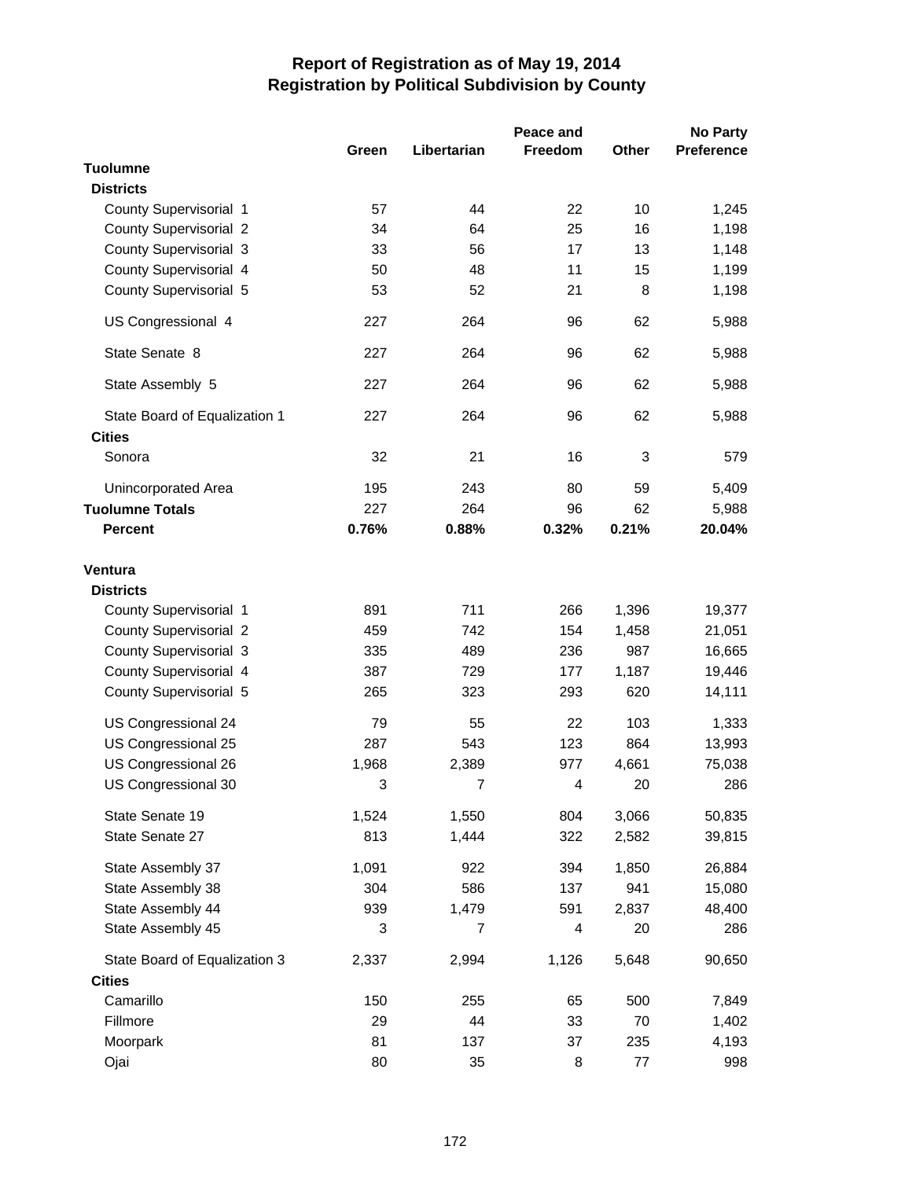# Report of Registration as of May 19, 2014
## Registration by Political Subdivision by County

| | Green | Libertarian | Peace and Freedom | Other | No Party Preference |
|---|---|---|---|---|---|
| **Tuolumne** | | | | | |
| **Districts** | | | | | |
| County Supervisorial 1 | 57 | 44 | 22 | 10 | 1,245 |
| County Supervisorial 2 | 34 | 64 | 25 | 16 | 1,198 |
| County Supervisorial 3 | 33 | 56 | 17 | 13 | 1,148 |
| County Supervisorial 4 | 50 | 48 | 11 | 15 | 1,199 |
| County Supervisorial 5 | 53 | 52 | 21 | 8 | 1,198 |
| US Congressional 4 | 227 | 264 | 96 | 62 | 5,988 |
| State Senate 8 | 227 | 264 | 96 | 62 | 5,988 |
| State Assembly 5 | 227 | 264 | 96 | 62 | 5,988 |
| State Board of Equalization 1 | 227 | 264 | 96 | 62 | 5,988 |
| **Cities** | | | | | |
| Sonora | 32 | 21 | 16 | 3 | 579 |
| Unincorporated Area | 195 | 243 | 80 | 59 | 5,409 |
| **Tuolumne Totals** | 227 | 264 | 96 | 62 | 5,988 |
| **Percent** | **0.76%** | **0.88%** | **0.32%** | **0.21%** | **20.04%** |
| **Ventura** | | | | | |
| **Districts** | | | | | |
| County Supervisorial 1 | 891 | 711 | 266 | 1,396 | 19,377 |
| County Supervisorial 2 | 459 | 742 | 154 | 1,458 | 21,051 |
| County Supervisorial 3 | 335 | 489 | 236 | 987 | 16,665 |
| County Supervisorial 4 | 387 | 729 | 177 | 1,187 | 19,446 |
| County Supervisorial 5 | 265 | 323 | 293 | 620 | 14,111 |
| US Congressional 24 | 79 | 55 | 22 | 103 | 1,333 |
| US Congressional 25 | 287 | 543 | 123 | 864 | 13,993 |
| US Congressional 26 | 1,968 | 2,389 | 977 | 4,661 | 75,038 |
| US Congressional 30 | 3 | 7 | 4 | 20 | 286 |
| State Senate 19 | 1,524 | 1,550 | 804 | 3,066 | 50,835 |
| State Senate 27 | 813 | 1,444 | 322 | 2,582 | 39,815 |
| State Assembly 37 | 1,091 | 922 | 394 | 1,850 | 26,884 |
| State Assembly 38 | 304 | 586 | 137 | 941 | 15,080 |
| State Assembly 44 | 939 | 1,479 | 591 | 2,837 | 48,400 |
| State Assembly 45 | 3 | 7 | 4 | 20 | 286 |
| State Board of Equalization 3 | 2,337 | 2,994 | 1,126 | 5,648 | 90,650 |
| **Cities** | | | | | |
| Camarillo | 150 | 255 | 65 | 500 | 7,849 |
| Fillmore | 29 | 44 | 33 | 70 | 1,402 |
| Moorpark | 81 | 137 | 37 | 235 | 4,193 |
| Ojai | 80 | 35 | 8 | 77 | 998 |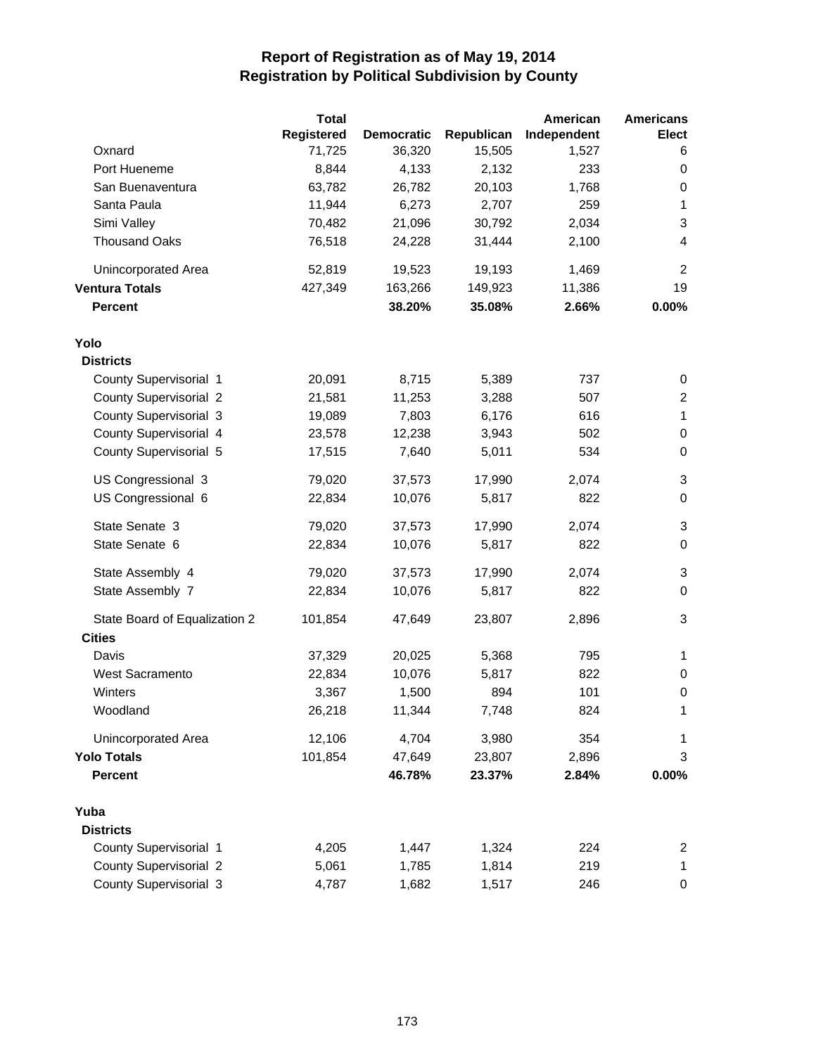# Report of Registration as of May 19, 2014
## Registration by Political Subdivision by County

| | Total Registered | Democratic | Republican | American Independent | Americans Elect |
|---|---|---|---|---|---|
| Oxnard | 71,725 | 36,320 | 15,505 | 1,527 | 6 |
| Port Hueneme | 8,844 | 4,133 | 2,132 | 233 | 0 |
| San Buenaventura | 63,782 | 26,782 | 20,103 | 1,768 | 0 |
| Santa Paula | 11,944 | 6,273 | 2,707 | 259 | 1 |
| Simi Valley | 70,482 | 21,096 | 30,792 | 2,034 | 3 |
| Thousand Oaks | 76,518 | 24,228 | 31,444 | 2,100 | 4 |
| Unincorporated Area | 52,819 | 19,523 | 19,193 | 1,469 | 2 |
| **Ventura Totals** | 427,349 | 163,266 | 149,923 | 11,386 | 19 |
| **Percent** | | **38.20%** | **35.08%** | **2.66%** | **0.00%** |
| **Yolo** | | | | | |
| **Districts** | | | | | |
| County Supervisorial 1 | 20,091 | 8,715 | 5,389 | 737 | 0 |
| County Supervisorial 2 | 21,581 | 11,253 | 3,288 | 507 | 2 |
| County Supervisorial 3 | 19,089 | 7,803 | 6,176 | 616 | 1 |
| County Supervisorial 4 | 23,578 | 12,238 | 3,943 | 502 | 0 |
| County Supervisorial 5 | 17,515 | 7,640 | 5,011 | 534 | 0 |
| US Congressional 3 | 79,020 | 37,573 | 17,990 | 2,074 | 3 |
| US Congressional 6 | 22,834 | 10,076 | 5,817 | 822 | 0 |
| State Senate 3 | 79,020 | 37,573 | 17,990 | 2,074 | 3 |
| State Senate 6 | 22,834 | 10,076 | 5,817 | 822 | 0 |
| State Assembly 4 | 79,020 | 37,573 | 17,990 | 2,074 | 3 |
| State Assembly 7 | 22,834 | 10,076 | 5,817 | 822 | 0 |
| State Board of Equalization 2 | 101,854 | 47,649 | 23,807 | 2,896 | 3 |
| **Cities** | | | | | |
| Davis | 37,329 | 20,025 | 5,368 | 795 | 1 |
| West Sacramento | 22,834 | 10,076 | 5,817 | 822 | 0 |
| Winters | 3,367 | 1,500 | 894 | 101 | 0 |
| Woodland | 26,218 | 11,344 | 7,748 | 824 | 1 |
| Unincorporated Area | 12,106 | 4,704 | 3,980 | 354 | 1 |
| **Yolo Totals** | 101,854 | 47,649 | 23,807 | 2,896 | 3 |
| **Percent** | | **46.78%** | **23.37%** | **2.84%** | **0.00%** |
| **Yuba** | | | | | |
| **Districts** | | | | | |
| County Supervisorial 1 | 4,205 | 1,447 | 1,324 | 224 | 2 |
| County Supervisorial 2 | 5,061 | 1,785 | 1,814 | 219 | 1 |
| County Supervisorial 3 | 4,787 | 1,682 | 1,517 | 246 | 0 |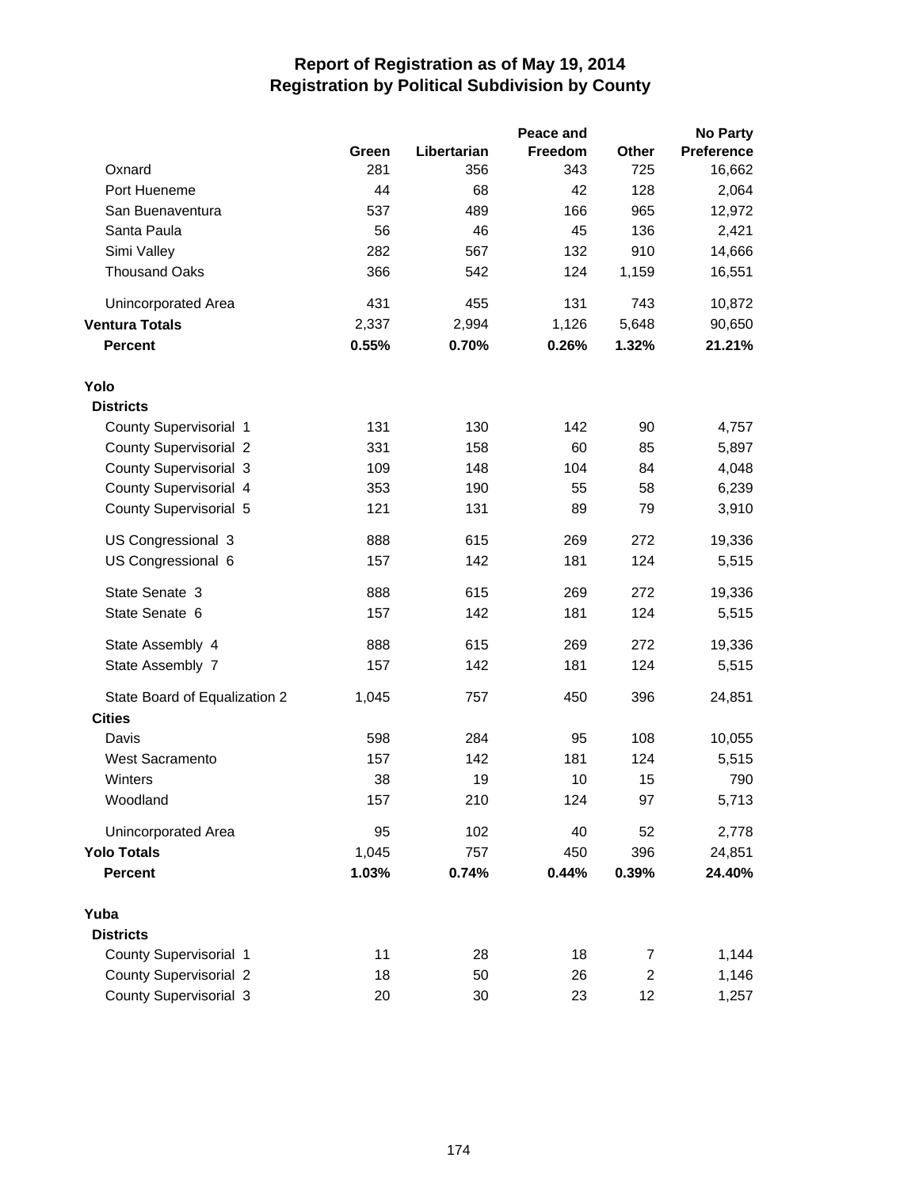# Report of Registration as of May 19, 2014
## Registration by Political Subdivision by County

| | Green | Libertarian | Peace and Freedom | Other | No Party Preference |
|---|---|---|---|---|---|
| Oxnard | 281 | 356 | 343 | 725 | 16,662 |
| Port Hueneme | 44 | 68 | 42 | 128 | 2,064 |
| San Buenaventura | 537 | 489 | 166 | 965 | 12,972 |
| Santa Paula | 56 | 46 | 45 | 136 | 2,421 |
| Simi Valley | 282 | 567 | 132 | 910 | 14,666 |
| Thousand Oaks | 366 | 542 | 124 | 1,159 | 16,551 |
| Unincorporated Area | 431 | 455 | 131 | 743 | 10,872 |
| **Ventura Totals** | 2,337 | 2,994 | 1,126 | 5,648 | 90,650 |
| **Percent** | **0.55%** | **0.70%** | **0.26%** | **1.32%** | **21.21%** |
| **Yolo** | | | | | |
| **Districts** | | | | | |
| County Supervisorial 1 | 131 | 130 | 142 | 90 | 4,757 |
| County Supervisorial 2 | 331 | 158 | 60 | 85 | 5,897 |
| County Supervisorial 3 | 109 | 148 | 104 | 84 | 4,048 |
| County Supervisorial 4 | 353 | 190 | 55 | 58 | 6,239 |
| County Supervisorial 5 | 121 | 131 | 89 | 79 | 3,910 |
| US Congressional 3 | 888 | 615 | 269 | 272 | 19,336 |
| US Congressional 6 | 157 | 142 | 181 | 124 | 5,515 |
| State Senate 3 | 888 | 615 | 269 | 272 | 19,336 |
| State Senate 6 | 157 | 142 | 181 | 124 | 5,515 |
| State Assembly 4 | 888 | 615 | 269 | 272 | 19,336 |
| State Assembly 7 | 157 | 142 | 181 | 124 | 5,515 |
| State Board of Equalization 2 | 1,045 | 757 | 450 | 396 | 24,851 |
| **Cities** | | | | | |
| Davis | 598 | 284 | 95 | 108 | 10,055 |
| West Sacramento | 157 | 142 | 181 | 124 | 5,515 |
| Winters | 38 | 19 | 10 | 15 | 790 |
| Woodland | 157 | 210 | 124 | 97 | 5,713 |
| Unincorporated Area | 95 | 102 | 40 | 52 | 2,778 |
| **Yolo Totals** | 1,045 | 757 | 450 | 396 | 24,851 |
| **Percent** | **1.03%** | **0.74%** | **0.44%** | **0.39%** | **24.40%** |
| **Yuba** | | | | | |
| **Districts** | | | | | |
| County Supervisorial 1 | 11 | 28 | 18 | 7 | 1,144 |
| County Supervisorial 2 | 18 | 50 | 26 | 2 | 1,146 |
| County Supervisorial 3 | 20 | 30 | 23 | 12 | 1,257 |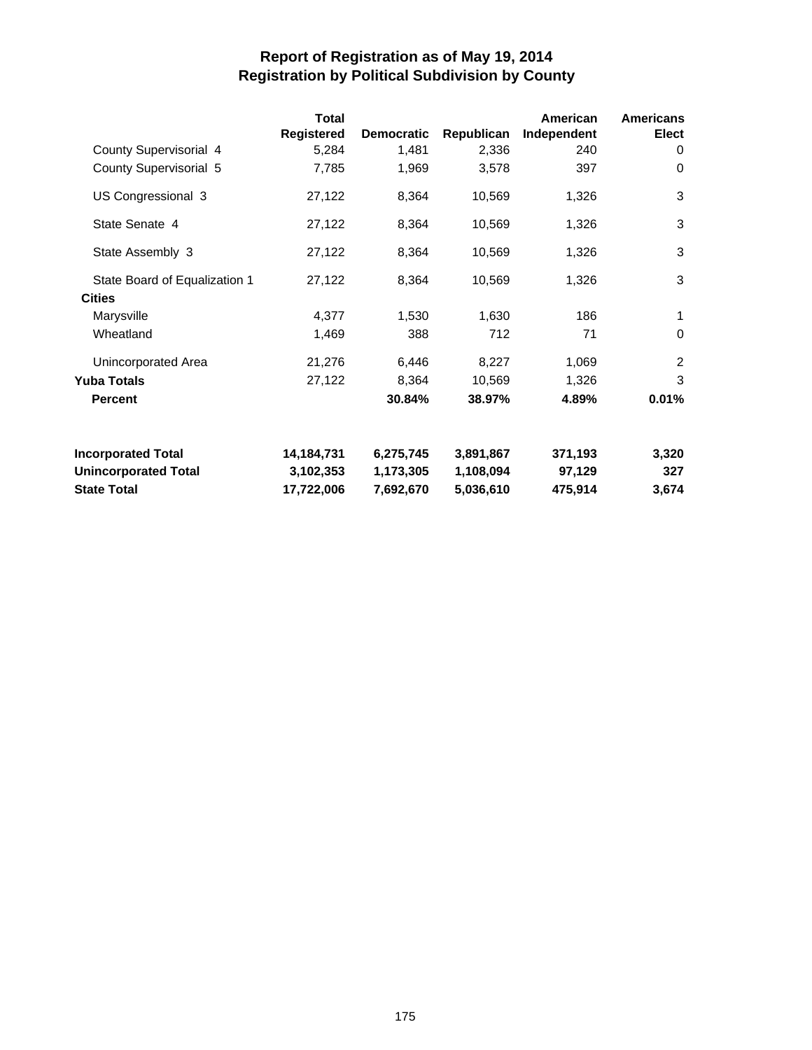# Report of Registration as of May 19, 2014
## Registration by Political Subdivision by County

| | Total Registered | Democratic | Republican | American Independent | Americans Elect |
|---|---|---|---|---|---|
| County Supervisorial 4 | 5,284 | 1,481 | 2,336 | 240 | 0 |
| County Supervisorial 5 | 7,785 | 1,969 | 3,578 | 397 | 0 |
| US Congressional 3 | 27,122 | 8,364 | 10,569 | 1,326 | 3 |
| State Senate 4 | 27,122 | 8,364 | 10,569 | 1,326 | 3 |
| State Assembly 3 | 27,122 | 8,364 | 10,569 | 1,326 | 3 |
| State Board of Equalization 1 | 27,122 | 8,364 | 10,569 | 1,326 | 3 |
| **Cities** | | | | | |
| Marysville | 4,377 | 1,530 | 1,630 | 186 | 1 |
| Wheatland | 1,469 | 388 | 712 | 71 | 0 |
| Unincorporated Area | 21,276 | 6,446 | 8,227 | 1,069 | 2 |
| **Yuba Totals** | 27,122 | 8,364 | 10,569 | 1,326 | 3 |
| **Percent** | | **30.84%** | **38.97%** | **4.89%** | **0.01%** |
| **Incorporated Total** | **14,184,731** | **6,275,745** | **3,891,867** | **371,193** | **3,320** |
| **Unincorporated Total** | **3,102,353** | **1,173,305** | **1,108,094** | **97,129** | **327** |
| **State Total** | **17,722,006** | **7,692,670** | **5,036,610** | **475,914** | **3,674** |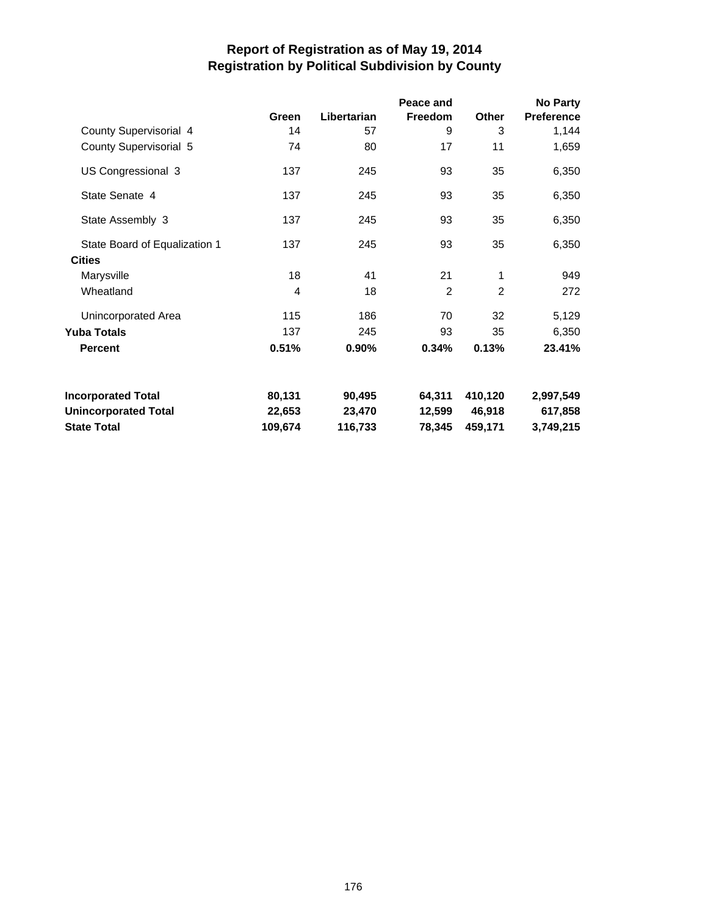# Report of Registration as of May 19, 2014
## Registration by Political Subdivision by County

| | Green | Libertarian | Peace and Freedom | Other | No Party Preference |
|---|---|---|---|---|---|
| County Supervisorial 4 | 14 | 57 | 9 | 3 | 1,144 |
| County Supervisorial 5 | 74 | 80 | 17 | 11 | 1,659 |
| US Congressional 3 | 137 | 245 | 93 | 35 | 6,350 |
| State Senate 4 | 137 | 245 | 93 | 35 | 6,350 |
| State Assembly 3 | 137 | 245 | 93 | 35 | 6,350 |
| State Board of Equalization 1 | 137 | 245 | 93 | 35 | 6,350 |
| **Cities** | | | | | |
| Marysville | 18 | 41 | 21 | 1 | 949 |
| Wheatland | 4 | 18 | 2 | 2 | 272 |
| Unincorporated Area | 115 | 186 | 70 | 32 | 5,129 |
| **Yuba Totals** | 137 | 245 | 93 | 35 | 6,350 |
| **Percent** | **0.51%** | **0.90%** | **0.34%** | **0.13%** | **23.41%** |
| **Incorporated Total** | **80,131** | **90,495** | **64,311** | **410,120** | **2,997,549** |
| **Unincorporated Total** | **22,653** | **23,470** | **12,599** | **46,918** | **617,858** |
| **State Total** | **109,674** | **116,733** | **78,345** | **459,171** | **3,749,215** |